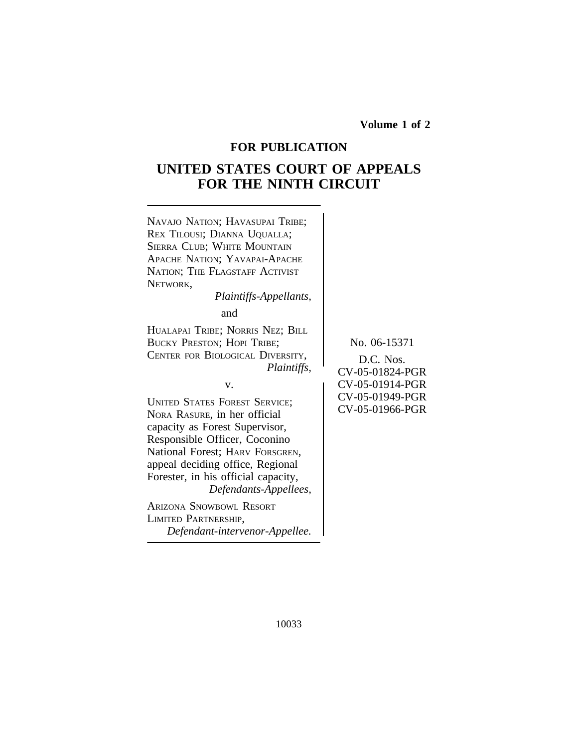**Volume 1 of 2**

**FOR PUBLICATION**

# UNITED STATES COURT OF APPEALS FOR THE NINTH CIRCUIT

NAVAJO NATION; HAVASUPAI TRIBE; REX TILOUSI; DIANNA UQUALLA; SIERRA CLUB; WHITE MOUNTAIN APACHE NATION; YAVAPAI-APACHE NATION; THE FLAGSTAFF ACTIVIST NETWORK,
*Plaintiffs-Appellants,*

and

HUALAPAI TRIBE; NORRIS NEZ; BILL BUCKY PRESTON; HOPI TRIBE; CENTER FOR BIOLOGICAL DIVERSITY,
*Plaintiffs,*

v.

UNITED STATES FOREST SERVICE; NORA RASURE, in her official capacity as Forest Supervisor, Responsible Officer, Coconino National Forest; HARV FORSGREN, appeal deciding office, Regional Forester, in his official capacity,
*Defendants-Appellees,*

ARIZONA SNOWBOWL RESORT LIMITED PARTNERSHIP,
*Defendant-intervenor-Appellee.*

No. 06-15371

D.C. Nos.
CV-05-01824-PGR
CV-05-01914-PGR
CV-05-01949-PGR
CV-05-01966-PGR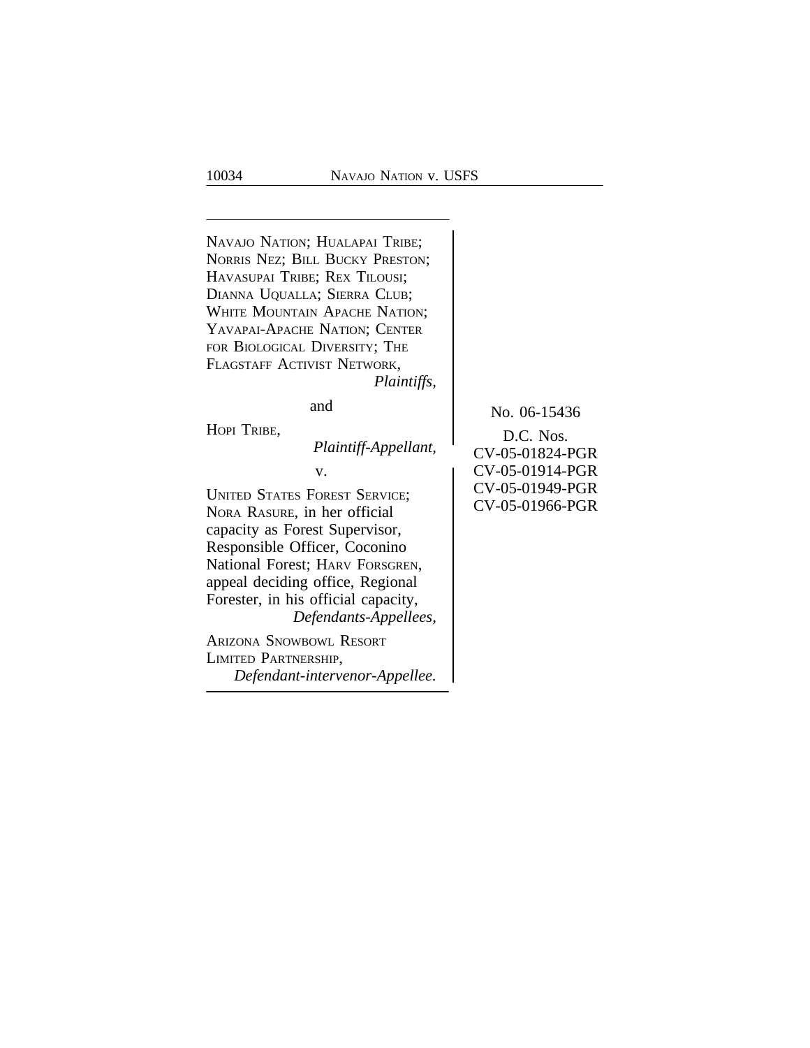NAVAJO NATION; HUALAPAI TRIBE; NORRIS NEZ; BILL BUCKY PRESTON; HAVASUPAI TRIBE; REX TILOUSI; DIANNA UQUALLA; SIERRA CLUB; WHITE MOUNTAIN APACHE NATION; YAVAPAI-APACHE NATION; CENTER FOR BIOLOGICAL DIVERSITY; THE FLAGSTAFF ACTIVIST NETWORK,
*Plaintiffs,*

and

HOPI TRIBE,
*Plaintiff-Appellant,*

v.

UNITED STATES FOREST SERVICE; NORA RASURE, in her official capacity as Forest Supervisor, Responsible Officer, Coconino National Forest; HARV FORSGREN, appeal deciding office, Regional Forester, in his official capacity,
*Defendants-Appellees,*

ARIZONA SNOWBOWL RESORT LIMITED PARTNERSHIP,
*Defendant-intervenor-Appellee.*

No. 06-15436

D.C. Nos.
CV-05-01824-PGR
CV-05-01914-PGR
CV-05-01949-PGR
CV-05-01966-PGR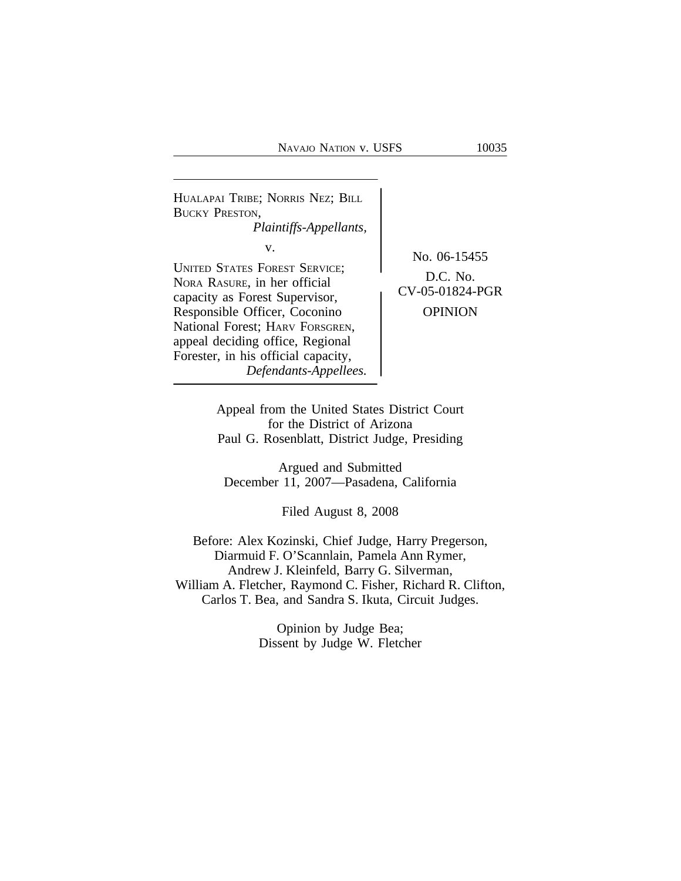HUALAPAI TRIBE; NORRIS NEZ; BILL BUCKY PRESTON,
*Plaintiffs-Appellants,*

v.

UNITED STATES FOREST SERVICE; NORA RASURE, in her official capacity as Forest Supervisor, Responsible Officer, Coconino National Forest; HARV FORSGREN, appeal deciding office, Regional Forester, in his official capacity,
*Defendants-Appellees.*

No. 06-15455

D.C. No. CV-05-01824-PGR

OPINION

Appeal from the United States District Court
for the District of Arizona
Paul G. Rosenblatt, District Judge, Presiding

Argued and Submitted
December 11, 2007—Pasadena, California

Filed August 8, 2008

Before: Alex Kozinski, Chief Judge, Harry Pregerson, Diarmuid F. O'Scannlain, Pamela Ann Rymer, Andrew J. Kleinfeld, Barry G. Silverman, William A. Fletcher, Raymond C. Fisher, Richard R. Clifton, Carlos T. Bea, and Sandra S. Ikuta, Circuit Judges.

Opinion by Judge Bea;
Dissent by Judge W. Fletcher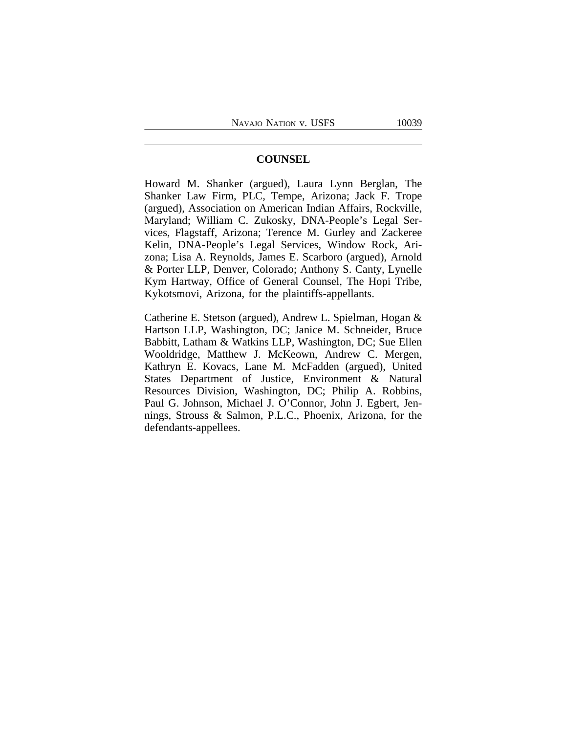## COUNSEL

Howard M. Shanker (argued), Laura Lynn Berglan, The Shanker Law Firm, PLC, Tempe, Arizona; Jack F. Trope (argued), Association on American Indian Affairs, Rockville, Maryland; William C. Zukosky, DNA-People's Legal Services, Flagstaff, Arizona; Terence M. Gurley and Zackeree Kelin, DNA-People's Legal Services, Window Rock, Arizona; Lisa A. Reynolds, James E. Scarboro (argued), Arnold & Porter LLP, Denver, Colorado; Anthony S. Canty, Lynelle Kym Hartway, Office of General Counsel, The Hopi Tribe, Kykotsmovi, Arizona, for the plaintiffs-appellants.

Catherine E. Stetson (argued), Andrew L. Spielman, Hogan & Hartson LLP, Washington, DC; Janice M. Schneider, Bruce Babbitt, Latham & Watkins LLP, Washington, DC; Sue Ellen Wooldridge, Matthew J. McKeown, Andrew C. Mergen, Kathryn E. Kovacs, Lane M. McFadden (argued), United States Department of Justice, Environment & Natural Resources Division, Washington, DC; Philip A. Robbins, Paul G. Johnson, Michael J. O'Connor, John J. Egbert, Jennings, Strouss & Salmon, P.L.C., Phoenix, Arizona, for the defendants-appellees.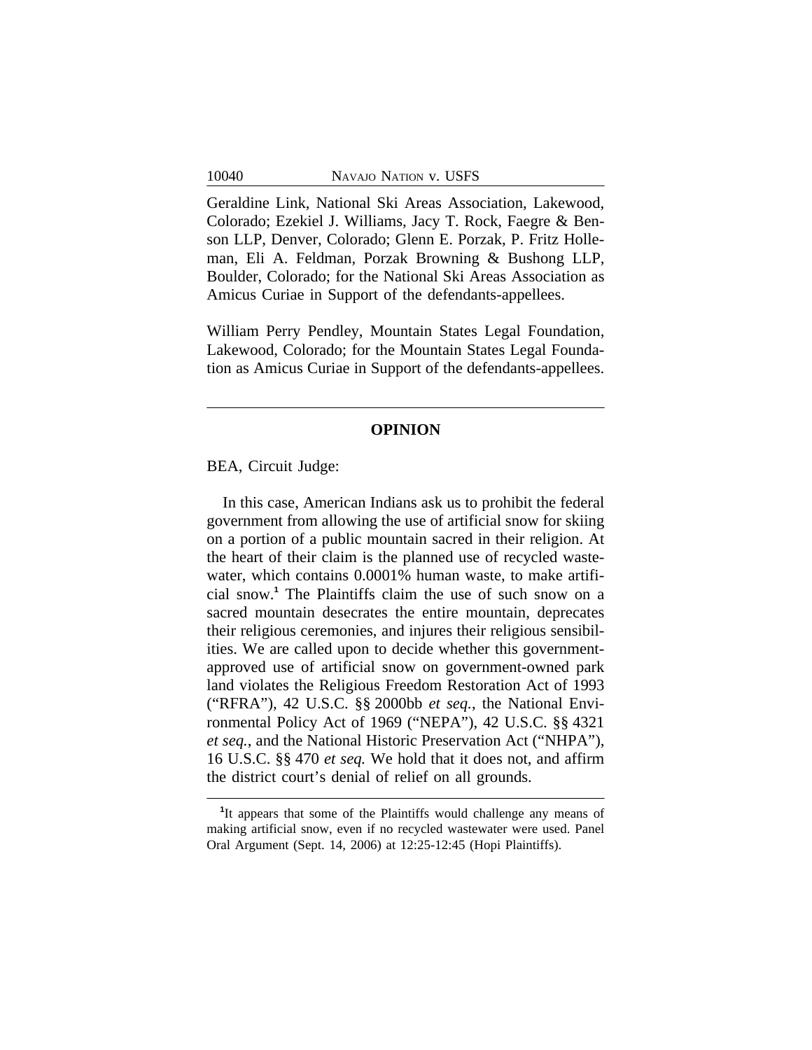Geraldine Link, National Ski Areas Association, Lakewood, Colorado; Ezekiel J. Williams, Jacy T. Rock, Faegre & Benson LLP, Denver, Colorado; Glenn E. Porzak, P. Fritz Holleman, Eli A. Feldman, Porzak Browning & Bushong LLP, Boulder, Colorado; for the National Ski Areas Association as Amicus Curiae in Support of the defendants-appellees.

William Perry Pendley, Mountain States Legal Foundation, Lakewood, Colorado; for the Mountain States Legal Foundation as Amicus Curiae in Support of the defendants-appellees.

---

## OPINION

BEA, Circuit Judge:

In this case, American Indians ask us to prohibit the federal government from allowing the use of artificial snow for skiing on a portion of a public mountain sacred in their religion. At the heart of their claim is the planned use of recycled wastewater, which contains 0.0001% human waste, to make artificial snow.[1] The Plaintiffs claim the use of such snow on a sacred mountain desecrates the entire mountain, deprecates their religious ceremonies, and injures their religious sensibilities. We are called upon to decide whether this government-approved use of artificial snow on government-owned park land violates the Religious Freedom Restoration Act of 1993 ("RFRA"), 42 U.S.C. §§ 2000bb *et seq.*, the National Environmental Policy Act of 1969 ("NEPA"), 42 U.S.C. §§ 4321 *et seq.*, and the National Historic Preservation Act ("NHPA"), 16 U.S.C. §§ 470 *et seq.* We hold that it does not, and affirm the district court's denial of relief on all grounds.

---

[1] It appears that some of the Plaintiffs would challenge any means of making artificial snow, even if no recycled wastewater were used. Panel Oral Argument (Sept. 14, 2006) at 12:25-12:45 (Hopi Plaintiffs).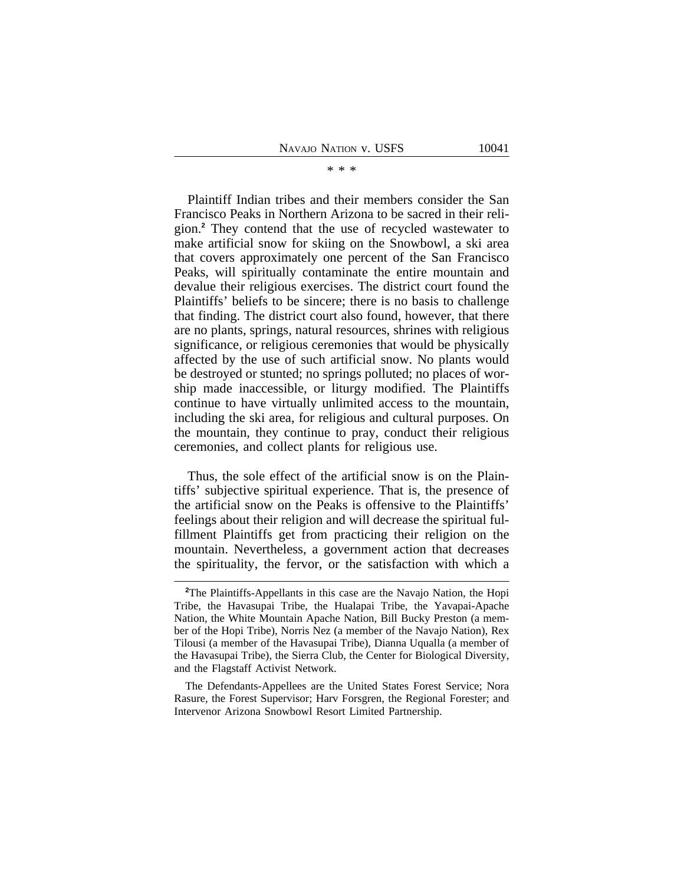\* \* \*

Plaintiff Indian tribes and their members consider the San Francisco Peaks in Northern Arizona to be sacred in their religion.[2] They contend that the use of recycled wastewater to make artificial snow for skiing on the Snowbowl, a ski area that covers approximately one percent of the San Francisco Peaks, will spiritually contaminate the entire mountain and devalue their religious exercises. The district court found the Plaintiffs' beliefs to be sincere; there is no basis to challenge that finding. The district court also found, however, that there are no plants, springs, natural resources, shrines with religious significance, or religious ceremonies that would be physically affected by the use of such artificial snow. No plants would be destroyed or stunted; no springs polluted; no places of worship made inaccessible, or liturgy modified. The Plaintiffs continue to have virtually unlimited access to the mountain, including the ski area, for religious and cultural purposes. On the mountain, they continue to pray, conduct their religious ceremonies, and collect plants for religious use.

Thus, the sole effect of the artificial snow is on the Plaintiffs' subjective spiritual experience. That is, the presence of the artificial snow on the Peaks is offensive to the Plaintiffs' feelings about their religion and will decrease the spiritual fulfillment Plaintiffs get from practicing their religion on the mountain. Nevertheless, a government action that decreases the spirituality, the fervor, or the satisfaction with which a

---

[2]The Plaintiffs-Appellants in this case are the Navajo Nation, the Hopi Tribe, the Havasupai Tribe, the Hualapai Tribe, the Yavapai-Apache Nation, the White Mountain Apache Nation, Bill Bucky Preston (a member of the Hopi Tribe), Norris Nez (a member of the Navajo Nation), Rex Tilousi (a member of the Havasupai Tribe), Dianna Uqualla (a member of the Havasupai Tribe), the Sierra Club, the Center for Biological Diversity, and the Flagstaff Activist Network.

The Defendants-Appellees are the United States Forest Service; Nora Rasure, the Forest Supervisor; Harv Forsgren, the Regional Forester; and Intervenor Arizona Snowbowl Resort Limited Partnership.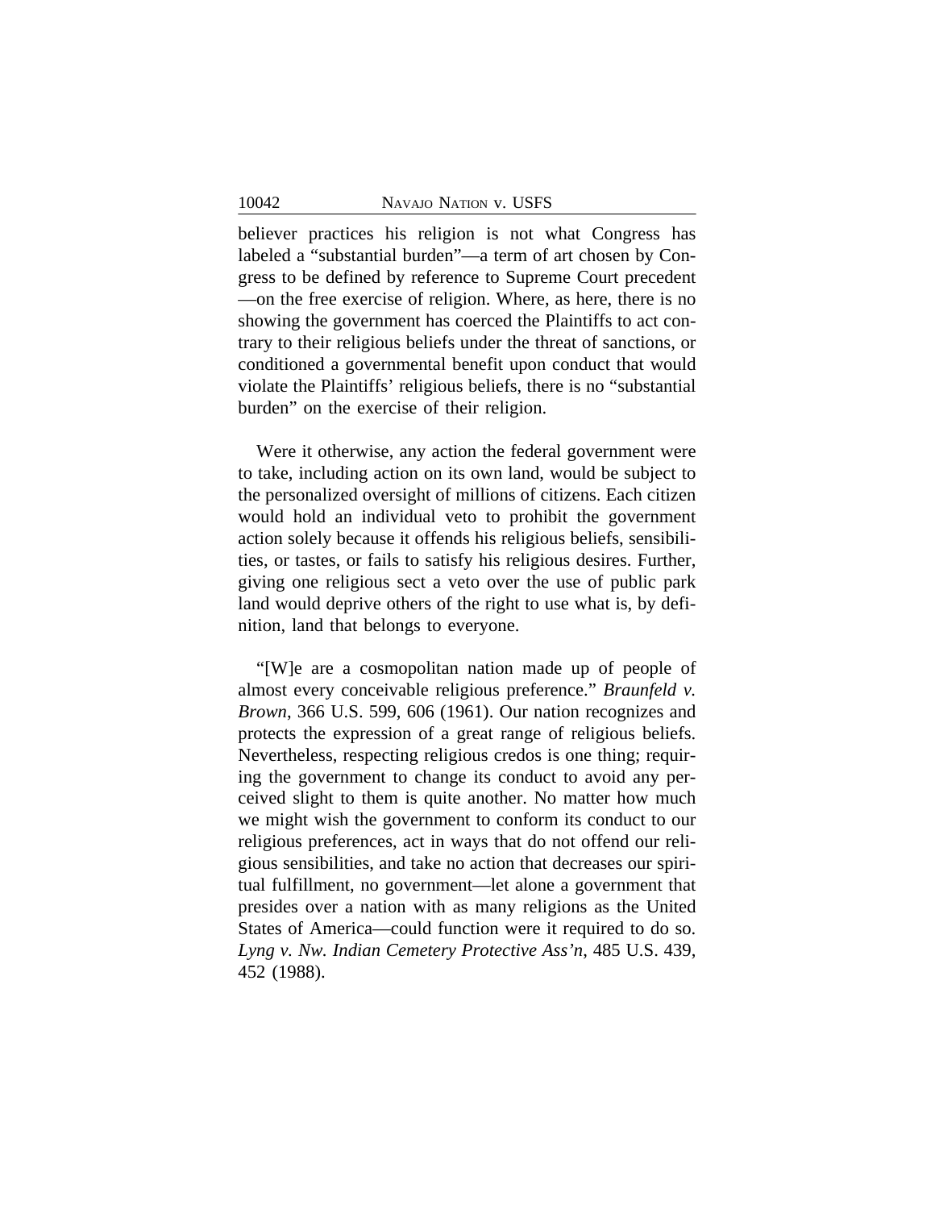believer practices his religion is not what Congress has labeled a "substantial burden"—a term of art chosen by Congress to be defined by reference to Supreme Court precedent —on the free exercise of religion. Where, as here, there is no showing the government has coerced the Plaintiffs to act contrary to their religious beliefs under the threat of sanctions, or conditioned a governmental benefit upon conduct that would violate the Plaintiffs' religious beliefs, there is no "substantial burden" on the exercise of their religion.

Were it otherwise, any action the federal government were to take, including action on its own land, would be subject to the personalized oversight of millions of citizens. Each citizen would hold an individual veto to prohibit the government action solely because it offends his religious beliefs, sensibilities, or tastes, or fails to satisfy his religious desires. Further, giving one religious sect a veto over the use of public park land would deprive others of the right to use what is, by definition, land that belongs to everyone.

"[W]e are a cosmopolitan nation made up of people of almost every conceivable religious preference." *Braunfeld v. Brown*, 366 U.S. 599, 606 (1961). Our nation recognizes and protects the expression of a great range of religious beliefs. Nevertheless, respecting religious credos is one thing; requiring the government to change its conduct to avoid any perceived slight to them is quite another. No matter how much we might wish the government to conform its conduct to our religious preferences, act in ways that do not offend our religious sensibilities, and take no action that decreases our spiritual fulfillment, no government—let alone a government that presides over a nation with as many religions as the United States of America—could function were it required to do so. *Lyng v. Nw. Indian Cemetery Protective Ass'n*, 485 U.S. 439, 452 (1988).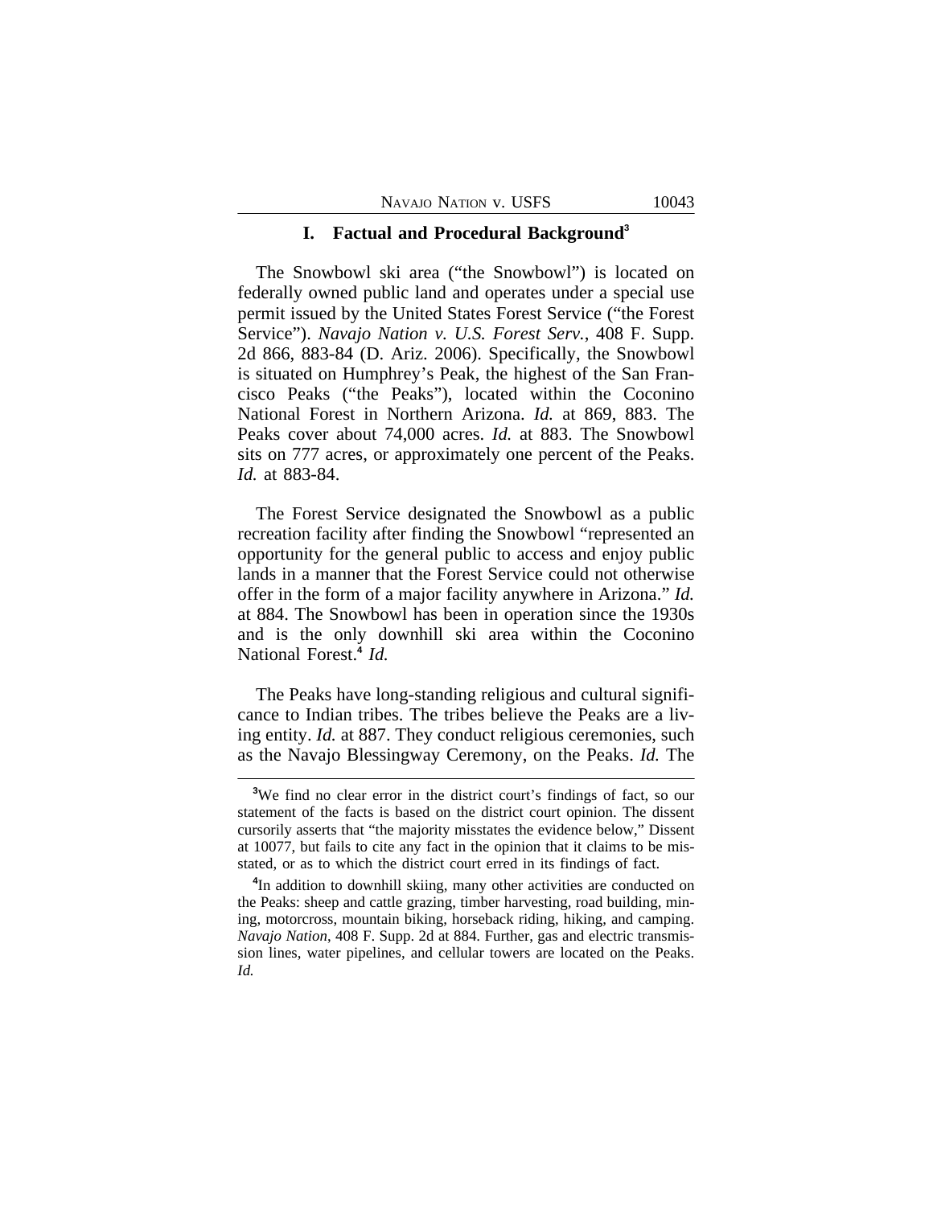## I. Factual and Procedural Background[3]

The Snowbowl ski area ("the Snowbowl") is located on federally owned public land and operates under a special use permit issued by the United States Forest Service ("the Forest Service"). *Navajo Nation v. U.S. Forest Serv.*, 408 F. Supp. 2d 866, 883-84 (D. Ariz. 2006). Specifically, the Snowbowl is situated on Humphrey's Peak, the highest of the San Francisco Peaks ("the Peaks"), located within the Coconino National Forest in Northern Arizona. *Id.* at 869, 883. The Peaks cover about 74,000 acres. *Id.* at 883. The Snowbowl sits on 777 acres, or approximately one percent of the Peaks. *Id.* at 883-84.

The Forest Service designated the Snowbowl as a public recreation facility after finding the Snowbowl "represented an opportunity for the general public to access and enjoy public lands in a manner that the Forest Service could not otherwise offer in the form of a major facility anywhere in Arizona." *Id.* at 884. The Snowbowl has been in operation since the 1930s and is the only downhill ski area within the Coconino National Forest.[4] *Id.*

The Peaks have long-standing religious and cultural significance to Indian tribes. The tribes believe the Peaks are a living entity. *Id.* at 887. They conduct religious ceremonies, such as the Navajo Blessingway Ceremony, on the Peaks. *Id.* The

---

[3]We find no clear error in the district court's findings of fact, so our statement of the facts is based on the district court opinion. The dissent cursorily asserts that "the majority misstates the evidence below," Dissent at 10077, but fails to cite any fact in the opinion that it claims to be misstated, or as to which the district court erred in its findings of fact.

[4]In addition to downhill skiing, many other activities are conducted on the Peaks: sheep and cattle grazing, timber harvesting, road building, mining, motorcross, mountain biking, horseback riding, hiking, and camping. *Navajo Nation*, 408 F. Supp. 2d at 884. Further, gas and electric transmission lines, water pipelines, and cellular towers are located on the Peaks. *Id.*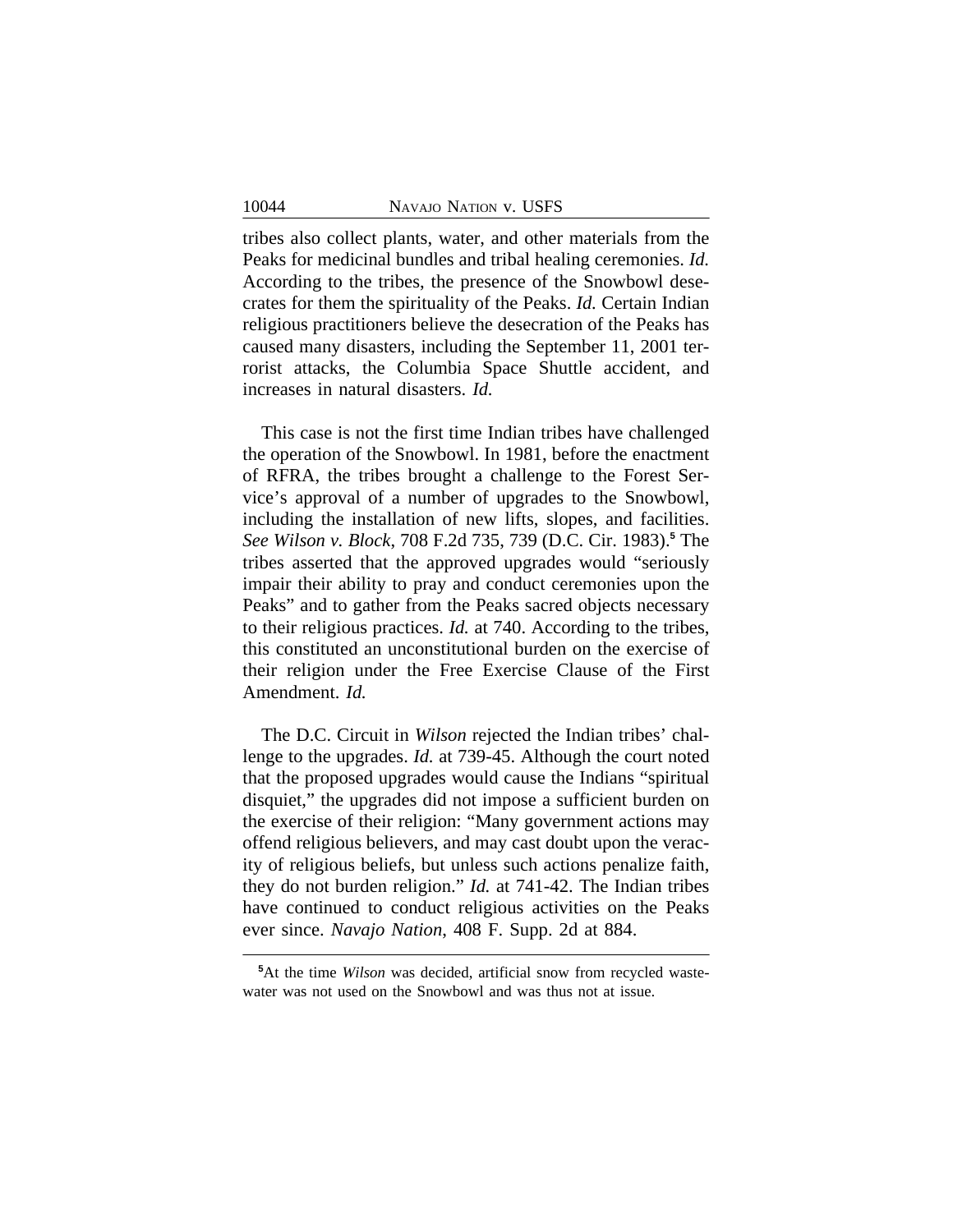tribes also collect plants, water, and other materials from the Peaks for medicinal bundles and tribal healing ceremonies. *Id.* According to the tribes, the presence of the Snowbowl desecrates for them the spirituality of the Peaks. *Id.* Certain Indian religious practitioners believe the desecration of the Peaks has caused many disasters, including the September 11, 2001 terrorist attacks, the Columbia Space Shuttle accident, and increases in natural disasters. *Id.*

This case is not the first time Indian tribes have challenged the operation of the Snowbowl. In 1981, before the enactment of RFRA, the tribes brought a challenge to the Forest Service's approval of a number of upgrades to the Snowbowl, including the installation of new lifts, slopes, and facilities. *See Wilson v. Block*, 708 F.2d 735, 739 (D.C. Cir. 1983).[5] The tribes asserted that the approved upgrades would "seriously impair their ability to pray and conduct ceremonies upon the Peaks" and to gather from the Peaks sacred objects necessary to their religious practices. *Id.* at 740. According to the tribes, this constituted an unconstitutional burden on the exercise of their religion under the Free Exercise Clause of the First Amendment. *Id.*

The D.C. Circuit in *Wilson* rejected the Indian tribes' challenge to the upgrades. *Id.* at 739-45. Although the court noted that the proposed upgrades would cause the Indians "spiritual disquiet," the upgrades did not impose a sufficient burden on the exercise of their religion: "Many government actions may offend religious believers, and may cast doubt upon the veracity of religious beliefs, but unless such actions penalize faith, they do not burden religion." *Id.* at 741-42. The Indian tribes have continued to conduct religious activities on the Peaks ever since. *Navajo Nation*, 408 F. Supp. 2d at 884.

[5] At the time *Wilson* was decided, artificial snow from recycled wastewater was not used on the Snowbowl and was thus not at issue.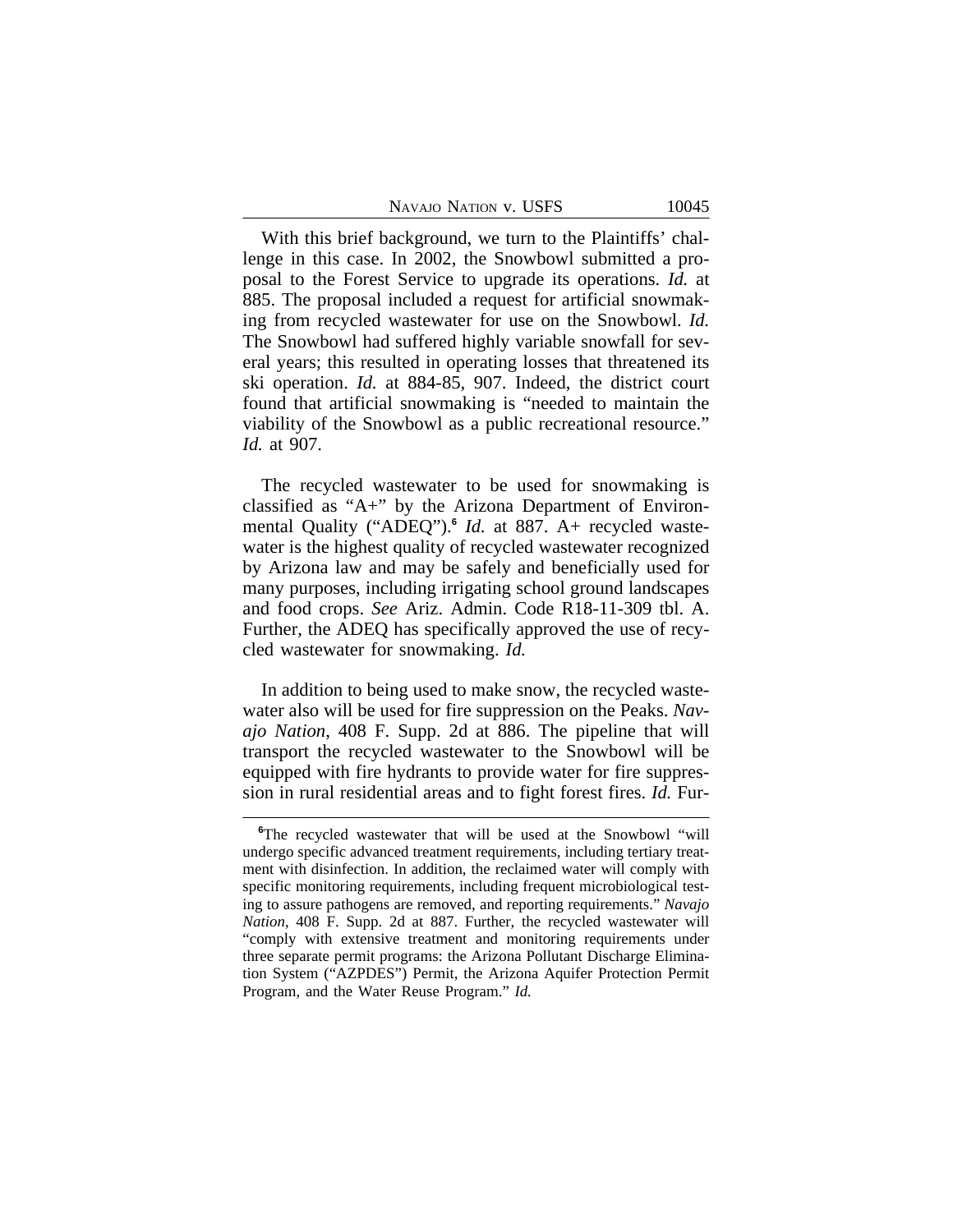With this brief background, we turn to the Plaintiffs' challenge in this case. In 2002, the Snowbowl submitted a proposal to the Forest Service to upgrade its operations. *Id.* at 885. The proposal included a request for artificial snowmaking from recycled wastewater for use on the Snowbowl. *Id.* The Snowbowl had suffered highly variable snowfall for several years; this resulted in operating losses that threatened its ski operation. *Id.* at 884-85, 907. Indeed, the district court found that artificial snowmaking is "needed to maintain the viability of the Snowbowl as a public recreational resource." *Id.* at 907.

The recycled wastewater to be used for snowmaking is classified as "A+" by the Arizona Department of Environmental Quality ("ADEQ").[6] *Id.* at 887. A+ recycled wastewater is the highest quality of recycled wastewater recognized by Arizona law and may be safely and beneficially used for many purposes, including irrigating school ground landscapes and food crops. *See* Ariz. Admin. Code R18-11-309 tbl. A. Further, the ADEQ has specifically approved the use of recycled wastewater for snowmaking. *Id.*

In addition to being used to make snow, the recycled wastewater also will be used for fire suppression on the Peaks. *Navajo Nation*, 408 F. Supp. 2d at 886. The pipeline that will transport the recycled wastewater to the Snowbowl will be equipped with fire hydrants to provide water for fire suppression in rural residential areas and to fight forest fires. *Id.* Fur-

---

[6]The recycled wastewater that will be used at the Snowbowl "will undergo specific advanced treatment requirements, including tertiary treatment with disinfection. In addition, the reclaimed water will comply with specific monitoring requirements, including frequent microbiological testing to assure pathogens are removed, and reporting requirements." *Navajo Nation*, 408 F. Supp. 2d at 887. Further, the recycled wastewater will "comply with extensive treatment and monitoring requirements under three separate permit programs: the Arizona Pollutant Discharge Elimination System ("AZPDES") Permit, the Arizona Aquifer Protection Permit Program, and the Water Reuse Program." *Id.*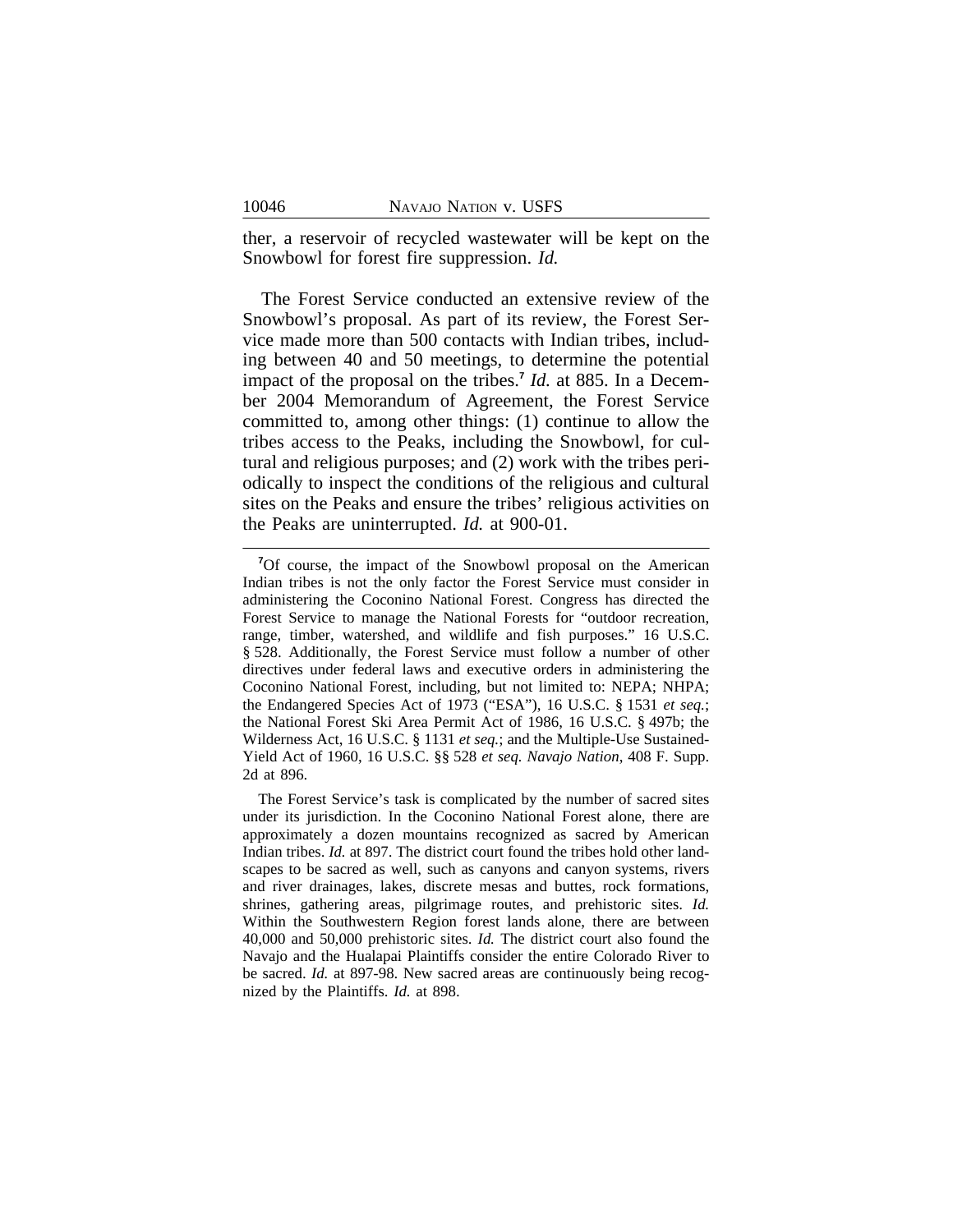ther, a reservoir of recycled wastewater will be kept on the Snowbowl for forest fire suppression. *Id.*

The Forest Service conducted an extensive review of the Snowbowl's proposal. As part of its review, the Forest Service made more than 500 contacts with Indian tribes, including between 40 and 50 meetings, to determine the potential impact of the proposal on the tribes.[7] *Id.* at 885. In a December 2004 Memorandum of Agreement, the Forest Service committed to, among other things: (1) continue to allow the tribes access to the Peaks, including the Snowbowl, for cultural and religious purposes; and (2) work with the tribes periodically to inspect the conditions of the religious and cultural sites on the Peaks and ensure the tribes' religious activities on the Peaks are uninterrupted. *Id.* at 900-01.

---

[7]Of course, the impact of the Snowbowl proposal on the American Indian tribes is not the only factor the Forest Service must consider in administering the Coconino National Forest. Congress has directed the Forest Service to manage the National Forests for "outdoor recreation, range, timber, watershed, and wildlife and fish purposes." 16 U.S.C. § 528. Additionally, the Forest Service must follow a number of other directives under federal laws and executive orders in administering the Coconino National Forest, including, but not limited to: NEPA; NHPA; the Endangered Species Act of 1973 ("ESA"), 16 U.S.C. § 1531 *et seq.*; the National Forest Ski Area Permit Act of 1986, 16 U.S.C. § 497b; the Wilderness Act, 16 U.S.C. § 1131 *et seq.*; and the Multiple-Use Sustained-Yield Act of 1960, 16 U.S.C. §§ 528 *et seq. Navajo Nation*, 408 F. Supp. 2d at 896.

The Forest Service's task is complicated by the number of sacred sites under its jurisdiction. In the Coconino National Forest alone, there are approximately a dozen mountains recognized as sacred by American Indian tribes. *Id.* at 897. The district court found the tribes hold other landscapes to be sacred as well, such as canyons and canyon systems, rivers and river drainages, lakes, discrete mesas and buttes, rock formations, shrines, gathering areas, pilgrimage routes, and prehistoric sites. *Id.* Within the Southwestern Region forest lands alone, there are between 40,000 and 50,000 prehistoric sites. *Id.* The district court also found the Navajo and the Hualapai Plaintiffs consider the entire Colorado River to be sacred. *Id.* at 897-98. New sacred areas are continuously being recognized by the Plaintiffs. *Id.* at 898.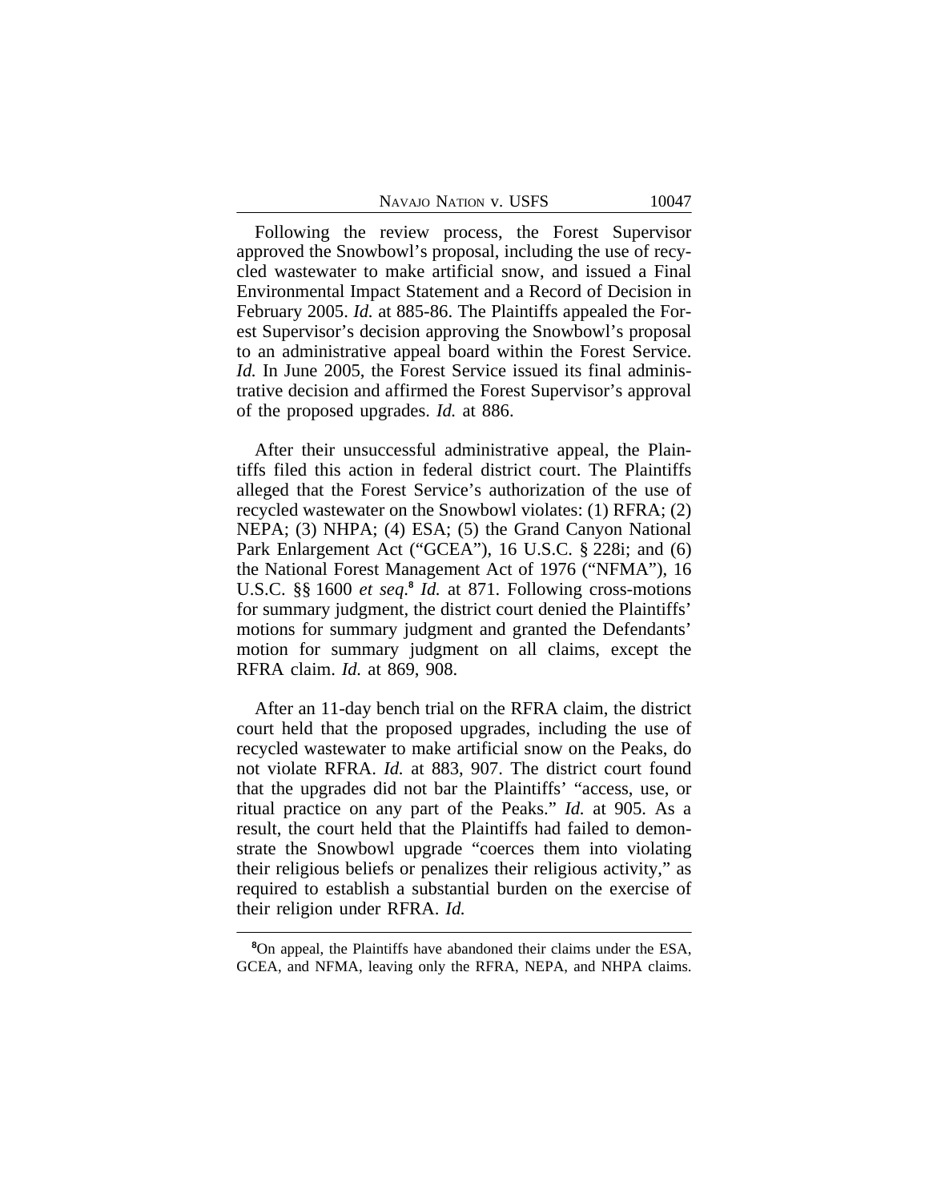Following the review process, the Forest Supervisor approved the Snowbowl's proposal, including the use of recycled wastewater to make artificial snow, and issued a Final Environmental Impact Statement and a Record of Decision in February 2005. *Id.* at 885-86. The Plaintiffs appealed the Forest Supervisor's decision approving the Snowbowl's proposal to an administrative appeal board within the Forest Service. *Id.* In June 2005, the Forest Service issued its final administrative decision and affirmed the Forest Supervisor's approval of the proposed upgrades. *Id.* at 886.

After their unsuccessful administrative appeal, the Plaintiffs filed this action in federal district court. The Plaintiffs alleged that the Forest Service's authorization of the use of recycled wastewater on the Snowbowl violates: (1) RFRA; (2) NEPA; (3) NHPA; (4) ESA; (5) the Grand Canyon National Park Enlargement Act ("GCEA"), 16 U.S.C. § 228i; and (6) the National Forest Management Act of 1976 ("NFMA"), 16 U.S.C. §§ 1600 *et seq.*[8] *Id.* at 871. Following cross-motions for summary judgment, the district court denied the Plaintiffs' motions for summary judgment and granted the Defendants' motion for summary judgment on all claims, except the RFRA claim. *Id.* at 869, 908.

After an 11-day bench trial on the RFRA claim, the district court held that the proposed upgrades, including the use of recycled wastewater to make artificial snow on the Peaks, do not violate RFRA. *Id.* at 883, 907. The district court found that the upgrades did not bar the Plaintiffs' "access, use, or ritual practice on any part of the Peaks." *Id.* at 905. As a result, the court held that the Plaintiffs had failed to demonstrate the Snowbowl upgrade "coerces them into violating their religious beliefs or penalizes their religious activity," as required to establish a substantial burden on the exercise of their religion under RFRA. *Id.*

[8]On appeal, the Plaintiffs have abandoned their claims under the ESA, GCEA, and NFMA, leaving only the RFRA, NEPA, and NHPA claims.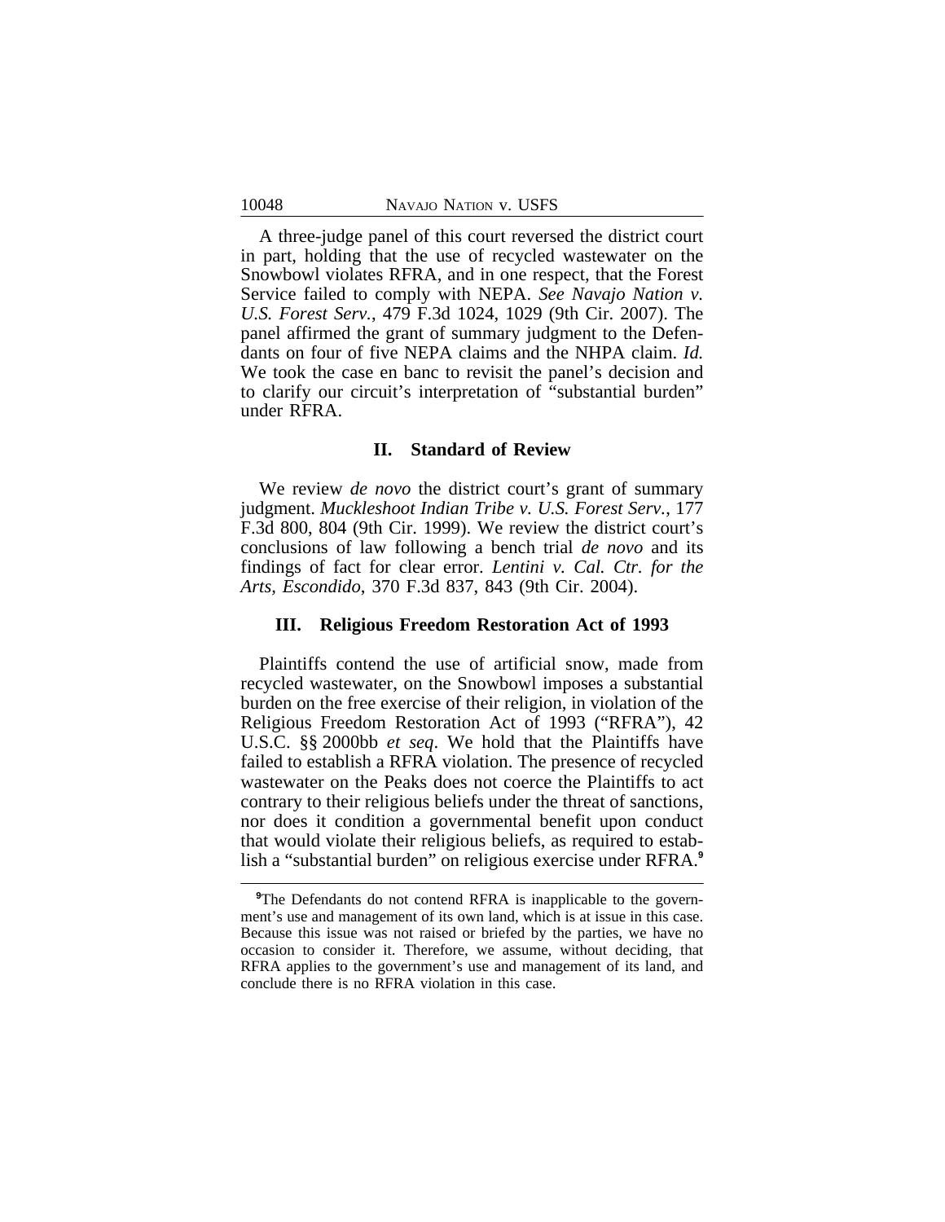A three-judge panel of this court reversed the district court in part, holding that the use of recycled wastewater on the Snowbowl violates RFRA, and in one respect, that the Forest Service failed to comply with NEPA. *See Navajo Nation v. U.S. Forest Serv.*, 479 F.3d 1024, 1029 (9th Cir. 2007). The panel affirmed the grant of summary judgment to the Defendants on four of five NEPA claims and the NHPA claim. *Id.* We took the case en banc to revisit the panel's decision and to clarify our circuit's interpretation of "substantial burden" under RFRA.

## II. Standard of Review

We review *de novo* the district court's grant of summary judgment. *Muckleshoot Indian Tribe v. U.S. Forest Serv.*, 177 F.3d 800, 804 (9th Cir. 1999). We review the district court's conclusions of law following a bench trial *de novo* and its findings of fact for clear error. *Lentini v. Cal. Ctr. for the Arts, Escondido*, 370 F.3d 837, 843 (9th Cir. 2004).

## III. Religious Freedom Restoration Act of 1993

Plaintiffs contend the use of artificial snow, made from recycled wastewater, on the Snowbowl imposes a substantial burden on the free exercise of their religion, in violation of the Religious Freedom Restoration Act of 1993 ("RFRA"), 42 U.S.C. §§ 2000bb *et seq*. We hold that the Plaintiffs have failed to establish a RFRA violation. The presence of recycled wastewater on the Peaks does not coerce the Plaintiffs to act contrary to their religious beliefs under the threat of sanctions, nor does it condition a governmental benefit upon conduct that would violate their religious beliefs, as required to establish a "substantial burden" on religious exercise under RFRA.[9]

---

[9]The Defendants do not contend RFRA is inapplicable to the government's use and management of its own land, which is at issue in this case. Because this issue was not raised or briefed by the parties, we have no occasion to consider it. Therefore, we assume, without deciding, that RFRA applies to the government's use and management of its land, and conclude there is no RFRA violation in this case.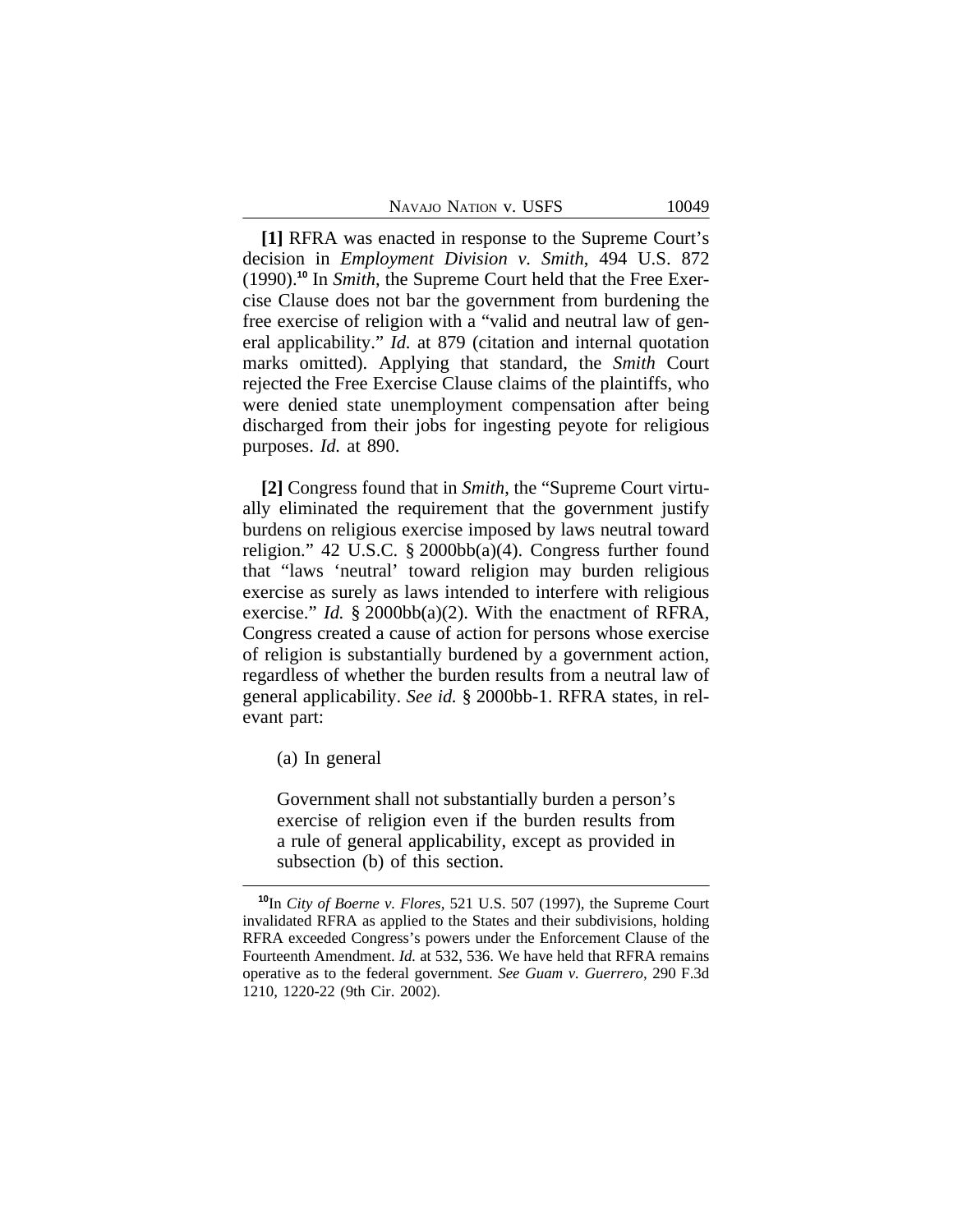**[1]** RFRA was enacted in response to the Supreme Court's decision in *Employment Division v. Smith*, 494 U.S. 872 (1990).[10] In *Smith*, the Supreme Court held that the Free Exercise Clause does not bar the government from burdening the free exercise of religion with a "valid and neutral law of general applicability." *Id.* at 879 (citation and internal quotation marks omitted). Applying that standard, the *Smith* Court rejected the Free Exercise Clause claims of the plaintiffs, who were denied state unemployment compensation after being discharged from their jobs for ingesting peyote for religious purposes. *Id.* at 890.

**[2]** Congress found that in *Smith*, the "Supreme Court virtually eliminated the requirement that the government justify burdens on religious exercise imposed by laws neutral toward religion." 42 U.S.C. § 2000bb(a)(4). Congress further found that "laws 'neutral' toward religion may burden religious exercise as surely as laws intended to interfere with religious exercise." *Id.* § 2000bb(a)(2). With the enactment of RFRA, Congress created a cause of action for persons whose exercise of religion is substantially burdened by a government action, regardless of whether the burden results from a neutral law of general applicability. *See id.* § 2000bb-1. RFRA states, in relevant part:

> (a) In general
>
> Government shall not substantially burden a person's exercise of religion even if the burden results from a rule of general applicability, except as provided in subsection (b) of this section.

---

[10] In *City of Boerne v. Flores*, 521 U.S. 507 (1997), the Supreme Court invalidated RFRA as applied to the States and their subdivisions, holding RFRA exceeded Congress's powers under the Enforcement Clause of the Fourteenth Amendment. *Id.* at 532, 536. We have held that RFRA remains operative as to the federal government. *See Guam v. Guerrero*, 290 F.3d 1210, 1220-22 (9th Cir. 2002).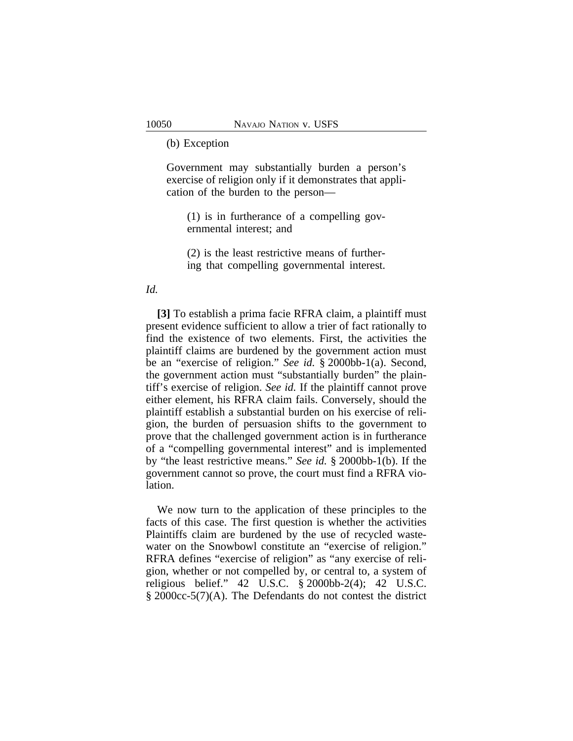(b) Exception

> Government may substantially burden a person's exercise of religion only if it demonstrates that application of the burden to the person—
>
> > (1) is in furtherance of a compelling governmental interest; and
> >
> > (2) is the least restrictive means of furthering that compelling governmental interest.

*Id.*

**[3]** To establish a prima facie RFRA claim, a plaintiff must present evidence sufficient to allow a trier of fact rationally to find the existence of two elements. First, the activities the plaintiff claims are burdened by the government action must be an "exercise of religion." *See id.* § 2000bb-1(a). Second, the government action must "substantially burden" the plaintiff's exercise of religion. *See id.* If the plaintiff cannot prove either element, his RFRA claim fails. Conversely, should the plaintiff establish a substantial burden on his exercise of religion, the burden of persuasion shifts to the government to prove that the challenged government action is in furtherance of a "compelling governmental interest" and is implemented by "the least restrictive means." *See id.* § 2000bb-1(b). If the government cannot so prove, the court must find a RFRA violation.

We now turn to the application of these principles to the facts of this case. The first question is whether the activities Plaintiffs claim are burdened by the use of recycled wastewater on the Snowbowl constitute an "exercise of religion." RFRA defines "exercise of religion" as "any exercise of religion, whether or not compelled by, or central to, a system of religious belief." 42 U.S.C. § 2000bb-2(4); 42 U.S.C. § 2000cc-5(7)(A). The Defendants do not contest the district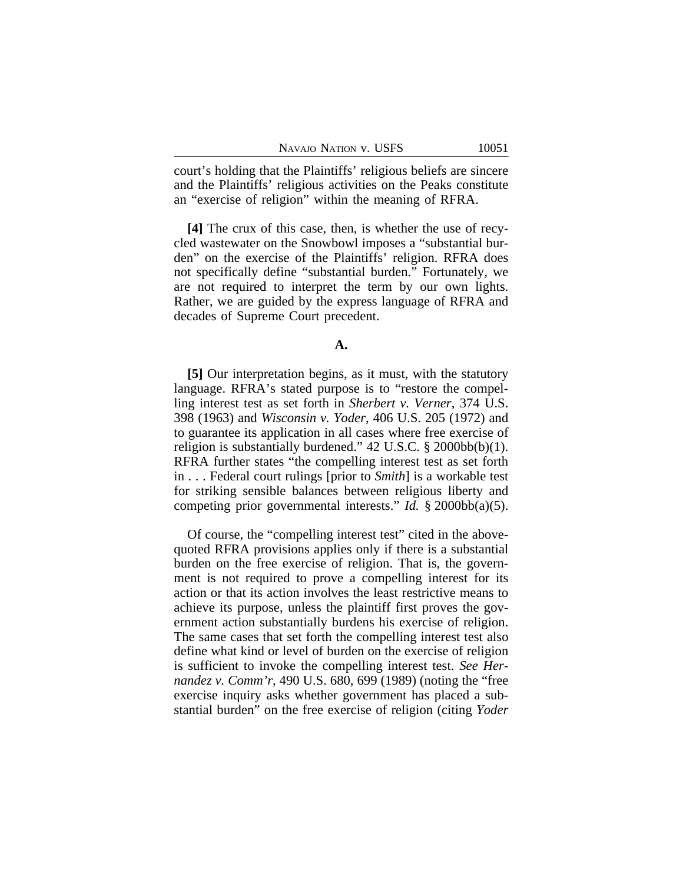court's holding that the Plaintiffs' religious beliefs are sincere and the Plaintiffs' religious activities on the Peaks constitute an "exercise of religion" within the meaning of RFRA.

**[4]** The crux of this case, then, is whether the use of recycled wastewater on the Snowbowl imposes a "substantial burden" on the exercise of the Plaintiffs' religion. RFRA does not specifically define "substantial burden." Fortunately, we are not required to interpret the term by our own lights. Rather, we are guided by the express language of RFRA and decades of Supreme Court precedent.

### A.

**[5]** Our interpretation begins, as it must, with the statutory language. RFRA's stated purpose is to "restore the compelling interest test as set forth in *Sherbert v. Verner*, 374 U.S. 398 (1963) and *Wisconsin v. Yoder*, 406 U.S. 205 (1972) and to guarantee its application in all cases where free exercise of religion is substantially burdened." 42 U.S.C. § 2000bb(b)(1). RFRA further states "the compelling interest test as set forth in . . . Federal court rulings [prior to *Smith*] is a workable test for striking sensible balances between religious liberty and competing prior governmental interests." *Id.* § 2000bb(a)(5).

Of course, the "compelling interest test" cited in the above-quoted RFRA provisions applies only if there is a substantial burden on the free exercise of religion. That is, the government is not required to prove a compelling interest for its action or that its action involves the least restrictive means to achieve its purpose, unless the plaintiff first proves the government action substantially burdens his exercise of religion. The same cases that set forth the compelling interest test also define what kind or level of burden on the exercise of religion is sufficient to invoke the compelling interest test. *See Hernandez v. Comm'r*, 490 U.S. 680, 699 (1989) (noting the "free exercise inquiry asks whether government has placed a substantial burden" on the free exercise of religion (citing *Yoder*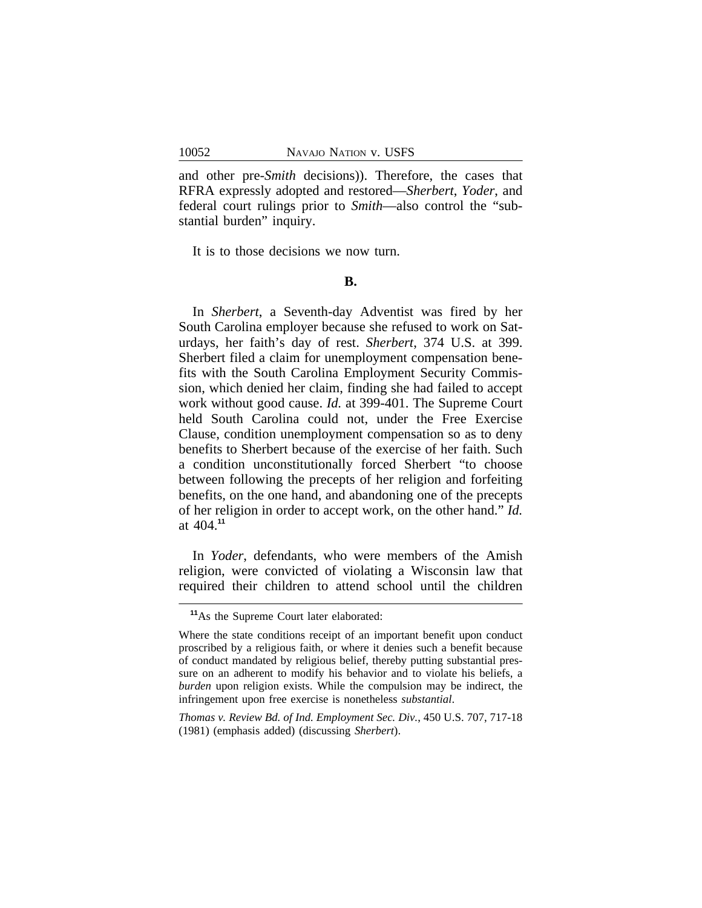and other pre-*Smith* decisions)). Therefore, the cases that RFRA expressly adopted and restored—*Sherbert*, *Yoder*, and federal court rulings prior to *Smith*—also control the "substantial burden" inquiry.

It is to those decisions we now turn.

**B.**

In *Sherbert*, a Seventh-day Adventist was fired by her South Carolina employer because she refused to work on Saturdays, her faith's day of rest. *Sherbert*, 374 U.S. at 399. Sherbert filed a claim for unemployment compensation benefits with the South Carolina Employment Security Commission, which denied her claim, finding she had failed to accept work without good cause. *Id.* at 399-401. The Supreme Court held South Carolina could not, under the Free Exercise Clause, condition unemployment compensation so as to deny benefits to Sherbert because of the exercise of her faith. Such a condition unconstitutionally forced Sherbert "to choose between following the precepts of her religion and forfeiting benefits, on the one hand, and abandoning one of the precepts of her religion in order to accept work, on the other hand." *Id.* at 404.[11]

In *Yoder*, defendants, who were members of the Amish religion, were convicted of violating a Wisconsin law that required their children to attend school until the children

---

[11] As the Supreme Court later elaborated:

Where the state conditions receipt of an important benefit upon conduct proscribed by a religious faith, or where it denies such a benefit because of conduct mandated by religious belief, thereby putting substantial pressure on an adherent to modify his behavior and to violate his beliefs, a *burden* upon religion exists. While the compulsion may be indirect, the infringement upon free exercise is nonetheless *substantial*.

*Thomas v. Review Bd. of Ind. Employment Sec. Div.*, 450 U.S. 707, 717-18 (1981) (emphasis added) (discussing *Sherbert*).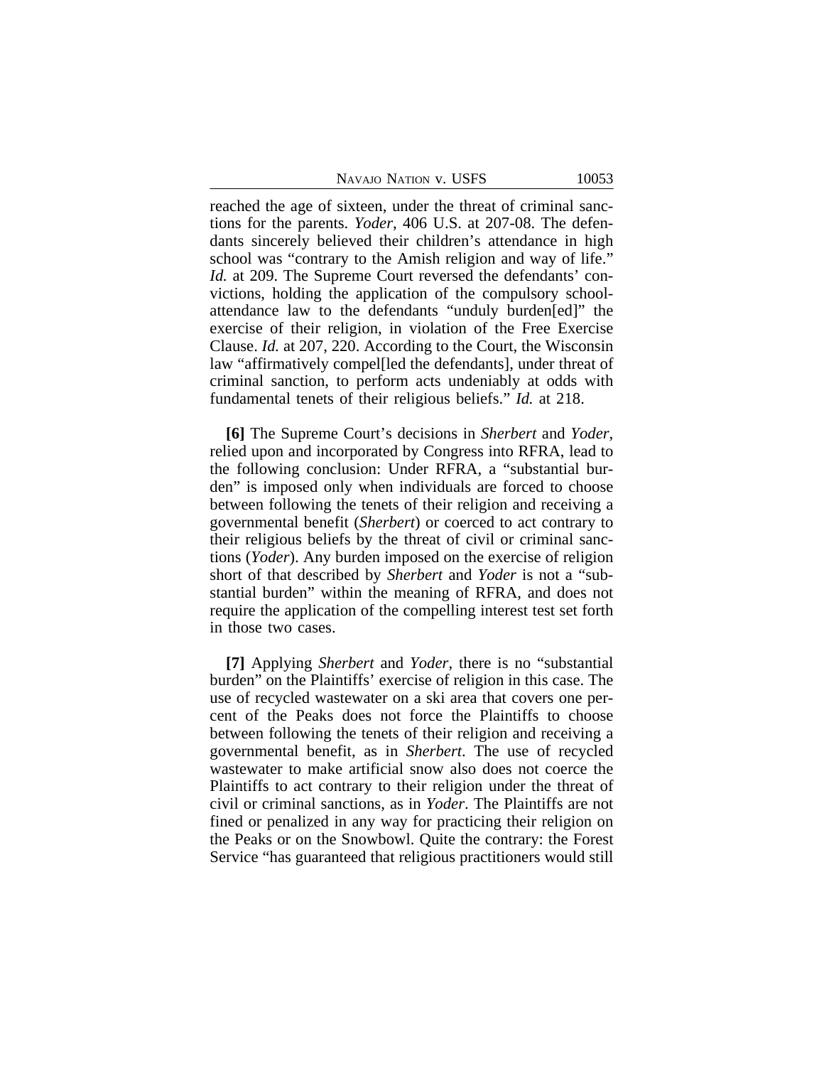reached the age of sixteen, under the threat of criminal sanctions for the parents. *Yoder*, 406 U.S. at 207-08. The defendants sincerely believed their children's attendance in high school was "contrary to the Amish religion and way of life." *Id.* at 209. The Supreme Court reversed the defendants' convictions, holding the application of the compulsory school-attendance law to the defendants "unduly burden[ed]" the exercise of their religion, in violation of the Free Exercise Clause. *Id.* at 207, 220. According to the Court, the Wisconsin law "affirmatively compel[led the defendants], under threat of criminal sanction, to perform acts undeniably at odds with fundamental tenets of their religious beliefs." *Id.* at 218.

**[6]** The Supreme Court's decisions in *Sherbert* and *Yoder*, relied upon and incorporated by Congress into RFRA, lead to the following conclusion: Under RFRA, a "substantial burden" is imposed only when individuals are forced to choose between following the tenets of their religion and receiving a governmental benefit (*Sherbert*) or coerced to act contrary to their religious beliefs by the threat of civil or criminal sanctions (*Yoder*). Any burden imposed on the exercise of religion short of that described by *Sherbert* and *Yoder* is not a "substantial burden" within the meaning of RFRA, and does not require the application of the compelling interest test set forth in those two cases.

**[7]** Applying *Sherbert* and *Yoder*, there is no "substantial burden" on the Plaintiffs' exercise of religion in this case. The use of recycled wastewater on a ski area that covers one percent of the Peaks does not force the Plaintiffs to choose between following the tenets of their religion and receiving a governmental benefit, as in *Sherbert*. The use of recycled wastewater to make artificial snow also does not coerce the Plaintiffs to act contrary to their religion under the threat of civil or criminal sanctions, as in *Yoder*. The Plaintiffs are not fined or penalized in any way for practicing their religion on the Peaks or on the Snowbowl. Quite the contrary: the Forest Service "has guaranteed that religious practitioners would still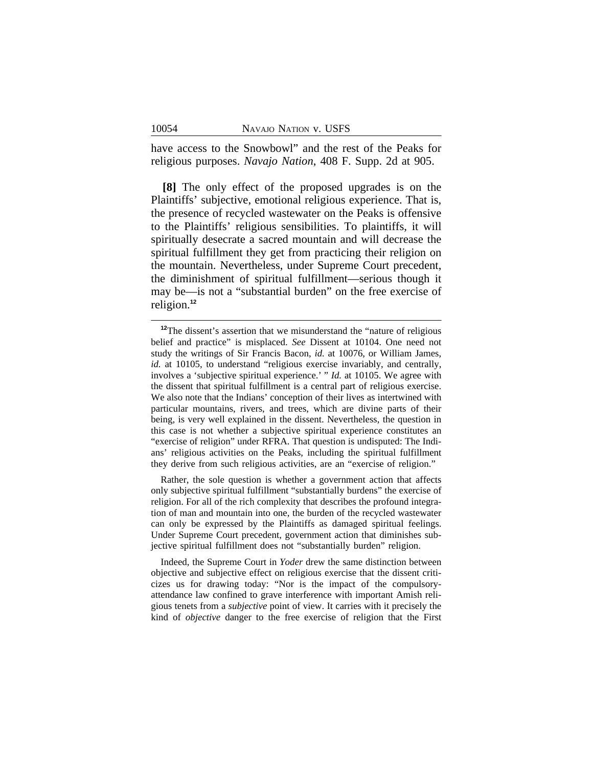have access to the Snowbowl" and the rest of the Peaks for religious purposes. *Navajo Nation*, 408 F. Supp. 2d at 905.

**[8]** The only effect of the proposed upgrades is on the Plaintiffs' subjective, emotional religious experience. That is, the presence of recycled wastewater on the Peaks is offensive to the Plaintiffs' religious sensibilities. To plaintiffs, it will spiritually desecrate a sacred mountain and will decrease the spiritual fulfillment they get from practicing their religion on the mountain. Nevertheless, under Supreme Court precedent, the diminishment of spiritual fulfillment—serious though it may be—is not a "substantial burden" on the free exercise of religion.[12]

---

[12]The dissent's assertion that we misunderstand the "nature of religious belief and practice" is misplaced. *See* Dissent at 10104. One need not study the writings of Sir Francis Bacon, *id.* at 10076, or William James, *id.* at 10105, to understand "religious exercise invariably, and centrally, involves a 'subjective spiritual experience.' " *Id.* at 10105. We agree with the dissent that spiritual fulfillment is a central part of religious exercise. We also note that the Indians' conception of their lives as intertwined with particular mountains, rivers, and trees, which are divine parts of their being, is very well explained in the dissent. Nevertheless, the question in this case is not whether a subjective spiritual experience constitutes an "exercise of religion" under RFRA. That question is undisputed: The Indians' religious activities on the Peaks, including the spiritual fulfillment they derive from such religious activities, are an "exercise of religion."

Rather, the sole question is whether a government action that affects only subjective spiritual fulfillment "substantially burdens" the exercise of religion. For all of the rich complexity that describes the profound integration of man and mountain into one, the burden of the recycled wastewater can only be expressed by the Plaintiffs as damaged spiritual feelings. Under Supreme Court precedent, government action that diminishes subjective spiritual fulfillment does not "substantially burden" religion.

Indeed, the Supreme Court in *Yoder* drew the same distinction between objective and subjective effect on religious exercise that the dissent criticizes us for drawing today: "Nor is the impact of the compulsory-attendance law confined to grave interference with important Amish religious tenets from a *subjective* point of view. It carries with it precisely the kind of *objective* danger to the free exercise of religion that the First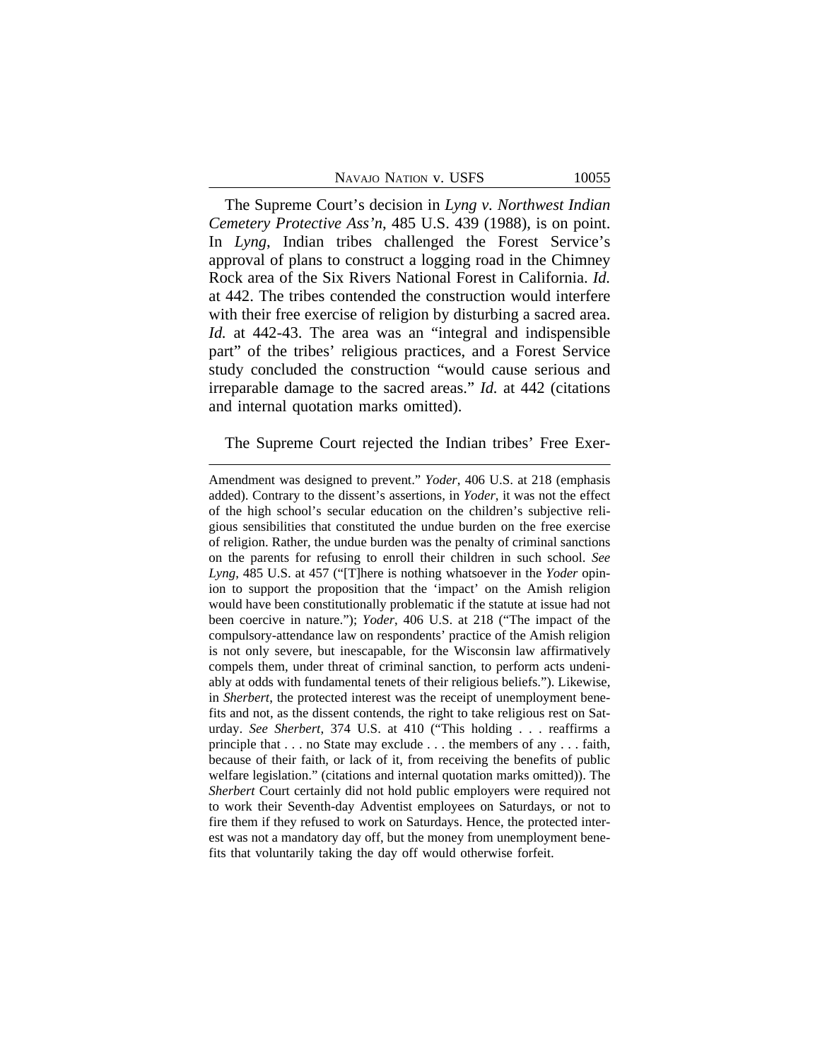The Supreme Court's decision in *Lyng v. Northwest Indian Cemetery Protective Ass'n*, 485 U.S. 439 (1988), is on point. In *Lyng*, Indian tribes challenged the Forest Service's approval of plans to construct a logging road in the Chimney Rock area of the Six Rivers National Forest in California. *Id.* at 442. The tribes contended the construction would interfere with their free exercise of religion by disturbing a sacred area. *Id.* at 442-43. The area was an "integral and indispensible part" of the tribes' religious practices, and a Forest Service study concluded the construction "would cause serious and irreparable damage to the sacred areas." *Id.* at 442 (citations and internal quotation marks omitted).

The Supreme Court rejected the Indian tribes' Free Exer-

---

Amendment was designed to prevent." *Yoder*, 406 U.S. at 218 (emphasis added). Contrary to the dissent's assertions, in *Yoder*, it was not the effect of the high school's secular education on the children's subjective religious sensibilities that constituted the undue burden on the free exercise of religion. Rather, the undue burden was the penalty of criminal sanctions on the parents for refusing to enroll their children in such school. *See Lyng*, 485 U.S. at 457 ("[T]here is nothing whatsoever in the *Yoder* opinion to support the proposition that the 'impact' on the Amish religion would have been constitutionally problematic if the statute at issue had not been coercive in nature."); *Yoder*, 406 U.S. at 218 ("The impact of the compulsory-attendance law on respondents' practice of the Amish religion is not only severe, but inescapable, for the Wisconsin law affirmatively compels them, under threat of criminal sanction, to perform acts undeniably at odds with fundamental tenets of their religious beliefs."). Likewise, in *Sherbert*, the protected interest was the receipt of unemployment benefits and not, as the dissent contends, the right to take religious rest on Saturday. *See Sherbert*, 374 U.S. at 410 ("This holding . . . reaffirms a principle that . . . no State may exclude . . . the members of any . . . faith, because of their faith, or lack of it, from receiving the benefits of public welfare legislation." (citations and internal quotation marks omitted)). The *Sherbert* Court certainly did not hold public employers were required not to work their Seventh-day Adventist employees on Saturdays, or not to fire them if they refused to work on Saturdays. Hence, the protected interest was not a mandatory day off, but the money from unemployment benefits that voluntarily taking the day off would otherwise forfeit.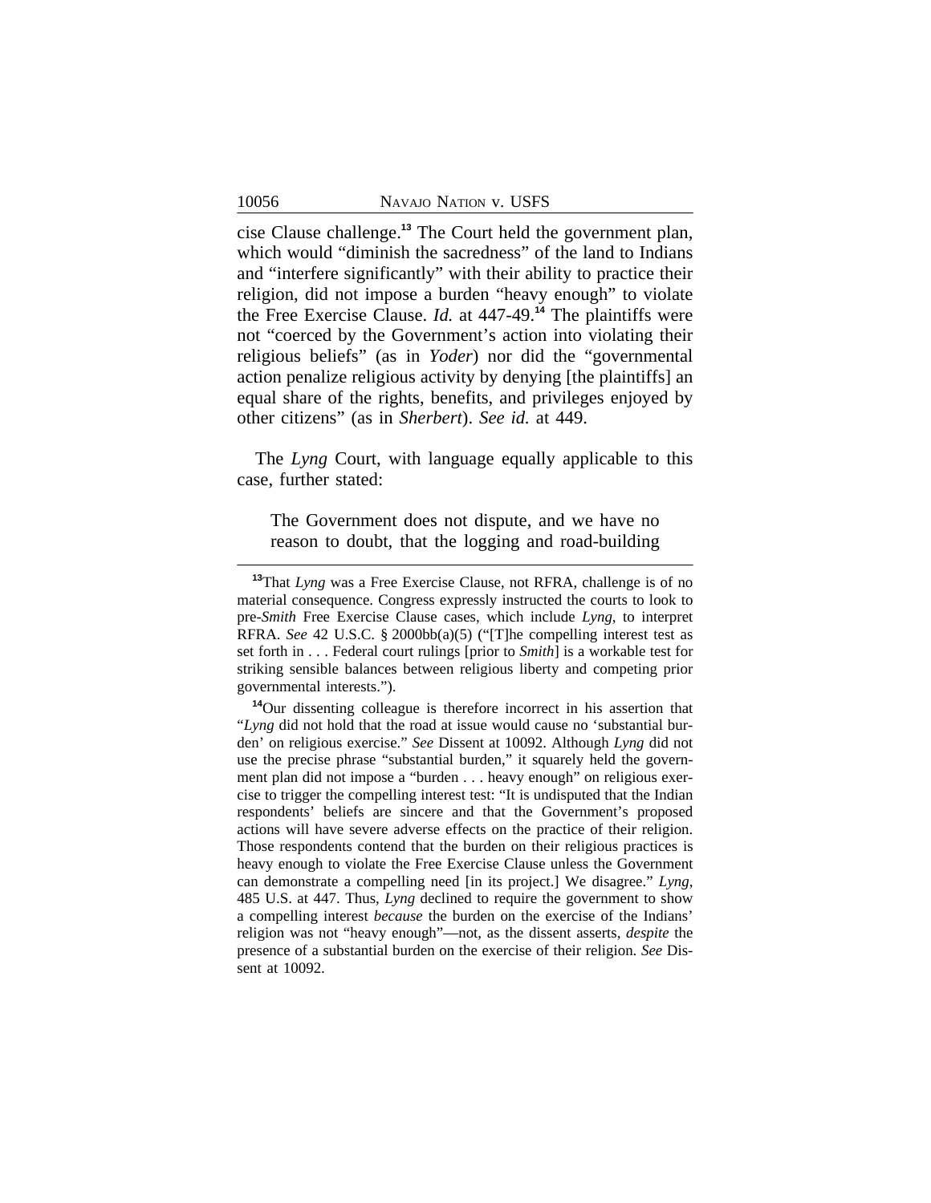cise Clause challenge.[13] The Court held the government plan, which would "diminish the sacredness" of the land to Indians and "interfere significantly" with their ability to practice their religion, did not impose a burden "heavy enough" to violate the Free Exercise Clause. *Id.* at 447-49.[14] The plaintiffs were not "coerced by the Government's action into violating their religious beliefs" (as in *Yoder*) nor did the "governmental action penalize religious activity by denying [the plaintiffs] an equal share of the rights, benefits, and privileges enjoyed by other citizens" (as in *Sherbert*). *See id.* at 449.

The *Lyng* Court, with language equally applicable to this case, further stated:

> The Government does not dispute, and we have no reason to doubt, that the logging and road-building

---

[13]That *Lyng* was a Free Exercise Clause, not RFRA, challenge is of no material consequence. Congress expressly instructed the courts to look to pre-*Smith* Free Exercise Clause cases, which include *Lyng*, to interpret RFRA. *See* 42 U.S.C. § 2000bb(a)(5) ("[T]he compelling interest test as set forth in . . . Federal court rulings [prior to *Smith*] is a workable test for striking sensible balances between religious liberty and competing prior governmental interests.").

[14]Our dissenting colleague is therefore incorrect in his assertion that "*Lyng* did not hold that the road at issue would cause no 'substantial burden' on religious exercise." *See* Dissent at 10092. Although *Lyng* did not use the precise phrase "substantial burden," it squarely held the government plan did not impose a "burden . . . heavy enough" on religious exercise to trigger the compelling interest test: "It is undisputed that the Indian respondents' beliefs are sincere and that the Government's proposed actions will have severe adverse effects on the practice of their religion. Those respondents contend that the burden on their religious practices is heavy enough to violate the Free Exercise Clause unless the Government can demonstrate a compelling need [in its project.] We disagree." *Lyng*, 485 U.S. at 447. Thus, *Lyng* declined to require the government to show a compelling interest *because* the burden on the exercise of the Indians' religion was not "heavy enough"—not, as the dissent asserts, *despite* the presence of a substantial burden on the exercise of their religion. *See* Dissent at 10092.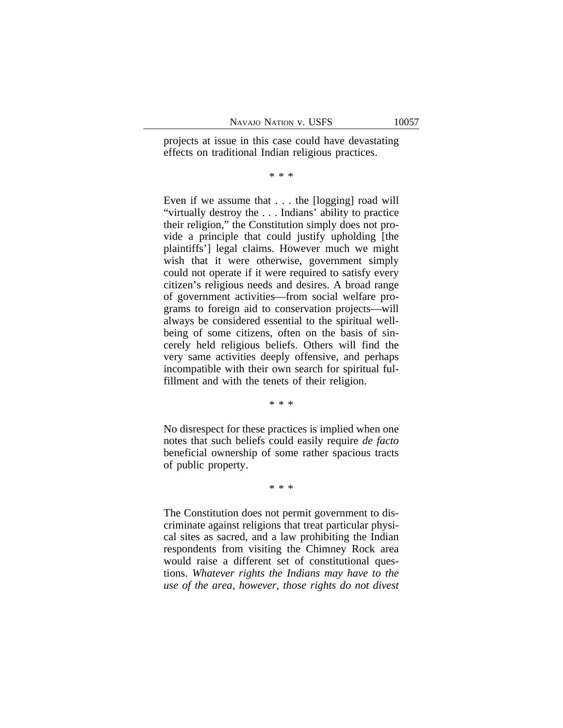projects at issue in this case could have devastating effects on traditional Indian religious practices.

\* \* \*

Even if we assume that . . . the [logging] road will "virtually destroy the . . . Indians' ability to practice their religion," the Constitution simply does not provide a principle that could justify upholding [the plaintiffs'] legal claims. However much we might wish that it were otherwise, government simply could not operate if it were required to satisfy every citizen's religious needs and desires. A broad range of government activities—from social welfare programs to foreign aid to conservation projects—will always be considered essential to the spiritual well-being of some citizens, often on the basis of sincerely held religious beliefs. Others will find the very same activities deeply offensive, and perhaps incompatible with their own search for spiritual fulfillment and with the tenets of their religion.

\* \* \*

No disrespect for these practices is implied when one notes that such beliefs could easily require *de facto* beneficial ownership of some rather spacious tracts of public property.

\* \* \*

The Constitution does not permit government to discriminate against religions that treat particular physical sites as sacred, and a law prohibiting the Indian respondents from visiting the Chimney Rock area would raise a different set of constitutional questions. *Whatever rights the Indians may have to the use of the area, however, those rights do not divest*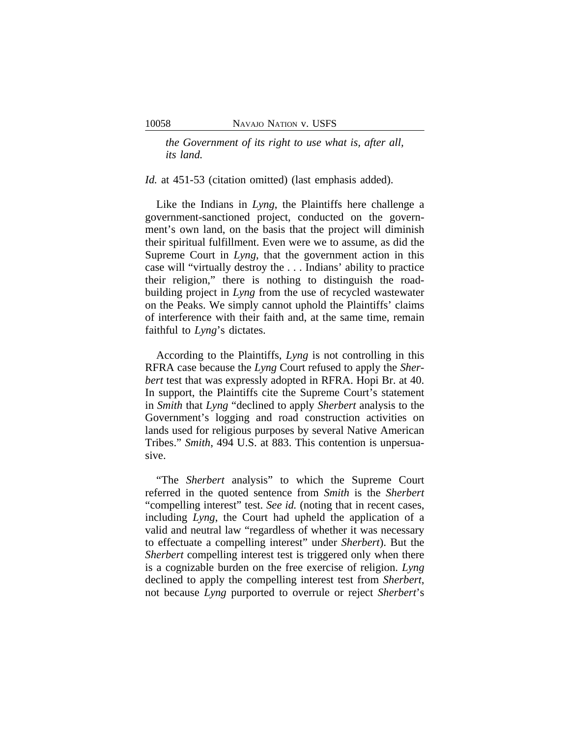> *the Government of its right to use what is, after all, its land.*

*Id.* at 451-53 (citation omitted) (last emphasis added).

Like the Indians in *Lyng*, the Plaintiffs here challenge a government-sanctioned project, conducted on the government's own land, on the basis that the project will diminish their spiritual fulfillment. Even were we to assume, as did the Supreme Court in *Lyng*, that the government action in this case will "virtually destroy the . . . Indians' ability to practice their religion," there is nothing to distinguish the road-building project in *Lyng* from the use of recycled wastewater on the Peaks. We simply cannot uphold the Plaintiffs' claims of interference with their faith and, at the same time, remain faithful to *Lyng*'s dictates.

According to the Plaintiffs, *Lyng* is not controlling in this RFRA case because the *Lyng* Court refused to apply the *Sherbert* test that was expressly adopted in RFRA. Hopi Br. at 40. In support, the Plaintiffs cite the Supreme Court's statement in *Smith* that *Lyng* "declined to apply *Sherbert* analysis to the Government's logging and road construction activities on lands used for religious purposes by several Native American Tribes." *Smith*, 494 U.S. at 883. This contention is unpersuasive.

"The *Sherbert* analysis" to which the Supreme Court referred in the quoted sentence from *Smith* is the *Sherbert* "compelling interest" test. *See id.* (noting that in recent cases, including *Lyng*, the Court had upheld the application of a valid and neutral law "regardless of whether it was necessary to effectuate a compelling interest" under *Sherbert*). But the *Sherbert* compelling interest test is triggered only when there is a cognizable burden on the free exercise of religion. *Lyng* declined to apply the compelling interest test from *Sherbert*, not because *Lyng* purported to overrule or reject *Sherbert*'s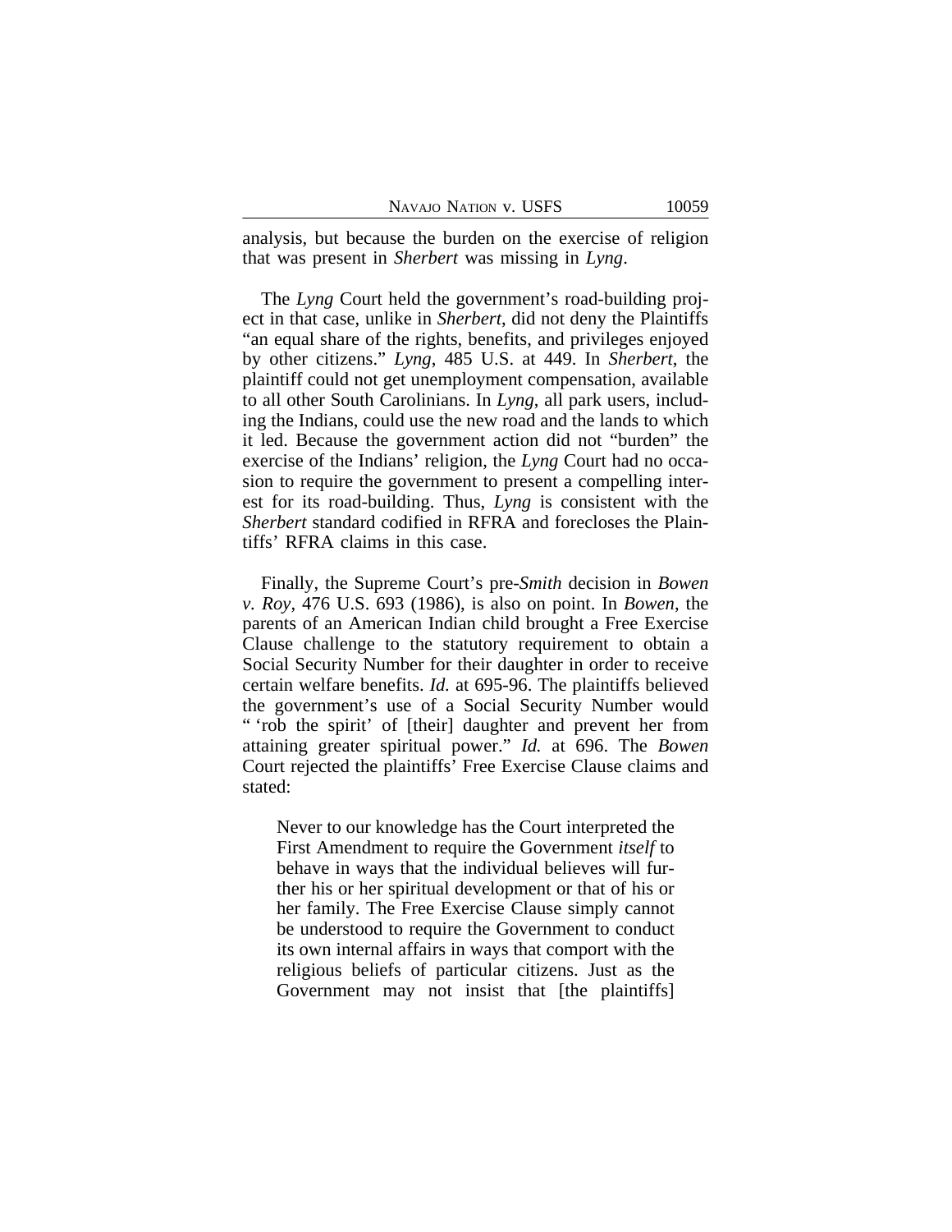analysis, but because the burden on the exercise of religion that was present in *Sherbert* was missing in *Lyng*.

The *Lyng* Court held the government's road-building project in that case, unlike in *Sherbert*, did not deny the Plaintiffs "an equal share of the rights, benefits, and privileges enjoyed by other citizens." *Lyng*, 485 U.S. at 449. In *Sherbert*, the plaintiff could not get unemployment compensation, available to all other South Carolinians. In *Lyng*, all park users, including the Indians, could use the new road and the lands to which it led. Because the government action did not "burden" the exercise of the Indians' religion, the *Lyng* Court had no occasion to require the government to present a compelling interest for its road-building. Thus, *Lyng* is consistent with the *Sherbert* standard codified in RFRA and forecloses the Plaintiffs' RFRA claims in this case.

Finally, the Supreme Court's pre-*Smith* decision in *Bowen v. Roy*, 476 U.S. 693 (1986), is also on point. In *Bowen*, the parents of an American Indian child brought a Free Exercise Clause challenge to the statutory requirement to obtain a Social Security Number for their daughter in order to receive certain welfare benefits. *Id.* at 695-96. The plaintiffs believed the government's use of a Social Security Number would " 'rob the spirit' of [their] daughter and prevent her from attaining greater spiritual power." *Id.* at 696. The *Bowen* Court rejected the plaintiffs' Free Exercise Clause claims and stated:

> Never to our knowledge has the Court interpreted the First Amendment to require the Government *itself* to behave in ways that the individual believes will further his or her spiritual development or that of his or her family. The Free Exercise Clause simply cannot be understood to require the Government to conduct its own internal affairs in ways that comport with the religious beliefs of particular citizens. Just as the Government may not insist that [the plaintiffs]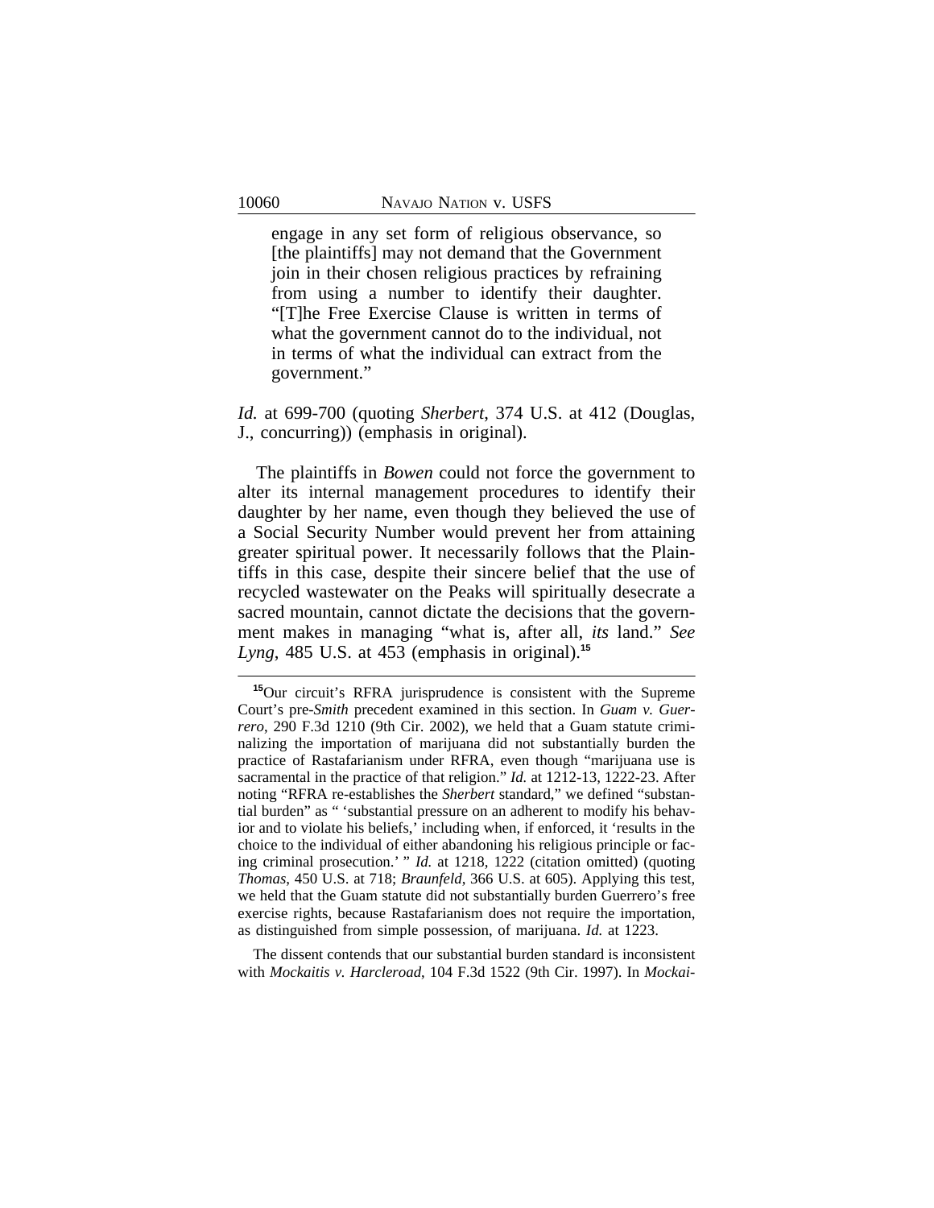> engage in any set form of religious observance, so [the plaintiffs] may not demand that the Government join in their chosen religious practices by refraining from using a number to identify their daughter. "[T]he Free Exercise Clause is written in terms of what the government cannot do to the individual, not in terms of what the individual can extract from the government."

*Id.* at 699-700 (quoting *Sherbert*, 374 U.S. at 412 (Douglas, J., concurring)) (emphasis in original).

The plaintiffs in *Bowen* could not force the government to alter its internal management procedures to identify their daughter by her name, even though they believed the use of a Social Security Number would prevent her from attaining greater spiritual power. It necessarily follows that the Plaintiffs in this case, despite their sincere belief that the use of recycled wastewater on the Peaks will spiritually desecrate a sacred mountain, cannot dictate the decisions that the government makes in managing "what is, after all, *its* land." *See Lyng*, 485 U.S. at 453 (emphasis in original).[15]

---

[15]Our circuit's RFRA jurisprudence is consistent with the Supreme Court's pre-*Smith* precedent examined in this section. In *Guam v. Guerrero*, 290 F.3d 1210 (9th Cir. 2002), we held that a Guam statute criminalizing the importation of marijuana did not substantially burden the practice of Rastafarianism under RFRA, even though "marijuana use is sacramental in the practice of that religion." *Id.* at 1212-13, 1222-23. After noting "RFRA re-establishes the *Sherbert* standard," we defined "substantial burden" as " 'substantial pressure on an adherent to modify his behavior and to violate his beliefs,' including when, if enforced, it 'results in the choice to the individual of either abandoning his religious principle or facing criminal prosecution.' " *Id.* at 1218, 1222 (citation omitted) (quoting *Thomas*, 450 U.S. at 718; *Braunfeld*, 366 U.S. at 605). Applying this test, we held that the Guam statute did not substantially burden Guerrero's free exercise rights, because Rastafarianism does not require the importation, as distinguished from simple possession, of marijuana. *Id.* at 1223.

The dissent contends that our substantial burden standard is inconsistent with *Mockaitis v. Harcleroad*, 104 F.3d 1522 (9th Cir. 1997). In *Mockai-*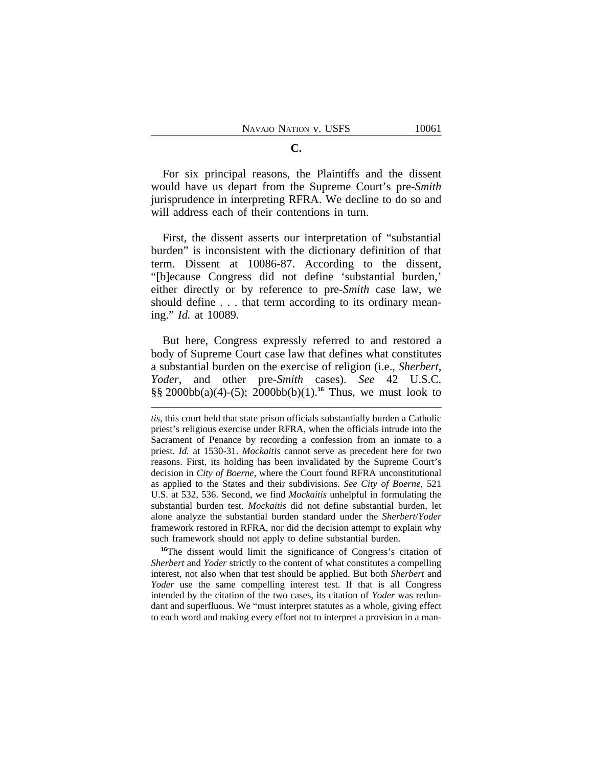**C.**

For six principal reasons, the Plaintiffs and the dissent would have us depart from the Supreme Court's pre-*Smith* jurisprudence in interpreting RFRA. We decline to do so and will address each of their contentions in turn.

First, the dissent asserts our interpretation of "substantial burden" is inconsistent with the dictionary definition of that term. Dissent at 10086-87. According to the dissent, "[b]ecause Congress did not define 'substantial burden,' either directly or by reference to pre-*Smith* case law, we should define . . . that term according to its ordinary meaning." *Id.* at 10089.

But here, Congress expressly referred to and restored a body of Supreme Court case law that defines what constitutes a substantial burden on the exercise of religion (i.e., *Sherbert*, *Yoder*, and other pre-*Smith* cases). *See* 42 U.S.C. §§ 2000bb(a)(4)-(5); 2000bb(b)(1).[16] Thus, we must look to

---

*tis*, this court held that state prison officials substantially burden a Catholic priest's religious exercise under RFRA, when the officials intrude into the Sacrament of Penance by recording a confession from an inmate to a priest. *Id.* at 1530-31. *Mockaitis* cannot serve as precedent here for two reasons. First, its holding has been invalidated by the Supreme Court's decision in *City of Boerne*, where the Court found RFRA unconstitutional as applied to the States and their subdivisions. *See City of Boerne*, 521 U.S. at 532, 536. Second, we find *Mockaitis* unhelpful in formulating the substantial burden test. *Mockaitis* did not define substantial burden, let alone analyze the substantial burden standard under the *Sherbert*/*Yoder* framework restored in RFRA, nor did the decision attempt to explain why such framework should not apply to define substantial burden.

[16] The dissent would limit the significance of Congress's citation of *Sherbert* and *Yoder* strictly to the content of what constitutes a compelling interest, not also when that test should be applied. But both *Sherbert* and *Yoder* use the same compelling interest test. If that is all Congress intended by the citation of the two cases, its citation of *Yoder* was redundant and superfluous. We "must interpret statutes as a whole, giving effect to each word and making every effort not to interpret a provision in a man-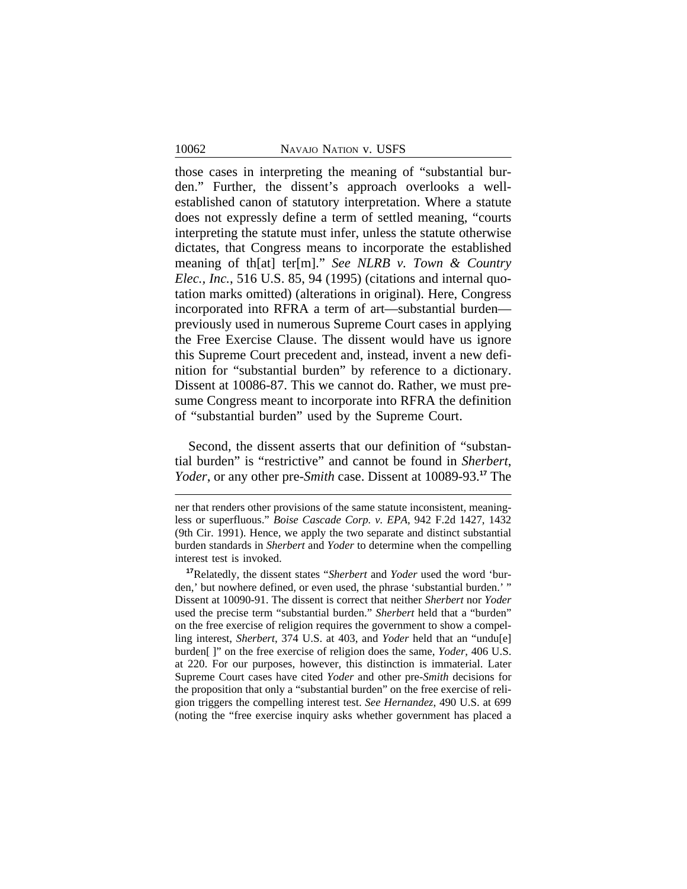those cases in interpreting the meaning of "substantial burden." Further, the dissent's approach overlooks a well-established canon of statutory interpretation. Where a statute does not expressly define a term of settled meaning, "courts interpreting the statute must infer, unless the statute otherwise dictates, that Congress means to incorporate the established meaning of th[at] ter[m]." *See NLRB v. Town & Country Elec., Inc.*, 516 U.S. 85, 94 (1995) (citations and internal quotation marks omitted) (alterations in original). Here, Congress incorporated into RFRA a term of art—substantial burden—previously used in numerous Supreme Court cases in applying the Free Exercise Clause. The dissent would have us ignore this Supreme Court precedent and, instead, invent a new definition for "substantial burden" by reference to a dictionary. Dissent at 10086-87. This we cannot do. Rather, we must presume Congress meant to incorporate into RFRA the definition of "substantial burden" used by the Supreme Court.

Second, the dissent asserts that our definition of "substantial burden" is "restrictive" and cannot be found in *Sherbert*, *Yoder*, or any other pre-*Smith* case. Dissent at 10089-93.[17] The

---

ner that renders other provisions of the same statute inconsistent, meaningless or superfluous." *Boise Cascade Corp. v. EPA*, 942 F.2d 1427, 1432 (9th Cir. 1991). Hence, we apply the two separate and distinct substantial burden standards in *Sherbert* and *Yoder* to determine when the compelling interest test is invoked.

[17] Relatedly, the dissent states "*Sherbert* and *Yoder* used the word 'burden,' but nowhere defined, or even used, the phrase 'substantial burden.' " Dissent at 10090-91. The dissent is correct that neither *Sherbert* nor *Yoder* used the precise term "substantial burden." *Sherbert* held that a "burden" on the free exercise of religion requires the government to show a compelling interest, *Sherbert*, 374 U.S. at 403, and *Yoder* held that an "undu[e] burden[ ]" on the free exercise of religion does the same, *Yoder*, 406 U.S. at 220. For our purposes, however, this distinction is immaterial. Later Supreme Court cases have cited *Yoder* and other pre-*Smith* decisions for the proposition that only a "substantial burden" on the free exercise of religion triggers the compelling interest test. *See Hernandez*, 490 U.S. at 699 (noting the "free exercise inquiry asks whether government has placed a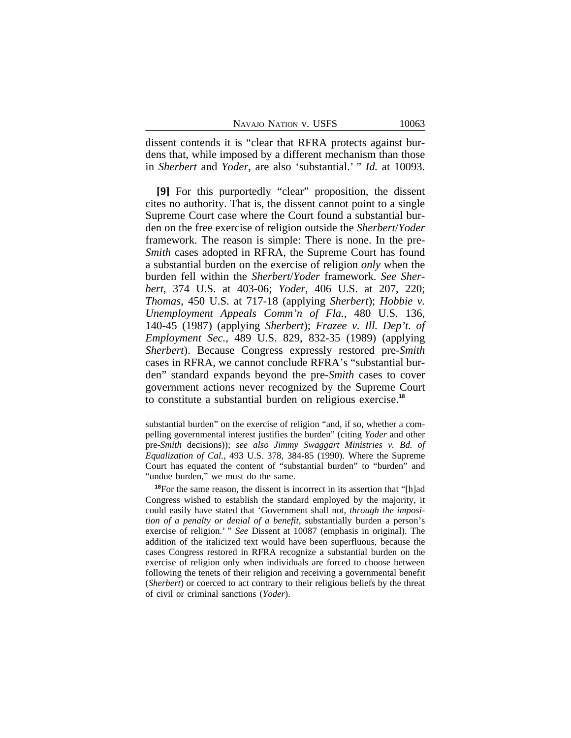dissent contends it is "clear that RFRA protects against burdens that, while imposed by a different mechanism than those in *Sherbert* and *Yoder*, are also 'substantial.' " *Id.* at 10093.

**[9]** For this purportedly "clear" proposition, the dissent cites no authority. That is, the dissent cannot point to a single Supreme Court case where the Court found a substantial burden on the free exercise of religion outside the *Sherbert*/*Yoder* framework. The reason is simple: There is none. In the pre-*Smith* cases adopted in RFRA, the Supreme Court has found a substantial burden on the exercise of religion *only* when the burden fell within the *Sherbert*/*Yoder* framework. *See Sherbert*, 374 U.S. at 403-06; *Yoder*, 406 U.S. at 207, 220; *Thomas*, 450 U.S. at 717-18 (applying *Sherbert*); *Hobbie v. Unemployment Appeals Comm'n of Fla.*, 480 U.S. 136, 140-45 (1987) (applying *Sherbert*); *Frazee v. Ill. Dep't. of Employment Sec.*, 489 U.S. 829, 832-35 (1989) (applying *Sherbert*). Because Congress expressly restored pre-*Smith* cases in RFRA, we cannot conclude RFRA's "substantial burden" standard expands beyond the pre-*Smith* cases to cover government actions never recognized by the Supreme Court to constitute a substantial burden on religious exercise.[18]

---

substantial burden" on the exercise of religion "and, if so, whether a compelling governmental interest justifies the burden" (citing *Yoder* and other pre-*Smith* decisions)); *see also Jimmy Swaggart Ministries v. Bd. of Equalization of Cal.*, 493 U.S. 378, 384-85 (1990). Where the Supreme Court has equated the content of "substantial burden" to "burden" and "undue burden," we must do the same.

[18]For the same reason, the dissent is incorrect in its assertion that "[h]ad Congress wished to establish the standard employed by the majority, it could easily have stated that 'Government shall not, *through the imposition of a penalty or denial of a benefit*, substantially burden a person's exercise of religion.' " *See* Dissent at 10087 (emphasis in original). The addition of the italicized text would have been superfluous, because the cases Congress restored in RFRA recognize a substantial burden on the exercise of religion only when individuals are forced to choose between following the tenets of their religion and receiving a governmental benefit (*Sherbert*) or coerced to act contrary to their religious beliefs by the threat of civil or criminal sanctions (*Yoder*).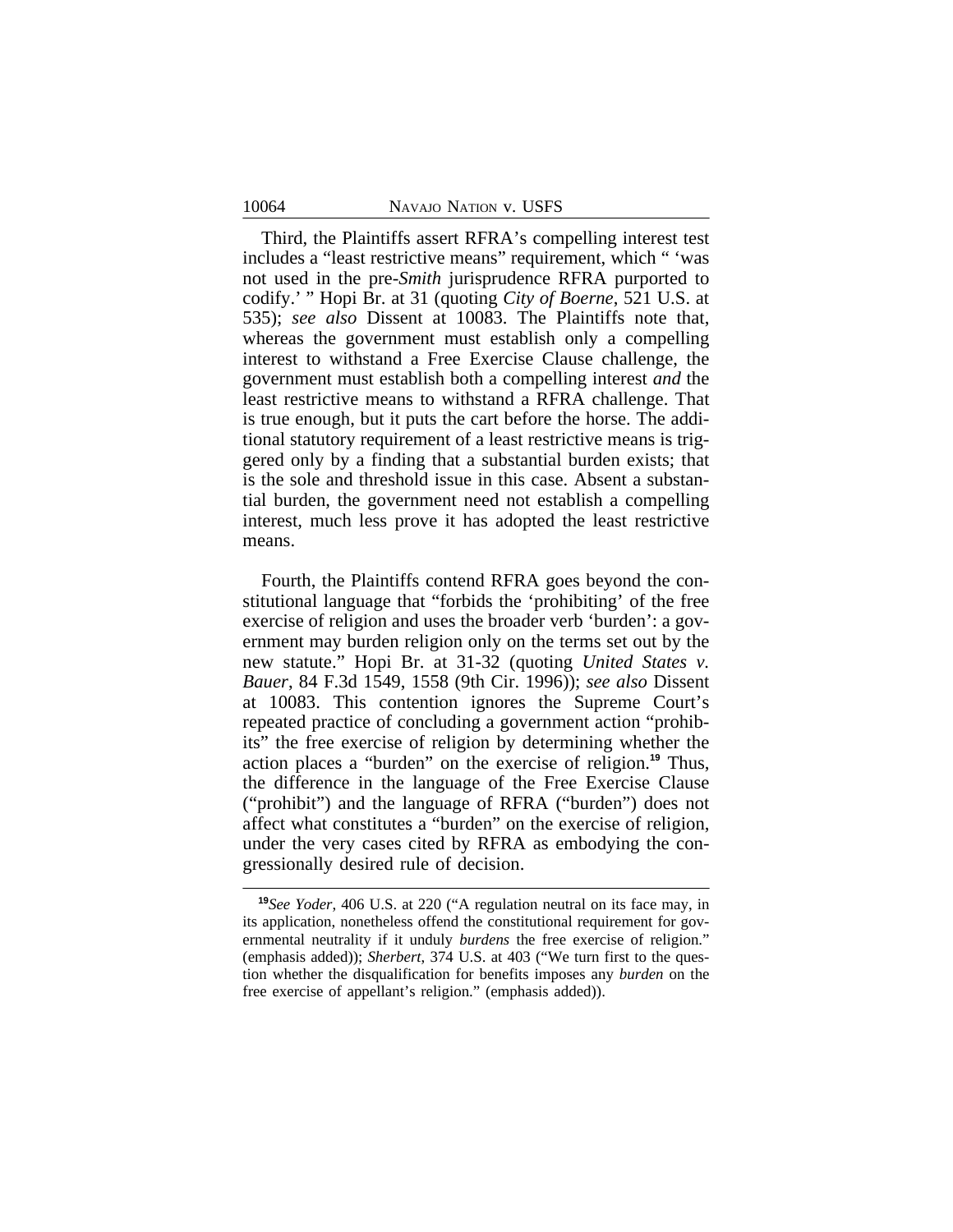Third, the Plaintiffs assert RFRA's compelling interest test includes a "least restrictive means" requirement, which " 'was not used in the pre-*Smith* jurisprudence RFRA purported to codify.' " Hopi Br. at 31 (quoting *City of Boerne*, 521 U.S. at 535); *see also* Dissent at 10083. The Plaintiffs note that, whereas the government must establish only a compelling interest to withstand a Free Exercise Clause challenge, the government must establish both a compelling interest *and* the least restrictive means to withstand a RFRA challenge. That is true enough, but it puts the cart before the horse. The additional statutory requirement of a least restrictive means is triggered only by a finding that a substantial burden exists; that is the sole and threshold issue in this case. Absent a substantial burden, the government need not establish a compelling interest, much less prove it has adopted the least restrictive means.

Fourth, the Plaintiffs contend RFRA goes beyond the constitutional language that "forbids the 'prohibiting' of the free exercise of religion and uses the broader verb 'burden': a government may burden religion only on the terms set out by the new statute." Hopi Br. at 31-32 (quoting *United States v. Bauer*, 84 F.3d 1549, 1558 (9th Cir. 1996)); *see also* Dissent at 10083. This contention ignores the Supreme Court's repeated practice of concluding a government action "prohibits" the free exercise of religion by determining whether the action places a "burden" on the exercise of religion.[19] Thus, the difference in the language of the Free Exercise Clause ("prohibit") and the language of RFRA ("burden") does not affect what constitutes a "burden" on the exercise of religion, under the very cases cited by RFRA as embodying the congressionally desired rule of decision.

---

[19] *See Yoder*, 406 U.S. at 220 ("A regulation neutral on its face may, in its application, nonetheless offend the constitutional requirement for governmental neutrality if it unduly *burdens* the free exercise of religion." (emphasis added)); *Sherbert*, 374 U.S. at 403 ("We turn first to the question whether the disqualification for benefits imposes any *burden* on the free exercise of appellant's religion." (emphasis added)).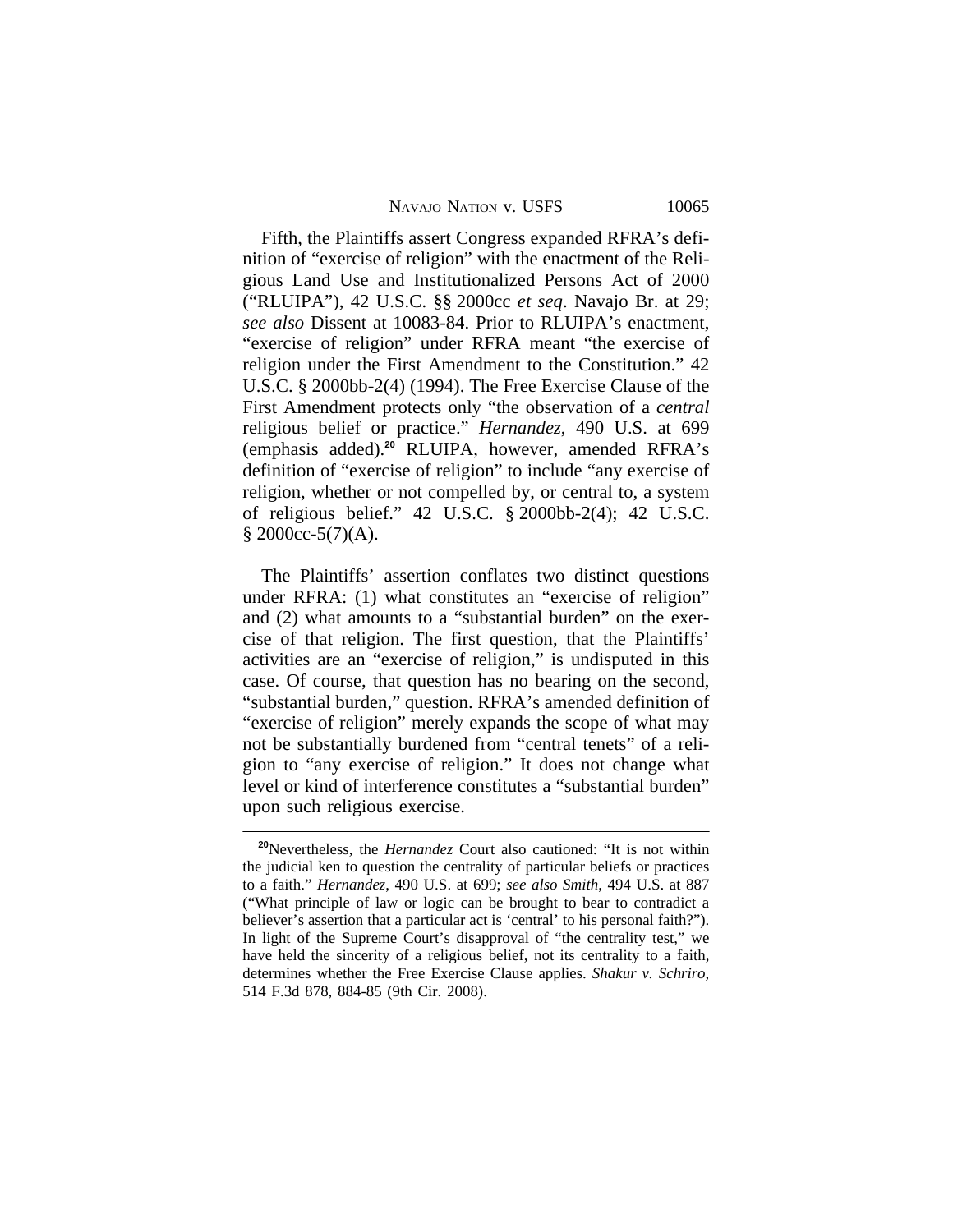Fifth, the Plaintiffs assert Congress expanded RFRA's definition of "exercise of religion" with the enactment of the Religious Land Use and Institutionalized Persons Act of 2000 ("RLUIPA"), 42 U.S.C. §§ 2000cc *et seq*. Navajo Br. at 29; *see also* Dissent at 10083-84. Prior to RLUIPA's enactment, "exercise of religion" under RFRA meant "the exercise of religion under the First Amendment to the Constitution." 42 U.S.C. § 2000bb-2(4) (1994). The Free Exercise Clause of the First Amendment protects only "the observation of a *central* religious belief or practice." *Hernandez*, 490 U.S. at 699 (emphasis added).[20] RLUIPA, however, amended RFRA's definition of "exercise of religion" to include "any exercise of religion, whether or not compelled by, or central to, a system of religious belief." 42 U.S.C. § 2000bb-2(4); 42 U.S.C. § 2000cc-5(7)(A).

The Plaintiffs' assertion conflates two distinct questions under RFRA: (1) what constitutes an "exercise of religion" and (2) what amounts to a "substantial burden" on the exercise of that religion. The first question, that the Plaintiffs' activities are an "exercise of religion," is undisputed in this case. Of course, that question has no bearing on the second, "substantial burden," question. RFRA's amended definition of "exercise of religion" merely expands the scope of what may not be substantially burdened from "central tenets" of a religion to "any exercise of religion." It does not change what level or kind of interference constitutes a "substantial burden" upon such religious exercise.

---

[20]Nevertheless, the *Hernandez* Court also cautioned: "It is not within the judicial ken to question the centrality of particular beliefs or practices to a faith." *Hernandez*, 490 U.S. at 699; *see also Smith*, 494 U.S. at 887 ("What principle of law or logic can be brought to bear to contradict a believer's assertion that a particular act is 'central' to his personal faith?"). In light of the Supreme Court's disapproval of "the centrality test," we have held the sincerity of a religious belief, not its centrality to a faith, determines whether the Free Exercise Clause applies. *Shakur v. Schriro*, 514 F.3d 878, 884-85 (9th Cir. 2008).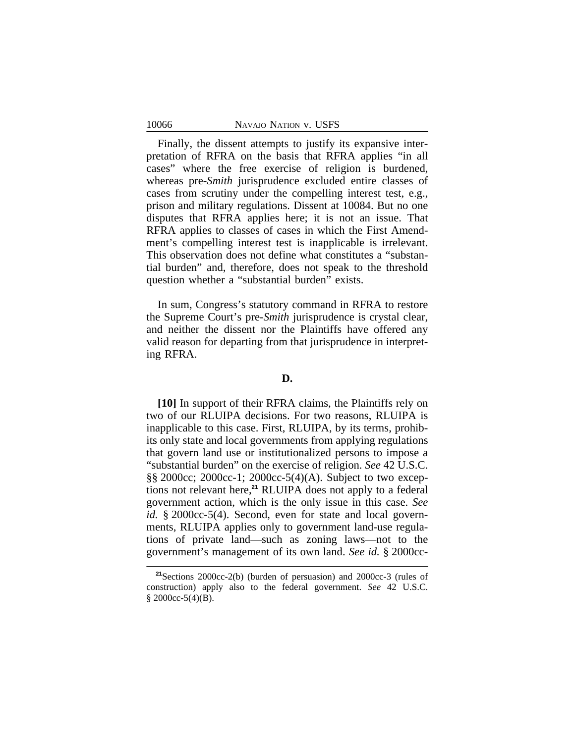Finally, the dissent attempts to justify its expansive interpretation of RFRA on the basis that RFRA applies "in all cases" where the free exercise of religion is burdened, whereas pre-*Smith* jurisprudence excluded entire classes of cases from scrutiny under the compelling interest test, e.g., prison and military regulations. Dissent at 10084. But no one disputes that RFRA applies here; it is not an issue. That RFRA applies to classes of cases in which the First Amendment's compelling interest test is inapplicable is irrelevant. This observation does not define what constitutes a "substantial burden" and, therefore, does not speak to the threshold question whether a "substantial burden" exists.

In sum, Congress's statutory command in RFRA to restore the Supreme Court's pre-*Smith* jurisprudence is crystal clear, and neither the dissent nor the Plaintiffs have offered any valid reason for departing from that jurisprudence in interpreting RFRA.

### D.

**[10]** In support of their RFRA claims, the Plaintiffs rely on two of our RLUIPA decisions. For two reasons, RLUIPA is inapplicable to this case. First, RLUIPA, by its terms, prohibits only state and local governments from applying regulations that govern land use or institutionalized persons to impose a "substantial burden" on the exercise of religion. *See* 42 U.S.C. §§ 2000cc; 2000cc-1; 2000cc-5(4)(A). Subject to two exceptions not relevant here,[21] RLUIPA does not apply to a federal government action, which is the only issue in this case. *See id.* § 2000cc-5(4). Second, even for state and local governments, RLUIPA applies only to government land-use regulations of private land—such as zoning laws—not to the government's management of its own land. *See id.* § 2000cc-

---

[21] Sections 2000cc-2(b) (burden of persuasion) and 2000cc-3 (rules of construction) apply also to the federal government. *See* 42 U.S.C. § 2000cc-5(4)(B).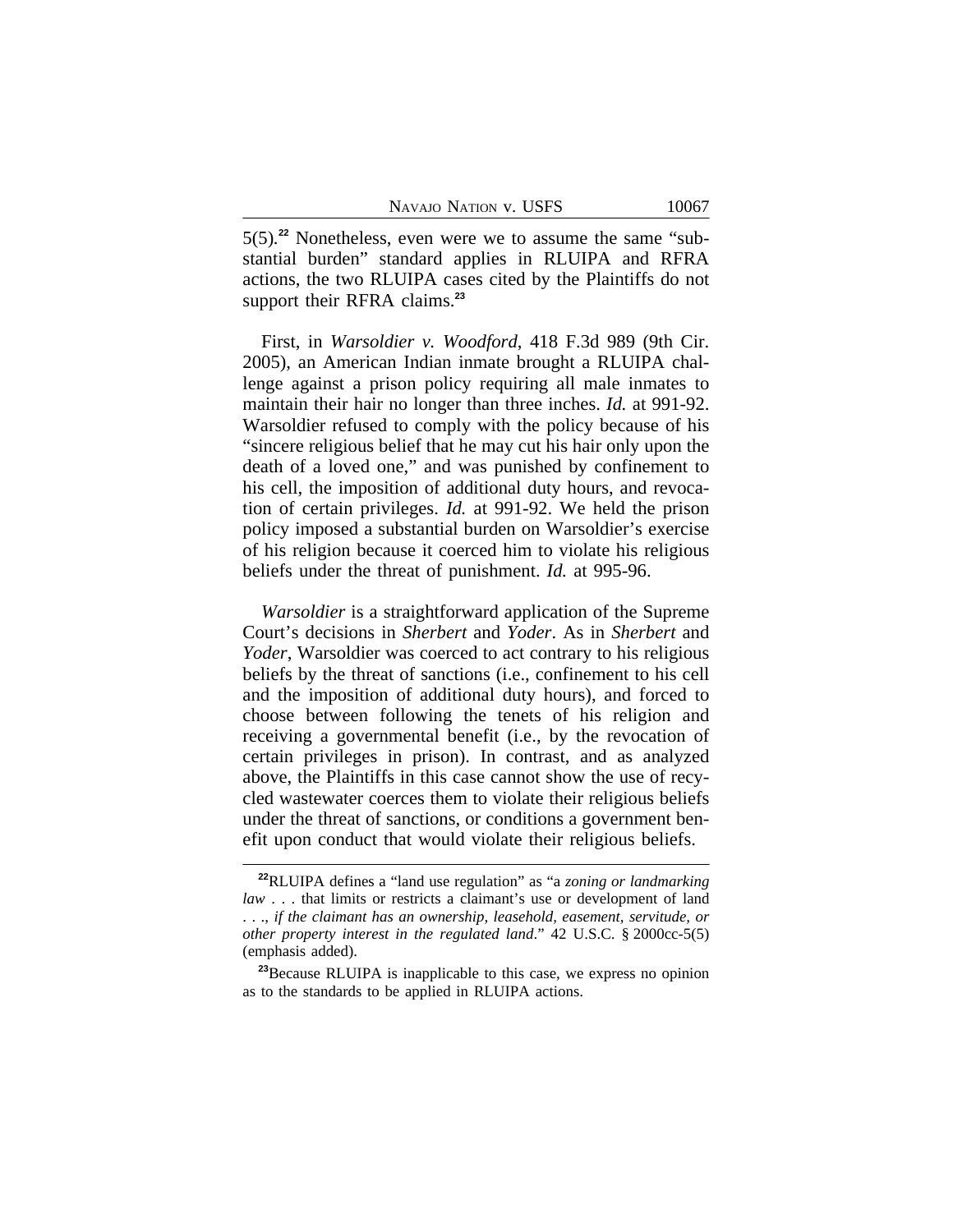5(5).[22] Nonetheless, even were we to assume the same "substantial burden" standard applies in RLUIPA and RFRA actions, the two RLUIPA cases cited by the Plaintiffs do not support their RFRA claims.[23]

First, in *Warsoldier v. Woodford*, 418 F.3d 989 (9th Cir. 2005), an American Indian inmate brought a RLUIPA challenge against a prison policy requiring all male inmates to maintain their hair no longer than three inches. *Id.* at 991-92. Warsoldier refused to comply with the policy because of his "sincere religious belief that he may cut his hair only upon the death of a loved one," and was punished by confinement to his cell, the imposition of additional duty hours, and revocation of certain privileges. *Id.* at 991-92. We held the prison policy imposed a substantial burden on Warsoldier's exercise of his religion because it coerced him to violate his religious beliefs under the threat of punishment. *Id.* at 995-96.

*Warsoldier* is a straightforward application of the Supreme Court's decisions in *Sherbert* and *Yoder*. As in *Sherbert* and *Yoder*, Warsoldier was coerced to act contrary to his religious beliefs by the threat of sanctions (i.e., confinement to his cell and the imposition of additional duty hours), and forced to choose between following the tenets of his religion and receiving a governmental benefit (i.e., by the revocation of certain privileges in prison). In contrast, and as analyzed above, the Plaintiffs in this case cannot show the use of recycled wastewater coerces them to violate their religious beliefs under the threat of sanctions, or conditions a government benefit upon conduct that would violate their religious beliefs.

---

[22] RLUIPA defines a "land use regulation" as "a *zoning or landmarking law* . . . that limits or restricts a claimant's use or development of land . . ., *if the claimant has an ownership, leasehold, easement, servitude, or other property interest in the regulated land*." 42 U.S.C. § 2000cc-5(5) (emphasis added).

[23] Because RLUIPA is inapplicable to this case, we express no opinion as to the standards to be applied in RLUIPA actions.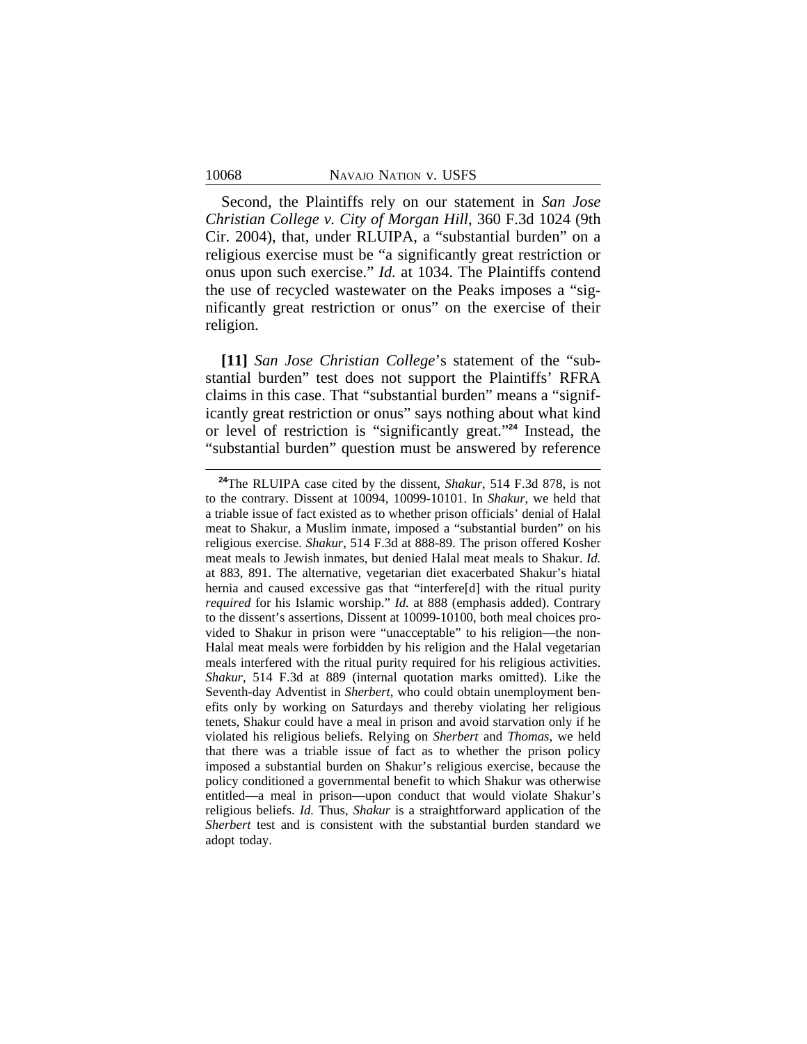Second, the Plaintiffs rely on our statement in *San Jose Christian College v. City of Morgan Hill*, 360 F.3d 1024 (9th Cir. 2004), that, under RLUIPA, a "substantial burden" on a religious exercise must be "a significantly great restriction or onus upon such exercise." *Id.* at 1034. The Plaintiffs contend the use of recycled wastewater on the Peaks imposes a "significantly great restriction or onus" on the exercise of their religion.

**[11]** *San Jose Christian College*'s statement of the "substantial burden" test does not support the Plaintiffs' RFRA claims in this case. That "substantial burden" means a "significantly great restriction or onus" says nothing about what kind or level of restriction is "significantly great."[24] Instead, the "substantial burden" question must be answered by reference

---

[24]The RLUIPA case cited by the dissent, *Shakur*, 514 F.3d 878, is not to the contrary. Dissent at 10094, 10099-10101. In *Shakur*, we held that a triable issue of fact existed as to whether prison officials' denial of Halal meat to Shakur, a Muslim inmate, imposed a "substantial burden" on his religious exercise. *Shakur*, 514 F.3d at 888-89. The prison offered Kosher meat meals to Jewish inmates, but denied Halal meat meals to Shakur. *Id.* at 883, 891. The alternative, vegetarian diet exacerbated Shakur's hiatal hernia and caused excessive gas that "interfere[d] with the ritual purity *required* for his Islamic worship." *Id.* at 888 (emphasis added). Contrary to the dissent's assertions, Dissent at 10099-10100, both meal choices provided to Shakur in prison were "unacceptable" to his religion—the non-Halal meat meals were forbidden by his religion and the Halal vegetarian meals interfered with the ritual purity required for his religious activities. *Shakur*, 514 F.3d at 889 (internal quotation marks omitted). Like the Seventh-day Adventist in *Sherbert*, who could obtain unemployment benefits only by working on Saturdays and thereby violating her religious tenets, Shakur could have a meal in prison and avoid starvation only if he violated his religious beliefs. Relying on *Sherbert* and *Thomas*, we held that there was a triable issue of fact as to whether the prison policy imposed a substantial burden on Shakur's religious exercise, because the policy conditioned a governmental benefit to which Shakur was otherwise entitled—a meal in prison—upon conduct that would violate Shakur's religious beliefs. *Id.* Thus, *Shakur* is a straightforward application of the *Sherbert* test and is consistent with the substantial burden standard we adopt today.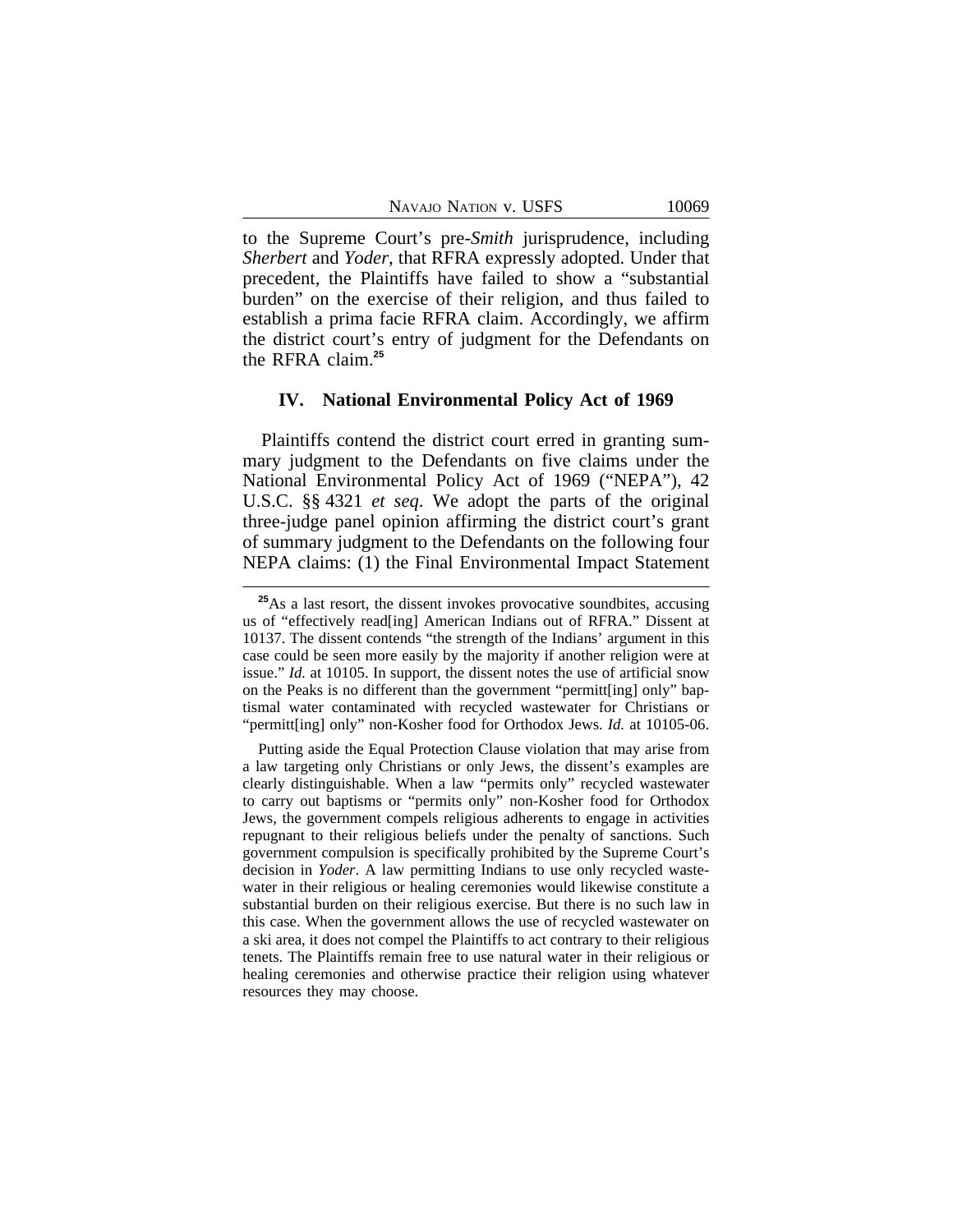to the Supreme Court's pre-*Smith* jurisprudence, including *Sherbert* and *Yoder*, that RFRA expressly adopted. Under that precedent, the Plaintiffs have failed to show a "substantial burden" on the exercise of their religion, and thus failed to establish a prima facie RFRA claim. Accordingly, we affirm the district court's entry of judgment for the Defendants on the RFRA claim.[25]

## IV. National Environmental Policy Act of 1969

Plaintiffs contend the district court erred in granting summary judgment to the Defendants on five claims under the National Environmental Policy Act of 1969 ("NEPA"), 42 U.S.C. §§ 4321 *et seq*. We adopt the parts of the original three-judge panel opinion affirming the district court's grant of summary judgment to the Defendants on the following four NEPA claims: (1) the Final Environmental Impact Statement

---

[25] As a last resort, the dissent invokes provocative soundbites, accusing us of "effectively read[ing] American Indians out of RFRA." Dissent at 10137. The dissent contends "the strength of the Indians' argument in this case could be seen more easily by the majority if another religion were at issue." *Id.* at 10105. In support, the dissent notes the use of artificial snow on the Peaks is no different than the government "permitt[ing] only" baptismal water contaminated with recycled wastewater for Christians or "permitt[ing] only" non-Kosher food for Orthodox Jews. *Id.* at 10105-06.

Putting aside the Equal Protection Clause violation that may arise from a law targeting only Christians or only Jews, the dissent's examples are clearly distinguishable. When a law "permits only" recycled wastewater to carry out baptisms or "permits only" non-Kosher food for Orthodox Jews, the government compels religious adherents to engage in activities repugnant to their religious beliefs under the penalty of sanctions. Such government compulsion is specifically prohibited by the Supreme Court's decision in *Yoder*. A law permitting Indians to use only recycled wastewater in their religious or healing ceremonies would likewise constitute a substantial burden on their religious exercise. But there is no such law in this case. When the government allows the use of recycled wastewater on a ski area, it does not compel the Plaintiffs to act contrary to their religious tenets. The Plaintiffs remain free to use natural water in their religious or healing ceremonies and otherwise practice their religion using whatever resources they may choose.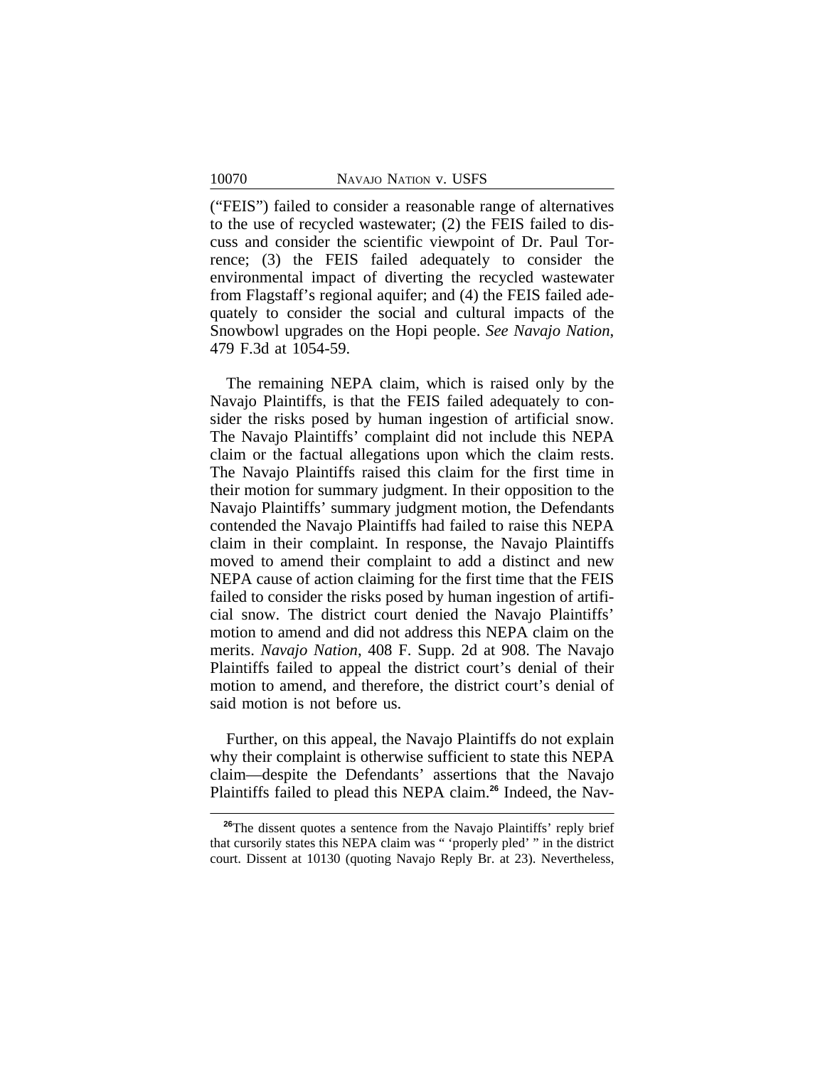("FEIS") failed to consider a reasonable range of alternatives to the use of recycled wastewater; (2) the FEIS failed to discuss and consider the scientific viewpoint of Dr. Paul Torrence; (3) the FEIS failed adequately to consider the environmental impact of diverting the recycled wastewater from Flagstaff's regional aquifer; and (4) the FEIS failed adequately to consider the social and cultural impacts of the Snowbowl upgrades on the Hopi people. *See Navajo Nation*, 479 F.3d at 1054-59.

The remaining NEPA claim, which is raised only by the Navajo Plaintiffs, is that the FEIS failed adequately to consider the risks posed by human ingestion of artificial snow. The Navajo Plaintiffs' complaint did not include this NEPA claim or the factual allegations upon which the claim rests. The Navajo Plaintiffs raised this claim for the first time in their motion for summary judgment. In their opposition to the Navajo Plaintiffs' summary judgment motion, the Defendants contended the Navajo Plaintiffs had failed to raise this NEPA claim in their complaint. In response, the Navajo Plaintiffs moved to amend their complaint to add a distinct and new NEPA cause of action claiming for the first time that the FEIS failed to consider the risks posed by human ingestion of artificial snow. The district court denied the Navajo Plaintiffs' motion to amend and did not address this NEPA claim on the merits. *Navajo Nation*, 408 F. Supp. 2d at 908. The Navajo Plaintiffs failed to appeal the district court's denial of their motion to amend, and therefore, the district court's denial of said motion is not before us.

Further, on this appeal, the Navajo Plaintiffs do not explain why their complaint is otherwise sufficient to state this NEPA claim—despite the Defendants' assertions that the Navajo Plaintiffs failed to plead this NEPA claim.[26] Indeed, the Nav-

---

[26]The dissent quotes a sentence from the Navajo Plaintiffs' reply brief that cursorily states this NEPA claim was " 'properly pled' " in the district court. Dissent at 10130 (quoting Navajo Reply Br. at 23). Nevertheless,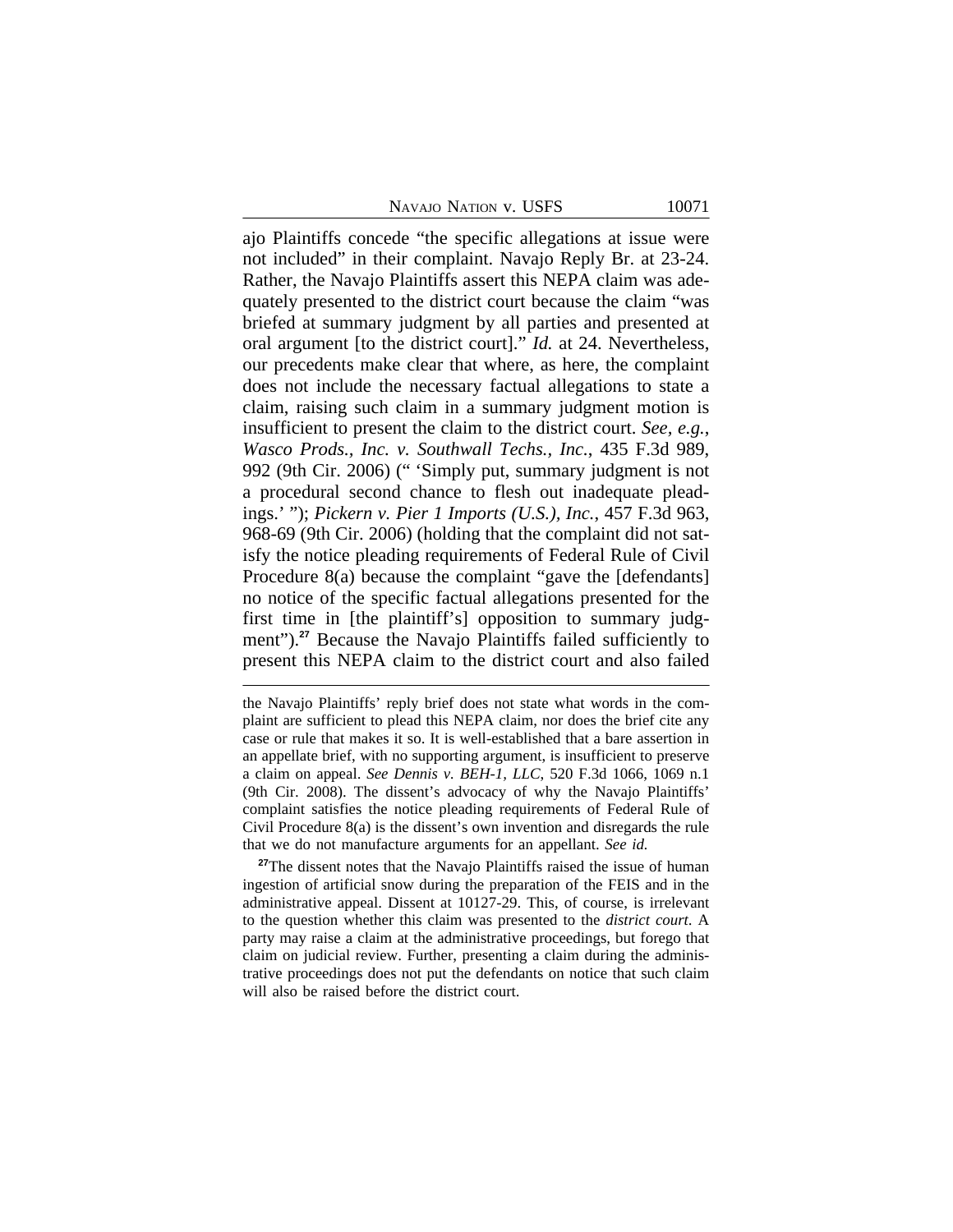ajo Plaintiffs concede "the specific allegations at issue were not included" in their complaint. Navajo Reply Br. at 23-24. Rather, the Navajo Plaintiffs assert this NEPA claim was adequately presented to the district court because the claim "was briefed at summary judgment by all parties and presented at oral argument [to the district court]." *Id.* at 24. Nevertheless, our precedents make clear that where, as here, the complaint does not include the necessary factual allegations to state a claim, raising such claim in a summary judgment motion is insufficient to present the claim to the district court. *See, e.g.*, *Wasco Prods., Inc. v. Southwall Techs., Inc.*, 435 F.3d 989, 992 (9th Cir. 2006) (" 'Simply put, summary judgment is not a procedural second chance to flesh out inadequate pleadings.' "); *Pickern v. Pier 1 Imports (U.S.), Inc.*, 457 F.3d 963, 968-69 (9th Cir. 2006) (holding that the complaint did not satisfy the notice pleading requirements of Federal Rule of Civil Procedure 8(a) because the complaint "gave the [defendants] no notice of the specific factual allegations presented for the first time in [the plaintiff's] opposition to summary judgment").[27] Because the Navajo Plaintiffs failed sufficiently to present this NEPA claim to the district court and also failed

---

the Navajo Plaintiffs' reply brief does not state what words in the complaint are sufficient to plead this NEPA claim, nor does the brief cite any case or rule that makes it so. It is well-established that a bare assertion in an appellate brief, with no supporting argument, is insufficient to preserve a claim on appeal. *See Dennis v. BEH-1, LLC*, 520 F.3d 1066, 1069 n.1 (9th Cir. 2008). The dissent's advocacy of why the Navajo Plaintiffs' complaint satisfies the notice pleading requirements of Federal Rule of Civil Procedure 8(a) is the dissent's own invention and disregards the rule that we do not manufacture arguments for an appellant. *See id.*

[27] The dissent notes that the Navajo Plaintiffs raised the issue of human ingestion of artificial snow during the preparation of the FEIS and in the administrative appeal. Dissent at 10127-29. This, of course, is irrelevant to the question whether this claim was presented to the *district court*. A party may raise a claim at the administrative proceedings, but forego that claim on judicial review. Further, presenting a claim during the administrative proceedings does not put the defendants on notice that such claim will also be raised before the district court.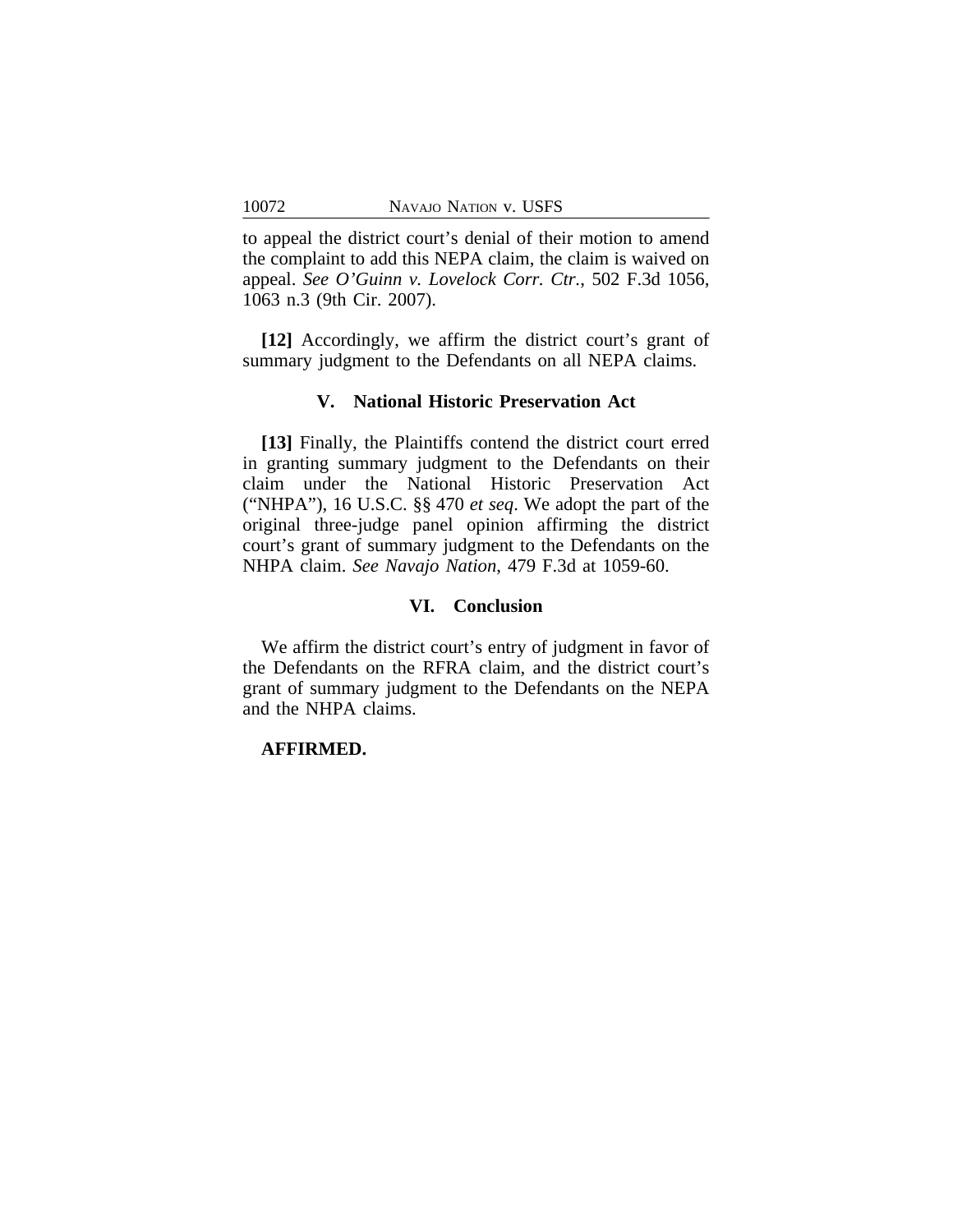to appeal the district court's denial of their motion to amend the complaint to add this NEPA claim, the claim is waived on appeal. *See O'Guinn v. Lovelock Corr. Ctr.*, 502 F.3d 1056, 1063 n.3 (9th Cir. 2007).

**[12]** Accordingly, we affirm the district court's grant of summary judgment to the Defendants on all NEPA claims.

## V. National Historic Preservation Act

**[13]** Finally, the Plaintiffs contend the district court erred in granting summary judgment to the Defendants on their claim under the National Historic Preservation Act ("NHPA"), 16 U.S.C. §§ 470 *et seq*. We adopt the part of the original three-judge panel opinion affirming the district court's grant of summary judgment to the Defendants on the NHPA claim. *See Navajo Nation*, 479 F.3d at 1059-60.

## VI. Conclusion

We affirm the district court's entry of judgment in favor of the Defendants on the RFRA claim, and the district court's grant of summary judgment to the Defendants on the NEPA and the NHPA claims.

**AFFIRMED.**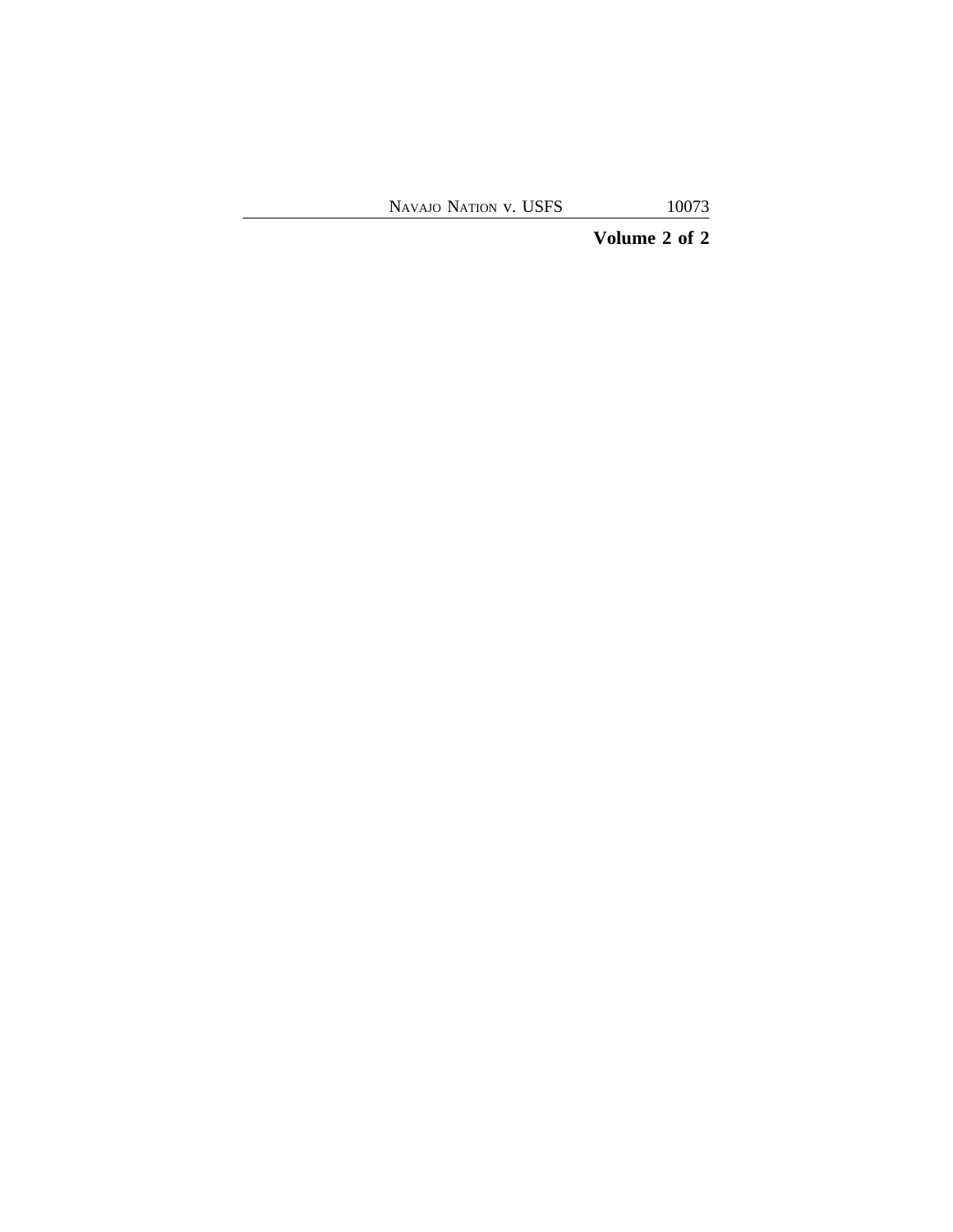**Volume 2 of 2**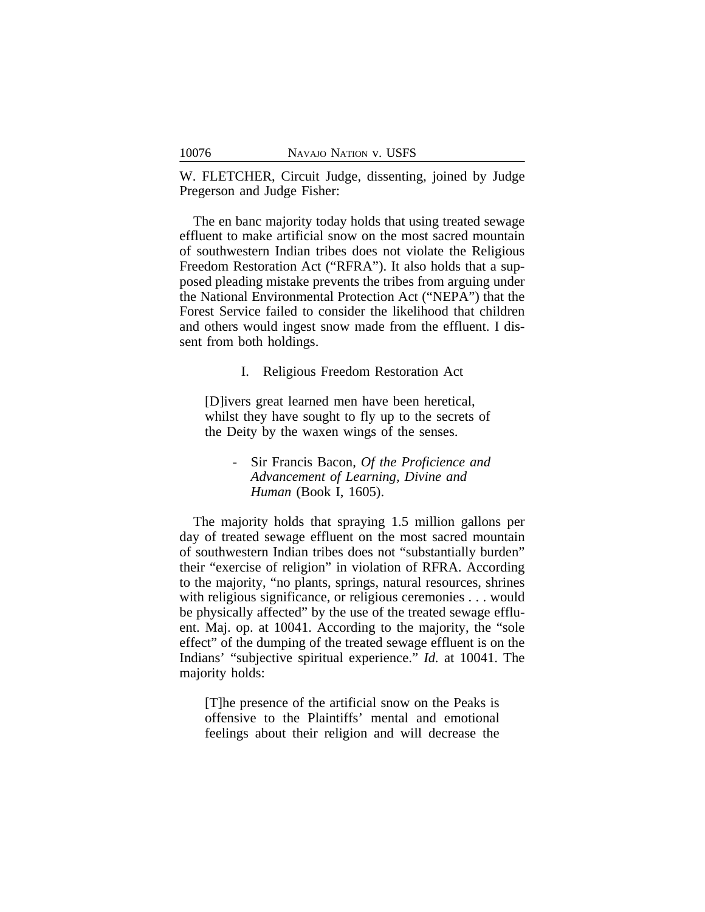W. FLETCHER, Circuit Judge, dissenting, joined by Judge Pregerson and Judge Fisher:

The en banc majority today holds that using treated sewage effluent to make artificial snow on the most sacred mountain of southwestern Indian tribes does not violate the Religious Freedom Restoration Act ("RFRA"). It also holds that a supposed pleading mistake prevents the tribes from arguing under the National Environmental Protection Act ("NEPA") that the Forest Service failed to consider the likelihood that children and others would ingest snow made from the effluent. I dissent from both holdings.

## I. Religious Freedom Restoration Act

> [D]ivers great learned men have been heretical, whilst they have sought to fly up to the secrets of the Deity by the waxen wings of the senses.
>
> - Sir Francis Bacon, *Of the Proficience and Advancement of Learning, Divine and Human* (Book I, 1605).

The majority holds that spraying 1.5 million gallons per day of treated sewage effluent on the most sacred mountain of southwestern Indian tribes does not "substantially burden" their "exercise of religion" in violation of RFRA. According to the majority, "no plants, springs, natural resources, shrines with religious significance, or religious ceremonies . . . would be physically affected" by the use of the treated sewage effluent. Maj. op. at 10041. According to the majority, the "sole effect" of the dumping of the treated sewage effluent is on the Indians' "subjective spiritual experience." *Id.* at 10041. The majority holds:

> [T]he presence of the artificial snow on the Peaks is offensive to the Plaintiffs' mental and emotional feelings about their religion and will decrease the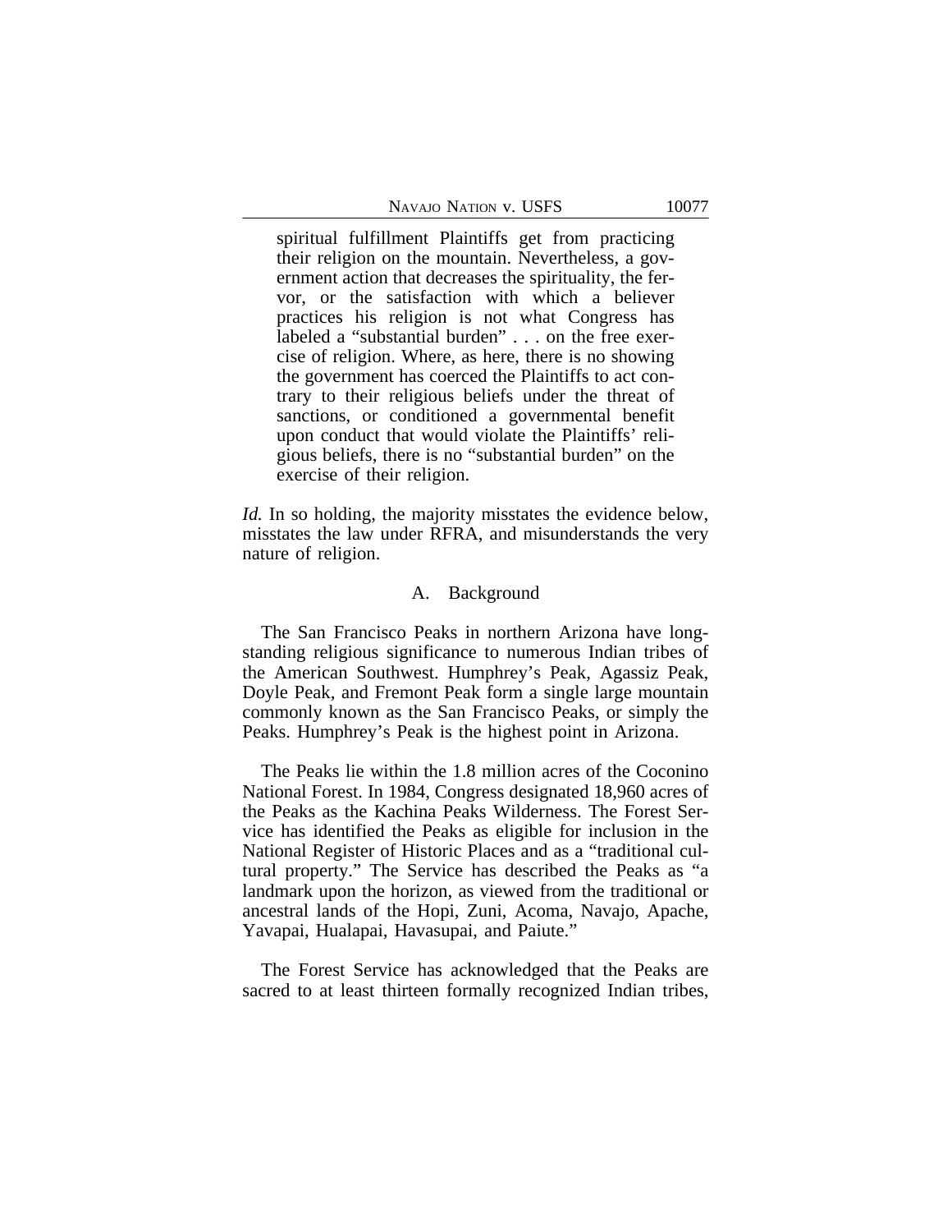> spiritual fulfillment Plaintiffs get from practicing their religion on the mountain. Nevertheless, a government action that decreases the spirituality, the fervor, or the satisfaction with which a believer practices his religion is not what Congress has labeled a "substantial burden" . . . on the free exercise of religion. Where, as here, there is no showing the government has coerced the Plaintiffs to act contrary to their religious beliefs under the threat of sanctions, or conditioned a governmental benefit upon conduct that would violate the Plaintiffs' religious beliefs, there is no "substantial burden" on the exercise of their religion.

*Id.* In so holding, the majority misstates the evidence below, misstates the law under RFRA, and misunderstands the very nature of religion.

### A. Background

The San Francisco Peaks in northern Arizona have longstanding religious significance to numerous Indian tribes of the American Southwest. Humphrey's Peak, Agassiz Peak, Doyle Peak, and Fremont Peak form a single large mountain commonly known as the San Francisco Peaks, or simply the Peaks. Humphrey's Peak is the highest point in Arizona.

The Peaks lie within the 1.8 million acres of the Coconino National Forest. In 1984, Congress designated 18,960 acres of the Peaks as the Kachina Peaks Wilderness. The Forest Service has identified the Peaks as eligible for inclusion in the National Register of Historic Places and as a "traditional cultural property." The Service has described the Peaks as "a landmark upon the horizon, as viewed from the traditional or ancestral lands of the Hopi, Zuni, Acoma, Navajo, Apache, Yavapai, Hualapai, Havasupai, and Paiute."

The Forest Service has acknowledged that the Peaks are sacred to at least thirteen formally recognized Indian tribes,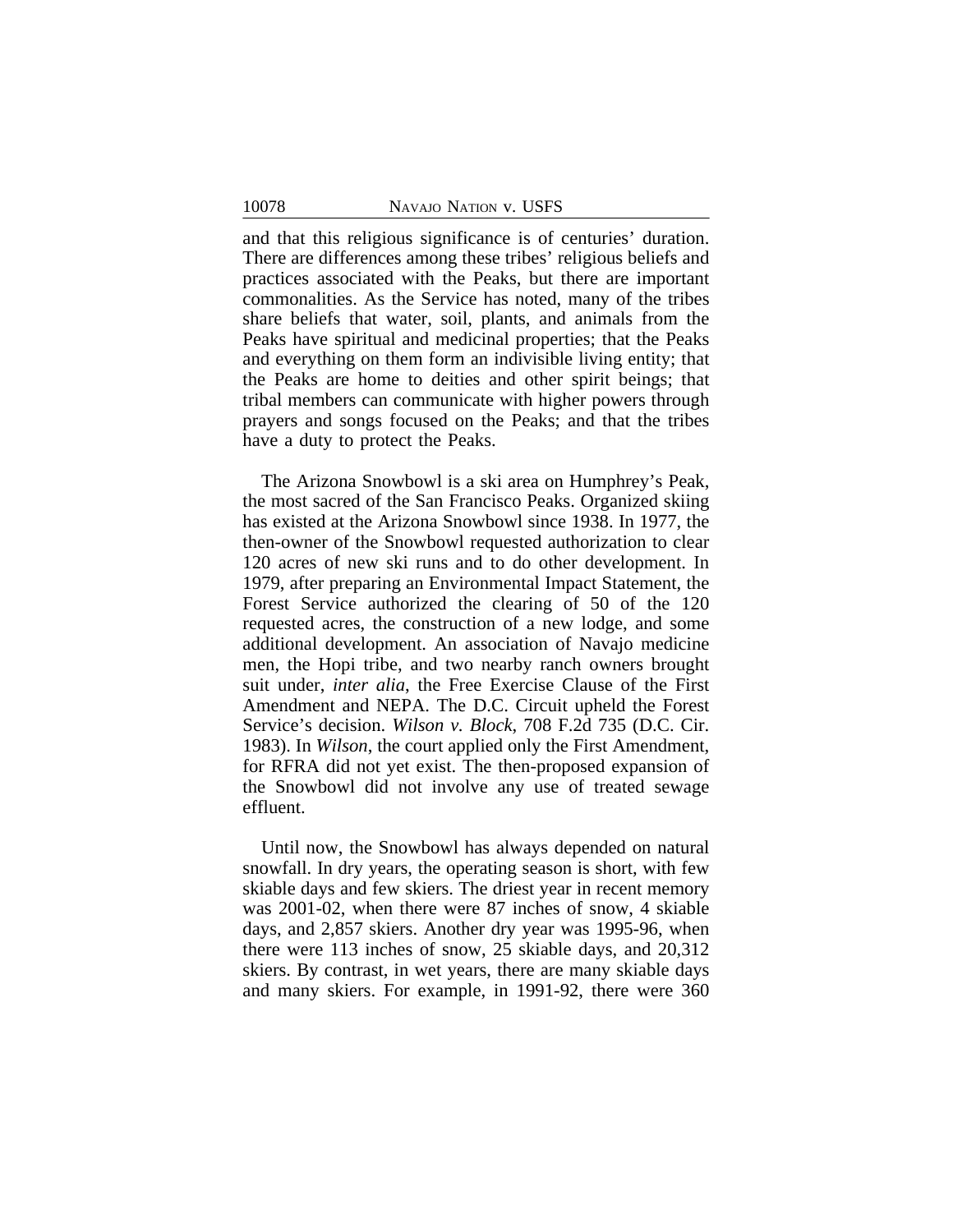and that this religious significance is of centuries' duration. There are differences among these tribes' religious beliefs and practices associated with the Peaks, but there are important commonalities. As the Service has noted, many of the tribes share beliefs that water, soil, plants, and animals from the Peaks have spiritual and medicinal properties; that the Peaks and everything on them form an indivisible living entity; that the Peaks are home to deities and other spirit beings; that tribal members can communicate with higher powers through prayers and songs focused on the Peaks; and that the tribes have a duty to protect the Peaks.

The Arizona Snowbowl is a ski area on Humphrey's Peak, the most sacred of the San Francisco Peaks. Organized skiing has existed at the Arizona Snowbowl since 1938. In 1977, the then-owner of the Snowbowl requested authorization to clear 120 acres of new ski runs and to do other development. In 1979, after preparing an Environmental Impact Statement, the Forest Service authorized the clearing of 50 of the 120 requested acres, the construction of a new lodge, and some additional development. An association of Navajo medicine men, the Hopi tribe, and two nearby ranch owners brought suit under, *inter alia*, the Free Exercise Clause of the First Amendment and NEPA. The D.C. Circuit upheld the Forest Service's decision. *Wilson v. Block*, 708 F.2d 735 (D.C. Cir. 1983). In *Wilson*, the court applied only the First Amendment, for RFRA did not yet exist. The then-proposed expansion of the Snowbowl did not involve any use of treated sewage effluent.

Until now, the Snowbowl has always depended on natural snowfall. In dry years, the operating season is short, with few skiable days and few skiers. The driest year in recent memory was 2001-02, when there were 87 inches of snow, 4 skiable days, and 2,857 skiers. Another dry year was 1995-96, when there were 113 inches of snow, 25 skiable days, and 20,312 skiers. By contrast, in wet years, there are many skiable days and many skiers. For example, in 1991-92, there were 360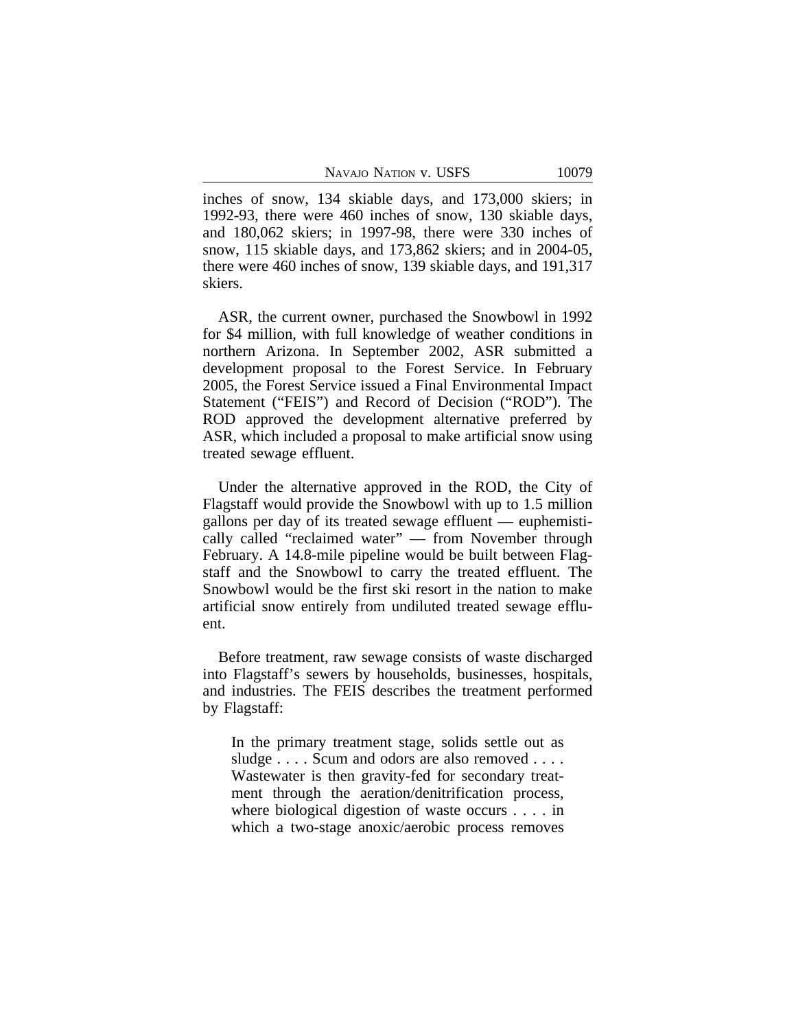inches of snow, 134 skiable days, and 173,000 skiers; in 1992-93, there were 460 inches of snow, 130 skiable days, and 180,062 skiers; in 1997-98, there were 330 inches of snow, 115 skiable days, and 173,862 skiers; and in 2004-05, there were 460 inches of snow, 139 skiable days, and 191,317 skiers.

ASR, the current owner, purchased the Snowbowl in 1992 for $4 million, with full knowledge of weather conditions in northern Arizona. In September 2002, ASR submitted a development proposal to the Forest Service. In February 2005, the Forest Service issued a Final Environmental Impact Statement ("FEIS") and Record of Decision ("ROD"). The ROD approved the development alternative preferred by ASR, which included a proposal to make artificial snow using treated sewage effluent.

Under the alternative approved in the ROD, the City of Flagstaff would provide the Snowbowl with up to 1.5 million gallons per day of its treated sewage effluent — euphemistically called "reclaimed water" — from November through February. A 14.8-mile pipeline would be built between Flagstaff and the Snowbowl to carry the treated effluent. The Snowbowl would be the first ski resort in the nation to make artificial snow entirely from undiluted treated sewage effluent.

Before treatment, raw sewage consists of waste discharged into Flagstaff's sewers by households, businesses, hospitals, and industries. The FEIS describes the treatment performed by Flagstaff:

> In the primary treatment stage, solids settle out as sludge . . . . Scum and odors are also removed . . . . Wastewater is then gravity-fed for secondary treatment through the aeration/denitrification process, where biological digestion of waste occurs . . . . in which a two-stage anoxic/aerobic process removes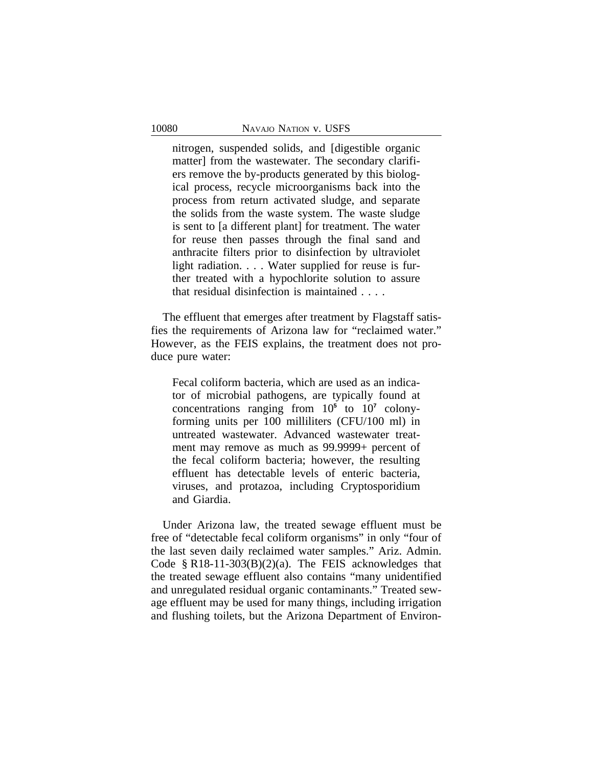> nitrogen, suspended solids, and [digestible organic matter] from the wastewater. The secondary clarifiers remove the by-products generated by this biological process, recycle microorganisms back into the process from return activated sludge, and separate the solids from the waste system. The waste sludge is sent to [a different plant] for treatment. The water for reuse then passes through the final sand and anthracite filters prior to disinfection by ultraviolet light radiation. . . . Water supplied for reuse is further treated with a hypochlorite solution to assure that residual disinfection is maintained . . . .

The effluent that emerges after treatment by Flagstaff satisfies the requirements of Arizona law for "reclaimed water." However, as the FEIS explains, the treatment does not produce pure water:

> Fecal coliform bacteria, which are used as an indicator of microbial pathogens, are typically found at concentrations ranging from $10^5$ to $10^7$ colony-forming units per 100 milliliters (CFU/100 ml) in untreated wastewater. Advanced wastewater treatment may remove as much as 99.9999+ percent of the fecal coliform bacteria; however, the resulting effluent has detectable levels of enteric bacteria, viruses, and protozoa, including Cryptosporidium and Giardia.

Under Arizona law, the treated sewage effluent must be free of "detectable fecal coliform organisms" in only "four of the last seven daily reclaimed water samples." Ariz. Admin. Code § R18-11-303(B)(2)(a). The FEIS acknowledges that the treated sewage effluent also contains "many unidentified and unregulated residual organic contaminants." Treated sewage effluent may be used for many things, including irrigation and flushing toilets, but the Arizona Department of Environ-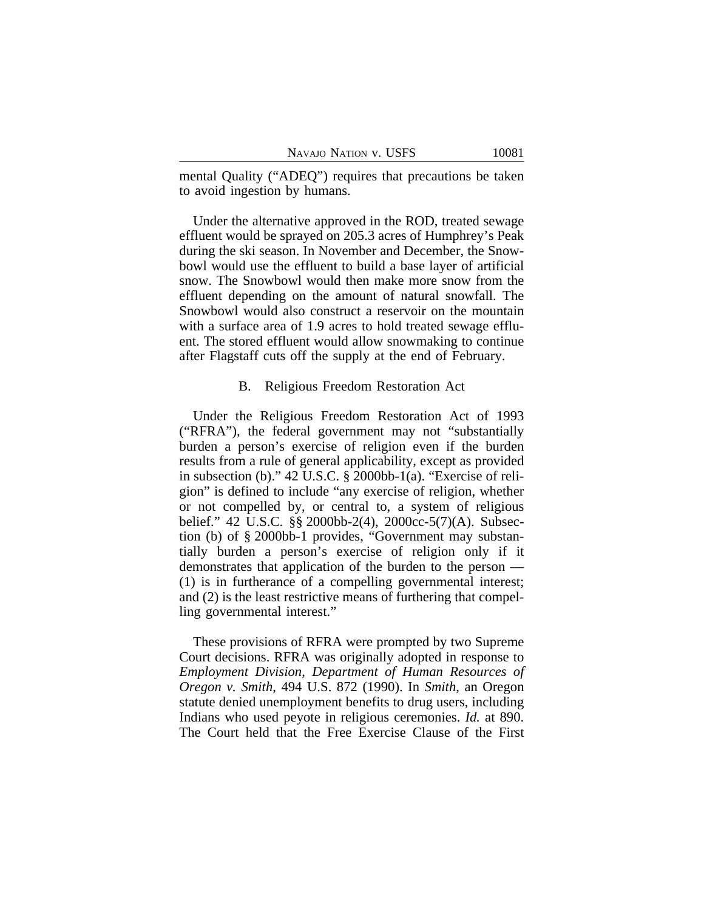mental Quality ("ADEQ") requires that precautions be taken to avoid ingestion by humans.

Under the alternative approved in the ROD, treated sewage effluent would be sprayed on 205.3 acres of Humphrey's Peak during the ski season. In November and December, the Snowbowl would use the effluent to build a base layer of artificial snow. The Snowbowl would then make more snow from the effluent depending on the amount of natural snowfall. The Snowbowl would also construct a reservoir on the mountain with a surface area of 1.9 acres to hold treated sewage effluent. The stored effluent would allow snowmaking to continue after Flagstaff cuts off the supply at the end of February.

### B. Religious Freedom Restoration Act

Under the Religious Freedom Restoration Act of 1993 ("RFRA"), the federal government may not "substantially burden a person's exercise of religion even if the burden results from a rule of general applicability, except as provided in subsection (b)." 42 U.S.C. § 2000bb-1(a). "Exercise of religion" is defined to include "any exercise of religion, whether or not compelled by, or central to, a system of religious belief." 42 U.S.C. §§ 2000bb-2(4), 2000cc-5(7)(A). Subsection (b) of § 2000bb-1 provides, "Government may substantially burden a person's exercise of religion only if it demonstrates that application of the burden to the person — (1) is in furtherance of a compelling governmental interest; and (2) is the least restrictive means of furthering that compelling governmental interest."

These provisions of RFRA were prompted by two Supreme Court decisions. RFRA was originally adopted in response to *Employment Division, Department of Human Resources of Oregon v. Smith*, 494 U.S. 872 (1990). In *Smith*, an Oregon statute denied unemployment benefits to drug users, including Indians who used peyote in religious ceremonies. *Id.* at 890. The Court held that the Free Exercise Clause of the First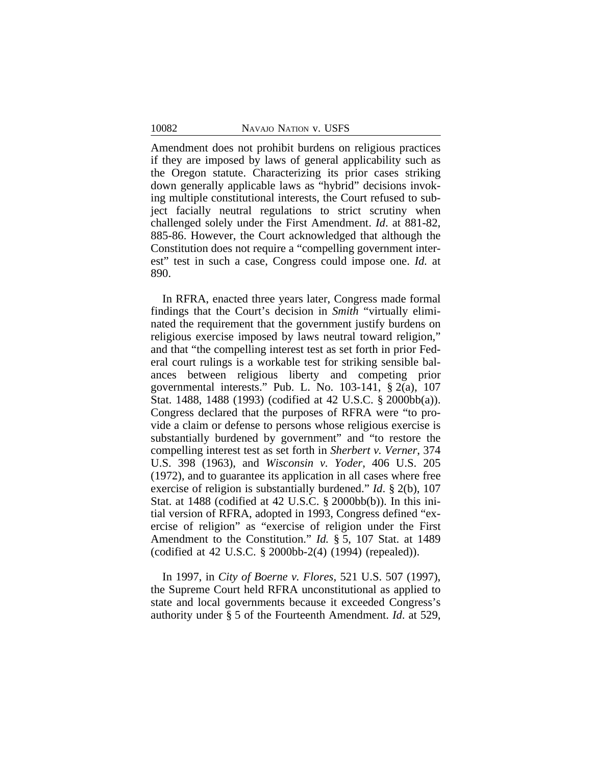Amendment does not prohibit burdens on religious practices if they are imposed by laws of general applicability such as the Oregon statute. Characterizing its prior cases striking down generally applicable laws as "hybrid" decisions invoking multiple constitutional interests, the Court refused to subject facially neutral regulations to strict scrutiny when challenged solely under the First Amendment. *Id*. at 881-82, 885-86. However, the Court acknowledged that although the Constitution does not require a "compelling government interest" test in such a case, Congress could impose one. *Id.* at 890.

In RFRA, enacted three years later, Congress made formal findings that the Court's decision in *Smith* "virtually eliminated the requirement that the government justify burdens on religious exercise imposed by laws neutral toward religion," and that "the compelling interest test as set forth in prior Federal court rulings is a workable test for striking sensible balances between religious liberty and competing prior governmental interests." Pub. L. No. 103-141, § 2(a), 107 Stat. 1488, 1488 (1993) (codified at 42 U.S.C. § 2000bb(a)). Congress declared that the purposes of RFRA were "to provide a claim or defense to persons whose religious exercise is substantially burdened by government" and "to restore the compelling interest test as set forth in *Sherbert v. Verner*, 374 U.S. 398 (1963), and *Wisconsin v. Yoder*, 406 U.S. 205 (1972), and to guarantee its application in all cases where free exercise of religion is substantially burdened." *Id*. § 2(b), 107 Stat. at 1488 (codified at 42 U.S.C. § 2000bb(b)). In this initial version of RFRA, adopted in 1993, Congress defined "exercise of religion" as "exercise of religion under the First Amendment to the Constitution." *Id.* § 5, 107 Stat. at 1489 (codified at 42 U.S.C. § 2000bb-2(4) (1994) (repealed)).

In 1997, in *City of Boerne v. Flores*, 521 U.S. 507 (1997), the Supreme Court held RFRA unconstitutional as applied to state and local governments because it exceeded Congress's authority under § 5 of the Fourteenth Amendment. *Id*. at 529,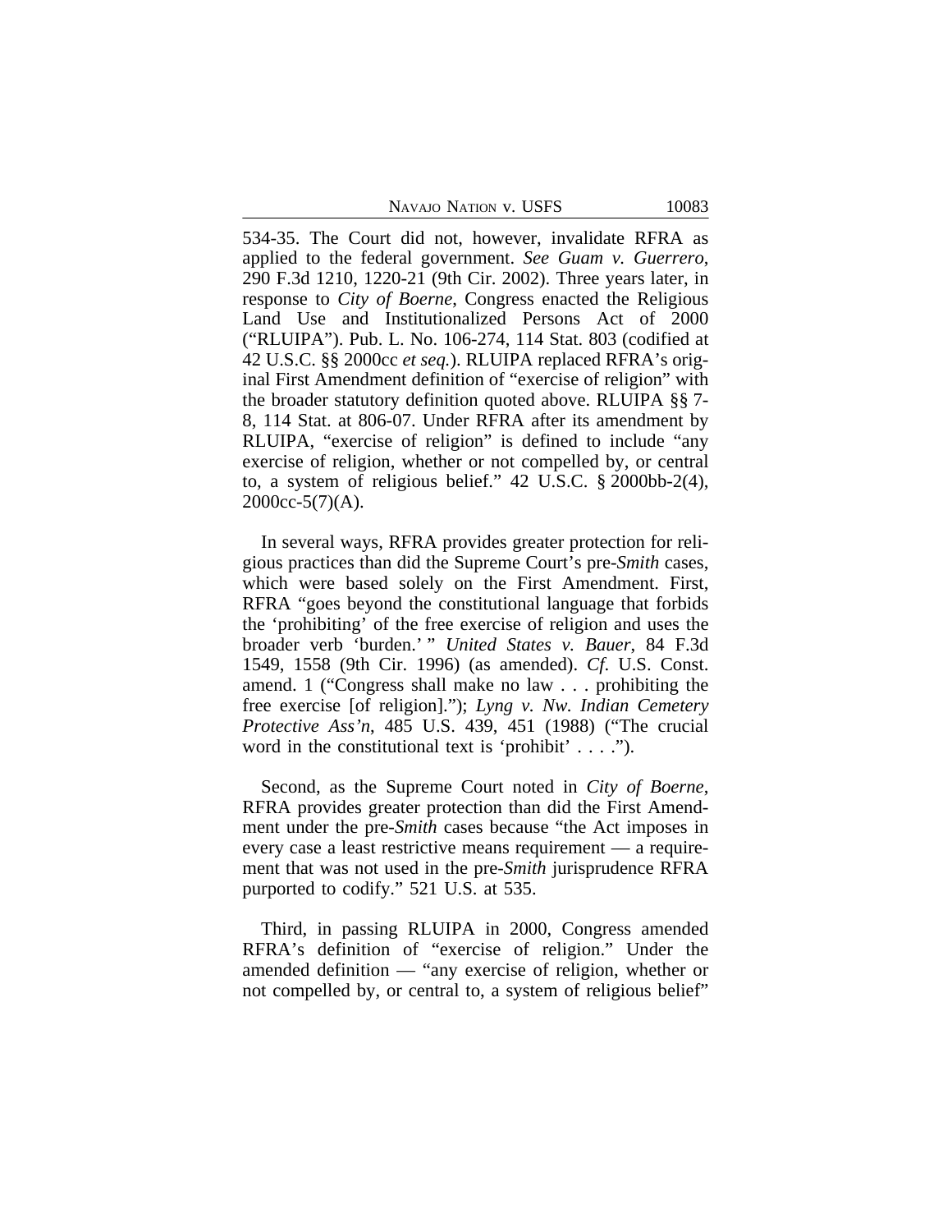534-35. The Court did not, however, invalidate RFRA as applied to the federal government. *See Guam v. Guerrero*, 290 F.3d 1210, 1220-21 (9th Cir. 2002). Three years later, in response to *City of Boerne*, Congress enacted the Religious Land Use and Institutionalized Persons Act of 2000 ("RLUIPA"). Pub. L. No. 106-274, 114 Stat. 803 (codified at 42 U.S.C. §§ 2000cc *et seq.*). RLUIPA replaced RFRA's original First Amendment definition of "exercise of religion" with the broader statutory definition quoted above. RLUIPA §§ 7-8, 114 Stat. at 806-07. Under RFRA after its amendment by RLUIPA, "exercise of religion" is defined to include "any exercise of religion, whether or not compelled by, or central to, a system of religious belief." 42 U.S.C. § 2000bb-2(4), 2000cc-5(7)(A).

In several ways, RFRA provides greater protection for religious practices than did the Supreme Court's pre-*Smith* cases, which were based solely on the First Amendment. First, RFRA "goes beyond the constitutional language that forbids the 'prohibiting' of the free exercise of religion and uses the broader verb 'burden.' " *United States v. Bauer*, 84 F.3d 1549, 1558 (9th Cir. 1996) (as amended). *Cf.* U.S. Const. amend. 1 ("Congress shall make no law . . . prohibiting the free exercise [of religion]."); *Lyng v. Nw. Indian Cemetery Protective Ass'n*, 485 U.S. 439, 451 (1988) ("The crucial word in the constitutional text is 'prohibit' . . . .").

Second, as the Supreme Court noted in *City of Boerne*, RFRA provides greater protection than did the First Amendment under the pre-*Smith* cases because "the Act imposes in every case a least restrictive means requirement — a requirement that was not used in the pre-*Smith* jurisprudence RFRA purported to codify." 521 U.S. at 535.

Third, in passing RLUIPA in 2000, Congress amended RFRA's definition of "exercise of religion." Under the amended definition — "any exercise of religion, whether or not compelled by, or central to, a system of religious belief"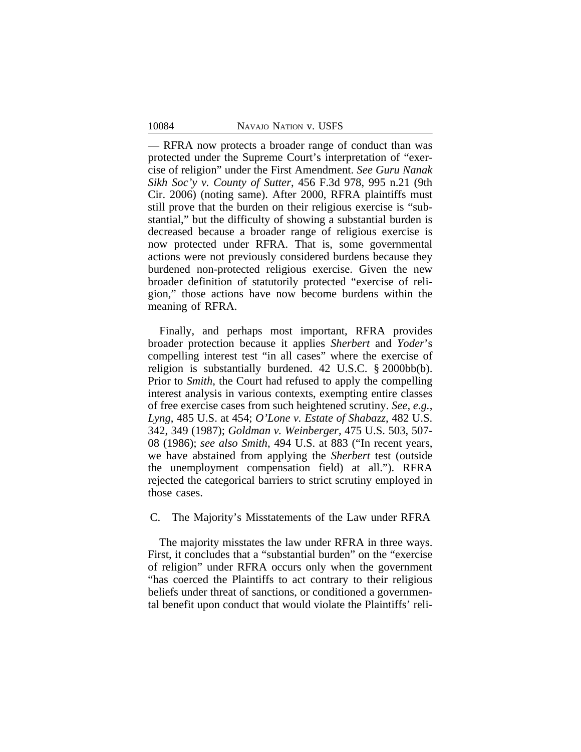— RFRA now protects a broader range of conduct than was protected under the Supreme Court's interpretation of "exercise of religion" under the First Amendment. *See Guru Nanak Sikh Soc'y v. County of Sutter*, 456 F.3d 978, 995 n.21 (9th Cir. 2006) (noting same). After 2000, RFRA plaintiffs must still prove that the burden on their religious exercise is "substantial," but the difficulty of showing a substantial burden is decreased because a broader range of religious exercise is now protected under RFRA. That is, some governmental actions were not previously considered burdens because they burdened non-protected religious exercise. Given the new broader definition of statutorily protected "exercise of religion," those actions have now become burdens within the meaning of RFRA.

Finally, and perhaps most important, RFRA provides broader protection because it applies *Sherbert* and *Yoder*'s compelling interest test "in all cases" where the exercise of religion is substantially burdened. 42 U.S.C. § 2000bb(b). Prior to *Smith*, the Court had refused to apply the compelling interest analysis in various contexts, exempting entire classes of free exercise cases from such heightened scrutiny. *See, e.g.*, *Lyng*, 485 U.S. at 454; *O'Lone v. Estate of Shabazz*, 482 U.S. 342, 349 (1987); *Goldman v. Weinberger*, 475 U.S. 503, 507-08 (1986); *see also Smith*, 494 U.S. at 883 ("In recent years, we have abstained from applying the *Sherbert* test (outside the unemployment compensation field) at all."). RFRA rejected the categorical barriers to strict scrutiny employed in those cases.

### C. The Majority's Misstatements of the Law under RFRA

The majority misstates the law under RFRA in three ways. First, it concludes that a "substantial burden" on the "exercise of religion" under RFRA occurs only when the government "has coerced the Plaintiffs to act contrary to their religious beliefs under threat of sanctions, or conditioned a governmental benefit upon conduct that would violate the Plaintiffs' reli-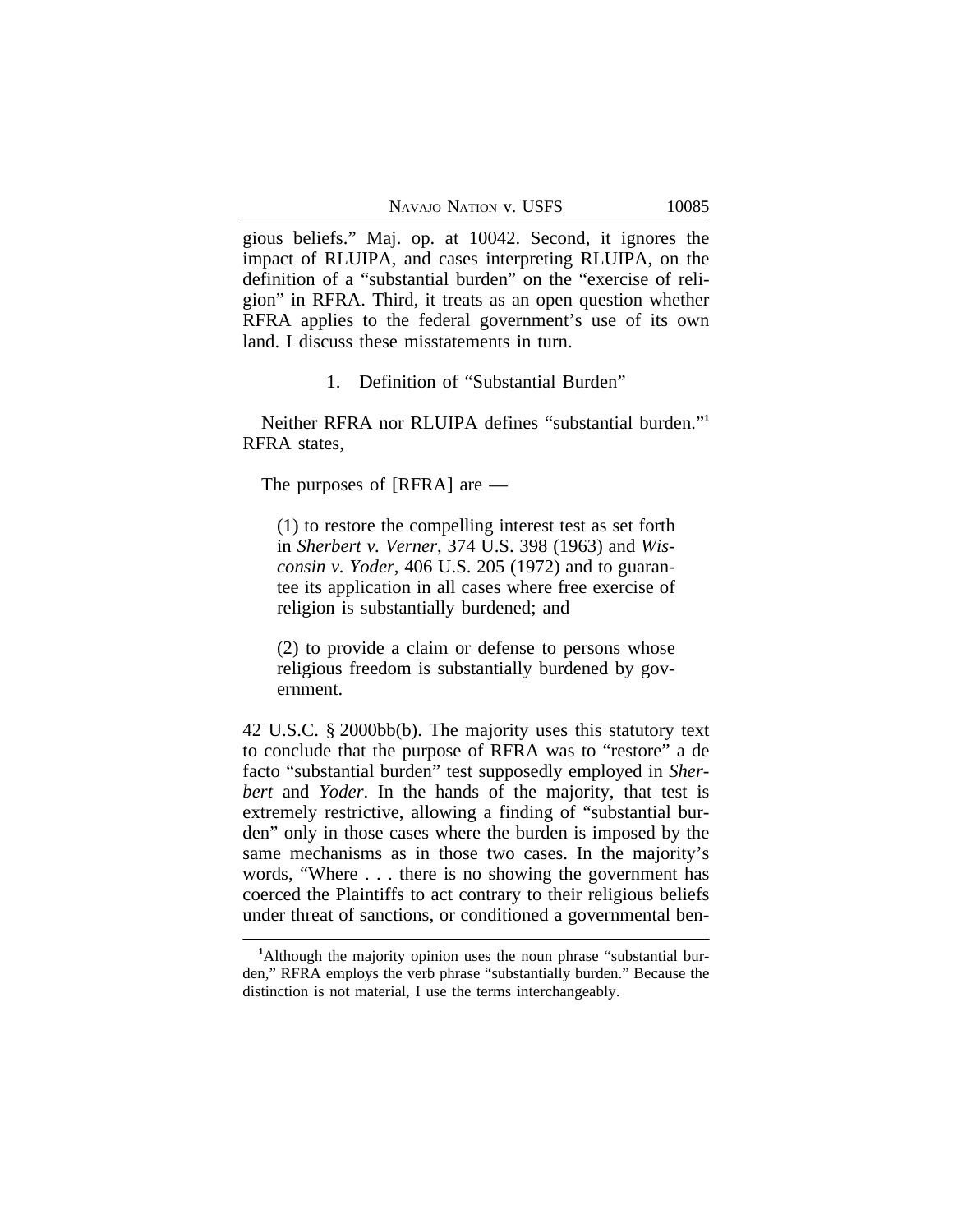gious beliefs." Maj. op. at 10042. Second, it ignores the impact of RLUIPA, and cases interpreting RLUIPA, on the definition of a "substantial burden" on the "exercise of religion" in RFRA. Third, it treats as an open question whether RFRA applies to the federal government's use of its own land. I discuss these misstatements in turn.

1. Definition of "Substantial Burden"

Neither RFRA nor RLUIPA defines "substantial burden."[1] RFRA states,

> The purposes of [RFRA] are —
>
> (1) to restore the compelling interest test as set forth in *Sherbert v. Verner*, 374 U.S. 398 (1963) and *Wisconsin v. Yoder*, 406 U.S. 205 (1972) and to guarantee its application in all cases where free exercise of religion is substantially burdened; and
>
> (2) to provide a claim or defense to persons whose religious freedom is substantially burdened by government.

42 U.S.C. § 2000bb(b). The majority uses this statutory text to conclude that the purpose of RFRA was to "restore" a de facto "substantial burden" test supposedly employed in *Sherbert* and *Yoder*. In the hands of the majority, that test is extremely restrictive, allowing a finding of "substantial burden" only in those cases where the burden is imposed by the same mechanisms as in those two cases. In the majority's words, "Where . . . there is no showing the government has coerced the Plaintiffs to act contrary to their religious beliefs under threat of sanctions, or conditioned a governmental ben-

[1] Although the majority opinion uses the noun phrase "substantial burden," RFRA employs the verb phrase "substantially burden." Because the distinction is not material, I use the terms interchangeably.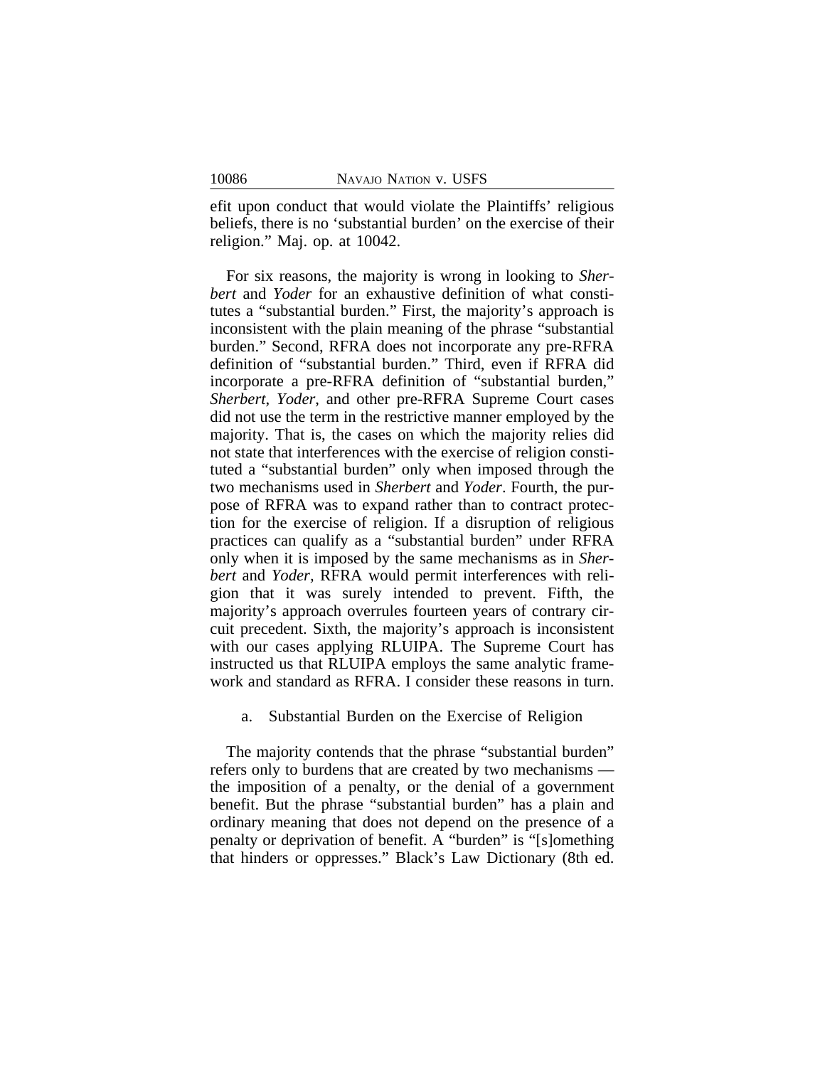efit upon conduct that would violate the Plaintiffs' religious beliefs, there is no 'substantial burden' on the exercise of their religion." Maj. op. at 10042.

For six reasons, the majority is wrong in looking to *Sherbert* and *Yoder* for an exhaustive definition of what constitutes a "substantial burden." First, the majority's approach is inconsistent with the plain meaning of the phrase "substantial burden." Second, RFRA does not incorporate any pre-RFRA definition of "substantial burden." Third, even if RFRA did incorporate a pre-RFRA definition of "substantial burden," *Sherbert*, *Yoder*, and other pre-RFRA Supreme Court cases did not use the term in the restrictive manner employed by the majority. That is, the cases on which the majority relies did not state that interferences with the exercise of religion constituted a "substantial burden" only when imposed through the two mechanisms used in *Sherbert* and *Yoder*. Fourth, the purpose of RFRA was to expand rather than to contract protection for the exercise of religion. If a disruption of religious practices can qualify as a "substantial burden" under RFRA only when it is imposed by the same mechanisms as in *Sherbert* and *Yoder,* RFRA would permit interferences with religion that it was surely intended to prevent. Fifth, the majority's approach overrules fourteen years of contrary circuit precedent. Sixth, the majority's approach is inconsistent with our cases applying RLUIPA. The Supreme Court has instructed us that RLUIPA employs the same analytic framework and standard as RFRA. I consider these reasons in turn.

a. Substantial Burden on the Exercise of Religion

The majority contends that the phrase "substantial burden" refers only to burdens that are created by two mechanisms — the imposition of a penalty, or the denial of a government benefit. But the phrase "substantial burden" has a plain and ordinary meaning that does not depend on the presence of a penalty or deprivation of benefit. A "burden" is "[s]omething that hinders or oppresses." Black's Law Dictionary (8th ed.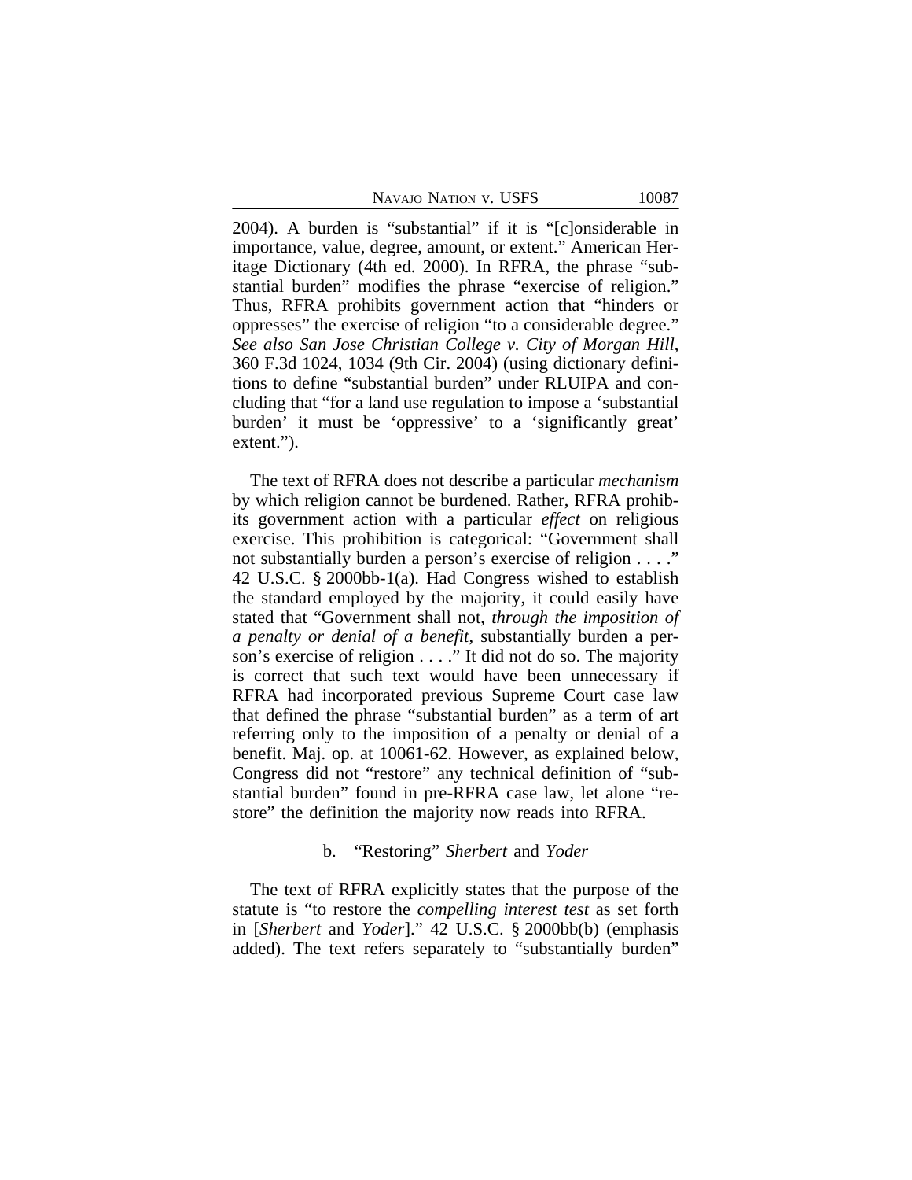2004). A burden is "substantial" if it is "[c]onsiderable in importance, value, degree, amount, or extent." American Heritage Dictionary (4th ed. 2000). In RFRA, the phrase "substantial burden" modifies the phrase "exercise of religion." Thus, RFRA prohibits government action that "hinders or oppresses" the exercise of religion "to a considerable degree." *See also San Jose Christian College v. City of Morgan Hill*, 360 F.3d 1024, 1034 (9th Cir. 2004) (using dictionary definitions to define "substantial burden" under RLUIPA and concluding that "for a land use regulation to impose a 'substantial burden' it must be 'oppressive' to a 'significantly great' extent.").

The text of RFRA does not describe a particular *mechanism* by which religion cannot be burdened. Rather, RFRA prohibits government action with a particular *effect* on religious exercise. This prohibition is categorical: "Government shall not substantially burden a person's exercise of religion . . . ." 42 U.S.C. § 2000bb-1(a). Had Congress wished to establish the standard employed by the majority, it could easily have stated that "Government shall not, *through the imposition of a penalty or denial of a benefit*, substantially burden a person's exercise of religion . . . ." It did not do so. The majority is correct that such text would have been unnecessary if RFRA had incorporated previous Supreme Court case law that defined the phrase "substantial burden" as a term of art referring only to the imposition of a penalty or denial of a benefit. Maj. op. at 10061-62. However, as explained below, Congress did not "restore" any technical definition of "substantial burden" found in pre-RFRA case law, let alone "restore" the definition the majority now reads into RFRA.

b. "Restoring" *Sherbert* and *Yoder*

The text of RFRA explicitly states that the purpose of the statute is "to restore the *compelling interest test* as set forth in [*Sherbert* and *Yoder*]." 42 U.S.C. § 2000bb(b) (emphasis added). The text refers separately to "substantially burden"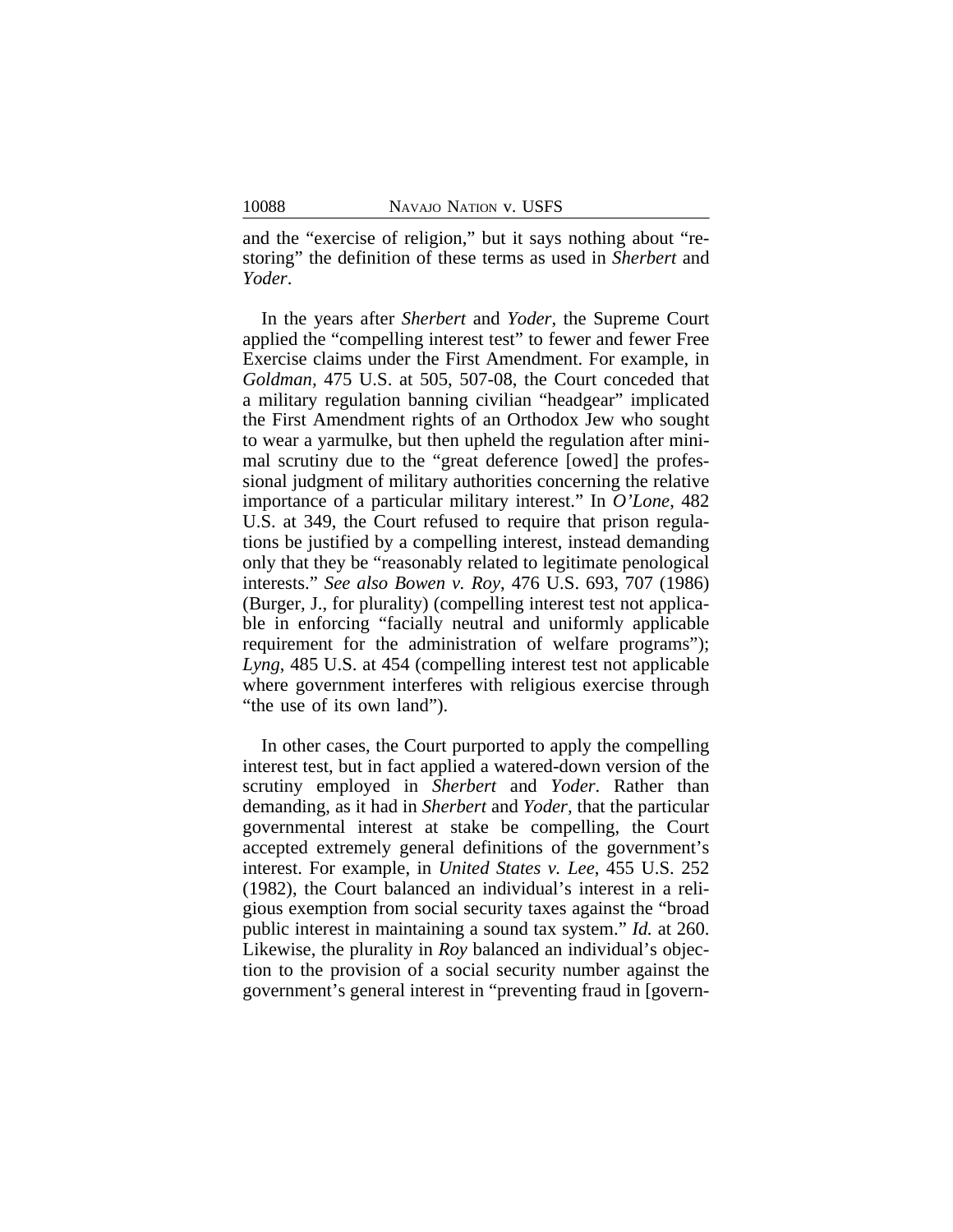and the "exercise of religion," but it says nothing about "restoring" the definition of these terms as used in *Sherbert* and *Yoder*.

In the years after *Sherbert* and *Yoder*, the Supreme Court applied the "compelling interest test" to fewer and fewer Free Exercise claims under the First Amendment. For example, in *Goldman,* 475 U.S. at 505, 507-08, the Court conceded that a military regulation banning civilian "headgear" implicated the First Amendment rights of an Orthodox Jew who sought to wear a yarmulke, but then upheld the regulation after minimal scrutiny due to the "great deference [owed] the professional judgment of military authorities concerning the relative importance of a particular military interest." In *O'Lone*, 482 U.S. at 349, the Court refused to require that prison regulations be justified by a compelling interest, instead demanding only that they be "reasonably related to legitimate penological interests." *See also Bowen v. Roy*, 476 U.S. 693, 707 (1986) (Burger, J., for plurality) (compelling interest test not applicable in enforcing "facially neutral and uniformly applicable requirement for the administration of welfare programs"); *Lyng*, 485 U.S. at 454 (compelling interest test not applicable where government interferes with religious exercise through "the use of its own land").

In other cases, the Court purported to apply the compelling interest test, but in fact applied a watered-down version of the scrutiny employed in *Sherbert* and *Yoder*. Rather than demanding, as it had in *Sherbert* and *Yoder,* that the particular governmental interest at stake be compelling, the Court accepted extremely general definitions of the government's interest. For example, in *United States v. Lee*, 455 U.S. 252 (1982), the Court balanced an individual's interest in a religious exemption from social security taxes against the "broad public interest in maintaining a sound tax system." *Id.* at 260. Likewise, the plurality in *Roy* balanced an individual's objection to the provision of a social security number against the government's general interest in "preventing fraud in [govern-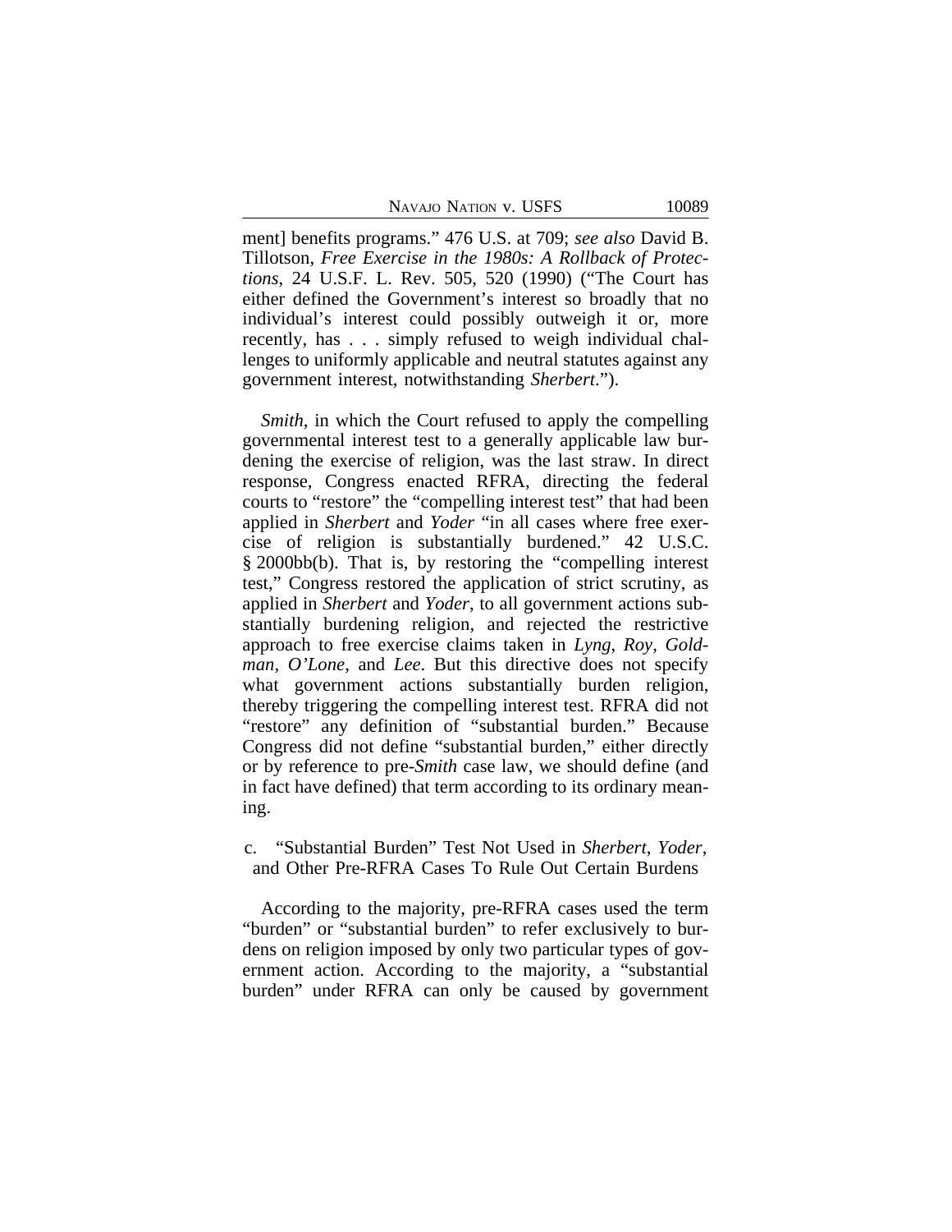ment] benefits programs." 476 U.S. at 709; *see also* David B. Tillotson, *Free Exercise in the 1980s: A Rollback of Protections*, 24 U.S.F. L. Rev. 505, 520 (1990) ("The Court has either defined the Government's interest so broadly that no individual's interest could possibly outweigh it or, more recently, has . . . simply refused to weigh individual challenges to uniformly applicable and neutral statutes against any government interest, notwithstanding *Sherbert*.").

*Smith*, in which the Court refused to apply the compelling governmental interest test to a generally applicable law burdening the exercise of religion, was the last straw. In direct response, Congress enacted RFRA, directing the federal courts to "restore" the "compelling interest test" that had been applied in *Sherbert* and *Yoder* "in all cases where free exercise of religion is substantially burdened." 42 U.S.C. § 2000bb(b). That is, by restoring the "compelling interest test," Congress restored the application of strict scrutiny, as applied in *Sherbert* and *Yoder*, to all government actions substantially burdening religion, and rejected the restrictive approach to free exercise claims taken in *Lyng*, *Roy*, *Goldman*, *O'Lone*, and *Lee*. But this directive does not specify what government actions substantially burden religion, thereby triggering the compelling interest test. RFRA did not "restore" any definition of "substantial burden." Because Congress did not define "substantial burden," either directly or by reference to pre-*Smith* case law, we should define (and in fact have defined) that term according to its ordinary meaning.

c. "Substantial Burden" Test Not Used in *Sherbert*, *Yoder*, and Other Pre-RFRA Cases To Rule Out Certain Burdens

According to the majority, pre-RFRA cases used the term "burden" or "substantial burden" to refer exclusively to burdens on religion imposed by only two particular types of government action. According to the majority, a "substantial burden" under RFRA can only be caused by government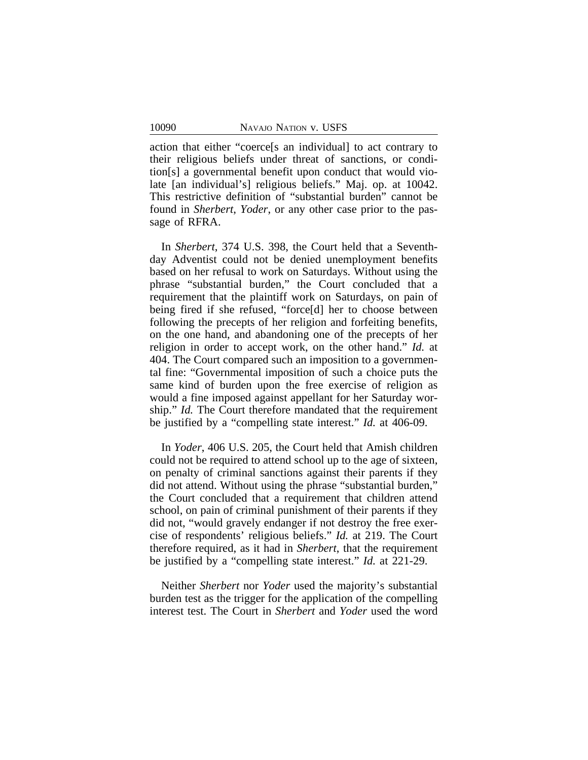action that either "coerce[s an individual] to act contrary to their religious beliefs under threat of sanctions, or condition[s] a governmental benefit upon conduct that would violate [an individual's] religious beliefs." Maj. op. at 10042. This restrictive definition of "substantial burden" cannot be found in *Sherbert*, *Yoder*, or any other case prior to the passage of RFRA.

In *Sherbert*, 374 U.S. 398, the Court held that a Seventh-day Adventist could not be denied unemployment benefits based on her refusal to work on Saturdays. Without using the phrase "substantial burden," the Court concluded that a requirement that the plaintiff work on Saturdays, on pain of being fired if she refused, "force[d] her to choose between following the precepts of her religion and forfeiting benefits, on the one hand, and abandoning one of the precepts of her religion in order to accept work, on the other hand." *Id.* at 404. The Court compared such an imposition to a governmental fine: "Governmental imposition of such a choice puts the same kind of burden upon the free exercise of religion as would a fine imposed against appellant for her Saturday worship." *Id.* The Court therefore mandated that the requirement be justified by a "compelling state interest." *Id.* at 406-09.

In *Yoder*, 406 U.S. 205, the Court held that Amish children could not be required to attend school up to the age of sixteen, on penalty of criminal sanctions against their parents if they did not attend. Without using the phrase "substantial burden," the Court concluded that a requirement that children attend school, on pain of criminal punishment of their parents if they did not, "would gravely endanger if not destroy the free exercise of respondents' religious beliefs." *Id.* at 219. The Court therefore required, as it had in *Sherbert*, that the requirement be justified by a "compelling state interest." *Id.* at 221-29.

Neither *Sherbert* nor *Yoder* used the majority's substantial burden test as the trigger for the application of the compelling interest test. The Court in *Sherbert* and *Yoder* used the word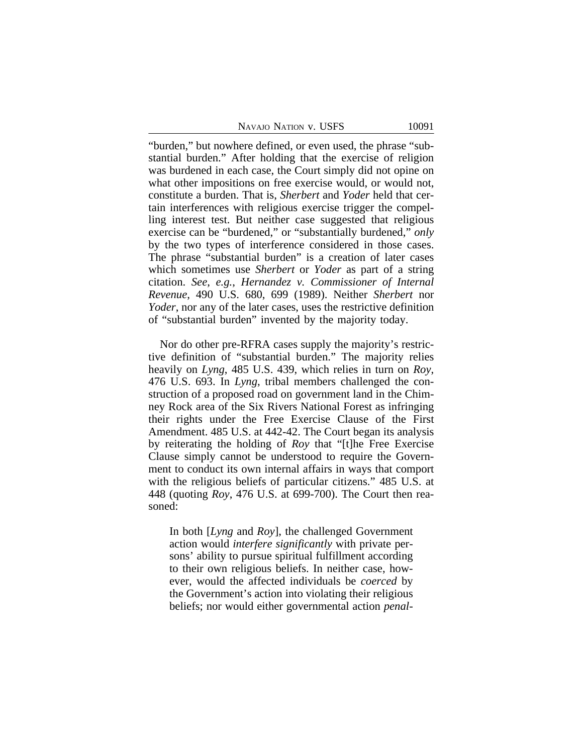"burden," but nowhere defined, or even used, the phrase "substantial burden." After holding that the exercise of religion was burdened in each case, the Court simply did not opine on what other impositions on free exercise would, or would not, constitute a burden. That is, *Sherbert* and *Yoder* held that certain interferences with religious exercise trigger the compelling interest test. But neither case suggested that religious exercise can be "burdened," or "substantially burdened," *only* by the two types of interference considered in those cases. The phrase "substantial burden" is a creation of later cases which sometimes use *Sherbert* or *Yoder* as part of a string citation. *See*, *e.g.*, *Hernandez v. Commissioner of Internal Revenue*, 490 U.S. 680, 699 (1989). Neither *Sherbert* nor *Yoder*, nor any of the later cases, uses the restrictive definition of "substantial burden" invented by the majority today.

Nor do other pre-RFRA cases supply the majority's restrictive definition of "substantial burden." The majority relies heavily on *Lyng*, 485 U.S. 439, which relies in turn on *Roy*, 476 U.S. 693. In *Lyng*, tribal members challenged the construction of a proposed road on government land in the Chimney Rock area of the Six Rivers National Forest as infringing their rights under the Free Exercise Clause of the First Amendment. 485 U.S. at 442-42. The Court began its analysis by reiterating the holding of *Roy* that "[t]he Free Exercise Clause simply cannot be understood to require the Government to conduct its own internal affairs in ways that comport with the religious beliefs of particular citizens." 485 U.S. at 448 (quoting *Roy*, 476 U.S. at 699-700). The Court then reasoned:

> In both [*Lyng* and *Roy*], the challenged Government action would *interfere significantly* with private persons' ability to pursue spiritual fulfillment according to their own religious beliefs. In neither case, however, would the affected individuals be *coerced* by the Government's action into violating their religious beliefs; nor would either governmental action *penal-*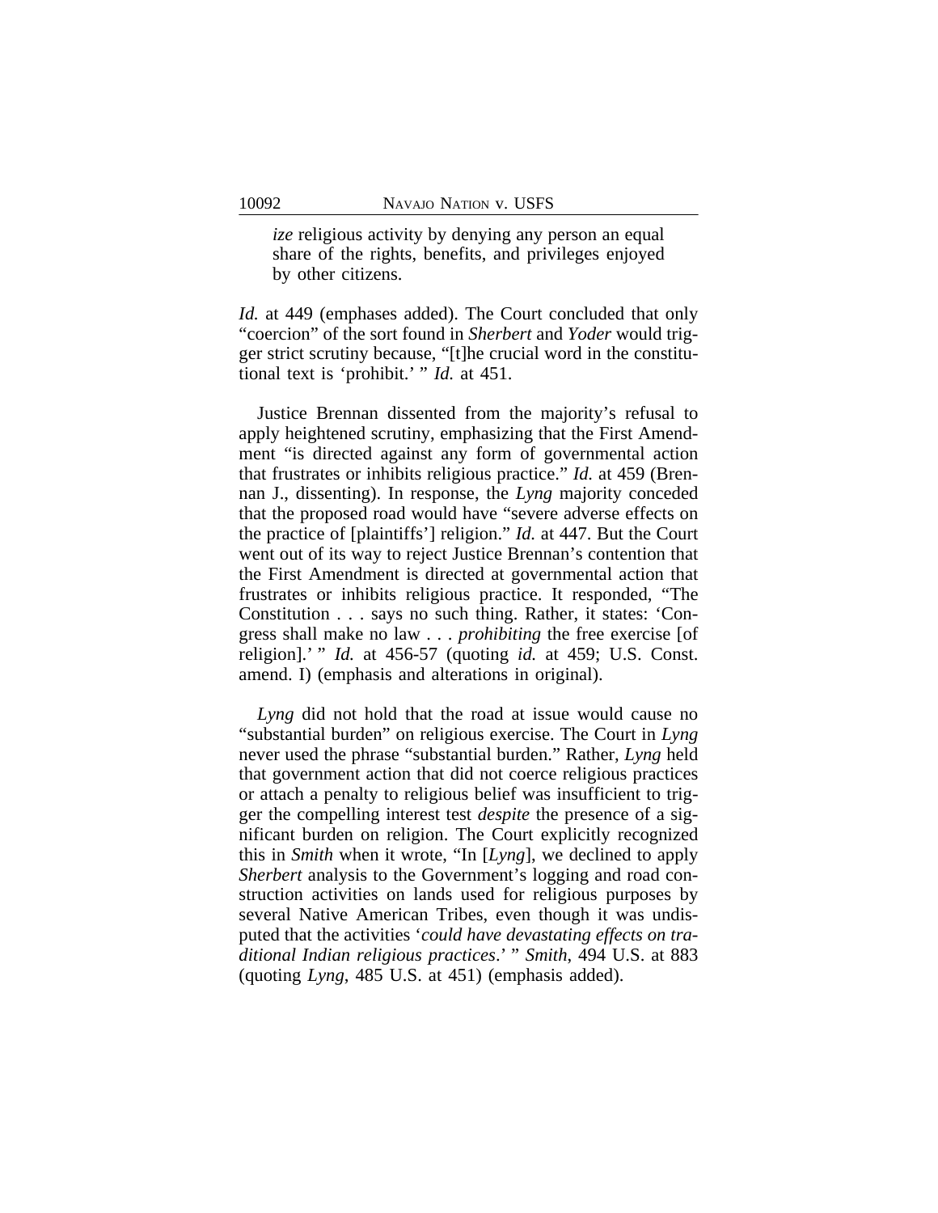> *ize* religious activity by denying any person an equal share of the rights, benefits, and privileges enjoyed by other citizens.

*Id.* at 449 (emphases added). The Court concluded that only "coercion" of the sort found in *Sherbert* and *Yoder* would trigger strict scrutiny because, "[t]he crucial word in the constitutional text is 'prohibit.' " *Id.* at 451.

Justice Brennan dissented from the majority's refusal to apply heightened scrutiny, emphasizing that the First Amendment "is directed against any form of governmental action that frustrates or inhibits religious practice." *Id.* at 459 (Brennan J., dissenting). In response, the *Lyng* majority conceded that the proposed road would have "severe adverse effects on the practice of [plaintiffs'] religion." *Id.* at 447. But the Court went out of its way to reject Justice Brennan's contention that the First Amendment is directed at governmental action that frustrates or inhibits religious practice. It responded, "The Constitution . . . says no such thing. Rather, it states: 'Congress shall make no law . . . *prohibiting* the free exercise [of religion].' " *Id.* at 456-57 (quoting *id.* at 459; U.S. Const. amend. I) (emphasis and alterations in original).

*Lyng* did not hold that the road at issue would cause no "substantial burden" on religious exercise. The Court in *Lyng* never used the phrase "substantial burden." Rather, *Lyng* held that government action that did not coerce religious practices or attach a penalty to religious belief was insufficient to trigger the compelling interest test *despite* the presence of a significant burden on religion. The Court explicitly recognized this in *Smith* when it wrote, "In [*Lyng*], we declined to apply *Sherbert* analysis to the Government's logging and road construction activities on lands used for religious purposes by several Native American Tribes, even though it was undisputed that the activities '*could have devastating effects on traditional Indian religious practices*.' " *Smith*, 494 U.S. at 883 (quoting *Lyng*, 485 U.S. at 451) (emphasis added).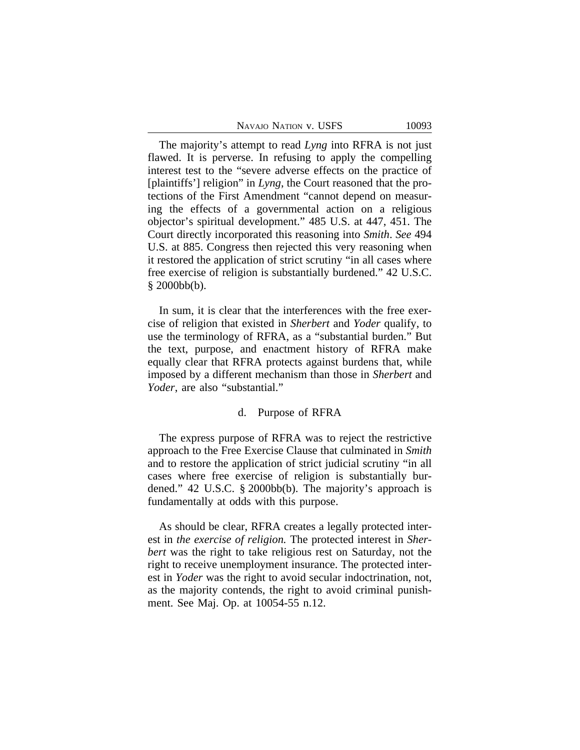The majority's attempt to read *Lyng* into RFRA is not just flawed. It is perverse. In refusing to apply the compelling interest test to the "severe adverse effects on the practice of [plaintiffs'] religion" in *Lyng*, the Court reasoned that the protections of the First Amendment "cannot depend on measuring the effects of a governmental action on a religious objector's spiritual development." 485 U.S. at 447, 451. The Court directly incorporated this reasoning into *Smith*. *See* 494 U.S. at 885. Congress then rejected this very reasoning when it restored the application of strict scrutiny "in all cases where free exercise of religion is substantially burdened." 42 U.S.C. § 2000bb(b).

In sum, it is clear that the interferences with the free exercise of religion that existed in *Sherbert* and *Yoder* qualify, to use the terminology of RFRA, as a "substantial burden." But the text, purpose, and enactment history of RFRA make equally clear that RFRA protects against burdens that, while imposed by a different mechanism than those in *Sherbert* and *Yoder*, are also "substantial."

#### d. Purpose of RFRA

The express purpose of RFRA was to reject the restrictive approach to the Free Exercise Clause that culminated in *Smith* and to restore the application of strict judicial scrutiny "in all cases where free exercise of religion is substantially burdened." 42 U.S.C. § 2000bb(b). The majority's approach is fundamentally at odds with this purpose.

As should be clear, RFRA creates a legally protected interest in *the exercise of religion.* The protected interest in *Sherbert* was the right to take religious rest on Saturday, not the right to receive unemployment insurance. The protected interest in *Yoder* was the right to avoid secular indoctrination, not, as the majority contends, the right to avoid criminal punishment. See Maj. Op. at 10054-55 n.12.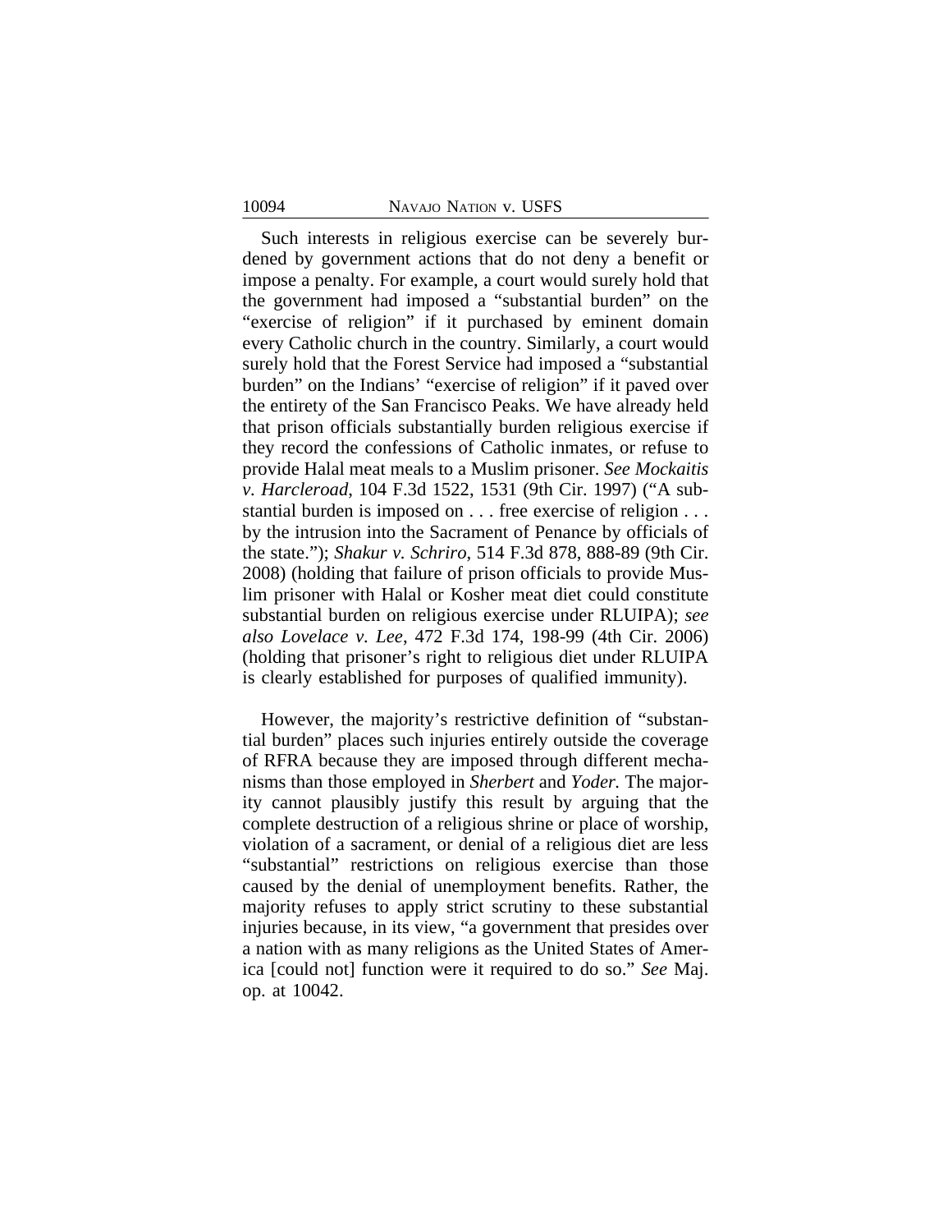Such interests in religious exercise can be severely burdened by government actions that do not deny a benefit or impose a penalty. For example, a court would surely hold that the government had imposed a "substantial burden" on the "exercise of religion" if it purchased by eminent domain every Catholic church in the country. Similarly, a court would surely hold that the Forest Service had imposed a "substantial burden" on the Indians' "exercise of religion" if it paved over the entirety of the San Francisco Peaks. We have already held that prison officials substantially burden religious exercise if they record the confessions of Catholic inmates, or refuse to provide Halal meat meals to a Muslim prisoner. *See Mockaitis v. Harcleroad*, 104 F.3d 1522, 1531 (9th Cir. 1997) ("A substantial burden is imposed on . . . free exercise of religion . . . by the intrusion into the Sacrament of Penance by officials of the state."); *Shakur v. Schriro*, 514 F.3d 878, 888-89 (9th Cir. 2008) (holding that failure of prison officials to provide Muslim prisoner with Halal or Kosher meat diet could constitute substantial burden on religious exercise under RLUIPA); *see also Lovelace v. Lee*, 472 F.3d 174, 198-99 (4th Cir. 2006) (holding that prisoner's right to religious diet under RLUIPA is clearly established for purposes of qualified immunity).

However, the majority's restrictive definition of "substantial burden" places such injuries entirely outside the coverage of RFRA because they are imposed through different mechanisms than those employed in *Sherbert* and *Yoder.* The majority cannot plausibly justify this result by arguing that the complete destruction of a religious shrine or place of worship, violation of a sacrament, or denial of a religious diet are less "substantial" restrictions on religious exercise than those caused by the denial of unemployment benefits. Rather, the majority refuses to apply strict scrutiny to these substantial injuries because, in its view, "a government that presides over a nation with as many religions as the United States of America [could not] function were it required to do so." *See* Maj. op. at 10042.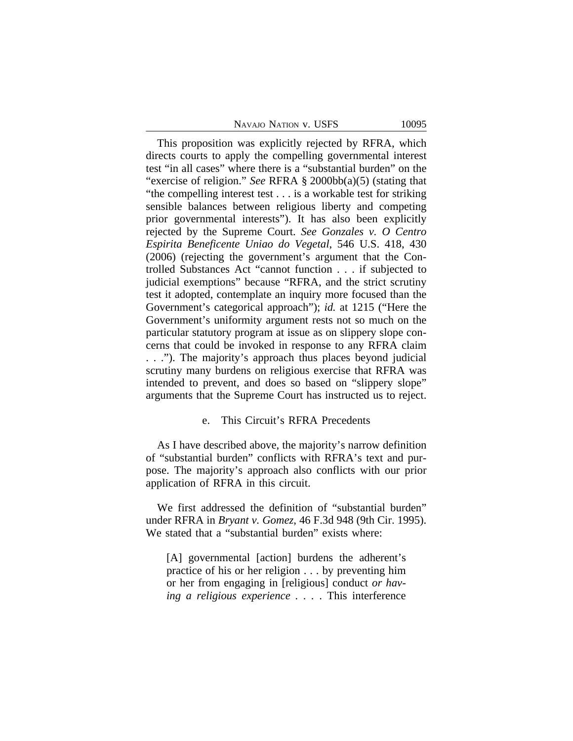This proposition was explicitly rejected by RFRA, which directs courts to apply the compelling governmental interest test "in all cases" where there is a "substantial burden" on the "exercise of religion." *See* RFRA § 2000bb(a)(5) (stating that "the compelling interest test . . . is a workable test for striking sensible balances between religious liberty and competing prior governmental interests"). It has also been explicitly rejected by the Supreme Court. *See Gonzales v. O Centro Espirita Beneficente Uniao do Vegetal*, 546 U.S. 418, 430 (2006) (rejecting the government's argument that the Controlled Substances Act "cannot function . . . if subjected to judicial exemptions" because "RFRA, and the strict scrutiny test it adopted, contemplate an inquiry more focused than the Government's categorical approach"); *id.* at 1215 ("Here the Government's uniformity argument rests not so much on the particular statutory program at issue as on slippery slope concerns that could be invoked in response to any RFRA claim . . ."). The majority's approach thus places beyond judicial scrutiny many burdens on religious exercise that RFRA was intended to prevent, and does so based on "slippery slope" arguments that the Supreme Court has instructed us to reject.

e. This Circuit's RFRA Precedents

As I have described above, the majority's narrow definition of "substantial burden" conflicts with RFRA's text and purpose. The majority's approach also conflicts with our prior application of RFRA in this circuit.

We first addressed the definition of "substantial burden" under RFRA in *Bryant v. Gomez*, 46 F.3d 948 (9th Cir. 1995). We stated that a "substantial burden" exists where:

> [A] governmental [action] burdens the adherent's practice of his or her religion . . . by preventing him or her from engaging in [religious] conduct *or having a religious experience* . . . . This interference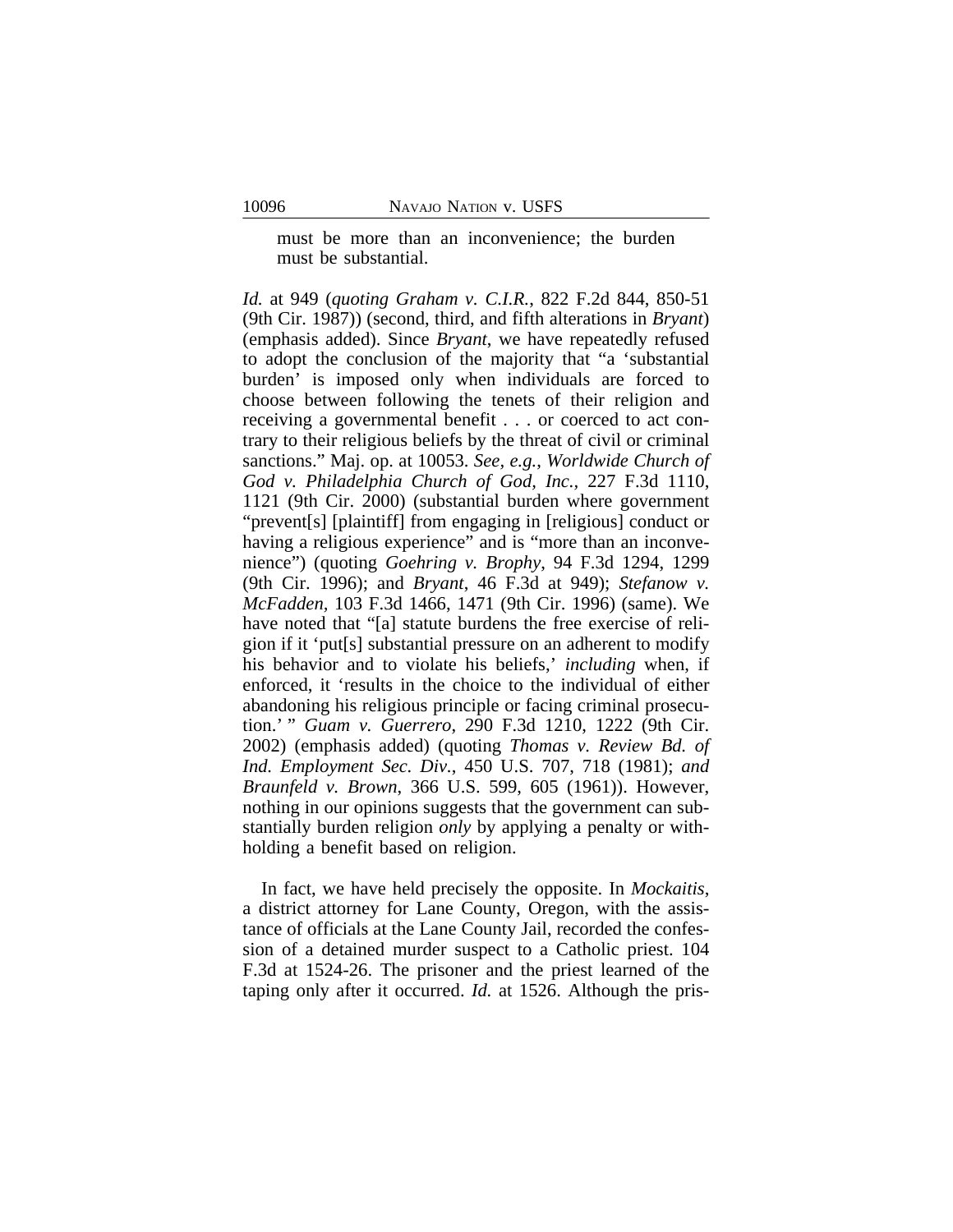> must be more than an inconvenience; the burden must be substantial.

*Id.* at 949 (*quoting Graham v. C.I.R.*, 822 F.2d 844, 850-51 (9th Cir. 1987)) (second, third, and fifth alterations in *Bryant*) (emphasis added). Since *Bryant*, we have repeatedly refused to adopt the conclusion of the majority that "a 'substantial burden' is imposed only when individuals are forced to choose between following the tenets of their religion and receiving a governmental benefit . . . or coerced to act contrary to their religious beliefs by the threat of civil or criminal sanctions." Maj. op. at 10053. *See, e.g.*, *Worldwide Church of God v. Philadelphia Church of God, Inc.*, 227 F.3d 1110, 1121 (9th Cir. 2000) (substantial burden where government "prevent[s] [plaintiff] from engaging in [religious] conduct or having a religious experience" and is "more than an inconvenience") (quoting *Goehring v. Brophy*, 94 F.3d 1294, 1299 (9th Cir. 1996); and *Bryant*, 46 F.3d at 949); *Stefanow v. McFadden*, 103 F.3d 1466, 1471 (9th Cir. 1996) (same). We have noted that "[a] statute burdens the free exercise of religion if it 'put[s] substantial pressure on an adherent to modify his behavior and to violate his beliefs,' *including* when, if enforced, it 'results in the choice to the individual of either abandoning his religious principle or facing criminal prosecution.' " *Guam v. Guerrero*, 290 F.3d 1210, 1222 (9th Cir. 2002) (emphasis added) (quoting *Thomas v. Review Bd. of Ind. Employment Sec. Div.*, 450 U.S. 707, 718 (1981); *and Braunfeld v. Brown*, 366 U.S. 599, 605 (1961)). However, nothing in our opinions suggests that the government can substantially burden religion *only* by applying a penalty or withholding a benefit based on religion.

In fact, we have held precisely the opposite. In *Mockaitis*, a district attorney for Lane County, Oregon, with the assistance of officials at the Lane County Jail, recorded the confession of a detained murder suspect to a Catholic priest. 104 F.3d at 1524-26. The prisoner and the priest learned of the taping only after it occurred. *Id.* at 1526. Although the pris-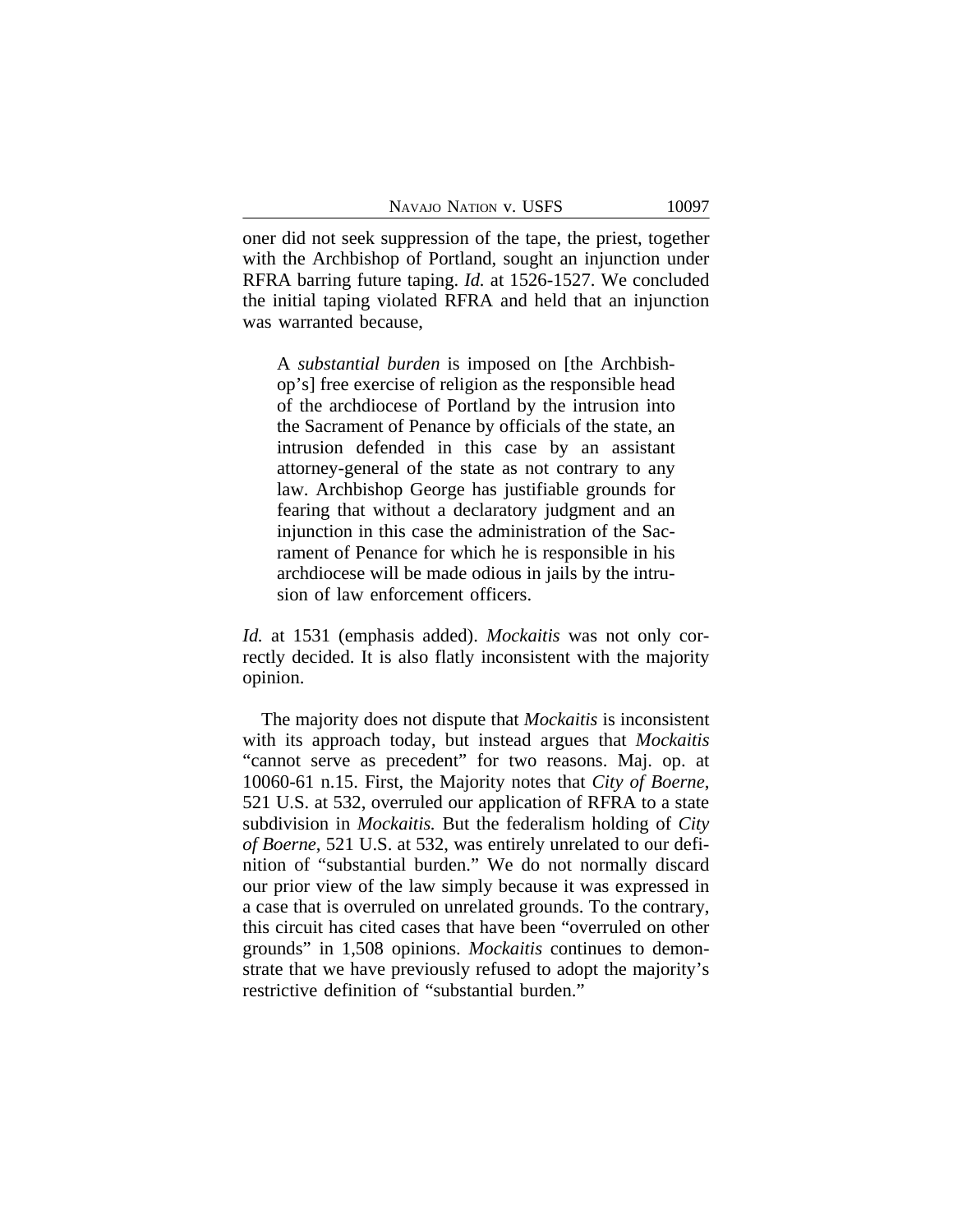oner did not seek suppression of the tape, the priest, together with the Archbishop of Portland, sought an injunction under RFRA barring future taping. *Id.* at 1526-1527. We concluded the initial taping violated RFRA and held that an injunction was warranted because,

> A *substantial burden* is imposed on [the Archbishop's] free exercise of religion as the responsible head of the archdiocese of Portland by the intrusion into the Sacrament of Penance by officials of the state, an intrusion defended in this case by an assistant attorney-general of the state as not contrary to any law. Archbishop George has justifiable grounds for fearing that without a declaratory judgment and an injunction in this case the administration of the Sacrament of Penance for which he is responsible in his archdiocese will be made odious in jails by the intrusion of law enforcement officers.

*Id.* at 1531 (emphasis added). *Mockaitis* was not only correctly decided. It is also flatly inconsistent with the majority opinion.

The majority does not dispute that *Mockaitis* is inconsistent with its approach today, but instead argues that *Mockaitis* "cannot serve as precedent" for two reasons. Maj. op. at 10060-61 n.15. First, the Majority notes that *City of Boerne*, 521 U.S. at 532, overruled our application of RFRA to a state subdivision in *Mockaitis.* But the federalism holding of *City of Boerne*, 521 U.S. at 532, was entirely unrelated to our definition of "substantial burden." We do not normally discard our prior view of the law simply because it was expressed in a case that is overruled on unrelated grounds. To the contrary, this circuit has cited cases that have been "overruled on other grounds" in 1,508 opinions. *Mockaitis* continues to demonstrate that we have previously refused to adopt the majority's restrictive definition of "substantial burden."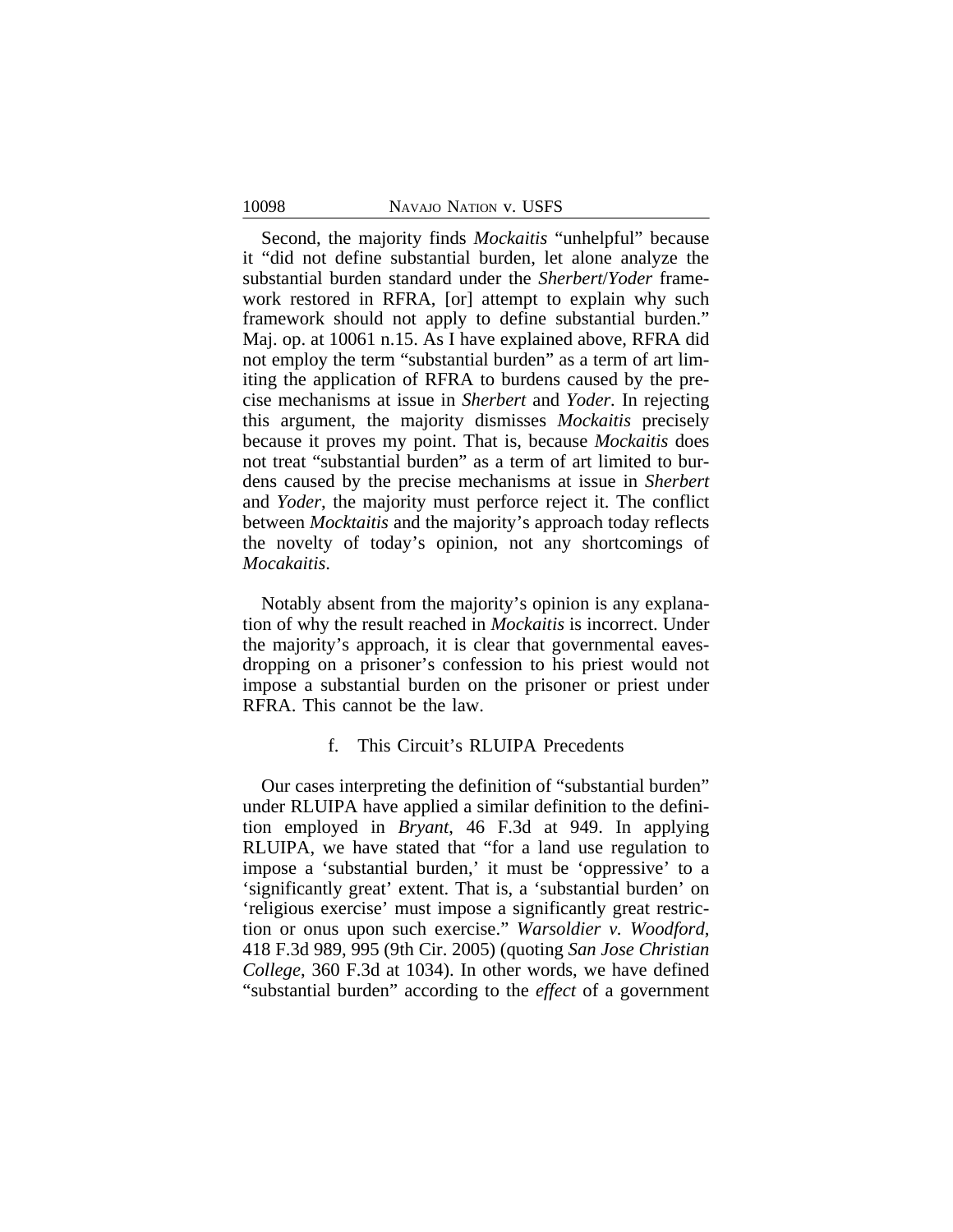Second, the majority finds *Mockaitis* "unhelpful" because it "did not define substantial burden, let alone analyze the substantial burden standard under the *Sherbert*/*Yoder* framework restored in RFRA, [or] attempt to explain why such framework should not apply to define substantial burden." Maj. op. at 10061 n.15. As I have explained above, RFRA did not employ the term "substantial burden" as a term of art limiting the application of RFRA to burdens caused by the precise mechanisms at issue in *Sherbert* and *Yoder*. In rejecting this argument, the majority dismisses *Mockaitis* precisely because it proves my point. That is, because *Mockaitis* does not treat "substantial burden" as a term of art limited to burdens caused by the precise mechanisms at issue in *Sherbert* and *Yoder*, the majority must perforce reject it. The conflict between *Mocktaitis* and the majority's approach today reflects the novelty of today's opinion, not any shortcomings of *Mocakaitis*.

Notably absent from the majority's opinion is any explanation of why the result reached in *Mockaitis* is incorrect. Under the majority's approach, it is clear that governmental eavesdropping on a prisoner's confession to his priest would not impose a substantial burden on the prisoner or priest under RFRA. This cannot be the law.

f. This Circuit's RLUIPA Precedents

Our cases interpreting the definition of "substantial burden" under RLUIPA have applied a similar definition to the definition employed in *Bryant*, 46 F.3d at 949. In applying RLUIPA, we have stated that "for a land use regulation to impose a 'substantial burden,' it must be 'oppressive' to a 'significantly great' extent. That is, a 'substantial burden' on 'religious exercise' must impose a significantly great restriction or onus upon such exercise." *Warsoldier v. Woodford*, 418 F.3d 989, 995 (9th Cir. 2005) (quoting *San Jose Christian College*, 360 F.3d at 1034). In other words, we have defined "substantial burden" according to the *effect* of a government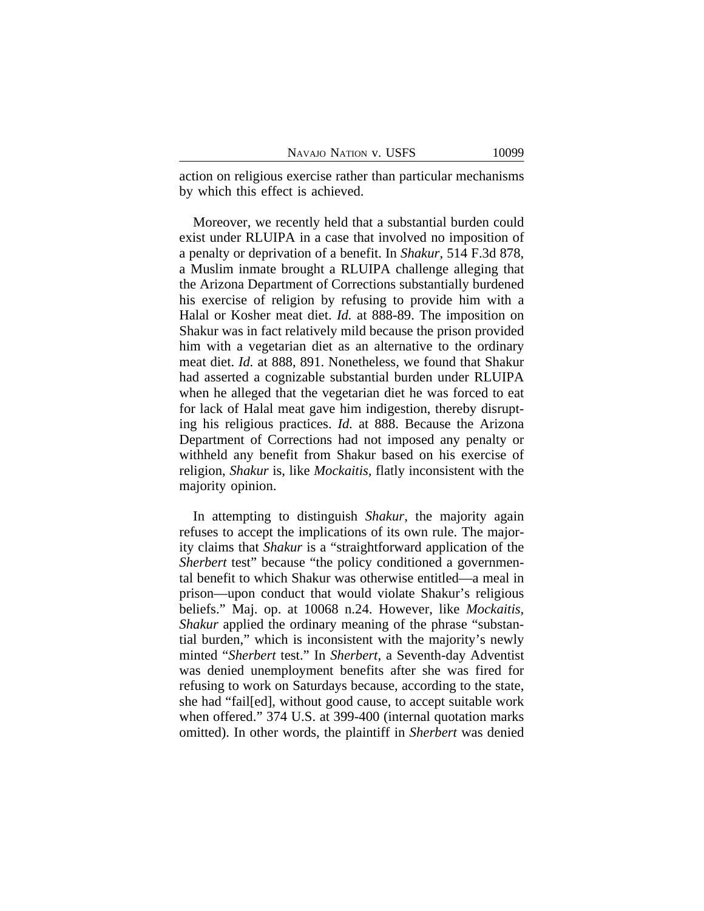action on religious exercise rather than particular mechanisms by which this effect is achieved.

Moreover, we recently held that a substantial burden could exist under RLUIPA in a case that involved no imposition of a penalty or deprivation of a benefit. In *Shakur*, 514 F.3d 878, a Muslim inmate brought a RLUIPA challenge alleging that the Arizona Department of Corrections substantially burdened his exercise of religion by refusing to provide him with a Halal or Kosher meat diet. *Id.* at 888-89. The imposition on Shakur was in fact relatively mild because the prison provided him with a vegetarian diet as an alternative to the ordinary meat diet. *Id.* at 888, 891. Nonetheless, we found that Shakur had asserted a cognizable substantial burden under RLUIPA when he alleged that the vegetarian diet he was forced to eat for lack of Halal meat gave him indigestion, thereby disrupting his religious practices. *Id.* at 888. Because the Arizona Department of Corrections had not imposed any penalty or withheld any benefit from Shakur based on his exercise of religion, *Shakur* is, like *Mockaitis*, flatly inconsistent with the majority opinion.

In attempting to distinguish *Shakur*, the majority again refuses to accept the implications of its own rule. The majority claims that *Shakur* is a "straightforward application of the *Sherbert* test" because "the policy conditioned a governmental benefit to which Shakur was otherwise entitled—a meal in prison—upon conduct that would violate Shakur's religious beliefs." Maj. op. at 10068 n.24. However, like *Mockaitis*, *Shakur* applied the ordinary meaning of the phrase "substantial burden," which is inconsistent with the majority's newly minted "*Sherbert* test." In *Sherbert*, a Seventh-day Adventist was denied unemployment benefits after she was fired for refusing to work on Saturdays because, according to the state, she had "fail[ed], without good cause, to accept suitable work when offered." 374 U.S. at 399-400 (internal quotation marks omitted). In other words, the plaintiff in *Sherbert* was denied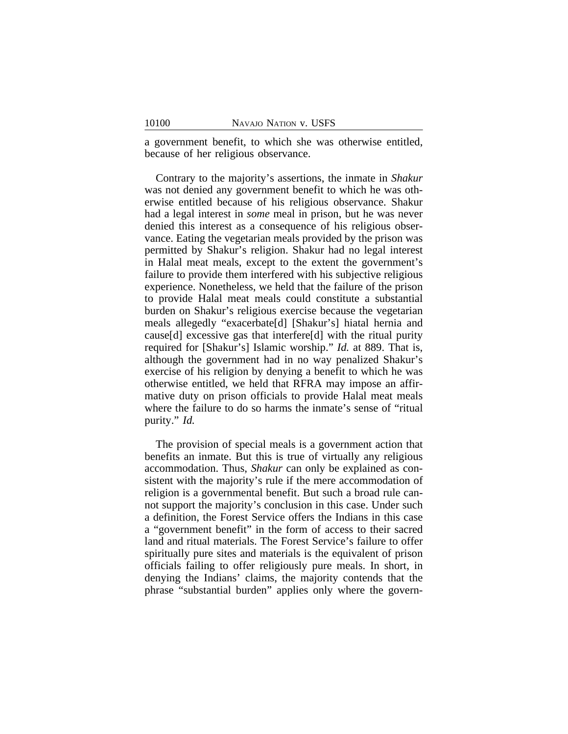a government benefit, to which she was otherwise entitled, because of her religious observance.

Contrary to the majority's assertions, the inmate in *Shakur* was not denied any government benefit to which he was otherwise entitled because of his religious observance. Shakur had a legal interest in *some* meal in prison, but he was never denied this interest as a consequence of his religious observance. Eating the vegetarian meals provided by the prison was permitted by Shakur's religion. Shakur had no legal interest in Halal meat meals, except to the extent the government's failure to provide them interfered with his subjective religious experience. Nonetheless, we held that the failure of the prison to provide Halal meat meals could constitute a substantial burden on Shakur's religious exercise because the vegetarian meals allegedly "exacerbate[d] [Shakur's] hiatal hernia and cause[d] excessive gas that interfere[d] with the ritual purity required for [Shakur's] Islamic worship." *Id.* at 889. That is, although the government had in no way penalized Shakur's exercise of his religion by denying a benefit to which he was otherwise entitled, we held that RFRA may impose an affirmative duty on prison officials to provide Halal meat meals where the failure to do so harms the inmate's sense of "ritual purity." *Id.*

The provision of special meals is a government action that benefits an inmate. But this is true of virtually any religious accommodation. Thus, *Shakur* can only be explained as consistent with the majority's rule if the mere accommodation of religion is a governmental benefit. But such a broad rule cannot support the majority's conclusion in this case. Under such a definition, the Forest Service offers the Indians in this case a "government benefit" in the form of access to their sacred land and ritual materials. The Forest Service's failure to offer spiritually pure sites and materials is the equivalent of prison officials failing to offer religiously pure meals. In short, in denying the Indians' claims, the majority contends that the phrase "substantial burden" applies only where the govern-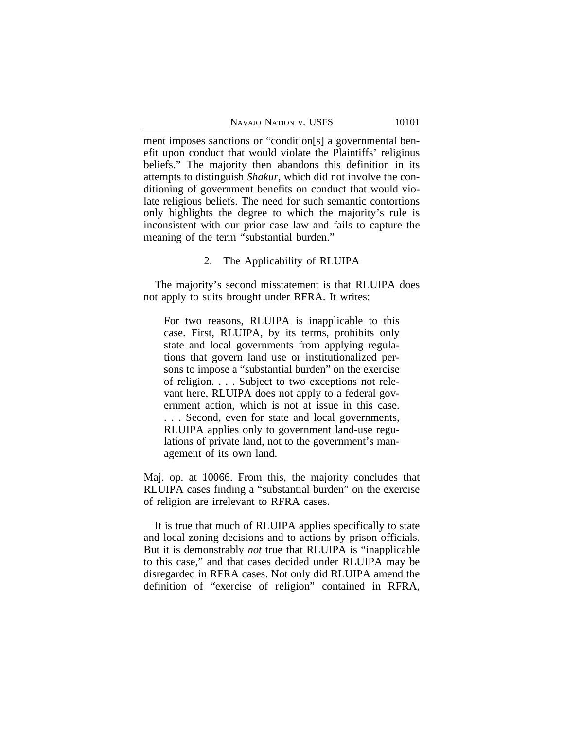ment imposes sanctions or "condition[s] a governmental benefit upon conduct that would violate the Plaintiffs' religious beliefs." The majority then abandons this definition in its attempts to distinguish *Shakur*, which did not involve the conditioning of government benefits on conduct that would violate religious beliefs. The need for such semantic contortions only highlights the degree to which the majority's rule is inconsistent with our prior case law and fails to capture the meaning of the term "substantial burden."

### 2. The Applicability of RLUIPA

The majority's second misstatement is that RLUIPA does not apply to suits brought under RFRA. It writes:

> For two reasons, RLUIPA is inapplicable to this case. First, RLUIPA, by its terms, prohibits only state and local governments from applying regulations that govern land use or institutionalized persons to impose a "substantial burden" on the exercise of religion. . . . Subject to two exceptions not relevant here, RLUIPA does not apply to a federal government action, which is not at issue in this case. . . . Second, even for state and local governments, RLUIPA applies only to government land-use regulations of private land, not to the government's management of its own land.

Maj. op. at 10066. From this, the majority concludes that RLUIPA cases finding a "substantial burden" on the exercise of religion are irrelevant to RFRA cases.

It is true that much of RLUIPA applies specifically to state and local zoning decisions and to actions by prison officials. But it is demonstrably *not* true that RLUIPA is "inapplicable to this case," and that cases decided under RLUIPA may be disregarded in RFRA cases. Not only did RLUIPA amend the definition of "exercise of religion" contained in RFRA,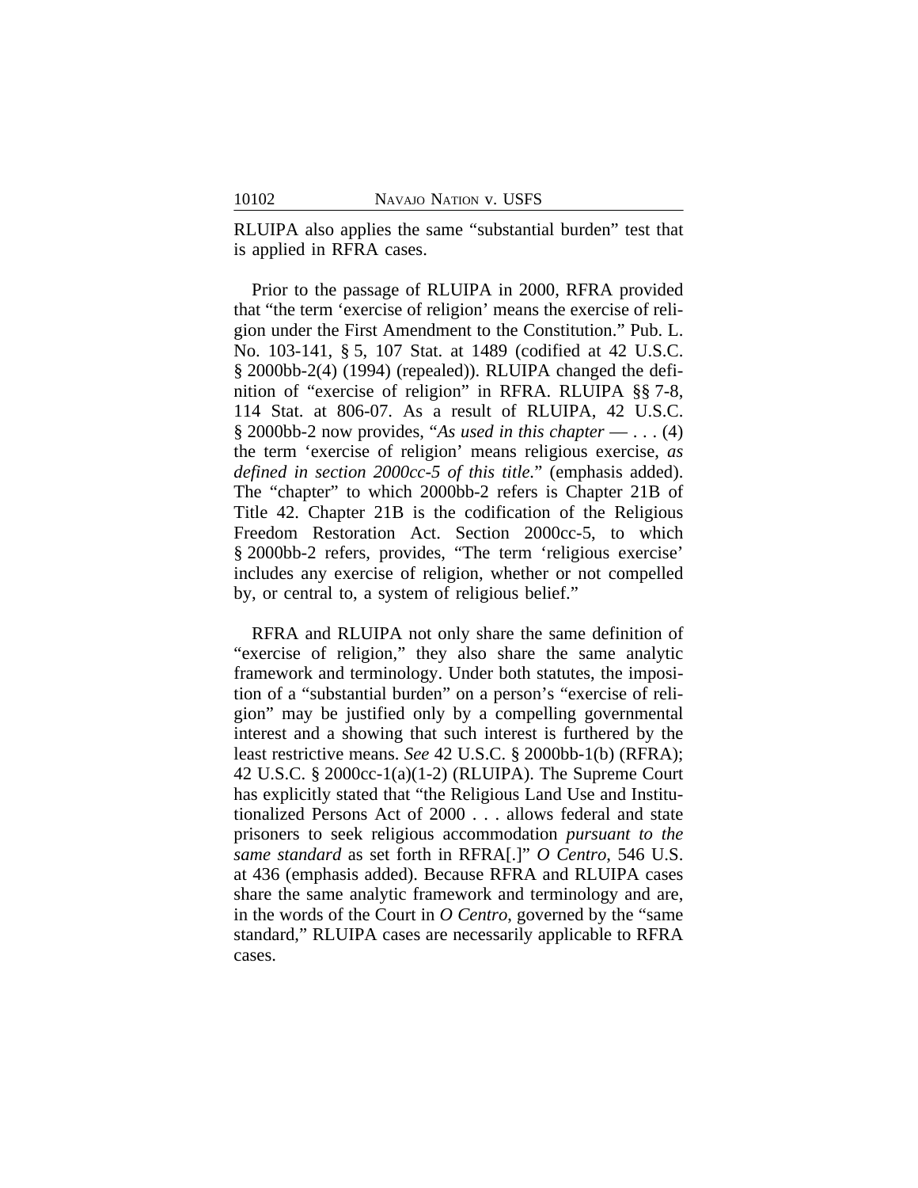RLUIPA also applies the same "substantial burden" test that is applied in RFRA cases.

Prior to the passage of RLUIPA in 2000, RFRA provided that "the term 'exercise of religion' means the exercise of religion under the First Amendment to the Constitution." Pub. L. No. 103-141, § 5, 107 Stat. at 1489 (codified at 42 U.S.C. § 2000bb-2(4) (1994) (repealed)). RLUIPA changed the definition of "exercise of religion" in RFRA. RLUIPA §§ 7-8, 114 Stat. at 806-07. As a result of RLUIPA, 42 U.S.C. § 2000bb-2 now provides, "*As used in this chapter* — . . . (4) the term 'exercise of religion' means religious exercise, *as defined in section 2000cc-5 of this title.*" (emphasis added). The "chapter" to which 2000bb-2 refers is Chapter 21B of Title 42. Chapter 21B is the codification of the Religious Freedom Restoration Act. Section 2000cc-5, to which § 2000bb-2 refers, provides, "The term 'religious exercise' includes any exercise of religion, whether or not compelled by, or central to, a system of religious belief."

RFRA and RLUIPA not only share the same definition of "exercise of religion," they also share the same analytic framework and terminology. Under both statutes, the imposition of a "substantial burden" on a person's "exercise of religion" may be justified only by a compelling governmental interest and a showing that such interest is furthered by the least restrictive means. *See* 42 U.S.C. § 2000bb-1(b) (RFRA); 42 U.S.C. § 2000cc-1(a)(1-2) (RLUIPA). The Supreme Court has explicitly stated that "the Religious Land Use and Institutionalized Persons Act of 2000 . . . allows federal and state prisoners to seek religious accommodation *pursuant to the same standard* as set forth in RFRA[.]" *O Centro*, 546 U.S. at 436 (emphasis added). Because RFRA and RLUIPA cases share the same analytic framework and terminology and are, in the words of the Court in *O Centro*, governed by the "same standard," RLUIPA cases are necessarily applicable to RFRA cases.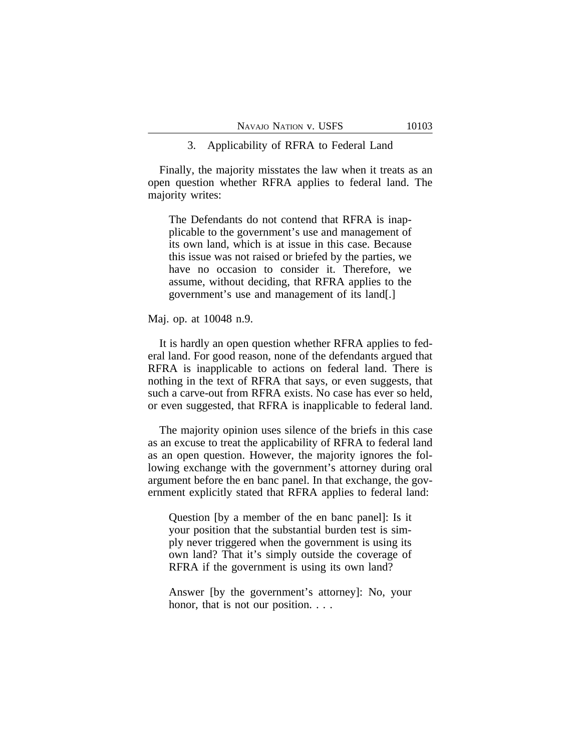### 3. Applicability of RFRA to Federal Land

Finally, the majority misstates the law when it treats as an open question whether RFRA applies to federal land. The majority writes:

> The Defendants do not contend that RFRA is inapplicable to the government's use and management of its own land, which is at issue in this case. Because this issue was not raised or briefed by the parties, we have no occasion to consider it. Therefore, we assume, without deciding, that RFRA applies to the government's use and management of its land[.]

Maj. op. at 10048 n.9.

It is hardly an open question whether RFRA applies to federal land. For good reason, none of the defendants argued that RFRA is inapplicable to actions on federal land. There is nothing in the text of RFRA that says, or even suggests, that such a carve-out from RFRA exists. No case has ever so held, or even suggested, that RFRA is inapplicable to federal land.

The majority opinion uses silence of the briefs in this case as an excuse to treat the applicability of RFRA to federal land as an open question. However, the majority ignores the following exchange with the government's attorney during oral argument before the en banc panel. In that exchange, the government explicitly stated that RFRA applies to federal land:

> Question [by a member of the en banc panel]: Is it your position that the substantial burden test is simply never triggered when the government is using its own land? That it's simply outside the coverage of RFRA if the government is using its own land?
>
> Answer [by the government's attorney]: No, your honor, that is not our position. . . .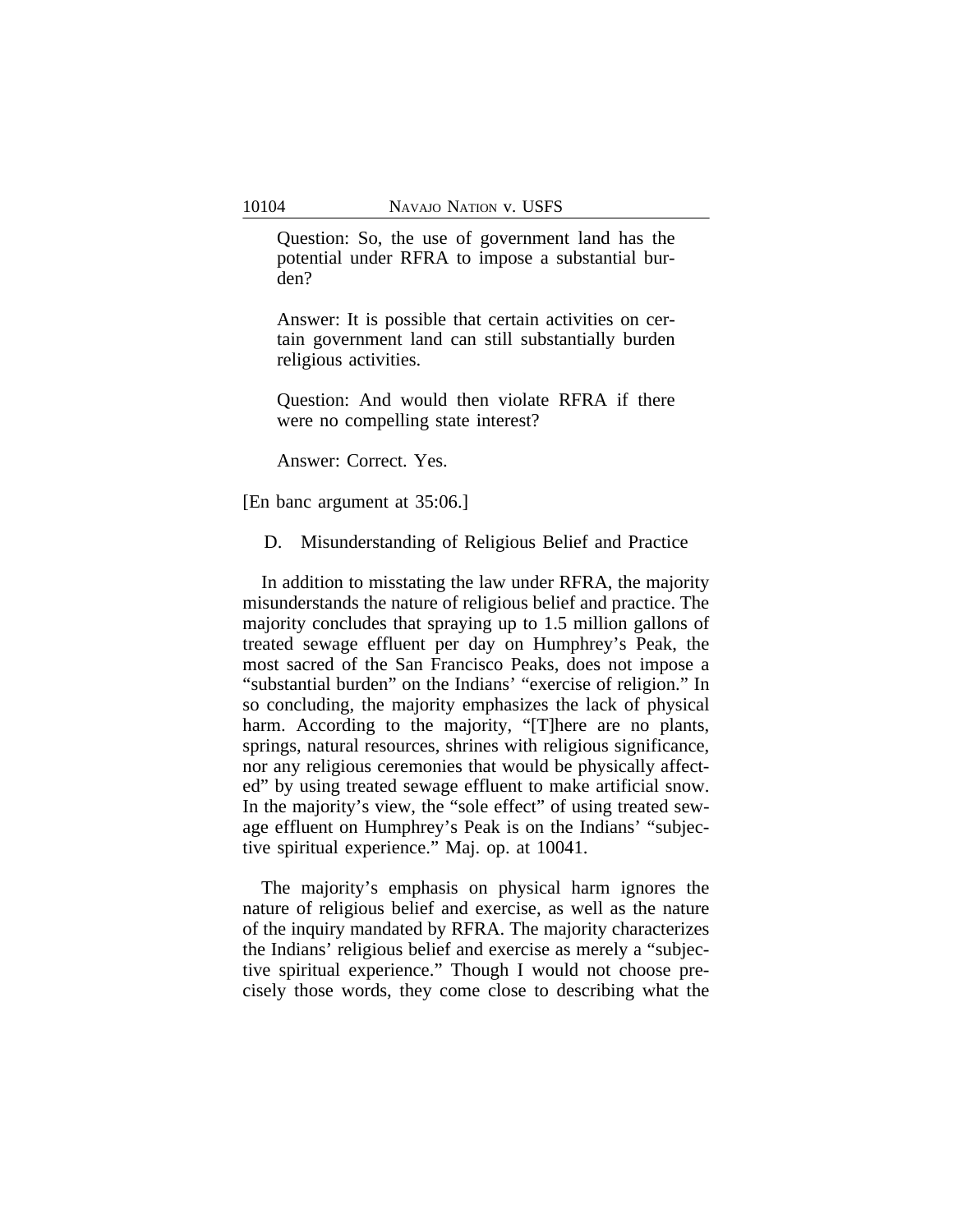> Question: So, the use of government land has the potential under RFRA to impose a substantial burden?
>
> Answer: It is possible that certain activities on certain government land can still substantially burden religious activities.
>
> Question: And would then violate RFRA if there were no compelling state interest?
>
> Answer: Correct. Yes.

[En banc argument at 35:06.]

### D. Misunderstanding of Religious Belief and Practice

In addition to misstating the law under RFRA, the majority misunderstands the nature of religious belief and practice. The majority concludes that spraying up to 1.5 million gallons of treated sewage effluent per day on Humphrey's Peak, the most sacred of the San Francisco Peaks, does not impose a "substantial burden" on the Indians' "exercise of religion." In so concluding, the majority emphasizes the lack of physical harm. According to the majority, "[T]here are no plants, springs, natural resources, shrines with religious significance, nor any religious ceremonies that would be physically affected" by using treated sewage effluent to make artificial snow. In the majority's view, the "sole effect" of using treated sewage effluent on Humphrey's Peak is on the Indians' "subjective spiritual experience." Maj. op. at 10041.

The majority's emphasis on physical harm ignores the nature of religious belief and exercise, as well as the nature of the inquiry mandated by RFRA. The majority characterizes the Indians' religious belief and exercise as merely a "subjective spiritual experience." Though I would not choose precisely those words, they come close to describing what the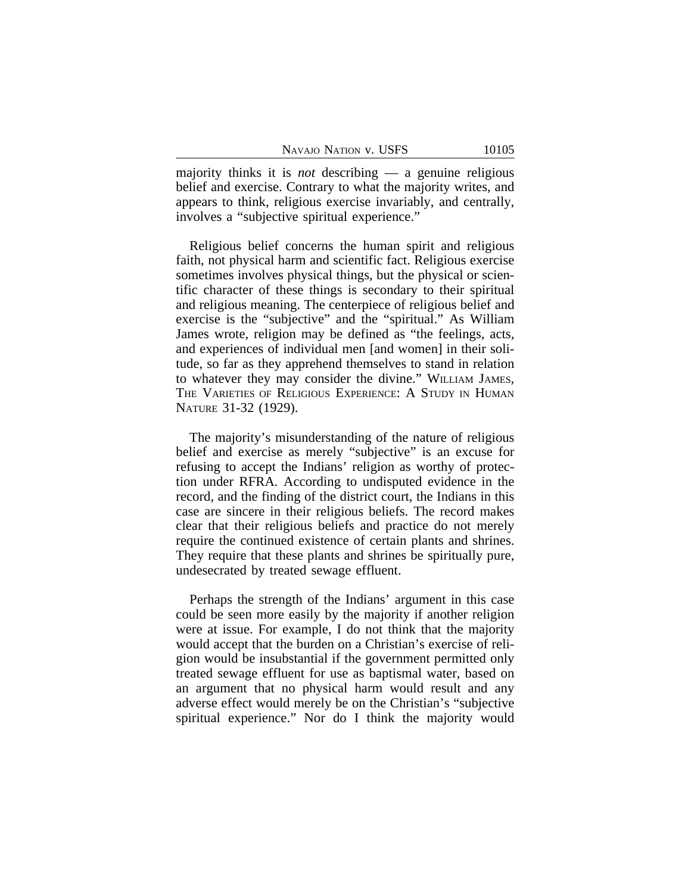majority thinks it is *not* describing — a genuine religious belief and exercise. Contrary to what the majority writes, and appears to think, religious exercise invariably, and centrally, involves a "subjective spiritual experience."

Religious belief concerns the human spirit and religious faith, not physical harm and scientific fact. Religious exercise sometimes involves physical things, but the physical or scientific character of these things is secondary to their spiritual and religious meaning. The centerpiece of religious belief and exercise is the "subjective" and the "spiritual." As William James wrote, religion may be defined as "the feelings, acts, and experiences of individual men [and women] in their solitude, so far as they apprehend themselves to stand in relation to whatever they may consider the divine." WILLIAM JAMES, THE VARIETIES OF RELIGIOUS EXPERIENCE: A STUDY IN HUMAN NATURE 31-32 (1929).

The majority's misunderstanding of the nature of religious belief and exercise as merely "subjective" is an excuse for refusing to accept the Indians' religion as worthy of protection under RFRA. According to undisputed evidence in the record, and the finding of the district court, the Indians in this case are sincere in their religious beliefs. The record makes clear that their religious beliefs and practice do not merely require the continued existence of certain plants and shrines. They require that these plants and shrines be spiritually pure, undesecrated by treated sewage effluent.

Perhaps the strength of the Indians' argument in this case could be seen more easily by the majority if another religion were at issue. For example, I do not think that the majority would accept that the burden on a Christian's exercise of religion would be insubstantial if the government permitted only treated sewage effluent for use as baptismal water, based on an argument that no physical harm would result and any adverse effect would merely be on the Christian's "subjective spiritual experience." Nor do I think the majority would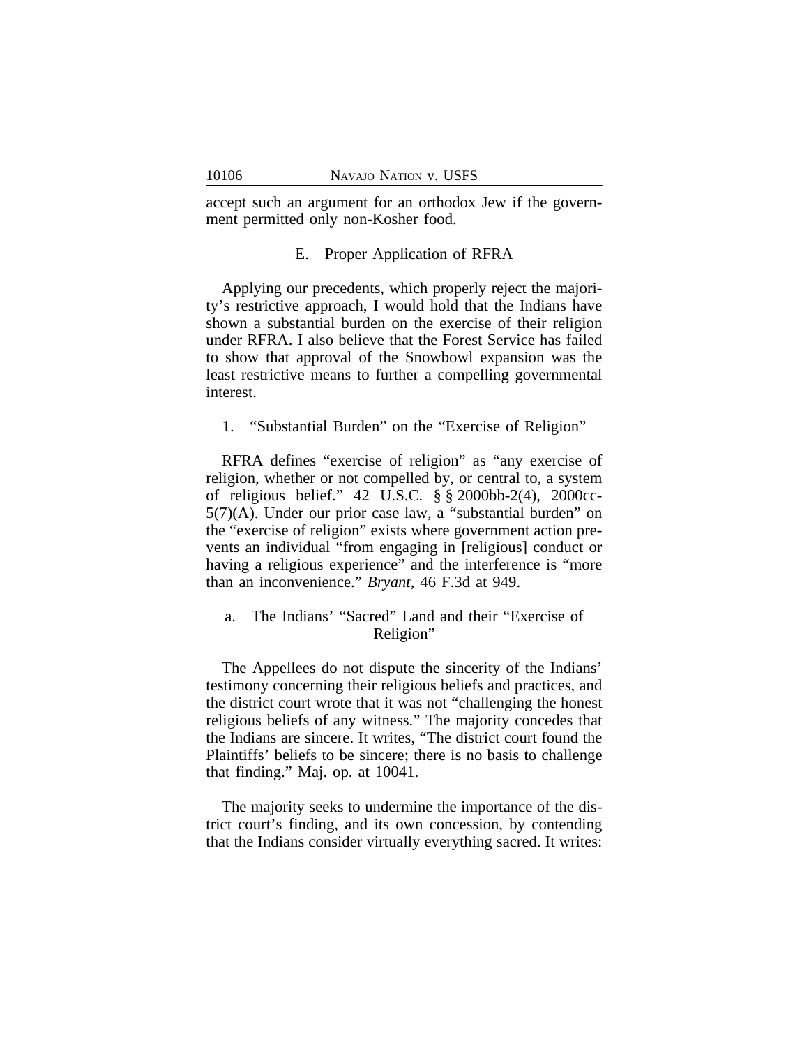accept such an argument for an orthodox Jew if the government permitted only non-Kosher food.

### E. Proper Application of RFRA

Applying our precedents, which properly reject the majority's restrictive approach, I would hold that the Indians have shown a substantial burden on the exercise of their religion under RFRA. I also believe that the Forest Service has failed to show that approval of the Snowbowl expansion was the least restrictive means to further a compelling governmental interest.

#### 1. "Substantial Burden" on the "Exercise of Religion"

RFRA defines "exercise of religion" as "any exercise of religion, whether or not compelled by, or central to, a system of religious belief." 42 U.S.C. § § 2000bb-2(4), 2000cc-5(7)(A). Under our prior case law, a "substantial burden" on the "exercise of religion" exists where government action prevents an individual "from engaging in [religious] conduct or having a religious experience" and the interference is "more than an inconvenience." *Bryant,* 46 F.3d at 949.

##### a. The Indians' "Sacred" Land and their "Exercise of Religion"

The Appellees do not dispute the sincerity of the Indians' testimony concerning their religious beliefs and practices, and the district court wrote that it was not "challenging the honest religious beliefs of any witness." The majority concedes that the Indians are sincere. It writes, "The district court found the Plaintiffs' beliefs to be sincere; there is no basis to challenge that finding." Maj. op. at 10041.

The majority seeks to undermine the importance of the district court's finding, and its own concession, by contending that the Indians consider virtually everything sacred. It writes: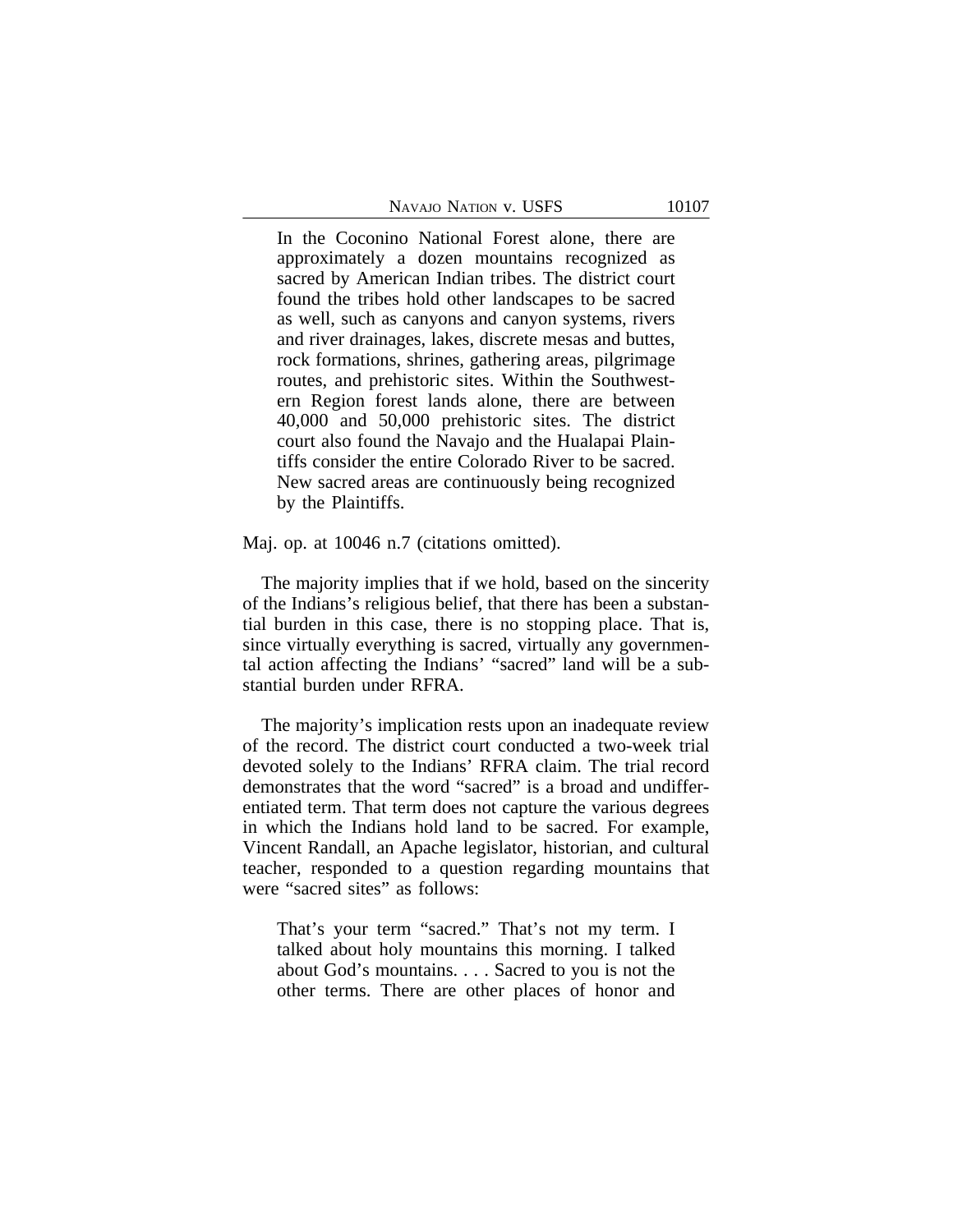> In the Coconino National Forest alone, there are approximately a dozen mountains recognized as sacred by American Indian tribes. The district court found the tribes hold other landscapes to be sacred as well, such as canyons and canyon systems, rivers and river drainages, lakes, discrete mesas and buttes, rock formations, shrines, gathering areas, pilgrimage routes, and prehistoric sites. Within the Southwestern Region forest lands alone, there are between 40,000 and 50,000 prehistoric sites. The district court also found the Navajo and the Hualapai Plaintiffs consider the entire Colorado River to be sacred. New sacred areas are continuously being recognized by the Plaintiffs.

Maj. op. at 10046 n.7 (citations omitted).

The majority implies that if we hold, based on the sincerity of the Indians's religious belief, that there has been a substantial burden in this case, there is no stopping place. That is, since virtually everything is sacred, virtually any governmental action affecting the Indians' "sacred" land will be a substantial burden under RFRA.

The majority's implication rests upon an inadequate review of the record. The district court conducted a two-week trial devoted solely to the Indians' RFRA claim. The trial record demonstrates that the word "sacred" is a broad and undifferentiated term. That term does not capture the various degrees in which the Indians hold land to be sacred. For example, Vincent Randall, an Apache legislator, historian, and cultural teacher, responded to a question regarding mountains that were "sacred sites" as follows:

> That's your term "sacred." That's not my term. I talked about holy mountains this morning. I talked about God's mountains. . . . Sacred to you is not the other terms. There are other places of honor and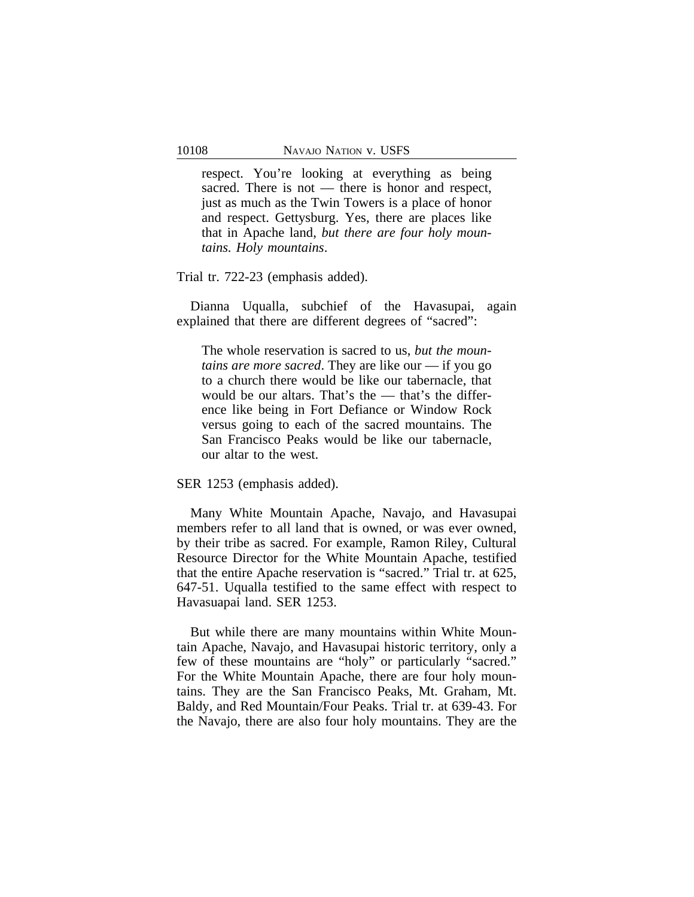> respect. You're looking at everything as being sacred. There is not — there is honor and respect, just as much as the Twin Towers is a place of honor and respect. Gettysburg. Yes, there are places like that in Apache land, *but there are four holy mountains. Holy mountains*.

Trial tr. 722-23 (emphasis added).

Dianna Uqualla, subchief of the Havasupai, again explained that there are different degrees of "sacred":

> The whole reservation is sacred to us, *but the mountains are more sacred*. They are like our — if you go to a church there would be like our tabernacle, that would be our altars. That's the — that's the difference like being in Fort Defiance or Window Rock versus going to each of the sacred mountains. The San Francisco Peaks would be like our tabernacle, our altar to the west.

SER 1253 (emphasis added).

Many White Mountain Apache, Navajo, and Havasupai members refer to all land that is owned, or was ever owned, by their tribe as sacred. For example, Ramon Riley, Cultural Resource Director for the White Mountain Apache, testified that the entire Apache reservation is "sacred." Trial tr. at 625, 647-51. Uqualla testified to the same effect with respect to Havasuapai land. SER 1253.

But while there are many mountains within White Mountain Apache, Navajo, and Havasupai historic territory, only a few of these mountains are "holy" or particularly "sacred." For the White Mountain Apache, there are four holy mountains. They are the San Francisco Peaks, Mt. Graham, Mt. Baldy, and Red Mountain/Four Peaks. Trial tr. at 639-43. For the Navajo, there are also four holy mountains. They are the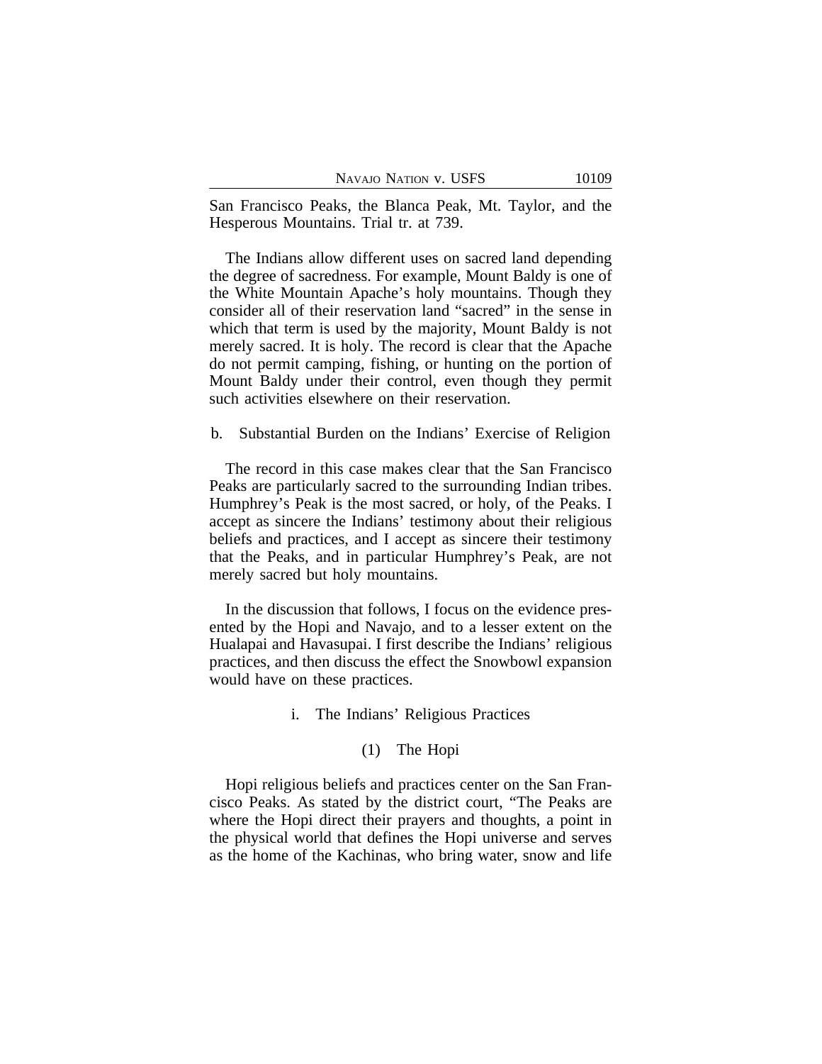San Francisco Peaks, the Blanca Peak, Mt. Taylor, and the Hesperous Mountains. Trial tr. at 739.

The Indians allow different uses on sacred land depending the degree of sacredness. For example, Mount Baldy is one of the White Mountain Apache's holy mountains. Though they consider all of their reservation land "sacred" in the sense in which that term is used by the majority, Mount Baldy is not merely sacred. It is holy. The record is clear that the Apache do not permit camping, fishing, or hunting on the portion of Mount Baldy under their control, even though they permit such activities elsewhere on their reservation.

b. Substantial Burden on the Indians' Exercise of Religion

The record in this case makes clear that the San Francisco Peaks are particularly sacred to the surrounding Indian tribes. Humphrey's Peak is the most sacred, or holy, of the Peaks. I accept as sincere the Indians' testimony about their religious beliefs and practices, and I accept as sincere their testimony that the Peaks, and in particular Humphrey's Peak, are not merely sacred but holy mountains.

In the discussion that follows, I focus on the evidence presented by the Hopi and Navajo, and to a lesser extent on the Hualapai and Havasupai. I first describe the Indians' religious practices, and then discuss the effect the Snowbowl expansion would have on these practices.

i. The Indians' Religious Practices

(1) The Hopi

Hopi religious beliefs and practices center on the San Francisco Peaks. As stated by the district court, "The Peaks are where the Hopi direct their prayers and thoughts, a point in the physical world that defines the Hopi universe and serves as the home of the Kachinas, who bring water, snow and life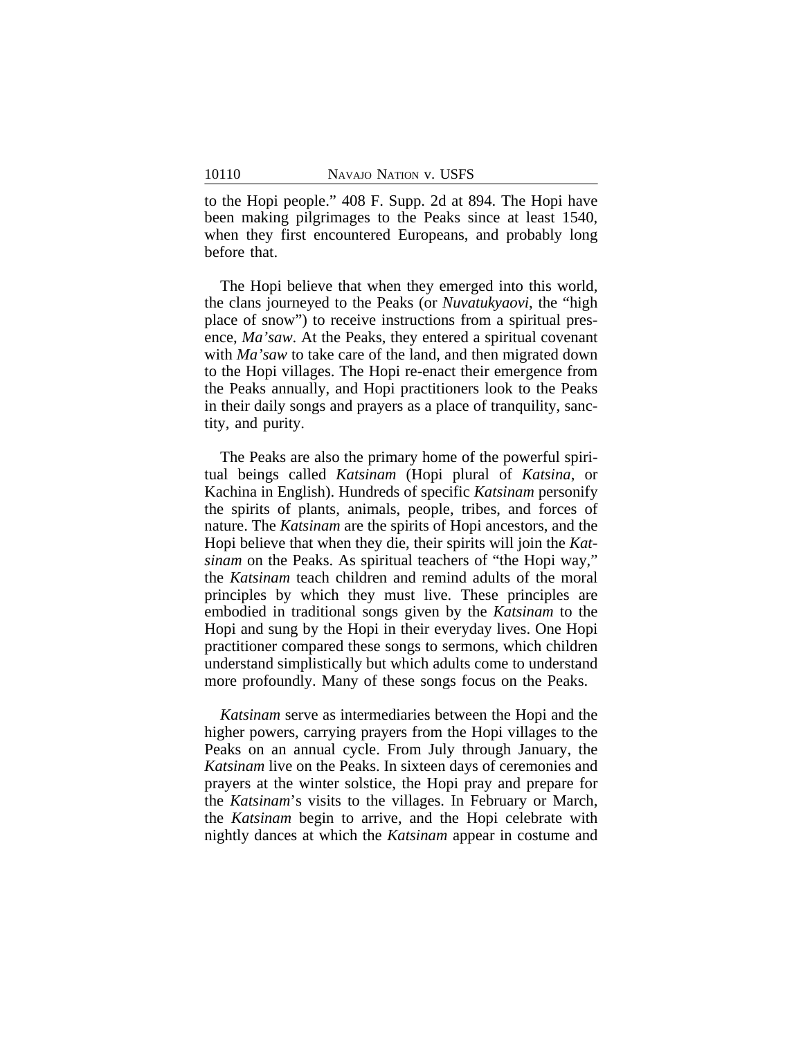to the Hopi people." 408 F. Supp. 2d at 894. The Hopi have been making pilgrimages to the Peaks since at least 1540, when they first encountered Europeans, and probably long before that.

The Hopi believe that when they emerged into this world, the clans journeyed to the Peaks (or *Nuvatukyaovi*, the "high place of snow") to receive instructions from a spiritual presence, *Ma'saw*. At the Peaks, they entered a spiritual covenant with *Ma'saw* to take care of the land, and then migrated down to the Hopi villages. The Hopi re-enact their emergence from the Peaks annually, and Hopi practitioners look to the Peaks in their daily songs and prayers as a place of tranquility, sanctity, and purity.

The Peaks are also the primary home of the powerful spiritual beings called *Katsinam* (Hopi plural of *Katsina*, or Kachina in English). Hundreds of specific *Katsinam* personify the spirits of plants, animals, people, tribes, and forces of nature. The *Katsinam* are the spirits of Hopi ancestors, and the Hopi believe that when they die, their spirits will join the *Katsinam* on the Peaks. As spiritual teachers of "the Hopi way," the *Katsinam* teach children and remind adults of the moral principles by which they must live. These principles are embodied in traditional songs given by the *Katsinam* to the Hopi and sung by the Hopi in their everyday lives. One Hopi practitioner compared these songs to sermons, which children understand simplistically but which adults come to understand more profoundly. Many of these songs focus on the Peaks.

*Katsinam* serve as intermediaries between the Hopi and the higher powers, carrying prayers from the Hopi villages to the Peaks on an annual cycle. From July through January, the *Katsinam* live on the Peaks. In sixteen days of ceremonies and prayers at the winter solstice, the Hopi pray and prepare for the *Katsinam*'s visits to the villages. In February or March, the *Katsinam* begin to arrive, and the Hopi celebrate with nightly dances at which the *Katsinam* appear in costume and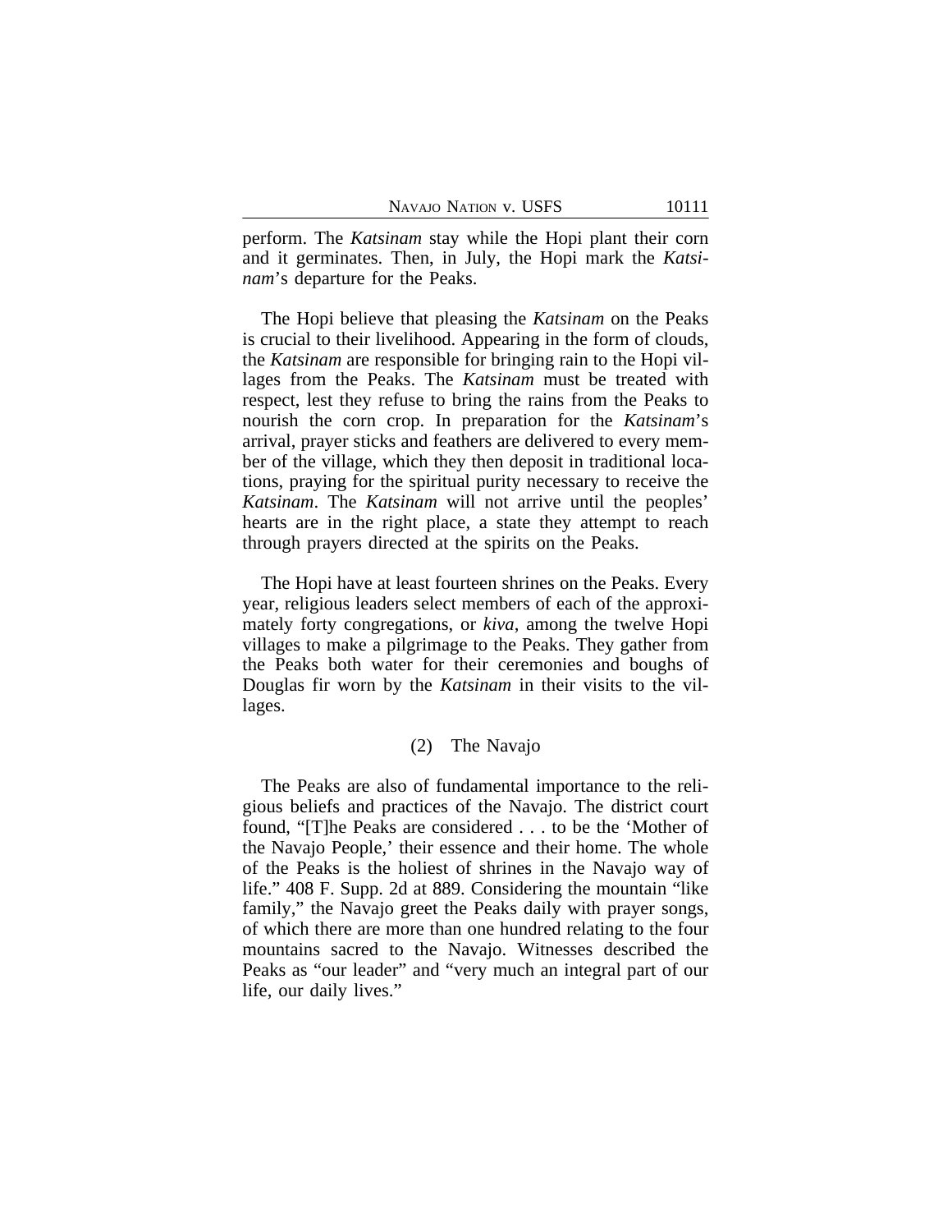perform. The *Katsinam* stay while the Hopi plant their corn and it germinates. Then, in July, the Hopi mark the *Katsinam*'s departure for the Peaks.

The Hopi believe that pleasing the *Katsinam* on the Peaks is crucial to their livelihood. Appearing in the form of clouds, the *Katsinam* are responsible for bringing rain to the Hopi villages from the Peaks. The *Katsinam* must be treated with respect, lest they refuse to bring the rains from the Peaks to nourish the corn crop. In preparation for the *Katsinam*'s arrival, prayer sticks and feathers are delivered to every member of the village, which they then deposit in traditional locations, praying for the spiritual purity necessary to receive the *Katsinam*. The *Katsinam* will not arrive until the peoples' hearts are in the right place, a state they attempt to reach through prayers directed at the spirits on the Peaks.

The Hopi have at least fourteen shrines on the Peaks. Every year, religious leaders select members of each of the approximately forty congregations, or *kiva*, among the twelve Hopi villages to make a pilgrimage to the Peaks. They gather from the Peaks both water for their ceremonies and boughs of Douglas fir worn by the *Katsinam* in their visits to the villages.

(2) The Navajo

The Peaks are also of fundamental importance to the religious beliefs and practices of the Navajo. The district court found, "[T]he Peaks are considered . . . to be the 'Mother of the Navajo People,' their essence and their home. The whole of the Peaks is the holiest of shrines in the Navajo way of life." 408 F. Supp. 2d at 889. Considering the mountain "like family," the Navajo greet the Peaks daily with prayer songs, of which there are more than one hundred relating to the four mountains sacred to the Navajo. Witnesses described the Peaks as "our leader" and "very much an integral part of our life, our daily lives."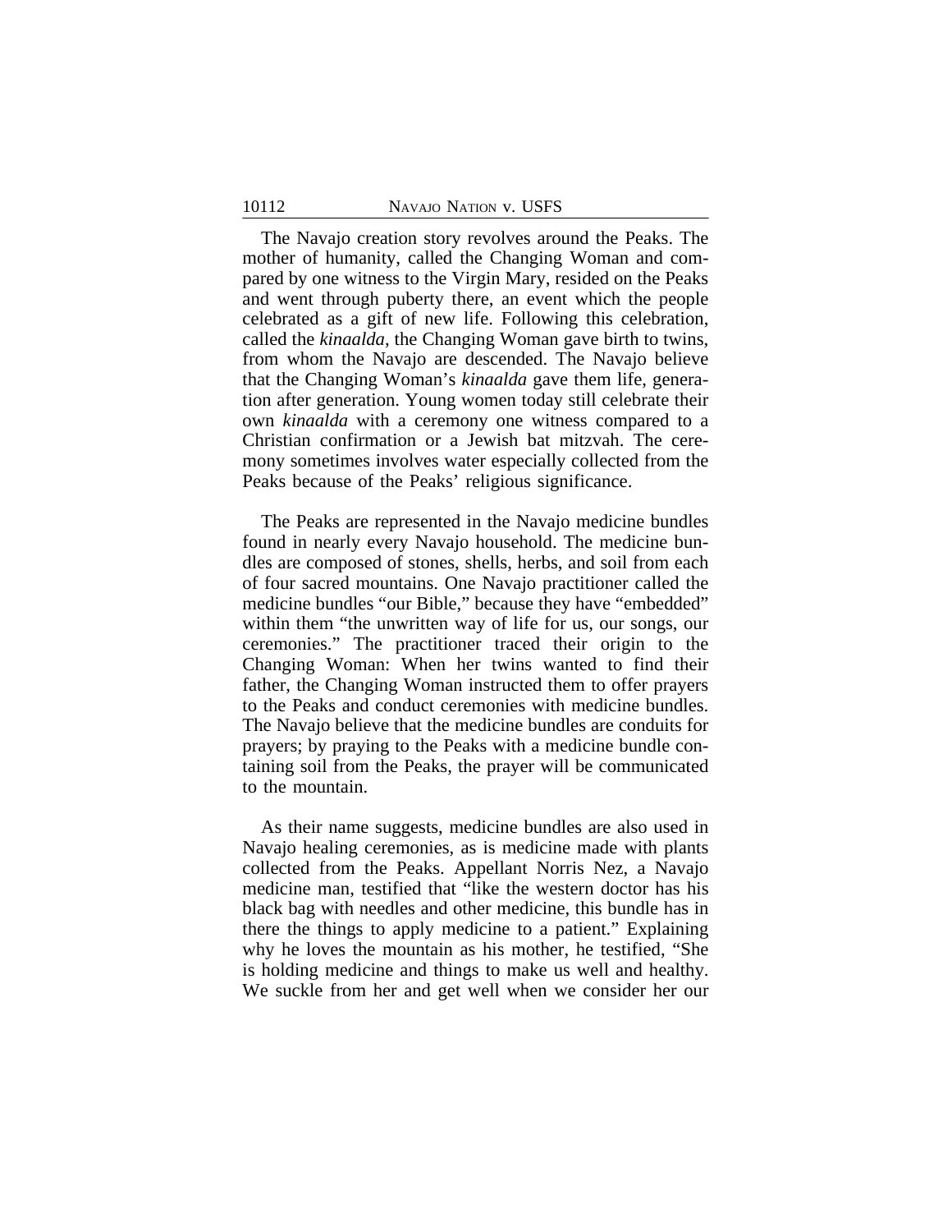The Navajo creation story revolves around the Peaks. The mother of humanity, called the Changing Woman and compared by one witness to the Virgin Mary, resided on the Peaks and went through puberty there, an event which the people celebrated as a gift of new life. Following this celebration, called the *kinaalda*, the Changing Woman gave birth to twins, from whom the Navajo are descended. The Navajo believe that the Changing Woman's *kinaalda* gave them life, generation after generation. Young women today still celebrate their own *kinaalda* with a ceremony one witness compared to a Christian confirmation or a Jewish bat mitzvah. The ceremony sometimes involves water especially collected from the Peaks because of the Peaks' religious significance.

The Peaks are represented in the Navajo medicine bundles found in nearly every Navajo household. The medicine bundles are composed of stones, shells, herbs, and soil from each of four sacred mountains. One Navajo practitioner called the medicine bundles "our Bible," because they have "embedded" within them "the unwritten way of life for us, our songs, our ceremonies." The practitioner traced their origin to the Changing Woman: When her twins wanted to find their father, the Changing Woman instructed them to offer prayers to the Peaks and conduct ceremonies with medicine bundles. The Navajo believe that the medicine bundles are conduits for prayers; by praying to the Peaks with a medicine bundle containing soil from the Peaks, the prayer will be communicated to the mountain.

As their name suggests, medicine bundles are also used in Navajo healing ceremonies, as is medicine made with plants collected from the Peaks. Appellant Norris Nez, a Navajo medicine man, testified that "like the western doctor has his black bag with needles and other medicine, this bundle has in there the things to apply medicine to a patient." Explaining why he loves the mountain as his mother, he testified, "She is holding medicine and things to make us well and healthy. We suckle from her and get well when we consider her our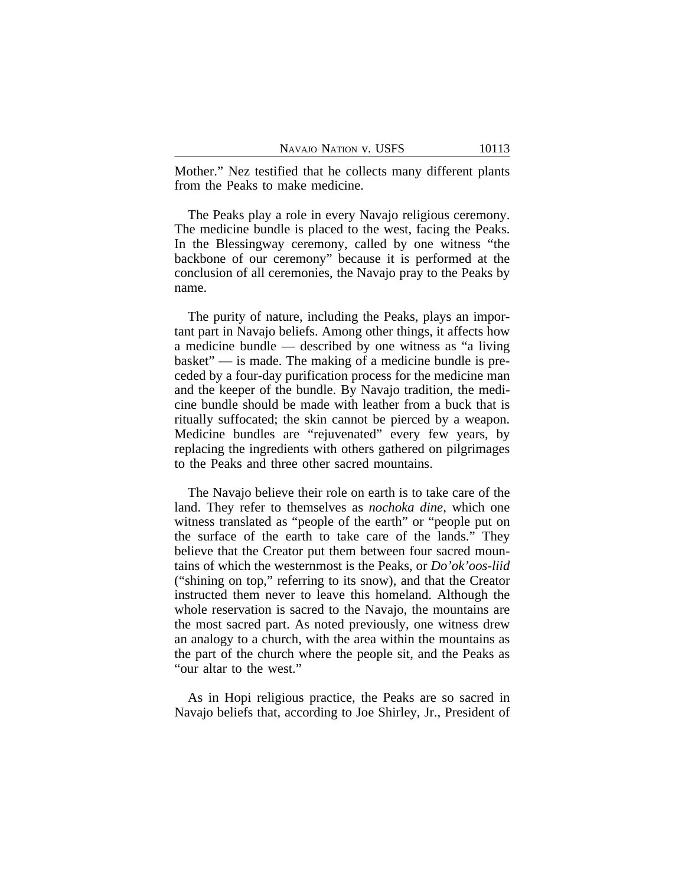Mother." Nez testified that he collects many different plants from the Peaks to make medicine.

The Peaks play a role in every Navajo religious ceremony. The medicine bundle is placed to the west, facing the Peaks. In the Blessingway ceremony, called by one witness "the backbone of our ceremony" because it is performed at the conclusion of all ceremonies, the Navajo pray to the Peaks by name.

The purity of nature, including the Peaks, plays an important part in Navajo beliefs. Among other things, it affects how a medicine bundle — described by one witness as "a living basket" — is made. The making of a medicine bundle is preceded by a four-day purification process for the medicine man and the keeper of the bundle. By Navajo tradition, the medicine bundle should be made with leather from a buck that is ritually suffocated; the skin cannot be pierced by a weapon. Medicine bundles are "rejuvenated" every few years, by replacing the ingredients with others gathered on pilgrimages to the Peaks and three other sacred mountains.

The Navajo believe their role on earth is to take care of the land. They refer to themselves as *nochoka dine*, which one witness translated as "people of the earth" or "people put on the surface of the earth to take care of the lands." They believe that the Creator put them between four sacred mountains of which the westernmost is the Peaks, or *Do'ok'oos-liid* ("shining on top," referring to its snow), and that the Creator instructed them never to leave this homeland. Although the whole reservation is sacred to the Navajo, the mountains are the most sacred part. As noted previously, one witness drew an analogy to a church, with the area within the mountains as the part of the church where the people sit, and the Peaks as "our altar to the west."

As in Hopi religious practice, the Peaks are so sacred in Navajo beliefs that, according to Joe Shirley, Jr., President of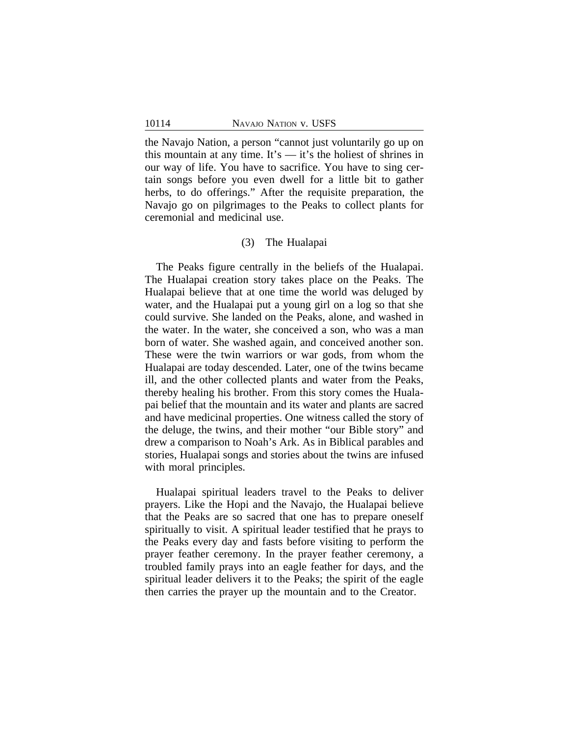the Navajo Nation, a person "cannot just voluntarily go up on this mountain at any time. It's — it's the holiest of shrines in our way of life. You have to sacrifice. You have to sing certain songs before you even dwell for a little bit to gather herbs, to do offerings." After the requisite preparation, the Navajo go on pilgrimages to the Peaks to collect plants for ceremonial and medicinal use.

(3) The Hualapai

The Peaks figure centrally in the beliefs of the Hualapai. The Hualapai creation story takes place on the Peaks. The Hualapai believe that at one time the world was deluged by water, and the Hualapai put a young girl on a log so that she could survive. She landed on the Peaks, alone, and washed in the water. In the water, she conceived a son, who was a man born of water. She washed again, and conceived another son. These were the twin warriors or war gods, from whom the Hualapai are today descended. Later, one of the twins became ill, and the other collected plants and water from the Peaks, thereby healing his brother. From this story comes the Hualapai belief that the mountain and its water and plants are sacred and have medicinal properties. One witness called the story of the deluge, the twins, and their mother "our Bible story" and drew a comparison to Noah's Ark. As in Biblical parables and stories, Hualapai songs and stories about the twins are infused with moral principles.

Hualapai spiritual leaders travel to the Peaks to deliver prayers. Like the Hopi and the Navajo, the Hualapai believe that the Peaks are so sacred that one has to prepare oneself spiritually to visit. A spiritual leader testified that he prays to the Peaks every day and fasts before visiting to perform the prayer feather ceremony. In the prayer feather ceremony, a troubled family prays into an eagle feather for days, and the spiritual leader delivers it to the Peaks; the spirit of the eagle then carries the prayer up the mountain and to the Creator.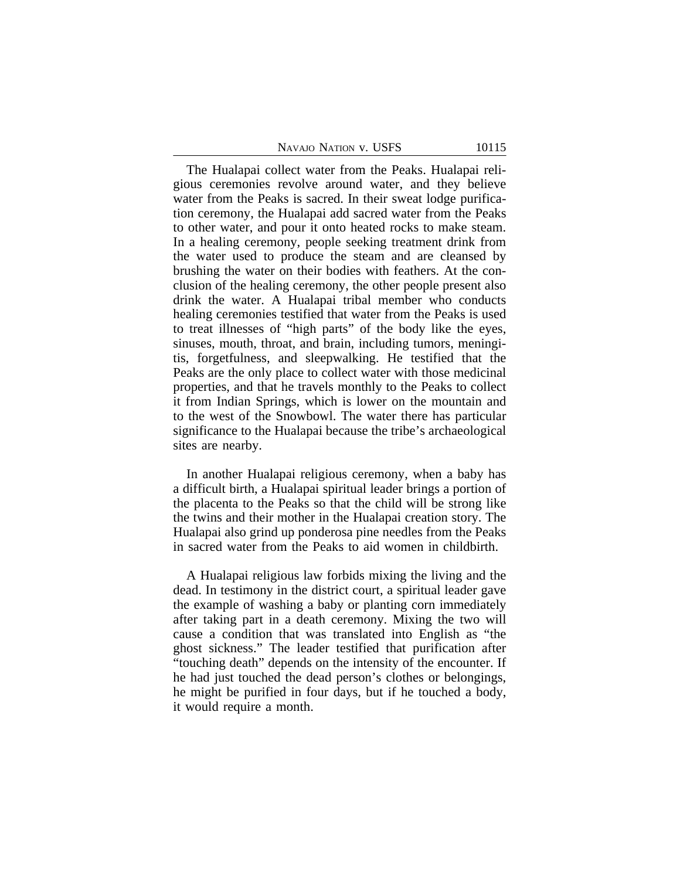The Hualapai collect water from the Peaks. Hualapai religious ceremonies revolve around water, and they believe water from the Peaks is sacred. In their sweat lodge purification ceremony, the Hualapai add sacred water from the Peaks to other water, and pour it onto heated rocks to make steam. In a healing ceremony, people seeking treatment drink from the water used to produce the steam and are cleansed by brushing the water on their bodies with feathers. At the conclusion of the healing ceremony, the other people present also drink the water. A Hualapai tribal member who conducts healing ceremonies testified that water from the Peaks is used to treat illnesses of "high parts" of the body like the eyes, sinuses, mouth, throat, and brain, including tumors, meningitis, forgetfulness, and sleepwalking. He testified that the Peaks are the only place to collect water with those medicinal properties, and that he travels monthly to the Peaks to collect it from Indian Springs, which is lower on the mountain and to the west of the Snowbowl. The water there has particular significance to the Hualapai because the tribe's archaeological sites are nearby.

In another Hualapai religious ceremony, when a baby has a difficult birth, a Hualapai spiritual leader brings a portion of the placenta to the Peaks so that the child will be strong like the twins and their mother in the Hualapai creation story. The Hualapai also grind up ponderosa pine needles from the Peaks in sacred water from the Peaks to aid women in childbirth.

A Hualapai religious law forbids mixing the living and the dead. In testimony in the district court, a spiritual leader gave the example of washing a baby or planting corn immediately after taking part in a death ceremony. Mixing the two will cause a condition that was translated into English as "the ghost sickness." The leader testified that purification after "touching death" depends on the intensity of the encounter. If he had just touched the dead person's clothes or belongings, he might be purified in four days, but if he touched a body, it would require a month.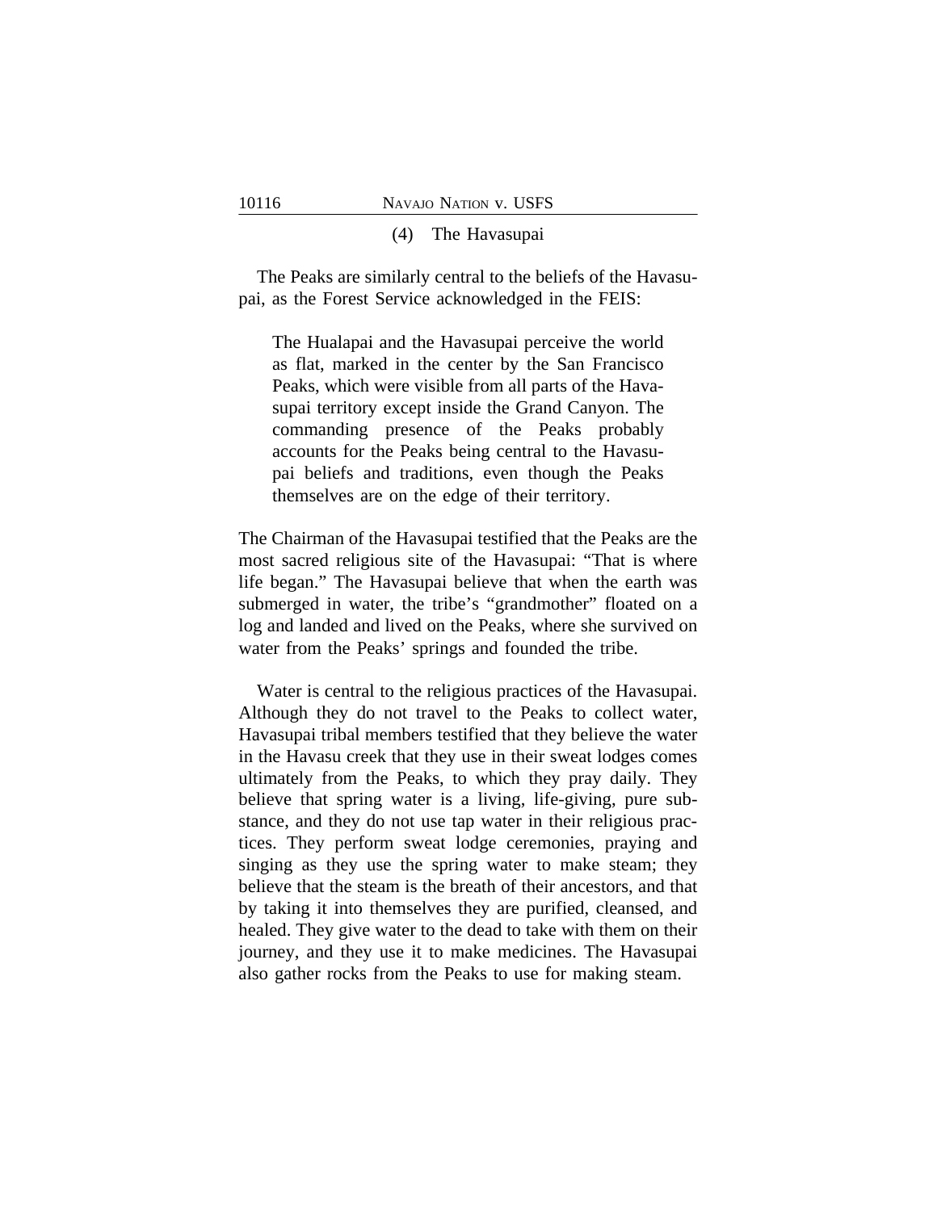#### (4) The Havasupai

The Peaks are similarly central to the beliefs of the Havasupai, as the Forest Service acknowledged in the FEIS:

> The Hualapai and the Havasupai perceive the world as flat, marked in the center by the San Francisco Peaks, which were visible from all parts of the Havasupai territory except inside the Grand Canyon. The commanding presence of the Peaks probably accounts for the Peaks being central to the Havasupai beliefs and traditions, even though the Peaks themselves are on the edge of their territory.

The Chairman of the Havasupai testified that the Peaks are the most sacred religious site of the Havasupai: "That is where life began." The Havasupai believe that when the earth was submerged in water, the tribe's "grandmother" floated on a log and landed and lived on the Peaks, where she survived on water from the Peaks' springs and founded the tribe.

Water is central to the religious practices of the Havasupai. Although they do not travel to the Peaks to collect water, Havasupai tribal members testified that they believe the water in the Havasu creek that they use in their sweat lodges comes ultimately from the Peaks, to which they pray daily. They believe that spring water is a living, life-giving, pure substance, and they do not use tap water in their religious practices. They perform sweat lodge ceremonies, praying and singing as they use the spring water to make steam; they believe that the steam is the breath of their ancestors, and that by taking it into themselves they are purified, cleansed, and healed. They give water to the dead to take with them on their journey, and they use it to make medicines. The Havasupai also gather rocks from the Peaks to use for making steam.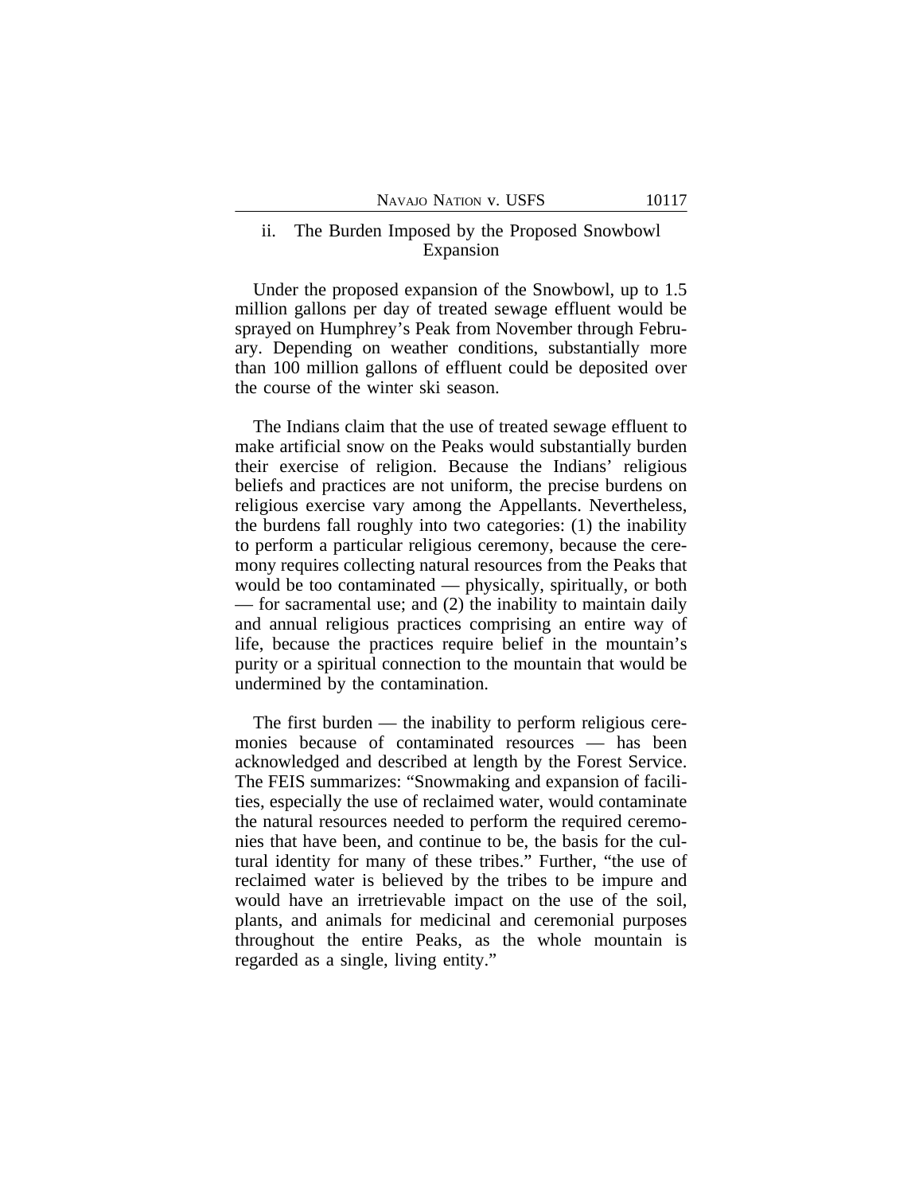### ii. The Burden Imposed by the Proposed Snowbowl Expansion

Under the proposed expansion of the Snowbowl, up to 1.5 million gallons per day of treated sewage effluent would be sprayed on Humphrey's Peak from November through February. Depending on weather conditions, substantially more than 100 million gallons of effluent could be deposited over the course of the winter ski season.

The Indians claim that the use of treated sewage effluent to make artificial snow on the Peaks would substantially burden their exercise of religion. Because the Indians' religious beliefs and practices are not uniform, the precise burdens on religious exercise vary among the Appellants. Nevertheless, the burdens fall roughly into two categories: (1) the inability to perform a particular religious ceremony, because the ceremony requires collecting natural resources from the Peaks that would be too contaminated — physically, spiritually, or both — for sacramental use; and (2) the inability to maintain daily and annual religious practices comprising an entire way of life, because the practices require belief in the mountain's purity or a spiritual connection to the mountain that would be undermined by the contamination.

The first burden — the inability to perform religious ceremonies because of contaminated resources — has been acknowledged and described at length by the Forest Service. The FEIS summarizes: "Snowmaking and expansion of facilities, especially the use of reclaimed water, would contaminate the natural resources needed to perform the required ceremonies that have been, and continue to be, the basis for the cultural identity for many of these tribes." Further, "the use of reclaimed water is believed by the tribes to be impure and would have an irretrievable impact on the use of the soil, plants, and animals for medicinal and ceremonial purposes throughout the entire Peaks, as the whole mountain is regarded as a single, living entity."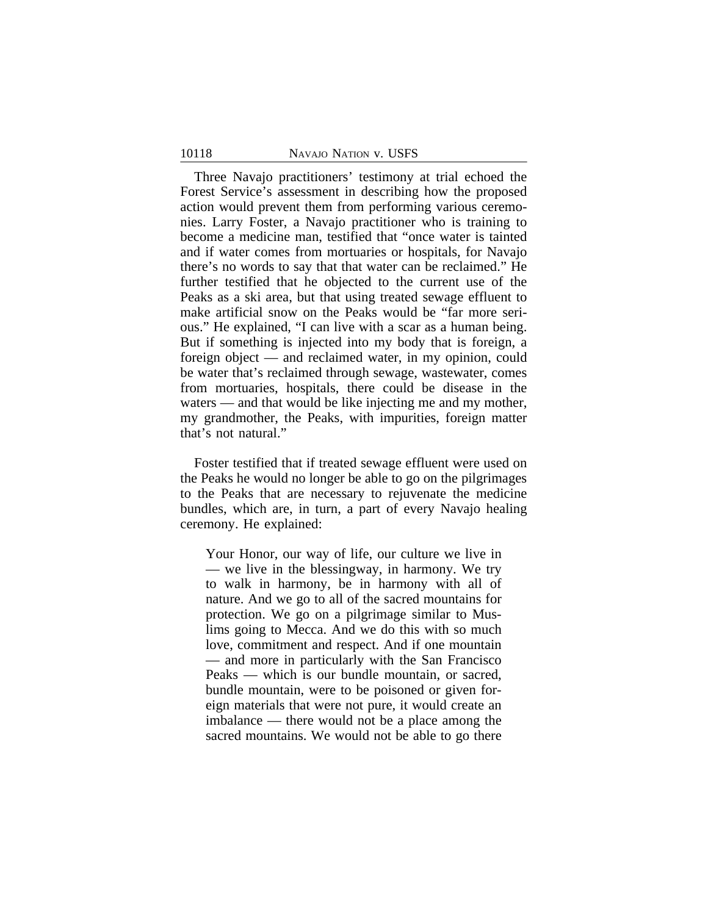Three Navajo practitioners' testimony at trial echoed the Forest Service's assessment in describing how the proposed action would prevent them from performing various ceremonies. Larry Foster, a Navajo practitioner who is training to become a medicine man, testified that "once water is tainted and if water comes from mortuaries or hospitals, for Navajo there's no words to say that that water can be reclaimed." He further testified that he objected to the current use of the Peaks as a ski area, but that using treated sewage effluent to make artificial snow on the Peaks would be "far more serious." He explained, "I can live with a scar as a human being. But if something is injected into my body that is foreign, a foreign object — and reclaimed water, in my opinion, could be water that's reclaimed through sewage, wastewater, comes from mortuaries, hospitals, there could be disease in the waters — and that would be like injecting me and my mother, my grandmother, the Peaks, with impurities, foreign matter that's not natural."

Foster testified that if treated sewage effluent were used on the Peaks he would no longer be able to go on the pilgrimages to the Peaks that are necessary to rejuvenate the medicine bundles, which are, in turn, a part of every Navajo healing ceremony. He explained:

> Your Honor, our way of life, our culture we live in — we live in the blessingway, in harmony. We try to walk in harmony, be in harmony with all of nature. And we go to all of the sacred mountains for protection. We go on a pilgrimage similar to Muslims going to Mecca. And we do this with so much love, commitment and respect. And if one mountain — and more in particularly with the San Francisco Peaks — which is our bundle mountain, or sacred, bundle mountain, were to be poisoned or given foreign materials that were not pure, it would create an imbalance — there would not be a place among the sacred mountains. We would not be able to go there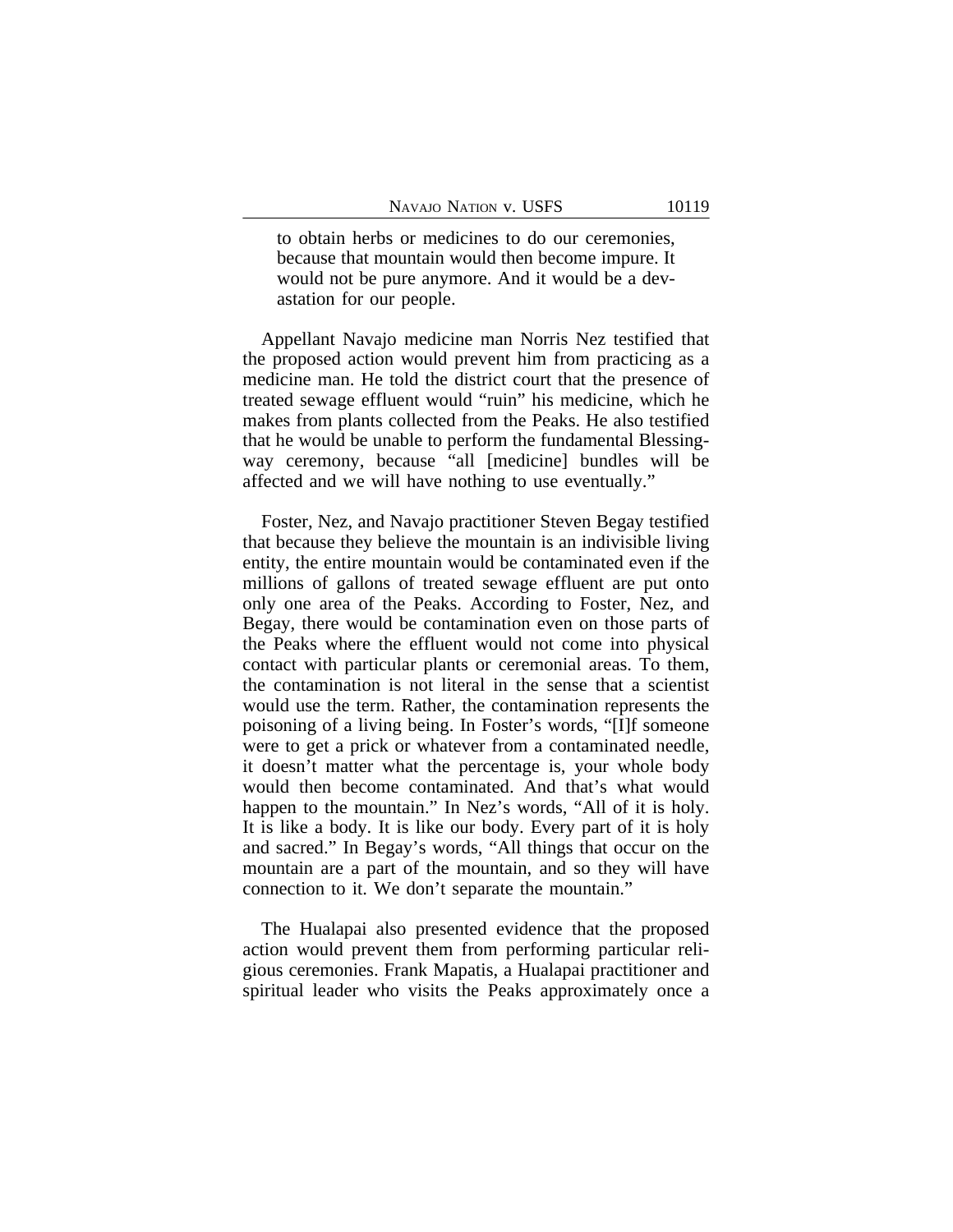> to obtain herbs or medicines to do our ceremonies, because that mountain would then become impure. It would not be pure anymore. And it would be a devastation for our people.

Appellant Navajo medicine man Norris Nez testified that the proposed action would prevent him from practicing as a medicine man. He told the district court that the presence of treated sewage effluent would "ruin" his medicine, which he makes from plants collected from the Peaks. He also testified that he would be unable to perform the fundamental Blessingway ceremony, because "all [medicine] bundles will be affected and we will have nothing to use eventually."

Foster, Nez, and Navajo practitioner Steven Begay testified that because they believe the mountain is an indivisible living entity, the entire mountain would be contaminated even if the millions of gallons of treated sewage effluent are put onto only one area of the Peaks. According to Foster, Nez, and Begay, there would be contamination even on those parts of the Peaks where the effluent would not come into physical contact with particular plants or ceremonial areas. To them, the contamination is not literal in the sense that a scientist would use the term. Rather, the contamination represents the poisoning of a living being. In Foster's words, "[I]f someone were to get a prick or whatever from a contaminated needle, it doesn't matter what the percentage is, your whole body would then become contaminated. And that's what would happen to the mountain." In Nez's words, "All of it is holy. It is like a body. It is like our body. Every part of it is holy and sacred." In Begay's words, "All things that occur on the mountain are a part of the mountain, and so they will have connection to it. We don't separate the mountain."

The Hualapai also presented evidence that the proposed action would prevent them from performing particular religious ceremonies. Frank Mapatis, a Hualapai practitioner and spiritual leader who visits the Peaks approximately once a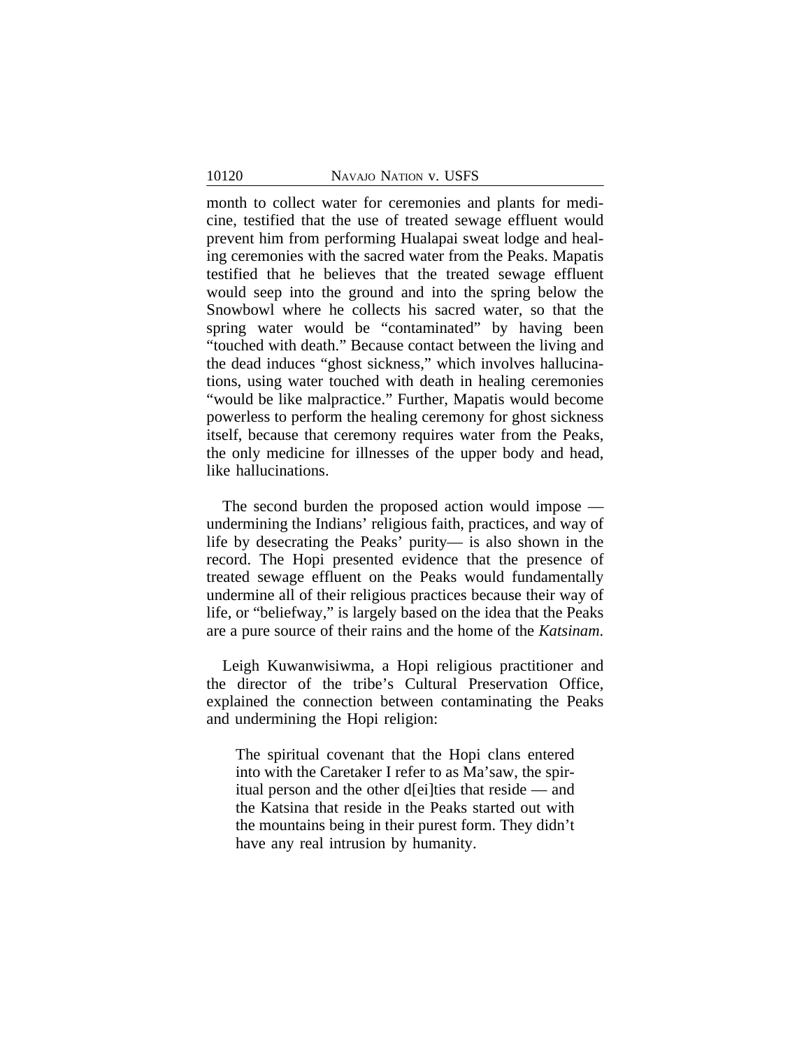month to collect water for ceremonies and plants for medicine, testified that the use of treated sewage effluent would prevent him from performing Hualapai sweat lodge and healing ceremonies with the sacred water from the Peaks. Mapatis testified that he believes that the treated sewage effluent would seep into the ground and into the spring below the Snowbowl where he collects his sacred water, so that the spring water would be "contaminated" by having been "touched with death." Because contact between the living and the dead induces "ghost sickness," which involves hallucinations, using water touched with death in healing ceremonies "would be like malpractice." Further, Mapatis would become powerless to perform the healing ceremony for ghost sickness itself, because that ceremony requires water from the Peaks, the only medicine for illnesses of the upper body and head, like hallucinations.

The second burden the proposed action would impose — undermining the Indians' religious faith, practices, and way of life by desecrating the Peaks' purity— is also shown in the record. The Hopi presented evidence that the presence of treated sewage effluent on the Peaks would fundamentally undermine all of their religious practices because their way of life, or "beliefway," is largely based on the idea that the Peaks are a pure source of their rains and the home of the *Katsinam*.

Leigh Kuwanwisiwma, a Hopi religious practitioner and the director of the tribe's Cultural Preservation Office, explained the connection between contaminating the Peaks and undermining the Hopi religion:

> The spiritual covenant that the Hopi clans entered into with the Caretaker I refer to as Ma'saw, the spiritual person and the other d[ei]ties that reside — and the Katsina that reside in the Peaks started out with the mountains being in their purest form. They didn't have any real intrusion by humanity.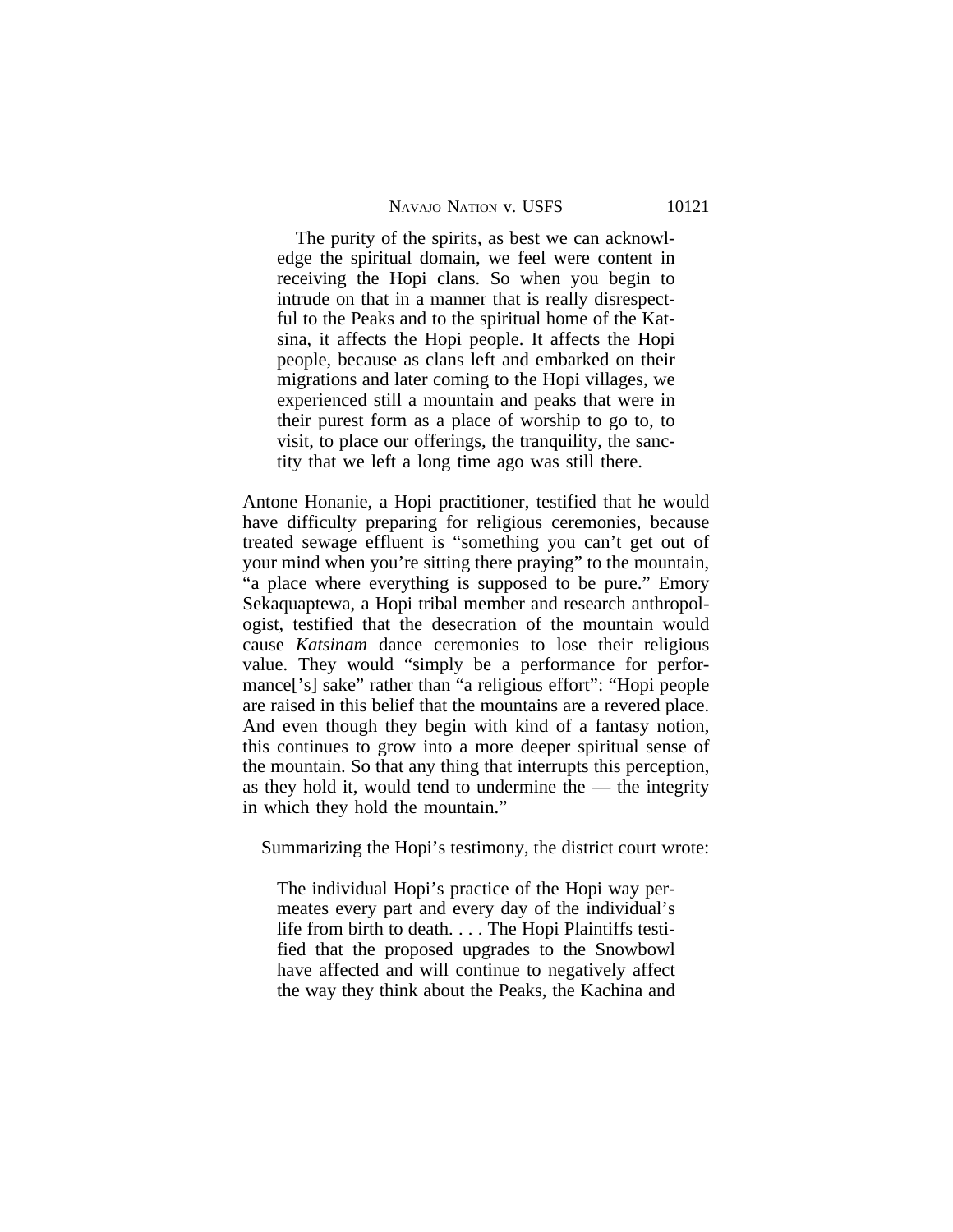> The purity of the spirits, as best we can acknowledge the spiritual domain, we feel were content in receiving the Hopi clans. So when you begin to intrude on that in a manner that is really disrespectful to the Peaks and to the spiritual home of the Katsina, it affects the Hopi people. It affects the Hopi people, because as clans left and embarked on their migrations and later coming to the Hopi villages, we experienced still a mountain and peaks that were in their purest form as a place of worship to go to, to visit, to place our offerings, the tranquility, the sanctity that we left a long time ago was still there.

Antone Honanie, a Hopi practitioner, testified that he would have difficulty preparing for religious ceremonies, because treated sewage effluent is "something you can't get out of your mind when you're sitting there praying" to the mountain, "a place where everything is supposed to be pure." Emory Sekaquaptewa, a Hopi tribal member and research anthropologist, testified that the desecration of the mountain would cause *Katsinam* dance ceremonies to lose their religious value. They would "simply be a performance for performance['s] sake" rather than "a religious effort": "Hopi people are raised in this belief that the mountains are a revered place. And even though they begin with kind of a fantasy notion, this continues to grow into a more deeper spiritual sense of the mountain. So that any thing that interrupts this perception, as they hold it, would tend to undermine the — the integrity in which they hold the mountain."

Summarizing the Hopi's testimony, the district court wrote:

> The individual Hopi's practice of the Hopi way permeates every part and every day of the individual's life from birth to death. . . . The Hopi Plaintiffs testified that the proposed upgrades to the Snowbowl have affected and will continue to negatively affect the way they think about the Peaks, the Kachina and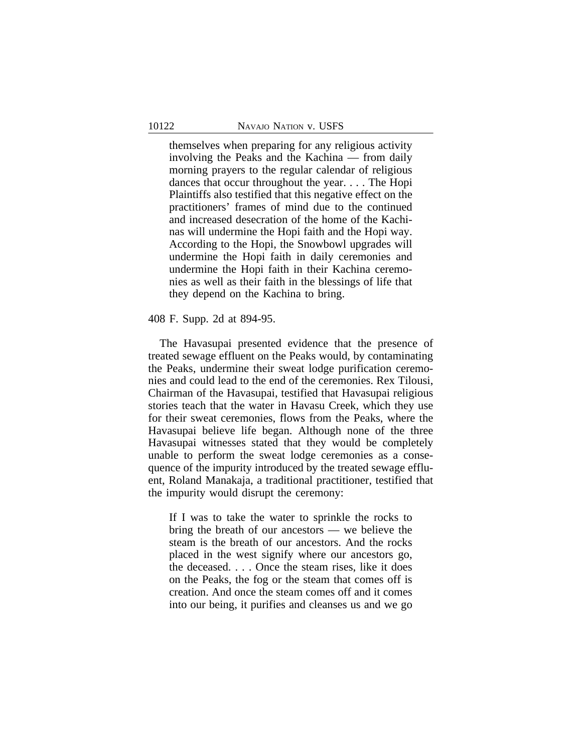> themselves when preparing for any religious activity involving the Peaks and the Kachina — from daily morning prayers to the regular calendar of religious dances that occur throughout the year. . . . The Hopi Plaintiffs also testified that this negative effect on the practitioners' frames of mind due to the continued and increased desecration of the home of the Kachinas will undermine the Hopi faith and the Hopi way. According to the Hopi, the Snowbowl upgrades will undermine the Hopi faith in daily ceremonies and undermine the Hopi faith in their Kachina ceremonies as well as their faith in the blessings of life that they depend on the Kachina to bring.

408 F. Supp. 2d at 894-95.

The Havasupai presented evidence that the presence of treated sewage effluent on the Peaks would, by contaminating the Peaks, undermine their sweat lodge purification ceremonies and could lead to the end of the ceremonies. Rex Tilousi, Chairman of the Havasupai, testified that Havasupai religious stories teach that the water in Havasu Creek, which they use for their sweat ceremonies, flows from the Peaks, where the Havasupai believe life began. Although none of the three Havasupai witnesses stated that they would be completely unable to perform the sweat lodge ceremonies as a consequence of the impurity introduced by the treated sewage effluent, Roland Manakaja, a traditional practitioner, testified that the impurity would disrupt the ceremony:

> If I was to take the water to sprinkle the rocks to bring the breath of our ancestors — we believe the steam is the breath of our ancestors. And the rocks placed in the west signify where our ancestors go, the deceased. . . . Once the steam rises, like it does on the Peaks, the fog or the steam that comes off is creation. And once the steam comes off and it comes into our being, it purifies and cleanses us and we go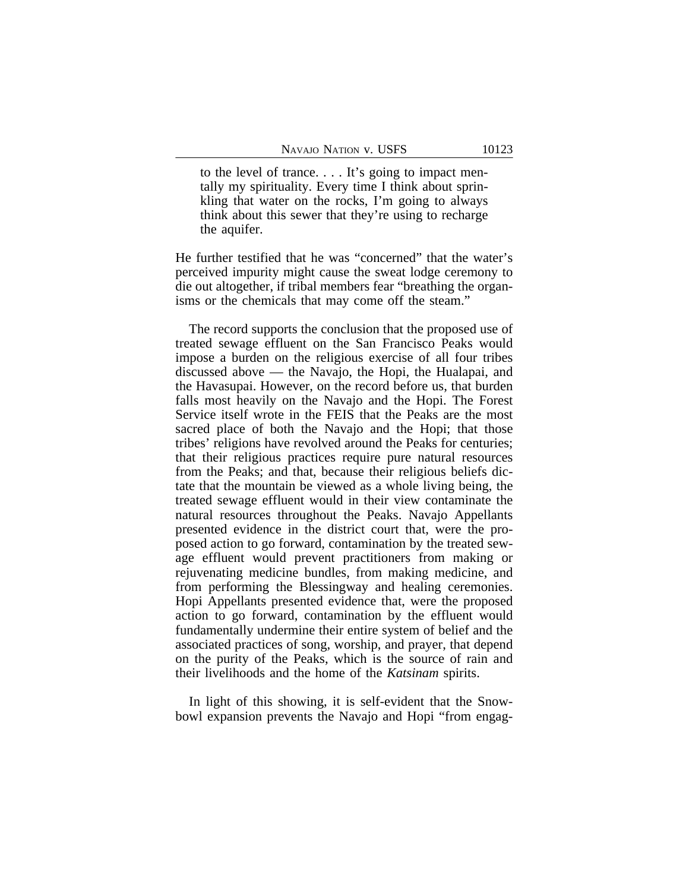> to the level of trance. . . . It's going to impact mentally my spirituality. Every time I think about sprinkling that water on the rocks, I'm going to always think about this sewer that they're using to recharge the aquifer.

He further testified that he was "concerned" that the water's perceived impurity might cause the sweat lodge ceremony to die out altogether, if tribal members fear "breathing the organisms or the chemicals that may come off the steam."

The record supports the conclusion that the proposed use of treated sewage effluent on the San Francisco Peaks would impose a burden on the religious exercise of all four tribes discussed above — the Navajo, the Hopi, the Hualapai, and the Havasupai. However, on the record before us, that burden falls most heavily on the Navajo and the Hopi. The Forest Service itself wrote in the FEIS that the Peaks are the most sacred place of both the Navajo and the Hopi; that those tribes' religions have revolved around the Peaks for centuries; that their religious practices require pure natural resources from the Peaks; and that, because their religious beliefs dictate that the mountain be viewed as a whole living being, the treated sewage effluent would in their view contaminate the natural resources throughout the Peaks. Navajo Appellants presented evidence in the district court that, were the proposed action to go forward, contamination by the treated sewage effluent would prevent practitioners from making or rejuvenating medicine bundles, from making medicine, and from performing the Blessingway and healing ceremonies. Hopi Appellants presented evidence that, were the proposed action to go forward, contamination by the effluent would fundamentally undermine their entire system of belief and the associated practices of song, worship, and prayer, that depend on the purity of the Peaks, which is the source of rain and their livelihoods and the home of the *Katsinam* spirits.

In light of this showing, it is self-evident that the Snowbowl expansion prevents the Navajo and Hopi "from engag-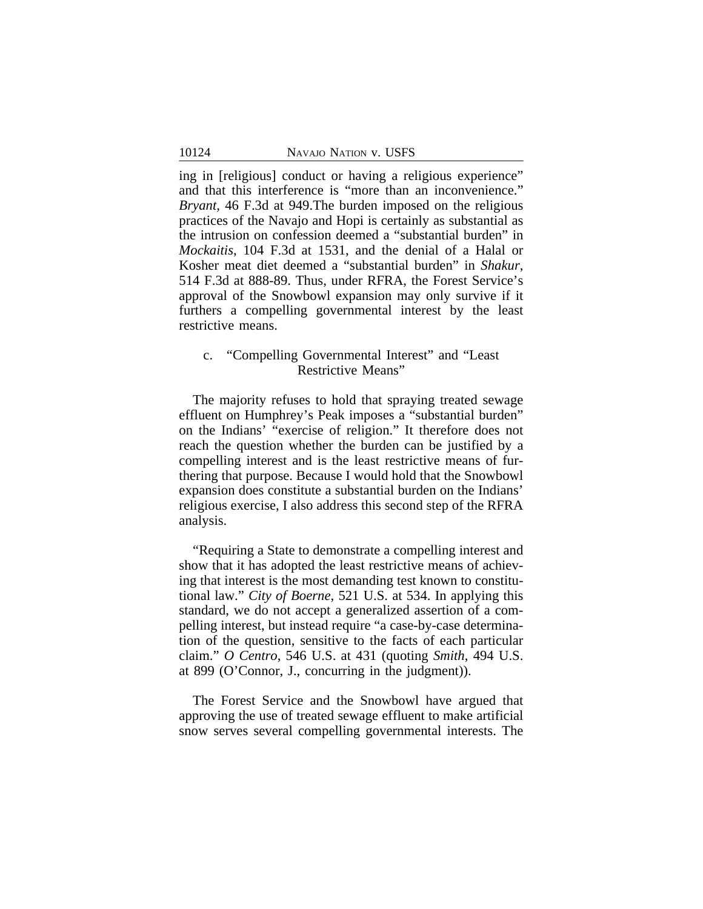ing in [religious] conduct or having a religious experience" and that this interference is "more than an inconvenience." *Bryant*, 46 F.3d at 949.The burden imposed on the religious practices of the Navajo and Hopi is certainly as substantial as the intrusion on confession deemed a "substantial burden" in *Mockaitis*, 104 F.3d at 1531, and the denial of a Halal or Kosher meat diet deemed a "substantial burden" in *Shakur*, 514 F.3d at 888-89. Thus, under RFRA, the Forest Service's approval of the Snowbowl expansion may only survive if it furthers a compelling governmental interest by the least restrictive means.

c. "Compelling Governmental Interest" and "Least Restrictive Means"

The majority refuses to hold that spraying treated sewage effluent on Humphrey's Peak imposes a "substantial burden" on the Indians' "exercise of religion." It therefore does not reach the question whether the burden can be justified by a compelling interest and is the least restrictive means of furthering that purpose. Because I would hold that the Snowbowl expansion does constitute a substantial burden on the Indians' religious exercise, I also address this second step of the RFRA analysis.

"Requiring a State to demonstrate a compelling interest and show that it has adopted the least restrictive means of achieving that interest is the most demanding test known to constitutional law." *City of Boerne*, 521 U.S. at 534. In applying this standard, we do not accept a generalized assertion of a compelling interest, but instead require "a case-by-case determination of the question, sensitive to the facts of each particular claim." *O Centro*, 546 U.S. at 431 (quoting *Smith*, 494 U.S. at 899 (O'Connor, J., concurring in the judgment)).

The Forest Service and the Snowbowl have argued that approving the use of treated sewage effluent to make artificial snow serves several compelling governmental interests. The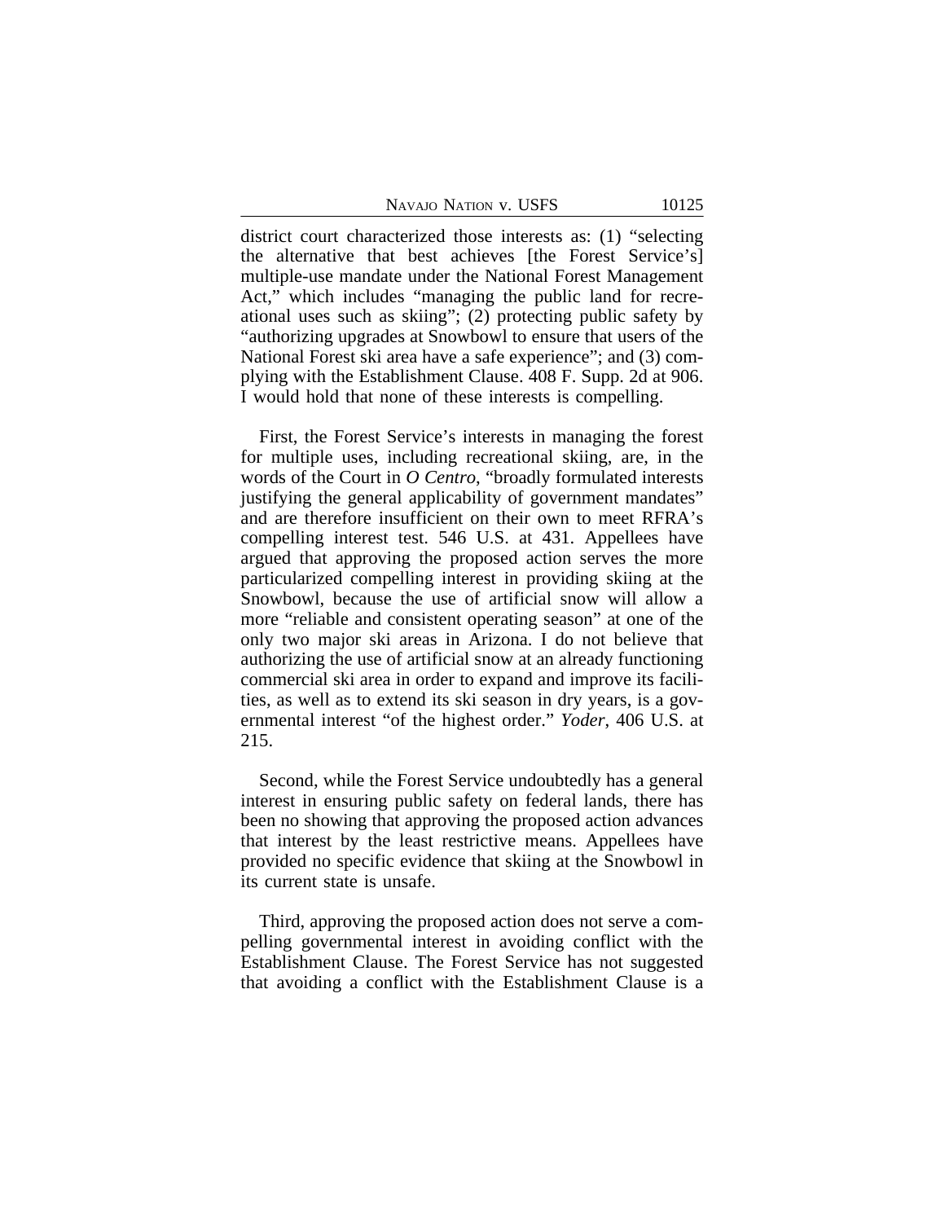district court characterized those interests as: (1) "selecting the alternative that best achieves [the Forest Service's] multiple-use mandate under the National Forest Management Act," which includes "managing the public land for recreational uses such as skiing"; (2) protecting public safety by "authorizing upgrades at Snowbowl to ensure that users of the National Forest ski area have a safe experience"; and (3) complying with the Establishment Clause. 408 F. Supp. 2d at 906. I would hold that none of these interests is compelling.

First, the Forest Service's interests in managing the forest for multiple uses, including recreational skiing, are, in the words of the Court in *O Centro*, "broadly formulated interests justifying the general applicability of government mandates" and are therefore insufficient on their own to meet RFRA's compelling interest test. 546 U.S. at 431. Appellees have argued that approving the proposed action serves the more particularized compelling interest in providing skiing at the Snowbowl, because the use of artificial snow will allow a more "reliable and consistent operating season" at one of the only two major ski areas in Arizona. I do not believe that authorizing the use of artificial snow at an already functioning commercial ski area in order to expand and improve its facilities, as well as to extend its ski season in dry years, is a governmental interest "of the highest order." *Yoder*, 406 U.S. at 215.

Second, while the Forest Service undoubtedly has a general interest in ensuring public safety on federal lands, there has been no showing that approving the proposed action advances that interest by the least restrictive means. Appellees have provided no specific evidence that skiing at the Snowbowl in its current state is unsafe.

Third, approving the proposed action does not serve a compelling governmental interest in avoiding conflict with the Establishment Clause. The Forest Service has not suggested that avoiding a conflict with the Establishment Clause is a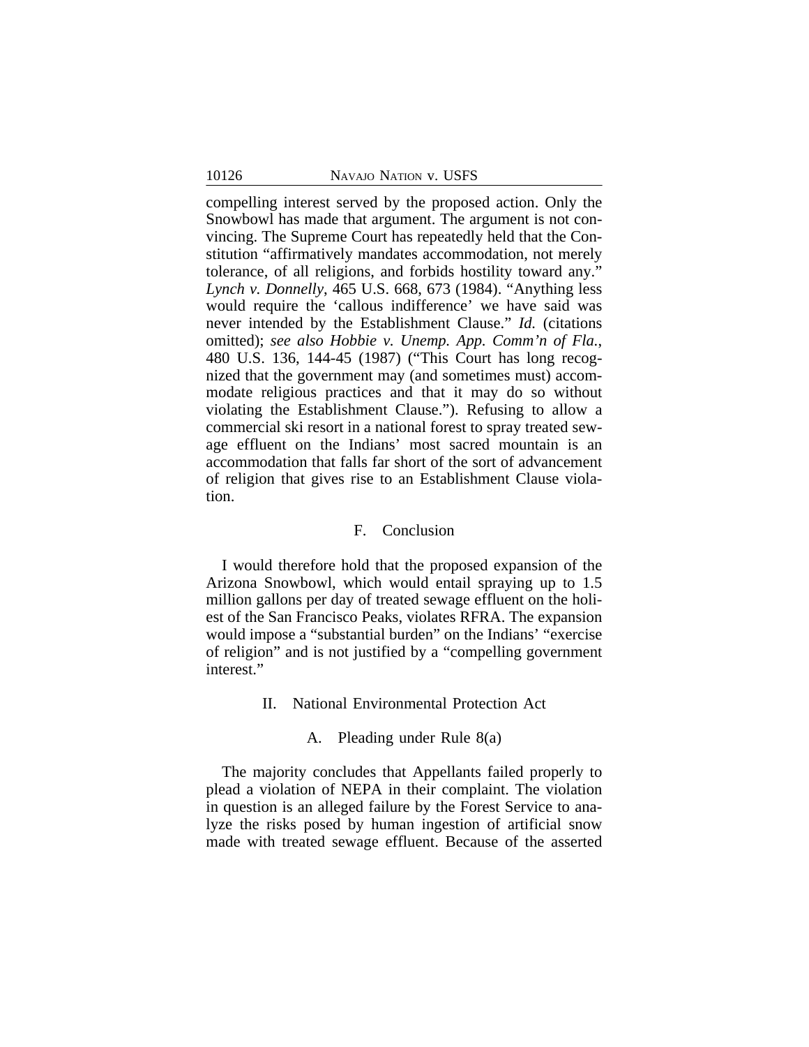compelling interest served by the proposed action. Only the Snowbowl has made that argument. The argument is not convincing. The Supreme Court has repeatedly held that the Constitution "affirmatively mandates accommodation, not merely tolerance, of all religions, and forbids hostility toward any." *Lynch v. Donnelly*, 465 U.S. 668, 673 (1984). "Anything less would require the 'callous indifference' we have said was never intended by the Establishment Clause." *Id.* (citations omitted); *see also Hobbie v. Unemp. App. Comm'n of Fla.*, 480 U.S. 136, 144-45 (1987) ("This Court has long recognized that the government may (and sometimes must) accommodate religious practices and that it may do so without violating the Establishment Clause."). Refusing to allow a commercial ski resort in a national forest to spray treated sewage effluent on the Indians' most sacred mountain is an accommodation that falls far short of the sort of advancement of religion that gives rise to an Establishment Clause violation.

### F. Conclusion

I would therefore hold that the proposed expansion of the Arizona Snowbowl, which would entail spraying up to 1.5 million gallons per day of treated sewage effluent on the holiest of the San Francisco Peaks, violates RFRA. The expansion would impose a "substantial burden" on the Indians' "exercise of religion" and is not justified by a "compelling government interest."

## II. National Environmental Protection Act

### A. Pleading under Rule 8(a)

The majority concludes that Appellants failed properly to plead a violation of NEPA in their complaint. The violation in question is an alleged failure by the Forest Service to analyze the risks posed by human ingestion of artificial snow made with treated sewage effluent. Because of the asserted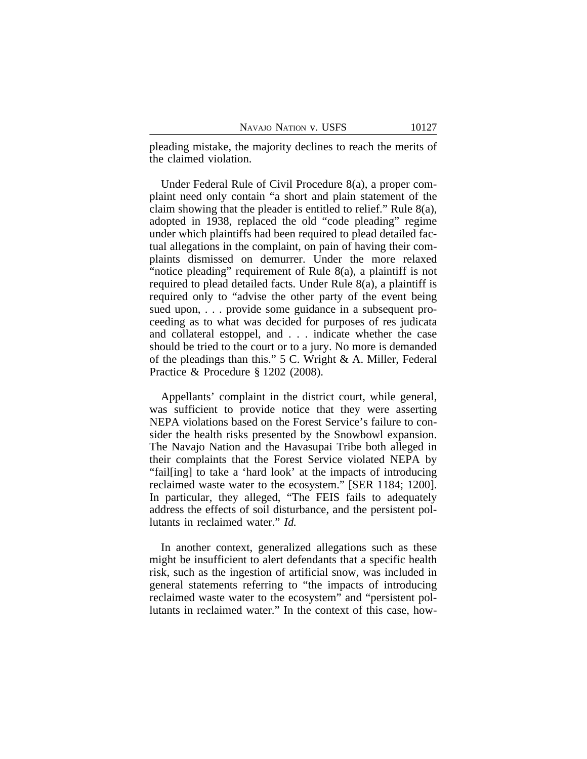pleading mistake, the majority declines to reach the merits of the claimed violation.

Under Federal Rule of Civil Procedure 8(a), a proper complaint need only contain "a short and plain statement of the claim showing that the pleader is entitled to relief." Rule 8(a), adopted in 1938, replaced the old "code pleading" regime under which plaintiffs had been required to plead detailed factual allegations in the complaint, on pain of having their complaints dismissed on demurrer. Under the more relaxed "notice pleading" requirement of Rule 8(a), a plaintiff is not required to plead detailed facts. Under Rule 8(a), a plaintiff is required only to "advise the other party of the event being sued upon, . . . provide some guidance in a subsequent proceeding as to what was decided for purposes of res judicata and collateral estoppel, and . . . indicate whether the case should be tried to the court or to a jury. No more is demanded of the pleadings than this." 5 C. Wright & A. Miller, Federal Practice & Procedure § 1202 (2008).

Appellants' complaint in the district court, while general, was sufficient to provide notice that they were asserting NEPA violations based on the Forest Service's failure to consider the health risks presented by the Snowbowl expansion. The Navajo Nation and the Havasupai Tribe both alleged in their complaints that the Forest Service violated NEPA by "fail[ing] to take a 'hard look' at the impacts of introducing reclaimed waste water to the ecosystem." [SER 1184; 1200]. In particular, they alleged, "The FEIS fails to adequately address the effects of soil disturbance, and the persistent pollutants in reclaimed water." *Id.*

In another context, generalized allegations such as these might be insufficient to alert defendants that a specific health risk, such as the ingestion of artificial snow, was included in general statements referring to "the impacts of introducing reclaimed waste water to the ecosystem" and "persistent pollutants in reclaimed water." In the context of this case, how-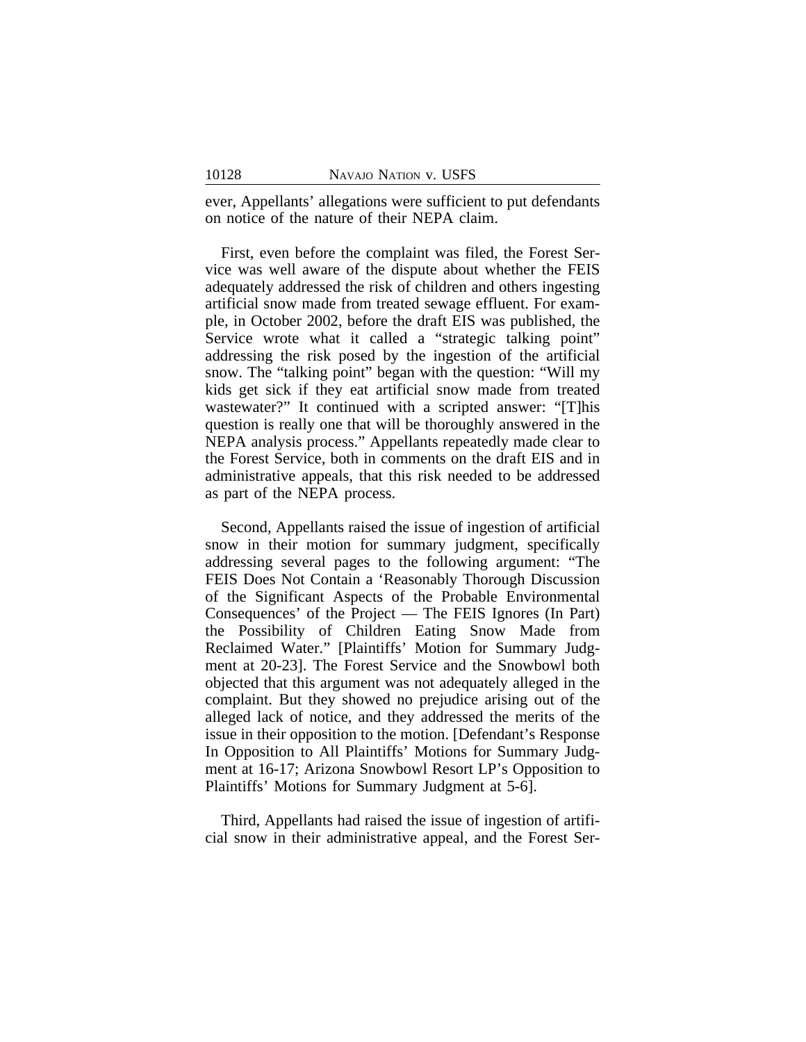ever, Appellants' allegations were sufficient to put defendants on notice of the nature of their NEPA claim.

First, even before the complaint was filed, the Forest Service was well aware of the dispute about whether the FEIS adequately addressed the risk of children and others ingesting artificial snow made from treated sewage effluent. For example, in October 2002, before the draft EIS was published, the Service wrote what it called a "strategic talking point" addressing the risk posed by the ingestion of the artificial snow. The "talking point" began with the question: "Will my kids get sick if they eat artificial snow made from treated wastewater?" It continued with a scripted answer: "[T]his question is really one that will be thoroughly answered in the NEPA analysis process." Appellants repeatedly made clear to the Forest Service, both in comments on the draft EIS and in administrative appeals, that this risk needed to be addressed as part of the NEPA process.

Second, Appellants raised the issue of ingestion of artificial snow in their motion for summary judgment, specifically addressing several pages to the following argument: "The FEIS Does Not Contain a 'Reasonably Thorough Discussion of the Significant Aspects of the Probable Environmental Consequences' of the Project — The FEIS Ignores (In Part) the Possibility of Children Eating Snow Made from Reclaimed Water." [Plaintiffs' Motion for Summary Judgment at 20-23]. The Forest Service and the Snowbowl both objected that this argument was not adequately alleged in the complaint. But they showed no prejudice arising out of the alleged lack of notice, and they addressed the merits of the issue in their opposition to the motion. [Defendant's Response In Opposition to All Plaintiffs' Motions for Summary Judgment at 16-17; Arizona Snowbowl Resort LP's Opposition to Plaintiffs' Motions for Summary Judgment at 5-6].

Third, Appellants had raised the issue of ingestion of artificial snow in their administrative appeal, and the Forest Ser-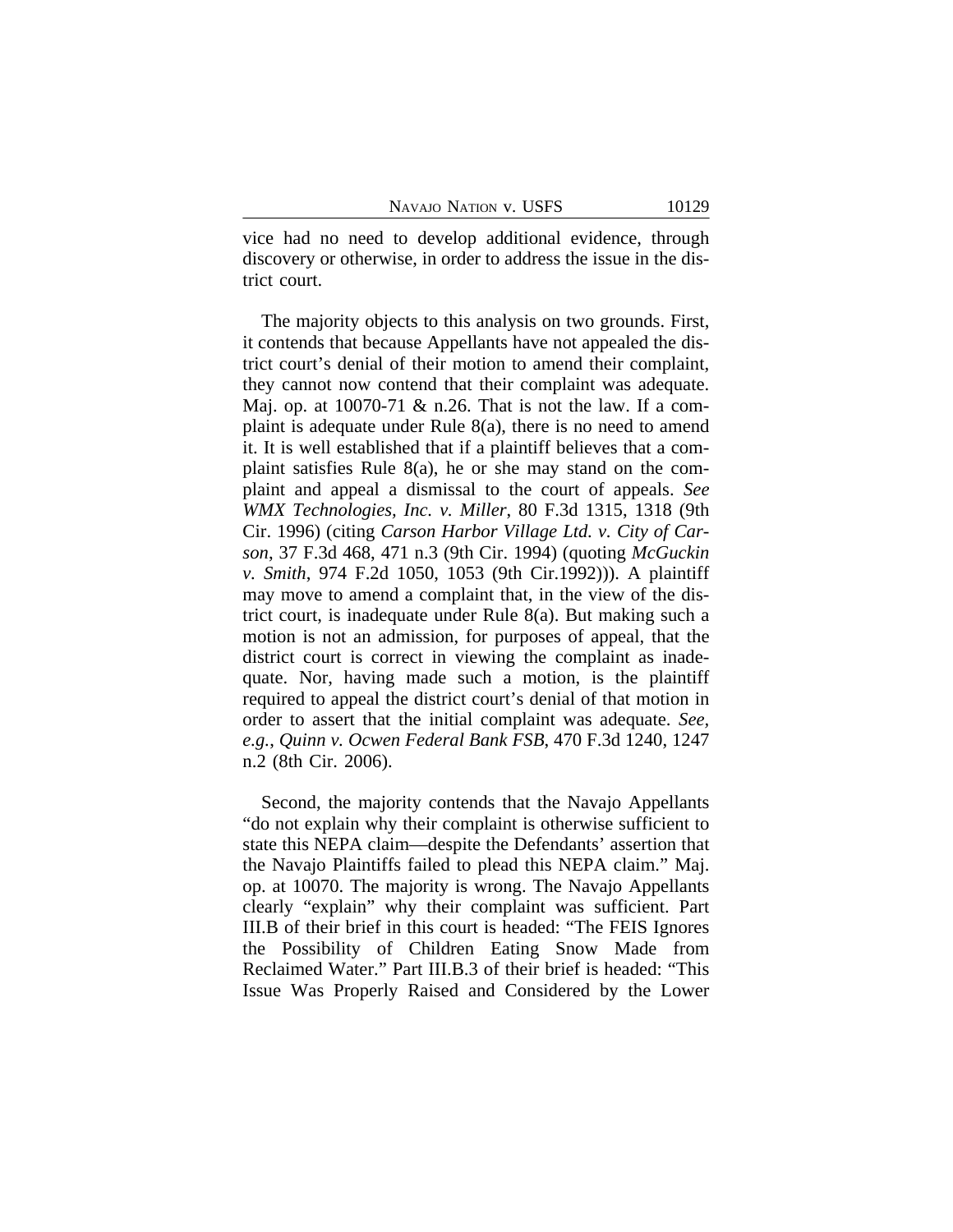vice had no need to develop additional evidence, through discovery or otherwise, in order to address the issue in the district court.

The majority objects to this analysis on two grounds. First, it contends that because Appellants have not appealed the district court's denial of their motion to amend their complaint, they cannot now contend that their complaint was adequate. Maj. op. at 10070-71 & n.26. That is not the law. If a complaint is adequate under Rule 8(a), there is no need to amend it. It is well established that if a plaintiff believes that a complaint satisfies Rule 8(a), he or she may stand on the complaint and appeal a dismissal to the court of appeals. *See WMX Technologies, Inc. v. Miller*, 80 F.3d 1315, 1318 (9th Cir. 1996) (citing *Carson Harbor Village Ltd. v. City of Carson*, 37 F.3d 468, 471 n.3 (9th Cir. 1994) (quoting *McGuckin v. Smith*, 974 F.2d 1050, 1053 (9th Cir.1992))). A plaintiff may move to amend a complaint that, in the view of the district court, is inadequate under Rule 8(a). But making such a motion is not an admission, for purposes of appeal, that the district court is correct in viewing the complaint as inadequate. Nor, having made such a motion, is the plaintiff required to appeal the district court's denial of that motion in order to assert that the initial complaint was adequate. *See, e.g., Quinn v. Ocwen Federal Bank FSB*, 470 F.3d 1240, 1247 n.2 (8th Cir. 2006).

Second, the majority contends that the Navajo Appellants "do not explain why their complaint is otherwise sufficient to state this NEPA claim—despite the Defendants' assertion that the Navajo Plaintiffs failed to plead this NEPA claim." Maj. op. at 10070. The majority is wrong. The Navajo Appellants clearly "explain" why their complaint was sufficient. Part III.B of their brief in this court is headed: "The FEIS Ignores the Possibility of Children Eating Snow Made from Reclaimed Water." Part III.B.3 of their brief is headed: "This Issue Was Properly Raised and Considered by the Lower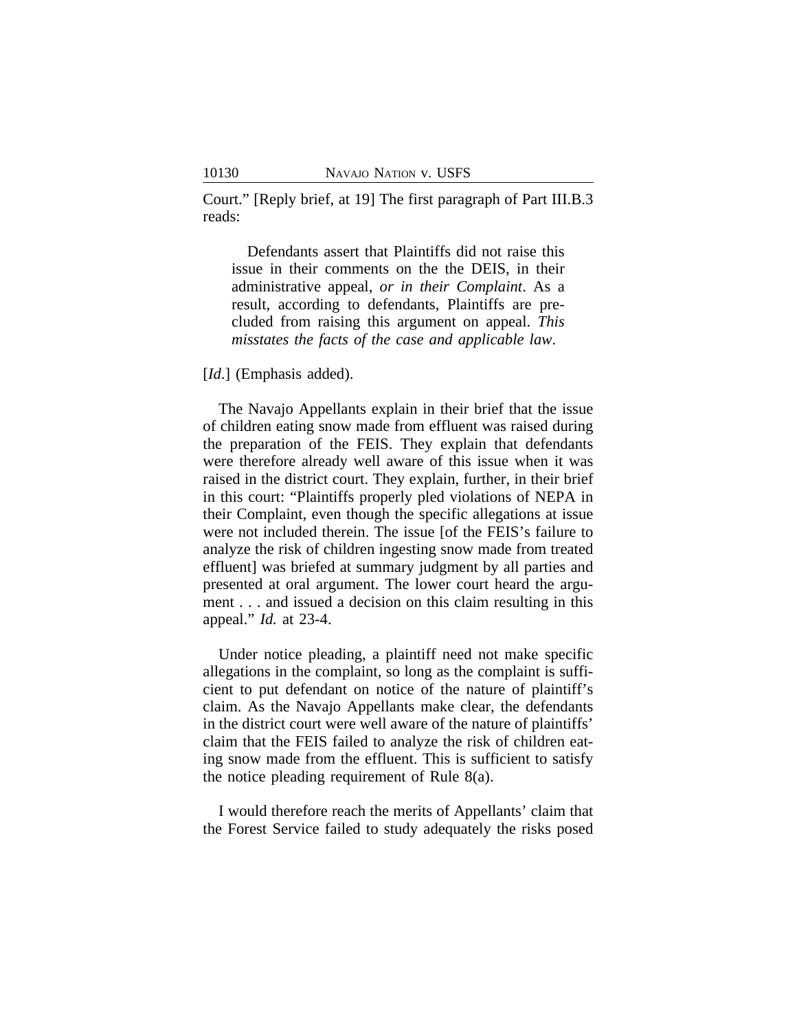Court." [Reply brief, at 19] The first paragraph of Part III.B.3 reads:

> Defendants assert that Plaintiffs did not raise this issue in their comments on the the DEIS, in their administrative appeal, *or in their Complaint*. As a result, according to defendants, Plaintiffs are precluded from raising this argument on appeal. *This misstates the facts of the case and applicable law*.

[*Id.*] (Emphasis added).

The Navajo Appellants explain in their brief that the issue of children eating snow made from effluent was raised during the preparation of the FEIS. They explain that defendants were therefore already well aware of this issue when it was raised in the district court. They explain, further, in their brief in this court: "Plaintiffs properly pled violations of NEPA in their Complaint, even though the specific allegations at issue were not included therein. The issue [of the FEIS's failure to analyze the risk of children ingesting snow made from treated effluent] was briefed at summary judgment by all parties and presented at oral argument. The lower court heard the argument . . . and issued a decision on this claim resulting in this appeal." *Id.* at 23-4.

Under notice pleading, a plaintiff need not make specific allegations in the complaint, so long as the complaint is sufficient to put defendant on notice of the nature of plaintiff's claim. As the Navajo Appellants make clear, the defendants in the district court were well aware of the nature of plaintiffs' claim that the FEIS failed to analyze the risk of children eating snow made from the effluent. This is sufficient to satisfy the notice pleading requirement of Rule 8(a).

I would therefore reach the merits of Appellants' claim that the Forest Service failed to study adequately the risks posed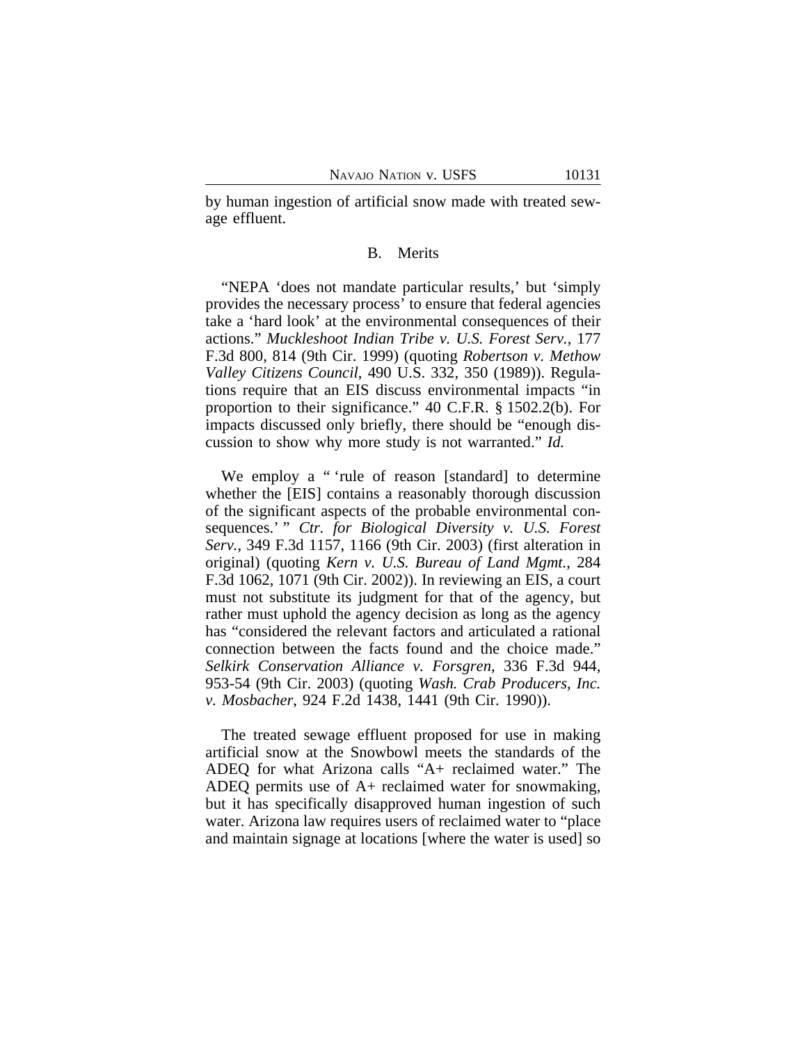by human ingestion of artificial snow made with treated sewage effluent.

### B. Merits

"NEPA 'does not mandate particular results,' but 'simply provides the necessary process' to ensure that federal agencies take a 'hard look' at the environmental consequences of their actions." *Muckleshoot Indian Tribe v. U.S. Forest Serv.*, 177 F.3d 800, 814 (9th Cir. 1999) (quoting *Robertson v. Methow Valley Citizens Council*, 490 U.S. 332, 350 (1989)). Regulations require that an EIS discuss environmental impacts "in proportion to their significance." 40 C.F.R. § 1502.2(b). For impacts discussed only briefly, there should be "enough discussion to show why more study is not warranted." *Id.*

We employ a " 'rule of reason [standard] to determine whether the [EIS] contains a reasonably thorough discussion of the significant aspects of the probable environmental consequences.' " *Ctr. for Biological Diversity v. U.S. Forest Serv.*, 349 F.3d 1157, 1166 (9th Cir. 2003) (first alteration in original) (quoting *Kern v. U.S. Bureau of Land Mgmt.*, 284 F.3d 1062, 1071 (9th Cir. 2002)). In reviewing an EIS, a court must not substitute its judgment for that of the agency, but rather must uphold the agency decision as long as the agency has "considered the relevant factors and articulated a rational connection between the facts found and the choice made." *Selkirk Conservation Alliance v. Forsgren*, 336 F.3d 944, 953-54 (9th Cir. 2003) (quoting *Wash. Crab Producers, Inc. v. Mosbacher*, 924 F.2d 1438, 1441 (9th Cir. 1990)).

The treated sewage effluent proposed for use in making artificial snow at the Snowbowl meets the standards of the ADEQ for what Arizona calls "A+ reclaimed water." The ADEQ permits use of A+ reclaimed water for snowmaking, but it has specifically disapproved human ingestion of such water. Arizona law requires users of reclaimed water to "place and maintain signage at locations [where the water is used] so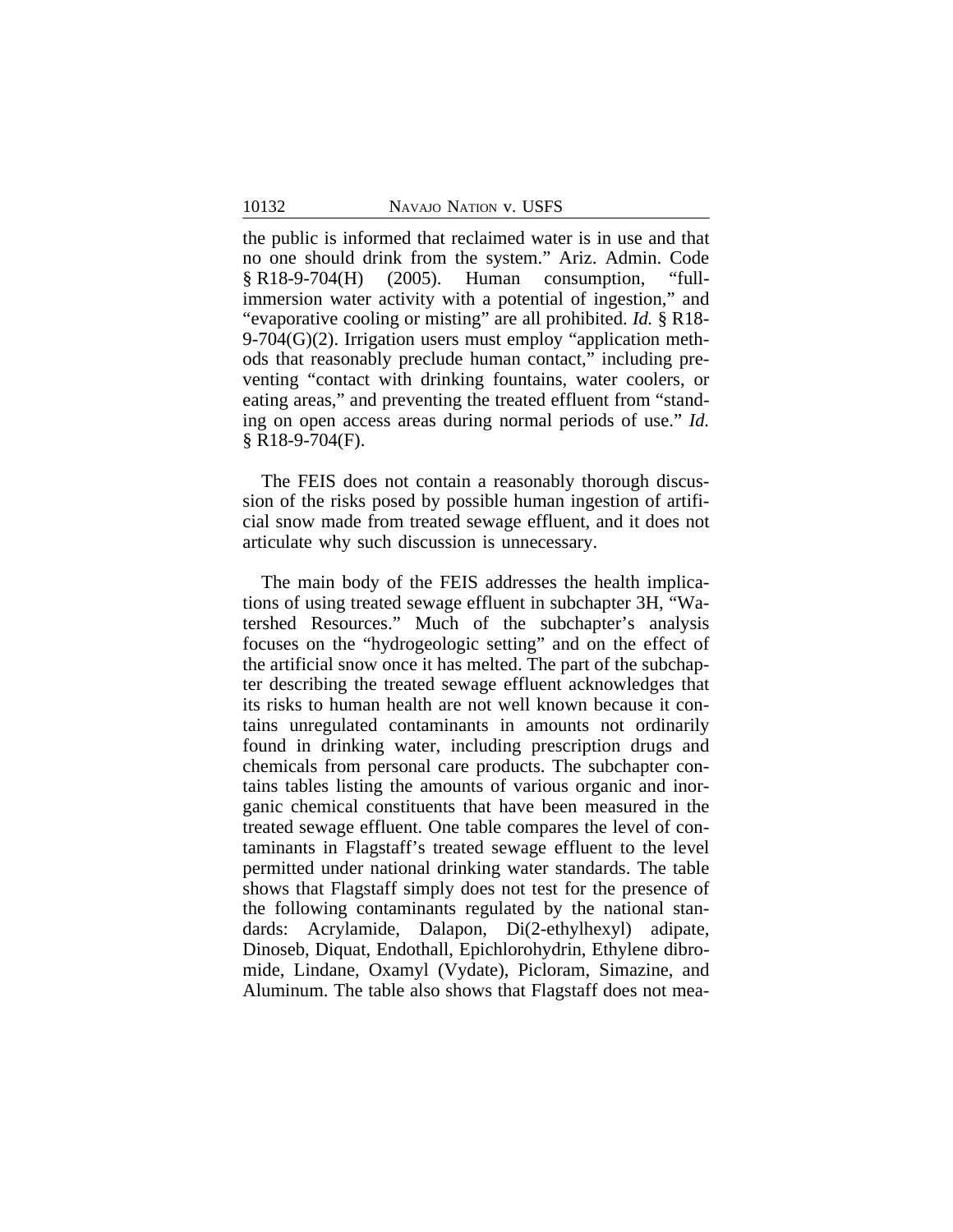the public is informed that reclaimed water is in use and that no one should drink from the system." Ariz. Admin. Code § R18-9-704(H) (2005). Human consumption, "full-immersion water activity with a potential of ingestion," and "evaporative cooling or misting" are all prohibited. *Id.* § R18-9-704(G)(2). Irrigation users must employ "application methods that reasonably preclude human contact," including preventing "contact with drinking fountains, water coolers, or eating areas," and preventing the treated effluent from "standing on open access areas during normal periods of use." *Id.* § R18-9-704(F).

The FEIS does not contain a reasonably thorough discussion of the risks posed by possible human ingestion of artificial snow made from treated sewage effluent, and it does not articulate why such discussion is unnecessary.

The main body of the FEIS addresses the health implications of using treated sewage effluent in subchapter 3H, "Watershed Resources." Much of the subchapter's analysis focuses on the "hydrogeologic setting" and on the effect of the artificial snow once it has melted. The part of the subchapter describing the treated sewage effluent acknowledges that its risks to human health are not well known because it contains unregulated contaminants in amounts not ordinarily found in drinking water, including prescription drugs and chemicals from personal care products. The subchapter contains tables listing the amounts of various organic and inorganic chemical constituents that have been measured in the treated sewage effluent. One table compares the level of contaminants in Flagstaff's treated sewage effluent to the level permitted under national drinking water standards. The table shows that Flagstaff simply does not test for the presence of the following contaminants regulated by the national standards: Acrylamide, Dalapon, Di(2-ethylhexyl) adipate, Dinoseb, Diquat, Endothall, Epichlorohydrin, Ethylene dibromide, Lindane, Oxamyl (Vydate), Picloram, Simazine, and Aluminum. The table also shows that Flagstaff does not mea-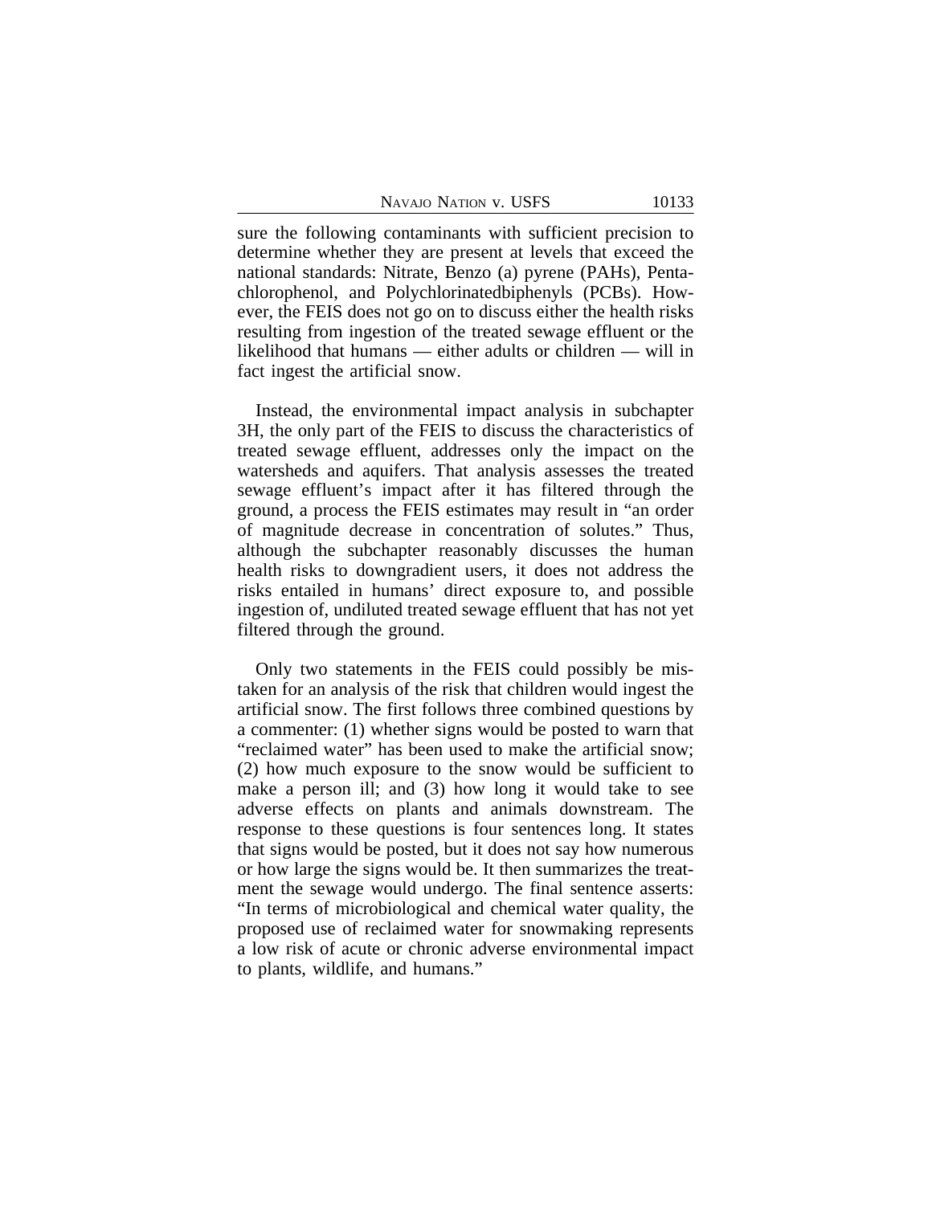sure the following contaminants with sufficient precision to determine whether they are present at levels that exceed the national standards: Nitrate, Benzo (a) pyrene (PAHs), Pentachlorophenol, and Polychlorinatedbiphenyls (PCBs). However, the FEIS does not go on to discuss either the health risks resulting from ingestion of the treated sewage effluent or the likelihood that humans — either adults or children — will in fact ingest the artificial snow.

Instead, the environmental impact analysis in subchapter 3H, the only part of the FEIS to discuss the characteristics of treated sewage effluent, addresses only the impact on the watersheds and aquifers. That analysis assesses the treated sewage effluent's impact after it has filtered through the ground, a process the FEIS estimates may result in "an order of magnitude decrease in concentration of solutes." Thus, although the subchapter reasonably discusses the human health risks to downgradient users, it does not address the risks entailed in humans' direct exposure to, and possible ingestion of, undiluted treated sewage effluent that has not yet filtered through the ground.

Only two statements in the FEIS could possibly be mistaken for an analysis of the risk that children would ingest the artificial snow. The first follows three combined questions by a commenter: (1) whether signs would be posted to warn that "reclaimed water" has been used to make the artificial snow; (2) how much exposure to the snow would be sufficient to make a person ill; and (3) how long it would take to see adverse effects on plants and animals downstream. The response to these questions is four sentences long. It states that signs would be posted, but it does not say how numerous or how large the signs would be. It then summarizes the treatment the sewage would undergo. The final sentence asserts: "In terms of microbiological and chemical water quality, the proposed use of reclaimed water for snowmaking represents a low risk of acute or chronic adverse environmental impact to plants, wildlife, and humans."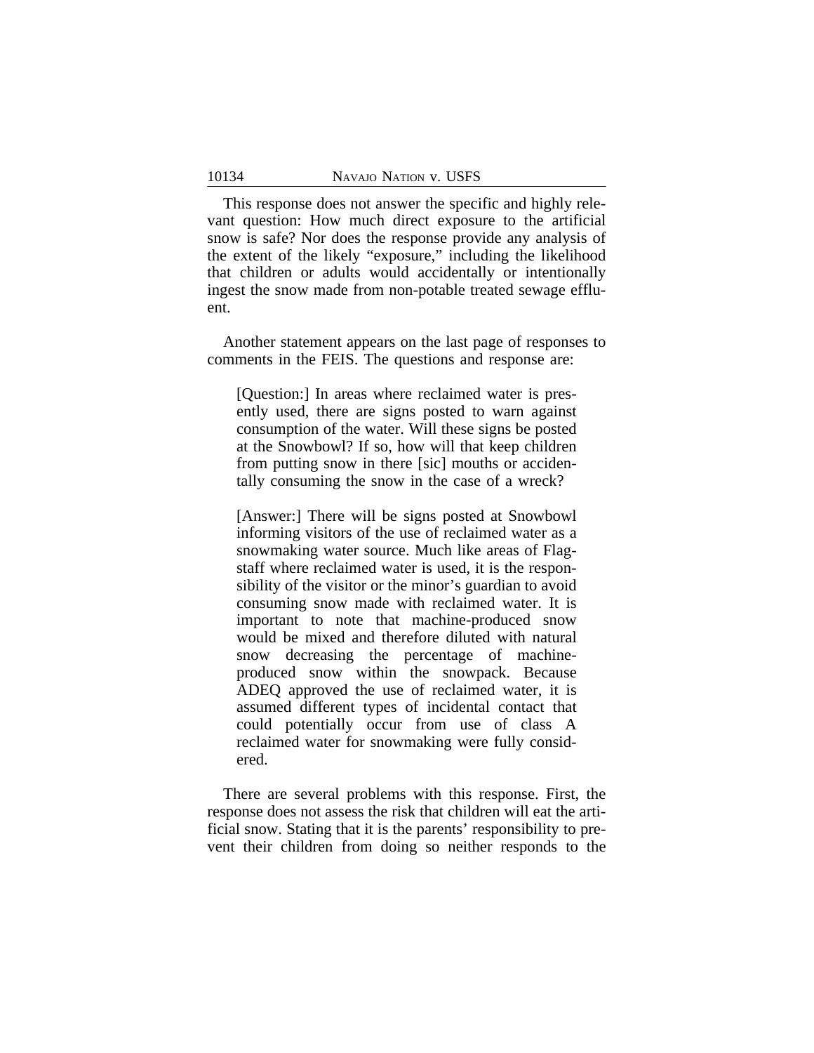This response does not answer the specific and highly relevant question: How much direct exposure to the artificial snow is safe? Nor does the response provide any analysis of the extent of the likely "exposure," including the likelihood that children or adults would accidentally or intentionally ingest the snow made from non-potable treated sewage effluent.

Another statement appears on the last page of responses to comments in the FEIS. The questions and response are:

> [Question:] In areas where reclaimed water is presently used, there are signs posted to warn against consumption of the water. Will these signs be posted at the Snowbowl? If so, how will that keep children from putting snow in there [sic] mouths or accidentally consuming the snow in the case of a wreck?
>
> [Answer:] There will be signs posted at Snowbowl informing visitors of the use of reclaimed water as a snowmaking water source. Much like areas of Flagstaff where reclaimed water is used, it is the responsibility of the visitor or the minor's guardian to avoid consuming snow made with reclaimed water. It is important to note that machine-produced snow would be mixed and therefore diluted with natural snow decreasing the percentage of machine-produced snow within the snowpack. Because ADEQ approved the use of reclaimed water, it is assumed different types of incidental contact that could potentially occur from use of class A reclaimed water for snowmaking were fully considered.

There are several problems with this response. First, the response does not assess the risk that children will eat the artificial snow. Stating that it is the parents' responsibility to prevent their children from doing so neither responds to the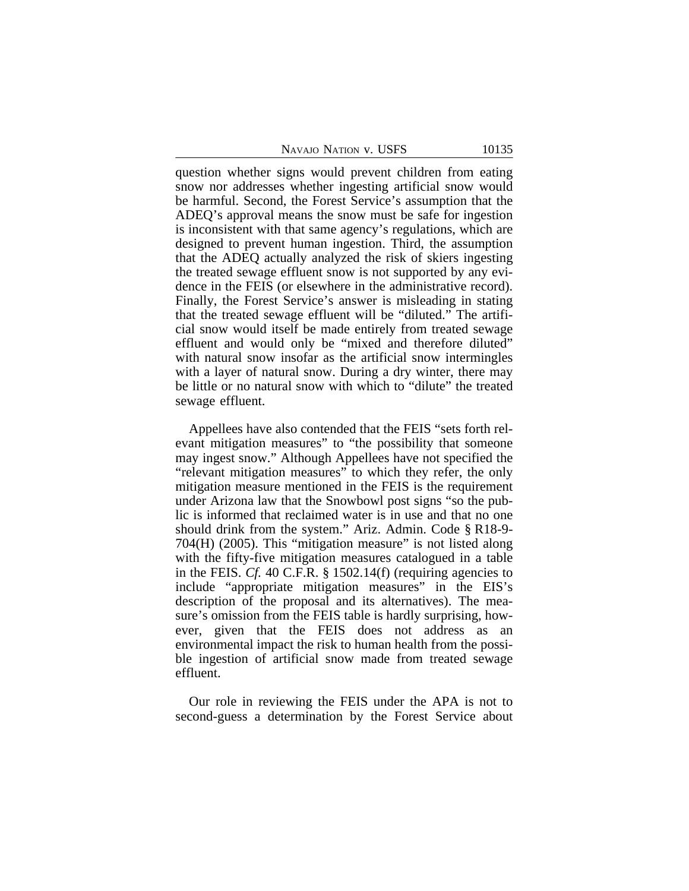question whether signs would prevent children from eating snow nor addresses whether ingesting artificial snow would be harmful. Second, the Forest Service's assumption that the ADEQ's approval means the snow must be safe for ingestion is inconsistent with that same agency's regulations, which are designed to prevent human ingestion. Third, the assumption that the ADEQ actually analyzed the risk of skiers ingesting the treated sewage effluent snow is not supported by any evidence in the FEIS (or elsewhere in the administrative record). Finally, the Forest Service's answer is misleading in stating that the treated sewage effluent will be "diluted." The artificial snow would itself be made entirely from treated sewage effluent and would only be "mixed and therefore diluted" with natural snow insofar as the artificial snow intermingles with a layer of natural snow. During a dry winter, there may be little or no natural snow with which to "dilute" the treated sewage effluent.

Appellees have also contended that the FEIS "sets forth relevant mitigation measures" to "the possibility that someone may ingest snow." Although Appellees have not specified the "relevant mitigation measures" to which they refer, the only mitigation measure mentioned in the FEIS is the requirement under Arizona law that the Snowbowl post signs "so the public is informed that reclaimed water is in use and that no one should drink from the system." Ariz. Admin. Code § R18-9-704(H) (2005). This "mitigation measure" is not listed along with the fifty-five mitigation measures catalogued in a table in the FEIS. *Cf.* 40 C.F.R. § 1502.14(f) (requiring agencies to include "appropriate mitigation measures" in the EIS's description of the proposal and its alternatives). The measure's omission from the FEIS table is hardly surprising, however, given that the FEIS does not address as an environmental impact the risk to human health from the possible ingestion of artificial snow made from treated sewage effluent.

Our role in reviewing the FEIS under the APA is not to second-guess a determination by the Forest Service about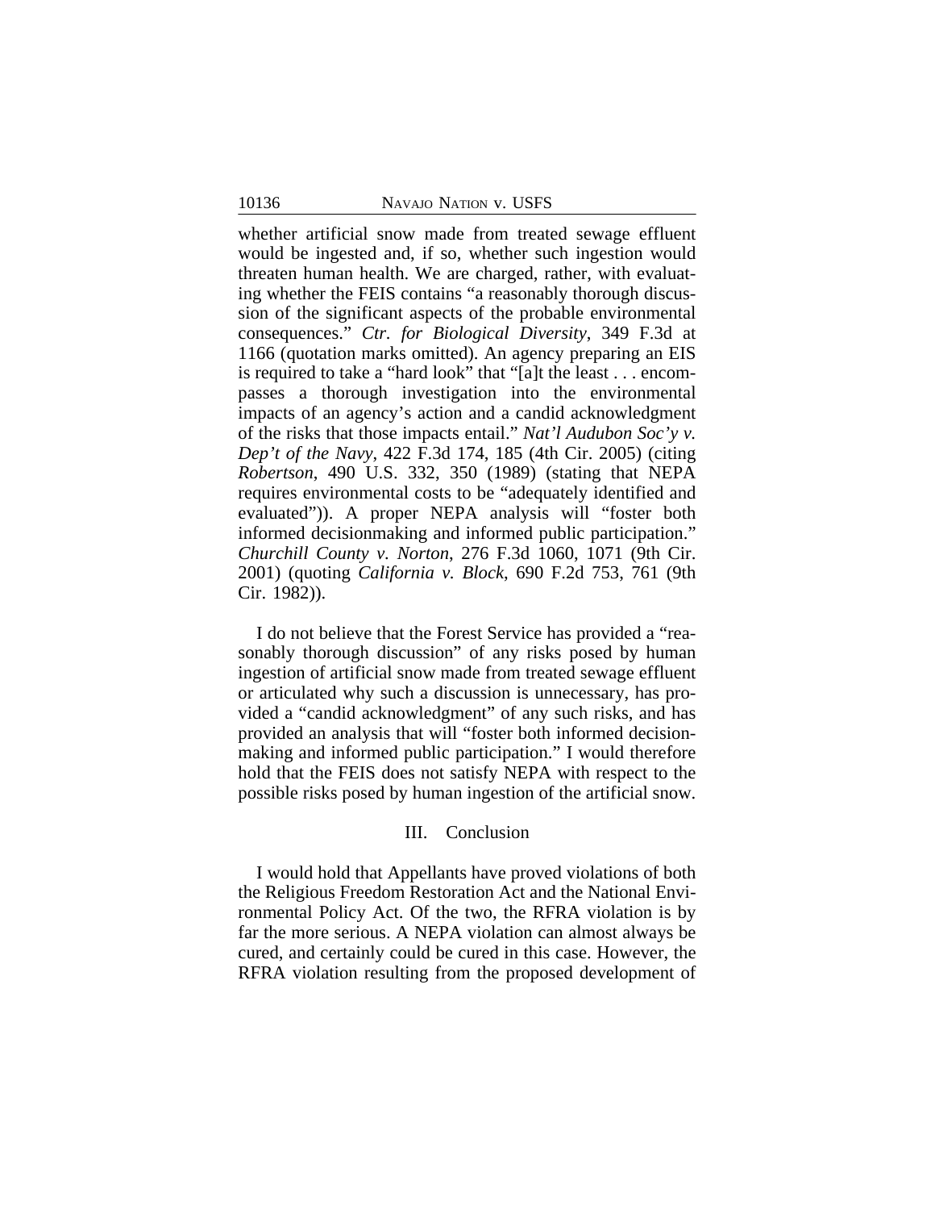whether artificial snow made from treated sewage effluent would be ingested and, if so, whether such ingestion would threaten human health. We are charged, rather, with evaluating whether the FEIS contains "a reasonably thorough discussion of the significant aspects of the probable environmental consequences." *Ctr. for Biological Diversity*, 349 F.3d at 1166 (quotation marks omitted). An agency preparing an EIS is required to take a "hard look" that "[a]t the least . . . encompasses a thorough investigation into the environmental impacts of an agency's action and a candid acknowledgment of the risks that those impacts entail." *Nat'l Audubon Soc'y v. Dep't of the Navy*, 422 F.3d 174, 185 (4th Cir. 2005) (citing *Robertson*, 490 U.S. 332, 350 (1989) (stating that NEPA requires environmental costs to be "adequately identified and evaluated")). A proper NEPA analysis will "foster both informed decisionmaking and informed public participation." *Churchill County v. Norton*, 276 F.3d 1060, 1071 (9th Cir. 2001) (quoting *California v. Block*, 690 F.2d 753, 761 (9th Cir. 1982)).

I do not believe that the Forest Service has provided a "reasonably thorough discussion" of any risks posed by human ingestion of artificial snow made from treated sewage effluent or articulated why such a discussion is unnecessary, has provided a "candid acknowledgment" of any such risks, and has provided an analysis that will "foster both informed decisionmaking and informed public participation." I would therefore hold that the FEIS does not satisfy NEPA with respect to the possible risks posed by human ingestion of the artificial snow.

## III. Conclusion

I would hold that Appellants have proved violations of both the Religious Freedom Restoration Act and the National Environmental Policy Act. Of the two, the RFRA violation is by far the more serious. A NEPA violation can almost always be cured, and certainly could be cured in this case. However, the RFRA violation resulting from the proposed development of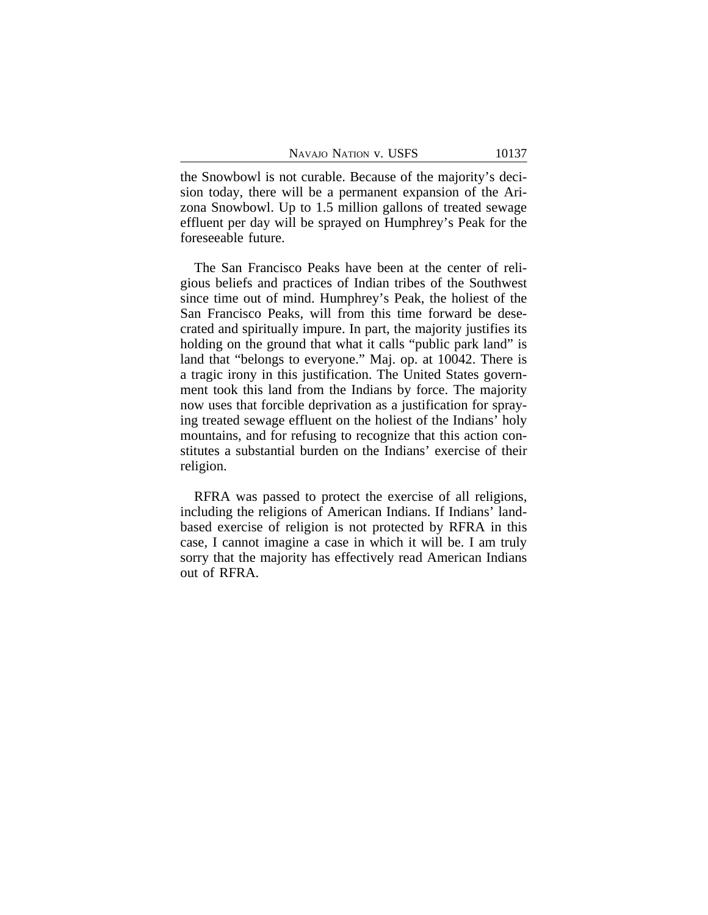the Snowbowl is not curable. Because of the majority's decision today, there will be a permanent expansion of the Arizona Snowbowl. Up to 1.5 million gallons of treated sewage effluent per day will be sprayed on Humphrey's Peak for the foreseeable future.

The San Francisco Peaks have been at the center of religious beliefs and practices of Indian tribes of the Southwest since time out of mind. Humphrey's Peak, the holiest of the San Francisco Peaks, will from this time forward be desecrated and spiritually impure. In part, the majority justifies its holding on the ground that what it calls "public park land" is land that "belongs to everyone." Maj. op. at 10042. There is a tragic irony in this justification. The United States government took this land from the Indians by force. The majority now uses that forcible deprivation as a justification for spraying treated sewage effluent on the holiest of the Indians' holy mountains, and for refusing to recognize that this action constitutes a substantial burden on the Indians' exercise of their religion.

RFRA was passed to protect the exercise of all religions, including the religions of American Indians. If Indians' land-based exercise of religion is not protected by RFRA in this case, I cannot imagine a case in which it will be. I am truly sorry that the majority has effectively read American Indians out of RFRA.